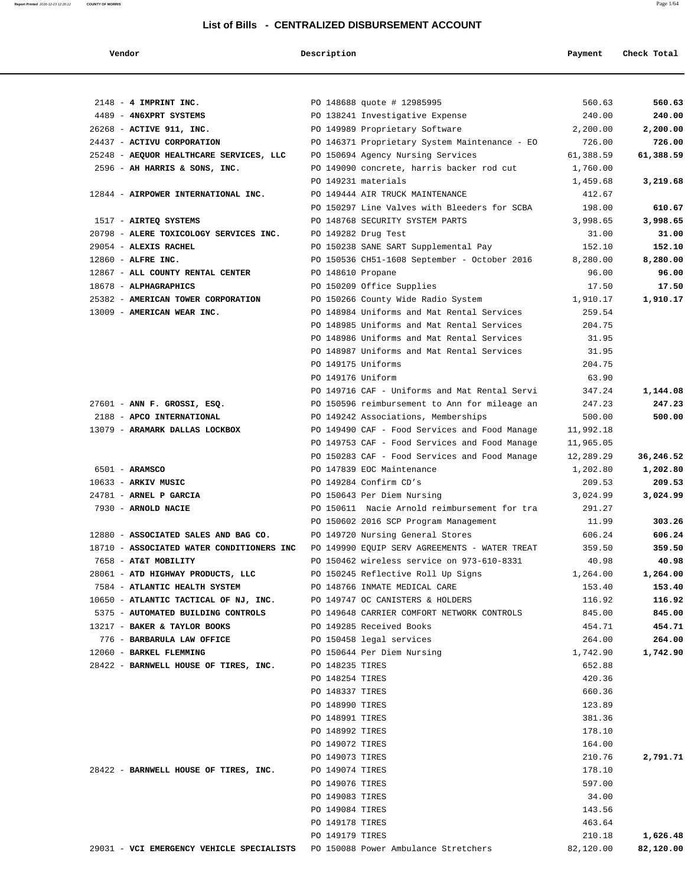# List of Bills - CENTRALIZED DISBURSEMENT ACCOUNT

| Vendor | Description | Payment | Check Total |
|---|---|---|---|
| 2148 - **4 IMPRINT INC.** | PO 148688 quote # 12985995 | 560.63 | **560.63** |
| 4489 - **4N6XPRT SYSTEMS** | PO 138241 Investigative Expense | 240.00 | **240.00** |
| 26268 - **ACTIVE 911, INC.** | PO 149989 Proprietary Software | 2,200.00 | **2,200.00** |
| 24437 - **ACTIVU CORPORATION** | PO 146371 Proprietary System Maintenance - EO | 726.00 | **726.00** |
| 25248 - **AEQUOR HEALTHCARE SERVICES, LLC** | PO 150694 Agency Nursing Services | 61,388.59 | **61,388.59** |
| 2596 - **AH HARRIS & SONS, INC.** | PO 149090 concrete, harris backer rod cut | 1,760.00 | |
| | PO 149231 materials | 1,459.68 | **3,219.68** |
| 12844 - **AIRPOWER INTERNATIONAL INC.** | PO 149444 AIR TRUCK MAINTENANCE | 412.67 | |
| | PO 150297 Line Valves with Bleeders for SCBA | 198.00 | **610.67** |
| 1517 - **AIRTEQ SYSTEMS** | PO 148768 SECURITY SYSTEM PARTS | 3,998.65 | **3,998.65** |
| 20798 - **ALERE TOXICOLOGY SERVICES INC.** | PO 149282 Drug Test | 31.00 | **31.00** |
| 29054 - **ALEXIS RACHEL** | PO 150238 SANE SART Supplemental Pay | 152.10 | **152.10** |
| 12860 - **ALFRE INC.** | PO 150536 CH51-1608 September - October 2016 | 8,280.00 | **8,280.00** |
| 12867 - **ALL COUNTY RENTAL CENTER** | PO 148610 Propane | 96.00 | **96.00** |
| 18678 - **ALPHAGRAPHICS** | PO 150209 Office Supplies | 17.50 | **17.50** |
| 25382 - **AMERICAN TOWER CORPORATION** | PO 150266 County Wide Radio System | 1,910.17 | **1,910.17** |
| 13009 - **AMERICAN WEAR INC.** | PO 148984 Uniforms and Mat Rental Services | 259.54 | |
| | PO 148985 Uniforms and Mat Rental Services | 204.75 | |
| | PO 148986 Uniforms and Mat Rental Services | 31.95 | |
| | PO 148987 Uniforms and Mat Rental Services | 31.95 | |
| | PO 149175 Uniforms | 204.75 | |
| | PO 149176 Uniform | 63.90 | |
| | PO 149716 CAF - Uniforms and Mat Rental Servi | 347.24 | **1,144.08** |
| 27601 - **ANN F. GROSSI, ESQ.** | PO 150596 reimbursement to Ann for mileage an | 247.23 | **247.23** |
| 2188 - **APCO INTERNATIONAL** | PO 149242 Associations, Memberships | 500.00 | **500.00** |
| 13079 - **ARAMARK DALLAS LOCKBOX** | PO 149490 CAF - Food Services and Food Manage | 11,992.18 | |
| | PO 149753 CAF - Food Services and Food Manage | 11,965.05 | |
| | PO 150283 CAF - Food Services and Food Manage | 12,289.29 | **36,246.52** |
| 6501 - **ARAMSCO** | PO 147839 EOC Maintenance | 1,202.80 | **1,202.80** |
| 10633 - **ARKIV MUSIC** | PO 149284 Confirm CD's | 209.53 | **209.53** |
| 24781 - **ARNEL P GARCIA** | PO 150643 Per Diem Nursing | 3,024.99 | **3,024.99** |
| 7930 - **ARNOLD NACIE** | PO 150611 Nacie Arnold reimbursement for tra | 291.27 | |
| | PO 150602 2016 SCP Program Management | 11.99 | **303.26** |
| 12880 - **ASSOCIATED SALES AND BAG CO.** | PO 149720 Nursing General Stores | 606.24 | **606.24** |
| 18710 - **ASSOCIATED WATER CONDITIONERS INC** | PO 149990 EQUIP SERV AGREEMENTS - WATER TREAT | 359.50 | **359.50** |
| 7658 - **AT&T MOBILITY** | PO 150462 wireless service on 973-610-8331 | 40.98 | **40.98** |
| 28061 - **ATD HIGHWAY PRODUCTS, LLC** | PO 150245 Reflective Roll Up Signs | 1,264.00 | **1,264.00** |
| 7584 - **ATLANTIC HEALTH SYSTEM** | PO 148766 INMATE MEDICAL CARE | 153.40 | **153.40** |
| 10650 - **ATLANTIC TACTICAL OF NJ, INC.** | PO 149747 OC CANISTERS & HOLDERS | 116.92 | **116.92** |
| 5375 - **AUTOMATED BUILDING CONTROLS** | PO 149648 CARRIER COMFORT NETWORK CONTROLS | 845.00 | **845.00** |
| 13217 - **BAKER & TAYLOR BOOKS** | PO 149285 Received Books | 454.71 | **454.71** |
| 776 - **BARBARULA LAW OFFICE** | PO 150458 legal services | 264.00 | **264.00** |
| 12060 - **BARKEL FLEMMING** | PO 150644 Per Diem Nursing | 1,742.90 | **1,742.90** |
| 28422 - **BARNWELL HOUSE OF TIRES, INC.** | PO 148235 TIRES | 652.88 | |
| | PO 148254 TIRES | 420.36 | |
| | PO 148337 TIRES | 660.36 | |
| | PO 148990 TIRES | 123.89 | |
| | PO 148991 TIRES | 381.36 | |
| | PO 148992 TIRES | 178.10 | |
| | PO 149072 TIRES | 164.00 | |
| | PO 149073 TIRES | 210.76 | **2,791.71** |
| 28422 - **BARNWELL HOUSE OF TIRES, INC.** | PO 149074 TIRES | 178.10 | |
| | PO 149076 TIRES | 597.00 | |
| | PO 149083 TIRES | 34.00 | |
| | PO 149084 TIRES | 143.56 | |
| | PO 149178 TIRES | 463.64 | |
| | PO 149179 TIRES | 210.18 | **1,626.48** |
| 29031 - **VCI EMERGENCY VEHICLE SPECIALISTS** | PO 150088 Power Ambulance Stretchers | 82,120.00 | **82,120.00** |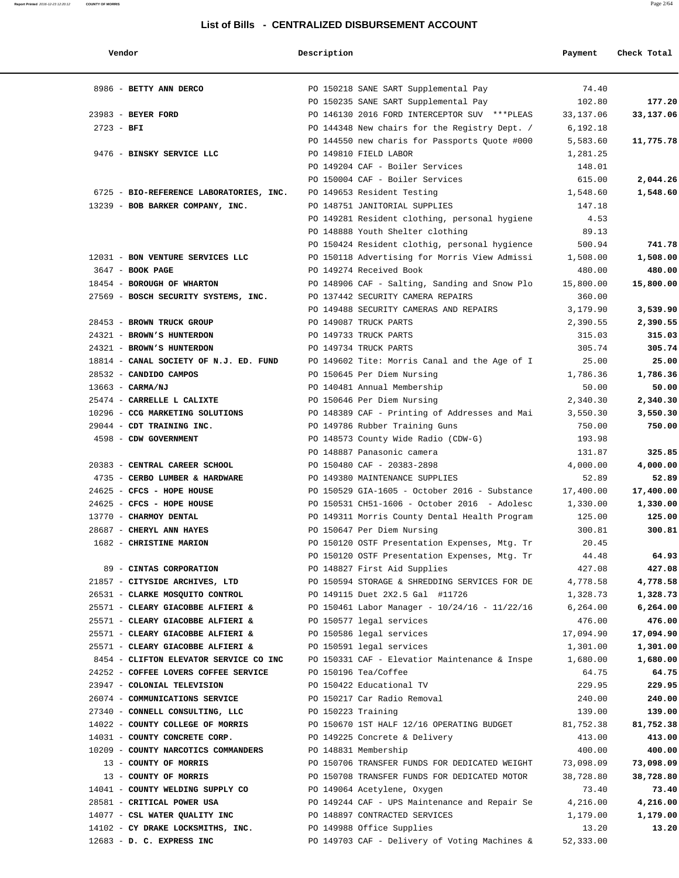## List of Bills - CENTRALIZED DISBURSEMENT ACCOUNT

| Vendor | Description | Payment | Check Total |
|---|---|---|---|
| 8986 - **BETTY ANN DERCO** | PO 150218 SANE SART Supplemental Pay | 74.40 | |
| | PO 150235 SANE SART Supplemental Pay | 102.80 | **177.20** |
| 23983 - **BEYER FORD** | PO 146130 2016 FORD INTERCEPTOR SUV ***PLEAS | 33,137.06 | **33,137.06** |
| 2723 - **BFI** | PO 144348 New chairs for the Registry Dept. / | 6,192.18 | |
| | PO 144550 new charis for Passports Quote #000 | 5,583.60 | **11,775.78** |
| 9476 - **BINSKY SERVICE LLC** | PO 149810 FIELD LABOR | 1,281.25 | |
| | PO 149204 CAF - Boiler Services | 148.01 | |
| | PO 150004 CAF - Boiler Services | 615.00 | **2,044.26** |
| 6725 - **BIO-REFERENCE LABORATORIES, INC.** | PO 149653 Resident Testing | 1,548.60 | **1,548.60** |
| 13239 - **BOB BARKER COMPANY, INC.** | PO 148751 JANITORIAL SUPPLIES | 147.18 | |
| | PO 149281 Resident clothing, personal hygiene | 4.53 | |
| | PO 148888 Youth Shelter clothing | 89.13 | |
| | PO 150424 Resident clothig, personal hygience | 500.94 | **741.78** |
| 12031 - **BON VENTURE SERVICES LLC** | PO 150118 Advertising for Morris View Admissi | 1,508.00 | **1,508.00** |
| 3647 - **BOOK PAGE** | PO 149274 Received Book | 480.00 | **480.00** |
| 18454 - **BOROUGH OF WHARTON** | PO 148906 CAF - Salting, Sanding and Snow Plo | 15,800.00 | **15,800.00** |
| 27569 - **BOSCH SECURITY SYSTEMS, INC.** | PO 137442 SECURITY CAMERA REPAIRS | 360.00 | |
| | PO 149488 SECURITY CAMERAS AND REPAIRS | 3,179.90 | **3,539.90** |
| 28453 - **BROWN TRUCK GROUP** | PO 149087 TRUCK PARTS | 2,390.55 | **2,390.55** |
| 24321 - **BROWN'S HUNTERDON** | PO 149733 TRUCK PARTS | 315.03 | **315.03** |
| 24321 - **BROWN'S HUNTERDON** | PO 149734 TRUCK PARTS | 305.74 | **305.74** |
| 18814 - **CANAL SOCIETY OF N.J. ED. FUND** | PO 149602 Tite: Morris Canal and the Age of I | 25.00 | **25.00** |
| 28532 - **CANDIDO CAMPOS** | PO 150645 Per Diem Nursing | 1,786.36 | **1,786.36** |
| 13663 - **CARMA/NJ** | PO 140481 Annual Membership | 50.00 | **50.00** |
| 25474 - **CARRELLE L CALIXTE** | PO 150646 Per Diem Nursing | 2,340.30 | **2,340.30** |
| 10296 - **CCG MARKETING SOLUTIONS** | PO 148389 CAF - Printing of Addresses and Mai | 3,550.30 | **3,550.30** |
| 29044 - **CDT TRAINING INC.** | PO 149786 Rubber Training Guns | 750.00 | **750.00** |
| 4598 - **CDW GOVERNMENT** | PO 148573 County Wide Radio (CDW-G) | 193.98 | |
| | PO 148887 Panasonic camera | 131.87 | **325.85** |
| 20383 - **CENTRAL CAREER SCHOOL** | PO 150480 CAF - 20383-2898 | 4,000.00 | **4,000.00** |
| 4735 - **CERBO LUMBER & HARDWARE** | PO 149380 MAINTENANCE SUPPLIES | 52.89 | **52.89** |
| 24625 - **CFCS - HOPE HOUSE** | PO 150529 GIA-1605 - October 2016 - Substance | 17,400.00 | **17,400.00** |
| 24625 - **CFCS - HOPE HOUSE** | PO 150531 CH51-1606 - October 2016 - Adolesc | 1,330.00 | **1,330.00** |
| 13770 - **CHARMOY DENTAL** | PO 149311 Morris County Dental Health Program | 125.00 | **125.00** |
| 28687 - **CHERYL ANN HAYES** | PO 150647 Per Diem Nursing | 300.81 | **300.81** |
| 1682 - **CHRISTINE MARION** | PO 150120 OSTF Presentation Expenses, Mtg. Tr | 20.45 | |
| | PO 150120 OSTF Presentation Expenses, Mtg. Tr | 44.48 | **64.93** |
| 89 - **CINTAS CORPORATION** | PO 148827 First Aid Supplies | 427.08 | **427.08** |
| 21857 - **CITYSIDE ARCHIVES, LTD** | PO 150594 STORAGE & SHREDDING SERVICES FOR DE | 4,778.58 | **4,778.58** |
| 26531 - **CLARKE MOSQUITO CONTROL** | PO 149115 Duet 2X2.5 Gal #11726 | 1,328.73 | **1,328.73** |
| 25571 - **CLEARY GIACOBBE ALFIERI &** | PO 150461 Labor Manager - 10/24/16 - 11/22/16 | 6,264.00 | **6,264.00** |
| 25571 - **CLEARY GIACOBBE ALFIERI &** | PO 150577 legal services | 476.00 | **476.00** |
| 25571 - **CLEARY GIACOBBE ALFIERI &** | PO 150586 legal services | 17,094.90 | **17,094.90** |
| 25571 - **CLEARY GIACOBBE ALFIERI &** | PO 150591 legal services | 1,301.00 | **1,301.00** |
| 8454 - **CLIFTON ELEVATOR SERVICE CO INC** | PO 150331 CAF - Elevatior Maintenance & Inspe | 1,680.00 | **1,680.00** |
| 24252 - **COFFEE LOVERS COFFEE SERVICE** | PO 150196 Tea/Coffee | 64.75 | **64.75** |
| 23947 - **COLONIAL TELEVISION** | PO 150422 Educational TV | 229.95 | **229.95** |
| 26074 - **COMMUNICATIONS SERVICE** | PO 150217 Car Radio Removal | 240.00 | **240.00** |
| 27340 - **CONNELL CONSULTING, LLC** | PO 150223 Training | 139.00 | **139.00** |
| 14022 - **COUNTY COLLEGE OF MORRIS** | PO 150670 1ST HALF 12/16 OPERATING BUDGET | 81,752.38 | **81,752.38** |
| 14031 - **COUNTY CONCRETE CORP.** | PO 149225 Concrete & Delivery | 413.00 | **413.00** |
| 10209 - **COUNTY NARCOTICS COMMANDERS** | PO 148831 Membership | 400.00 | **400.00** |
| 13 - **COUNTY OF MORRIS** | PO 150706 TRANSFER FUNDS FOR DEDICATED WEIGHT | 73,098.09 | **73,098.09** |
| 13 - **COUNTY OF MORRIS** | PO 150708 TRANSFER FUNDS FOR DEDICATED MOTOR | 38,728.80 | **38,728.80** |
| 14041 - **COUNTY WELDING SUPPLY CO** | PO 149064 Acetylene, Oxygen | 73.40 | **73.40** |
| 28581 - **CRITICAL POWER USA** | PO 149244 CAF - UPS Maintenance and Repair Se | 4,216.00 | **4,216.00** |
| 14077 - **CSL WATER QUALITY INC** | PO 148897 CONTRACTED SERVICES | 1,179.00 | **1,179.00** |
| 14102 - **CY DRAKE LOCKSMITHS, INC.** | PO 149988 Office Supplies | 13.20 | **13.20** |
| 12683 - **D. C. EXPRESS INC** | PO 149703 CAF - Delivery of Voting Machines & | 52,333.00 | |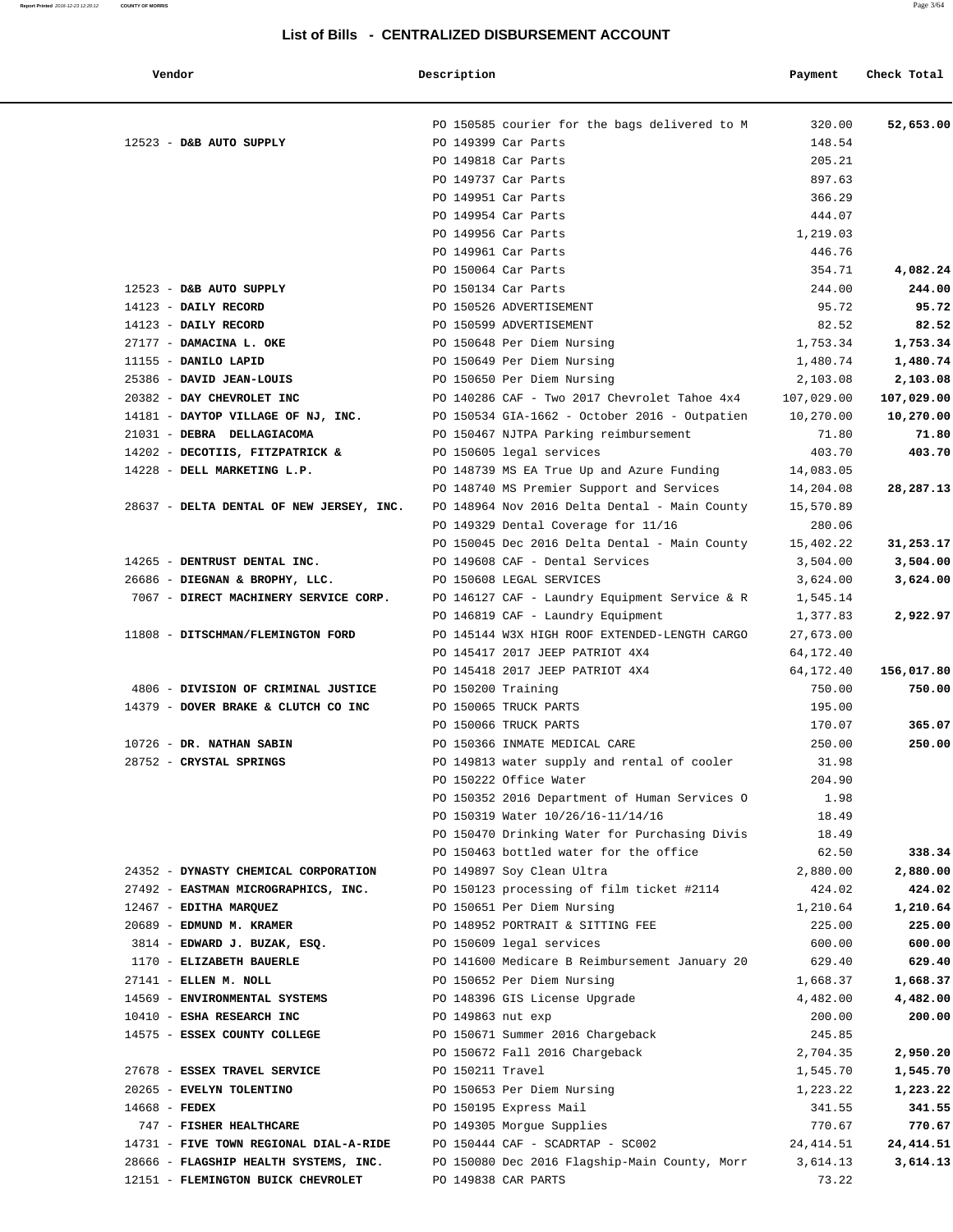## List of Bills - CENTRALIZED DISBURSEMENT ACCOUNT

| Vendor | Description | Payment | Check Total |
|---|---|---|---|
| | PO 150585 courier for the bags delivered to M | 320.00 | 52,653.00 |
| 12523 - **D&B AUTO SUPPLY** | PO 149399 Car Parts | 148.54 | |
| | PO 149818 Car Parts | 205.21 | |
| | PO 149737 Car Parts | 897.63 | |
| | PO 149951 Car Parts | 366.29 | |
| | PO 149954 Car Parts | 444.07 | |
| | PO 149956 Car Parts | 1,219.03 | |
| | PO 149961 Car Parts | 446.76 | |
| | PO 150064 Car Parts | 354.71 | 4,082.24 |
| 12523 - **D&B AUTO SUPPLY** | PO 150134 Car Parts | 244.00 | 244.00 |
| 14123 - **DAILY RECORD** | PO 150526 ADVERTISEMENT | 95.72 | 95.72 |
| 14123 - **DAILY RECORD** | PO 150599 ADVERTISEMENT | 82.52 | 82.52 |
| 27177 - **DAMACINA L. OKE** | PO 150648 Per Diem Nursing | 1,753.34 | 1,753.34 |
| 11155 - **DANILO LAPID** | PO 150649 Per Diem Nursing | 1,480.74 | 1,480.74 |
| 25386 - **DAVID JEAN-LOUIS** | PO 150650 Per Diem Nursing | 2,103.08 | 2,103.08 |
| 20382 - **DAY CHEVROLET INC** | PO 140286 CAF - Two 2017 Chevrolet Tahoe 4x4 | 107,029.00 | 107,029.00 |
| 14181 - **DAYTOP VILLAGE OF NJ, INC.** | PO 150534 GIA-1662 - October 2016 - Outpatien | 10,270.00 | 10,270.00 |
| 21031 - **DEBRA DELLAGIACOMA** | PO 150467 NJTPA Parking reimbursement | 71.80 | 71.80 |
| 14202 - **DECOTIIS, FITZPATRICK &** | PO 150605 legal services | 403.70 | 403.70 |
| 14228 - **DELL MARKETING L.P.** | PO 148739 MS EA True Up and Azure Funding | 14,083.05 | |
| | PO 148740 MS Premier Support and Services | 14,204.08 | 28,287.13 |
| 28637 - **DELTA DENTAL OF NEW JERSEY, INC.** | PO 148964 Nov 2016 Delta Dental - Main County | 15,570.89 | |
| | PO 149329 Dental Coverage for 11/16 | 280.06 | |
| | PO 150045 Dec 2016 Delta Dental - Main County | 15,402.22 | 31,253.17 |
| 14265 - **DENTRUST DENTAL INC.** | PO 149608 CAF - Dental Services | 3,504.00 | 3,504.00 |
| 26686 - **DIEGNAN & BROPHY, LLC.** | PO 150608 LEGAL SERVICES | 3,624.00 | 3,624.00 |
| 7067 - **DIRECT MACHINERY SERVICE CORP.** | PO 146127 CAF - Laundry Equipment Service & R | 1,545.14 | |
| | PO 146819 CAF - Laundry Equipment | 1,377.83 | 2,922.97 |
| 11808 - **DITSCHMAN/FLEMINGTON FORD** | PO 145144 W3X HIGH ROOF EXTENDED-LENGTH CARGO | 27,673.00 | |
| | PO 145417 2017 JEEP PATRIOT 4X4 | 64,172.40 | |
| | PO 145418 2017 JEEP PATRIOT 4X4 | 64,172.40 | 156,017.80 |
| 4806 - **DIVISION OF CRIMINAL JUSTICE** | PO 150200 Training | 750.00 | 750.00 |
| 14379 - **DOVER BRAKE & CLUTCH CO INC** | PO 150065 TRUCK PARTS | 195.00 | |
| | PO 150066 TRUCK PARTS | 170.07 | 365.07 |
| 10726 - **DR. NATHAN SABIN** | PO 150366 INMATE MEDICAL CARE | 250.00 | 250.00 |
| 28752 - **CRYSTAL SPRINGS** | PO 149813 water supply and rental of cooler | 31.98 | |
| | PO 150222 Office Water | 204.90 | |
| | PO 150352 2016 Department of Human Services O | 1.98 | |
| | PO 150319 Water 10/26/16-11/14/16 | 18.49 | |
| | PO 150470 Drinking Water for Purchasing Divis | 18.49 | |
| | PO 150463 bottled water for the office | 62.50 | 338.34 |
| 24352 - **DYNASTY CHEMICAL CORPORATION** | PO 149897 Soy Clean Ultra | 2,880.00 | 2,880.00 |
| 27492 - **EASTMAN MICROGRAPHICS, INC.** | PO 150123 processing of film ticket #2114 | 424.02 | 424.02 |
| 12467 - **EDITHA MARQUEZ** | PO 150651 Per Diem Nursing | 1,210.64 | 1,210.64 |
| 20689 - **EDMUND M. KRAMER** | PO 148952 PORTRAIT & SITTING FEE | 225.00 | 225.00 |
| 3814 - **EDWARD J. BUZAK, ESQ.** | PO 150609 legal services | 600.00 | 600.00 |
| 1170 - **ELIZABETH BAUERLE** | PO 141600 Medicare B Reimbursement January 20 | 629.40 | 629.40 |
| 27141 - **ELLEN M. NOLL** | PO 150652 Per Diem Nursing | 1,668.37 | 1,668.37 |
| 14569 - **ENVIRONMENTAL SYSTEMS** | PO 148396 GIS License Upgrade | 4,482.00 | 4,482.00 |
| 10410 - **ESHA RESEARCH INC** | PO 149863 nut exp | 200.00 | 200.00 |
| 14575 - **ESSEX COUNTY COLLEGE** | PO 150671 Summer 2016 Chargeback | 245.85 | |
| | PO 150672 Fall 2016 Chargeback | 2,704.35 | 2,950.20 |
| 27678 - **ESSEX TRAVEL SERVICE** | PO 150211 Travel | 1,545.70 | 1,545.70 |
| 20265 - **EVELYN TOLENTINO** | PO 150653 Per Diem Nursing | 1,223.22 | 1,223.22 |
| 14668 - **FEDEX** | PO 150195 Express Mail | 341.55 | 341.55 |
| 747 - **FISHER HEALTHCARE** | PO 149305 Morgue Supplies | 770.67 | 770.67 |
| 14731 - **FIVE TOWN REGIONAL DIAL-A-RIDE** | PO 150444 CAF - SCADRTAP - SC002 | 24,414.51 | 24,414.51 |
| 28666 - **FLAGSHIP HEALTH SYSTEMS, INC.** | PO 150080 Dec 2016 Flagship-Main County, Morr | 3,614.13 | 3,614.13 |
| 12151 - **FLEMINGTON BUICK CHEVROLET** | PO 149838 CAR PARTS | 73.22 | |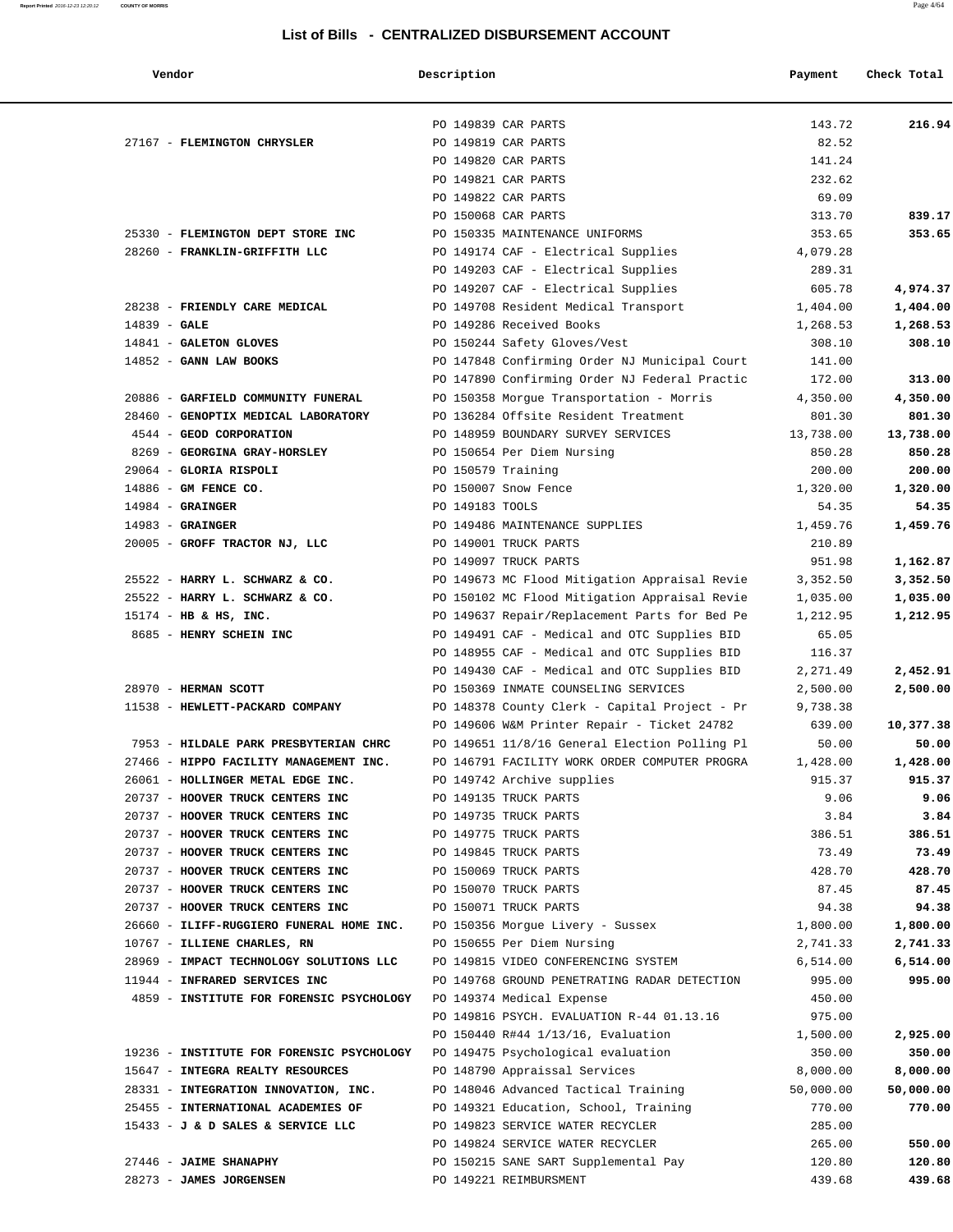## List of Bills - CENTRALIZED DISBURSEMENT ACCOUNT

| Vendor | Description | Payment | Check Total |
|---|---|---|---|
| | PO 149839 CAR PARTS | 143.72 | **216.94** |
| 27167 - **FLEMINGTON CHRYSLER** | PO 149819 CAR PARTS | 82.52 | |
| | PO 149820 CAR PARTS | 141.24 | |
| | PO 149821 CAR PARTS | 232.62 | |
| | PO 149822 CAR PARTS | 69.09 | |
| | PO 150068 CAR PARTS | 313.70 | **839.17** |
| 25330 - **FLEMINGTON DEPT STORE INC** | PO 150335 MAINTENANCE UNIFORMS | 353.65 | **353.65** |
| 28260 - **FRANKLIN-GRIFFITH LLC** | PO 149174 CAF - Electrical Supplies | 4,079.28 | |
| | PO 149203 CAF - Electrical Supplies | 289.31 | |
| | PO 149207 CAF - Electrical Supplies | 605.78 | **4,974.37** |
| 28238 - **FRIENDLY CARE MEDICAL** | PO 149708 Resident Medical Transport | 1,404.00 | **1,404.00** |
| 14839 - **GALE** | PO 149286 Received Books | 1,268.53 | **1,268.53** |
| 14841 - **GALETON GLOVES** | PO 150244 Safety Gloves/Vest | 308.10 | **308.10** |
| 14852 - **GANN LAW BOOKS** | PO 147848 Confirming Order NJ Municipal Court | 141.00 | |
| | PO 147890 Confirming Order NJ Federal Practic | 172.00 | **313.00** |
| 20886 - **GARFIELD COMMUNITY FUNERAL** | PO 150358 Morgue Transportation - Morris | 4,350.00 | **4,350.00** |
| 28460 - **GENOPTIX MEDICAL LABORATORY** | PO 136284 Offsite Resident Treatment | 801.30 | **801.30** |
| 4544 - **GEOD CORPORATION** | PO 148959 BOUNDARY SURVEY SERVICES | 13,738.00 | **13,738.00** |
| 8269 - **GEORGINA GRAY-HORSLEY** | PO 150654 Per Diem Nursing | 850.28 | **850.28** |
| 29064 - **GLORIA RISPOLI** | PO 150579 Training | 200.00 | **200.00** |
| 14886 - **GM FENCE CO.** | PO 150007 Snow Fence | 1,320.00 | **1,320.00** |
| 14984 - **GRAINGER** | PO 149183 TOOLS | 54.35 | **54.35** |
| 14983 - **GRAINGER** | PO 149486 MAINTENANCE SUPPLIES | 1,459.76 | **1,459.76** |
| 20005 - **GROFF TRACTOR NJ, LLC** | PO 149001 TRUCK PARTS | 210.89 | |
| | PO 149097 TRUCK PARTS | 951.98 | **1,162.87** |
| 25522 - **HARRY L. SCHWARZ & CO.** | PO 149673 MC Flood Mitigation Appraisal Revie | 3,352.50 | **3,352.50** |
| 25522 - **HARRY L. SCHWARZ & CO.** | PO 150102 MC Flood Mitigation Appraisal Revie | 1,035.00 | **1,035.00** |
| 15174 - **HB & HS, INC.** | PO 149637 Repair/Replacement Parts for Bed Pe | 1,212.95 | **1,212.95** |
| 8685 - **HENRY SCHEIN INC** | PO 149491 CAF - Medical and OTC Supplies BID | 65.05 | |
| | PO 148955 CAF - Medical and OTC Supplies BID | 116.37 | |
| | PO 149430 CAF - Medical and OTC Supplies BID | 2,271.49 | **2,452.91** |
| 28970 - **HERMAN SCOTT** | PO 150369 INMATE COUNSELING SERVICES | 2,500.00 | **2,500.00** |
| 11538 - **HEWLETT-PACKARD COMPANY** | PO 148378 County Clerk - Capital Project - Pr | 9,738.38 | |
| | PO 149606 W&M Printer Repair - Ticket 24782 | 639.00 | **10,377.38** |
| 7953 - **HILDALE PARK PRESBYTERIAN CHRC** | PO 149651 11/8/16 General Election Polling Pl | 50.00 | **50.00** |
| 27466 - **HIPPO FACILITY MANAGEMENT INC.** | PO 146791 FACILITY WORK ORDER COMPUTER PROGRA | 1,428.00 | **1,428.00** |
| 26061 - **HOLLINGER METAL EDGE INC.** | PO 149742 Archive supplies | 915.37 | **915.37** |
| 20737 - **HOOVER TRUCK CENTERS INC** | PO 149135 TRUCK PARTS | 9.06 | **9.06** |
| 20737 - **HOOVER TRUCK CENTERS INC** | PO 149735 TRUCK PARTS | 3.84 | **3.84** |
| 20737 - **HOOVER TRUCK CENTERS INC** | PO 149775 TRUCK PARTS | 386.51 | **386.51** |
| 20737 - **HOOVER TRUCK CENTERS INC** | PO 149845 TRUCK PARTS | 73.49 | **73.49** |
| 20737 - **HOOVER TRUCK CENTERS INC** | PO 150069 TRUCK PARTS | 428.70 | **428.70** |
| 20737 - **HOOVER TRUCK CENTERS INC** | PO 150070 TRUCK PARTS | 87.45 | **87.45** |
| 20737 - **HOOVER TRUCK CENTERS INC** | PO 150071 TRUCK PARTS | 94.38 | **94.38** |
| 26660 - **ILIFF-RUGGIERO FUNERAL HOME INC.** | PO 150356 Morgue Livery - Sussex | 1,800.00 | **1,800.00** |
| 10767 - **ILLIENE CHARLES, RN** | PO 150655 Per Diem Nursing | 2,741.33 | **2,741.33** |
| 28969 - **IMPACT TECHNOLOGY SOLUTIONS LLC** | PO 149815 VIDEO CONFERENCING SYSTEM | 6,514.00 | **6,514.00** |
| 11944 - **INFRARED SERVICES INC** | PO 149768 GROUND PENETRATING RADAR DETECTION | 995.00 | **995.00** |
| 4859 - **INSTITUTE FOR FORENSIC PSYCHOLOGY** | PO 149374 Medical Expense | 450.00 | |
| | PO 149816 PSYCH. EVALUATION R-44 01.13.16 | 975.00 | |
| | PO 150440 R#44 1/13/16, Evaluation | 1,500.00 | **2,925.00** |
| 19236 - **INSTITUTE FOR FORENSIC PSYCHOLOGY** | PO 149475 Psychological evaluation | 350.00 | **350.00** |
| 15647 - **INTEGRA REALTY RESOURCES** | PO 148790 Appraissal Services | 8,000.00 | **8,000.00** |
| 28331 - **INTEGRATION INNOVATION, INC.** | PO 148046 Advanced Tactical Training | 50,000.00 | **50,000.00** |
| 25455 - **INTERNATIONAL ACADEMIES OF** | PO 149321 Education, School, Training | 770.00 | **770.00** |
| 15433 - **J & D SALES & SERVICE LLC** | PO 149823 SERVICE WATER RECYCLER | 285.00 | |
| | PO 149824 SERVICE WATER RECYCLER | 265.00 | **550.00** |
| 27446 - **JAIME SHANAPHY** | PO 150215 SANE SART Supplemental Pay | 120.80 | **120.80** |
| 28273 - **JAMES JORGENSEN** | PO 149221 REIMBURSMENT | 439.68 | **439.68** |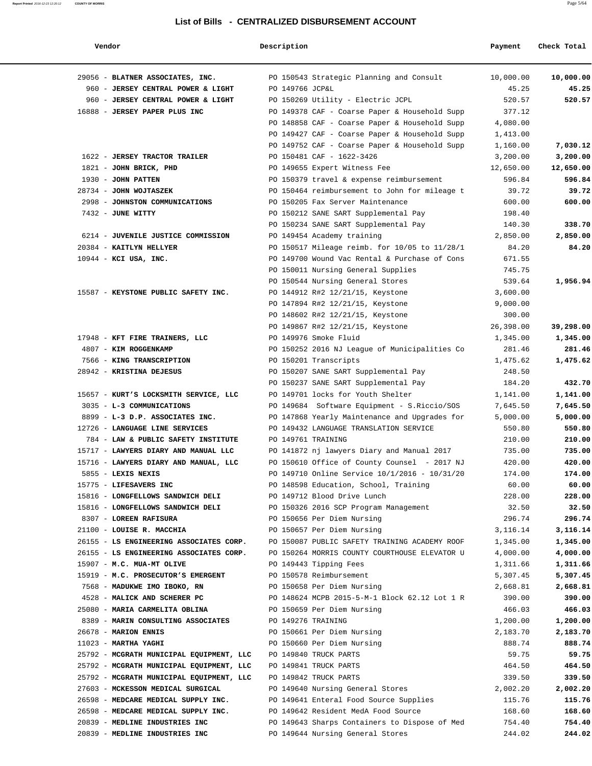# List of Bills - CENTRALIZED DISBURSEMENT ACCOUNT

| Vendor | Description | Payment | Check Total |
|---|---|---|---|
| 29056 - **BLATNER ASSOCIATES, INC.** | PO 150543 Strategic Planning and Consult | 10,000.00 | **10,000.00** |
| 960 - **JERSEY CENTRAL POWER & LIGHT** | PO 149766 JCP&L | 45.25 | **45.25** |
| 960 - **JERSEY CENTRAL POWER & LIGHT** | PO 150269 Utility - Electric JCPL | 520.57 | **520.57** |
| 16888 - **JERSEY PAPER PLUS INC** | PO 149378 CAF - Coarse Paper & Household Supp | 377.12 | |
| | PO 148858 CAF - Coarse Paper & Household Supp | 4,080.00 | |
| | PO 149427 CAF - Coarse Paper & Household Supp | 1,413.00 | |
| | PO 149752 CAF - Coarse Paper & Household Supp | 1,160.00 | **7,030.12** |
| 1622 - **JERSEY TRACTOR TRAILER** | PO 150481 CAF - 1622-3426 | 3,200.00 | **3,200.00** |
| 1821 - **JOHN BRICK, PHD** | PO 149655 Expert Witness Fee | 12,650.00 | **12,650.00** |
| 1930 - **JOHN PATTEN** | PO 150379 travel & expense reimbursement | 596.84 | **596.84** |
| 28734 - **JOHN WOJTASZEK** | PO 150464 reimbursement to John for mileage t | 39.72 | **39.72** |
| 2998 - **JOHNSTON COMMUNICATIONS** | PO 150205 Fax Server Maintenance | 600.00 | **600.00** |
| 7432 - **JUNE WITTY** | PO 150212 SANE SART Supplemental Pay | 198.40 | |
| | PO 150234 SANE SART Supplemental Pay | 140.30 | **338.70** |
| 6214 - **JUVENILE JUSTICE COMMISSION** | PO 149454 Academy training | 2,850.00 | **2,850.00** |
| 20384 - **KAITLYN HELLYER** | PO 150517 Mileage reimb. for 10/05 to 11/28/1 | 84.20 | **84.20** |
| 10944 - **KCI USA, INC.** | PO 149700 Wound Vac Rental & Purchase of Cons | 671.55 | |
| | PO 150011 Nursing General Supplies | 745.75 | |
| | PO 150544 Nursing General Stores | 539.64 | **1,956.94** |
| 15587 - **KEYSTONE PUBLIC SAFETY INC.** | PO 144912 R#2 12/21/15, Keystone | 3,600.00 | |
| | PO 147894 R#2 12/21/15, Keystone | 9,000.00 | |
| | PO 148602 R#2 12/21/15, Keystone | 300.00 | |
| | PO 149867 R#2 12/21/15, Keystone | 26,398.00 | **39,298.00** |
| 17948 - **KFT FIRE TRAINERS, LLC** | PO 149976 Smoke Fluid | 1,345.00 | **1,345.00** |
| 4807 - **KIM ROGGENKAMP** | PO 150252 2016 NJ League of Municipalities Co | 281.46 | **281.46** |
| 7566 - **KING TRANSCRIPTION** | PO 150201 Transcripts | 1,475.62 | **1,475.62** |
| 28942 - **KRISTINA DEJESUS** | PO 150207 SANE SART Supplemental Pay | 248.50 | |
| | PO 150237 SANE SART Supplemental Pay | 184.20 | **432.70** |
| 15657 - **KURT'S LOCKSMITH SERVICE, LLC** | PO 149701 locks for Youth Shelter | 1,141.00 | **1,141.00** |
| 3035 - **L-3 COMMUNICATIONS** | PO 149684 Software Equipment - S.Riccio/SOS | 7,645.50 | **7,645.50** |
| 8899 - **L-3 D.P. ASSOCIATES INC.** | PO 147868 Yearly Maintenance and Upgrades for | 5,000.00 | **5,000.00** |
| 12726 - **LANGUAGE LINE SERVICES** | PO 149432 LANGUAGE TRANSLATION SERVICE | 550.80 | **550.80** |
| 784 - **LAW & PUBLIC SAFETY INSTITUTE** | PO 149761 TRAINING | 210.00 | **210.00** |
| 15717 - **LAWYERS DIARY AND MANUAL LLC** | PO 141872 nj lawyers Diary and Manual 2017 | 735.00 | **735.00** |
| 15716 - **LAWYERS DIARY AND MANUAL, LLC** | PO 150610 Office of County Counsel - 2017 NJ | 420.00 | **420.00** |
| 5855 - **LEXIS NEXIS** | PO 149710 Online Service 10/1/2016 - 10/31/20 | 174.00 | **174.00** |
| 15775 - **LIFESAVERS INC** | PO 148598 Education, School, Training | 60.00 | **60.00** |
| 15816 - **LONGFELLOWS SANDWICH DELI** | PO 149712 Blood Drive Lunch | 228.00 | **228.00** |
| 15816 - **LONGFELLOWS SANDWICH DELI** | PO 150326 2016 SCP Program Management | 32.50 | **32.50** |
| 8307 - **LOREEN RAFISURA** | PO 150656 Per Diem Nursing | 296.74 | **296.74** |
| 21100 - **LOUISE R. MACCHIA** | PO 150657 Per Diem Nursing | 3,116.14 | **3,116.14** |
| 26155 - **LS ENGINEERING ASSOCIATES CORP.** | PO 150087 PUBLIC SAFETY TRAINING ACADEMY ROOF | 1,345.00 | **1,345.00** |
| 26155 - **LS ENGINEERING ASSOCIATES CORP.** | PO 150264 MORRIS COUNTY COURTHOUSE ELEVATOR U | 4,000.00 | **4,000.00** |
| 15907 - **M.C. MUA-MT OLIVE** | PO 149443 Tipping Fees | 1,311.66 | **1,311.66** |
| 15919 - **M.C. PROSECUTOR'S EMERGENT** | PO 150578 Reimbursement | 5,307.45 | **5,307.45** |
| 7568 - **MADUKWE IMO IBOKO, RN** | PO 150658 Per Diem Nursing | 2,668.81 | **2,668.81** |
| 4528 - **MALICK AND SCHERER PC** | PO 148624 MCPB 2015-5-M-1 Block 62.12 Lot 1 R | 390.00 | **390.00** |
| 25080 - **MARIA CARMELITA OBLINA** | PO 150659 Per Diem Nursing | 466.03 | **466.03** |
| 8389 - **MARIN CONSULTING ASSOCIATES** | PO 149276 TRAINING | 1,200.00 | **1,200.00** |
| 26678 - **MARION ENNIS** | PO 150661 Per Diem Nursing | 2,183.70 | **2,183.70** |
| 11023 - **MARTHA YAGHI** | PO 150660 Per Diem Nursing | 888.74 | **888.74** |
| 25792 - **MCGRATH MUNICIPAL EQUIPMENT, LLC** | PO 149840 TRUCK PARTS | 59.75 | **59.75** |
| 25792 - **MCGRATH MUNICIPAL EQUIPMENT, LLC** | PO 149841 TRUCK PARTS | 464.50 | **464.50** |
| 25792 - **MCGRATH MUNICIPAL EQUIPMENT, LLC** | PO 149842 TRUCK PARTS | 339.50 | **339.50** |
| 27603 - **MCKESSON MEDICAL SURGICAL** | PO 149640 Nursing General Stores | 2,002.20 | **2,002.20** |
| 26598 - **MEDCARE MEDICAL SUPPLY INC.** | PO 149641 Enteral Food Source Supplies | 115.76 | **115.76** |
| 26598 - **MEDCARE MEDICAL SUPPLY INC.** | PO 149642 Resident MedA Food Source | 168.60 | **168.60** |
| 20839 - **MEDLINE INDUSTRIES INC** | PO 149643 Sharps Containers to Dispose of Med | 754.40 | **754.40** |
| 20839 - **MEDLINE INDUSTRIES INC** | PO 149644 Nursing General Stores | 244.02 | **244.02** |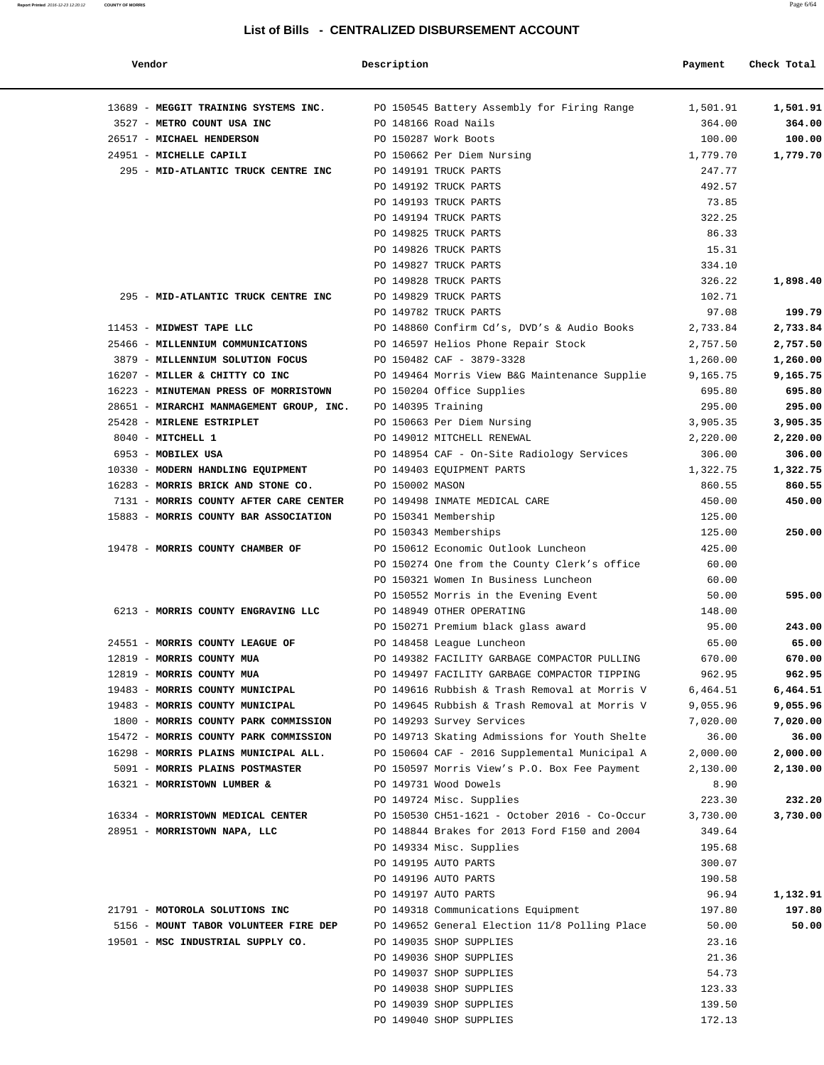## List of Bills - CENTRALIZED DISBURSEMENT ACCOUNT

| Vendor | Description | Payment | Check Total |
|---|---|---|---|
| 13689 - **MEGGIT TRAINING SYSTEMS INC.** | PO 150545 Battery Assembly for Firing Range | 1,501.91 | **1,501.91** |
| 3527 - **METRO COUNT USA INC** | PO 148166 Road Nails | 364.00 | **364.00** |
| 26517 - **MICHAEL HENDERSON** | PO 150287 Work Boots | 100.00 | **100.00** |
| 24951 - **MICHELLE CAPILI** | PO 150662 Per Diem Nursing | 1,779.70 | **1,779.70** |
| 295 - **MID-ATLANTIC TRUCK CENTRE INC** | PO 149191 TRUCK PARTS | 247.77 | |
| | PO 149192 TRUCK PARTS | 492.57 | |
| | PO 149193 TRUCK PARTS | 73.85 | |
| | PO 149194 TRUCK PARTS | 322.25 | |
| | PO 149825 TRUCK PARTS | 86.33 | |
| | PO 149826 TRUCK PARTS | 15.31 | |
| | PO 149827 TRUCK PARTS | 334.10 | |
| | PO 149828 TRUCK PARTS | 326.22 | **1,898.40** |
| 295 - **MID-ATLANTIC TRUCK CENTRE INC** | PO 149829 TRUCK PARTS | 102.71 | |
| | PO 149782 TRUCK PARTS | 97.08 | **199.79** |
| 11453 - **MIDWEST TAPE LLC** | PO 148860 Confirm Cd's, DVD's & Audio Books | 2,733.84 | **2,733.84** |
| 25466 - **MILLENNIUM COMMUNICATIONS** | PO 146597 Helios Phone Repair Stock | 2,757.50 | **2,757.50** |
| 3879 - **MILLENNIUM SOLUTION FOCUS** | PO 150482 CAF - 3879-3328 | 1,260.00 | **1,260.00** |
| 16207 - **MILLER & CHITTY CO INC** | PO 149464 Morris View B&G Maintenance Supplie | 9,165.75 | **9,165.75** |
| 16223 - **MINUTEMAN PRESS OF MORRISTOWN** | PO 150204 Office Supplies | 695.80 | **695.80** |
| 28651 - **MIRARCHI MANMAGEMENT GROUP, INC.** | PO 140395 Training | 295.00 | **295.00** |
| 25428 - **MIRLENE ESTRIPLET** | PO 150663 Per Diem Nursing | 3,905.35 | **3,905.35** |
| 8040 - **MITCHELL 1** | PO 149012 MITCHELL RENEWAL | 2,220.00 | **2,220.00** |
| 6953 - **MOBILEX USA** | PO 148954 CAF - On-Site Radiology Services | 306.00 | **306.00** |
| 10330 - **MODERN HANDLING EQUIPMENT** | PO 149403 EQUIPMENT PARTS | 1,322.75 | **1,322.75** |
| 16283 - **MORRIS BRICK AND STONE CO.** | PO 150002 MASON | 860.55 | **860.55** |
| 7131 - **MORRIS COUNTY AFTER CARE CENTER** | PO 149498 INMATE MEDICAL CARE | 450.00 | **450.00** |
| 15883 - **MORRIS COUNTY BAR ASSOCIATION** | PO 150341 Membership | 125.00 | |
| | PO 150343 Memberships | 125.00 | **250.00** |
| 19478 - **MORRIS COUNTY CHAMBER OF** | PO 150612 Economic Outlook Luncheon | 425.00 | |
| | PO 150274 One from the County Clerk's office | 60.00 | |
| | PO 150321 Women In Business Luncheon | 60.00 | |
| | PO 150552 Morris in the Evening Event | 50.00 | **595.00** |
| 6213 - **MORRIS COUNTY ENGRAVING LLC** | PO 148949 OTHER OPERATING | 148.00 | |
| | PO 150271 Premium black glass award | 95.00 | **243.00** |
| 24551 - **MORRIS COUNTY LEAGUE OF** | PO 148458 League Luncheon | 65.00 | **65.00** |
| 12819 - **MORRIS COUNTY MUA** | PO 149382 FACILITY GARBAGE COMPACTOR PULLING | 670.00 | **670.00** |
| 12819 - **MORRIS COUNTY MUA** | PO 149497 FACILITY GARBAGE COMPACTOR TIPPING | 962.95 | **962.95** |
| 19483 - **MORRIS COUNTY MUNICIPAL** | PO 149616 Rubbish & Trash Removal at Morris V | 6,464.51 | **6,464.51** |
| 19483 - **MORRIS COUNTY MUNICIPAL** | PO 149645 Rubbish & Trash Removal at Morris V | 9,055.96 | **9,055.96** |
| 1800 - **MORRIS COUNTY PARK COMMISSION** | PO 149293 Survey Services | 7,020.00 | **7,020.00** |
| 15472 - **MORRIS COUNTY PARK COMMISSION** | PO 149713 Skating Admissions for Youth Shelte | 36.00 | **36.00** |
| 16298 - **MORRIS PLAINS MUNICIPAL ALL.** | PO 150604 CAF - 2016 Supplemental Municipal A | 2,000.00 | **2,000.00** |
| 5091 - **MORRIS PLAINS POSTMASTER** | PO 150597 Morris View's P.O. Box Fee Payment | 2,130.00 | **2,130.00** |
| 16321 - **MORRISTOWN LUMBER &** | PO 149731 Wood Dowels | 8.90 | |
| | PO 149724 Misc. Supplies | 223.30 | **232.20** |
| 16334 - **MORRISTOWN MEDICAL CENTER** | PO 150530 CH51-1621 - October 2016 - Co-Occur | 3,730.00 | **3,730.00** |
| 28951 - **MORRISTOWN NAPA, LLC** | PO 148844 Brakes for 2013 Ford F150 and 2004 | 349.64 | |
| | PO 149334 Misc. Supplies | 195.68 | |
| | PO 149195 AUTO PARTS | 300.07 | |
| | PO 149196 AUTO PARTS | 190.58 | |
| | PO 149197 AUTO PARTS | 96.94 | **1,132.91** |
| 21791 - **MOTOROLA SOLUTIONS INC** | PO 149318 Communications Equipment | 197.80 | **197.80** |
| 5156 - **MOUNT TABOR VOLUNTEER FIRE DEP** | PO 149652 General Election 11/8 Polling Place | 50.00 | **50.00** |
| 19501 - **MSC INDUSTRIAL SUPPLY CO.** | PO 149035 SHOP SUPPLIES | 23.16 | |
| | PO 149036 SHOP SUPPLIES | 21.36 | |
| | PO 149037 SHOP SUPPLIES | 54.73 | |
| | PO 149038 SHOP SUPPLIES | 123.33 | |
| | PO 149039 SHOP SUPPLIES | 139.50 | |
| | PO 149040 SHOP SUPPLIES | 172.13 | |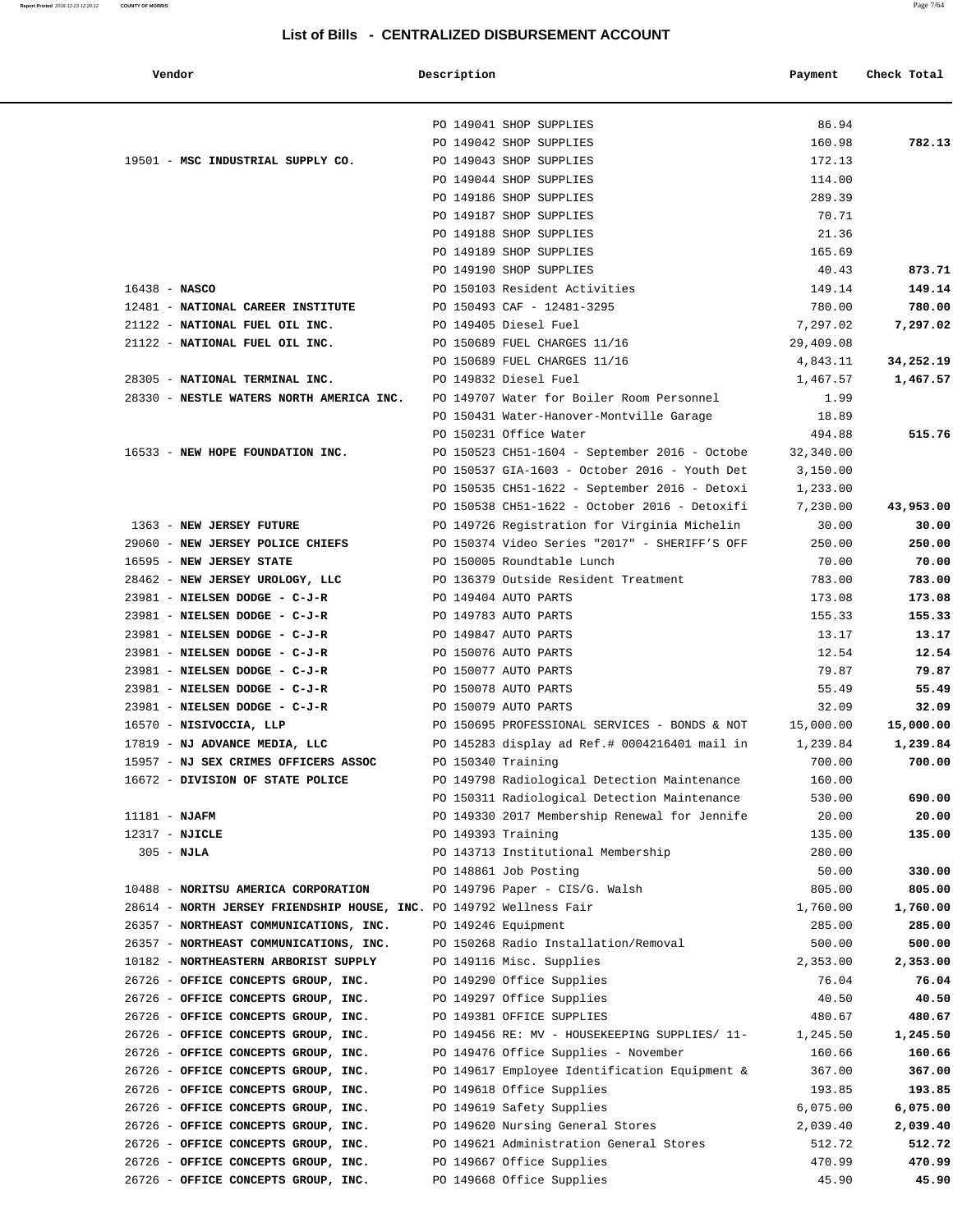## List of Bills - CENTRALIZED DISBURSEMENT ACCOUNT

| Vendor | Description | Payment | Check Total |
|---|---|---|---|
| | PO 149041 SHOP SUPPLIES | 86.94 | |
| | PO 149042 SHOP SUPPLIES | 160.98 | **782.13** |
| 19501 - **MSC INDUSTRIAL SUPPLY CO.** | PO 149043 SHOP SUPPLIES | 172.13 | |
| | PO 149044 SHOP SUPPLIES | 114.00 | |
| | PO 149186 SHOP SUPPLIES | 289.39 | |
| | PO 149187 SHOP SUPPLIES | 70.71 | |
| | PO 149188 SHOP SUPPLIES | 21.36 | |
| | PO 149189 SHOP SUPPLIES | 165.69 | |
| | PO 149190 SHOP SUPPLIES | 40.43 | **873.71** |
| 16438 - **NASCO** | PO 150103 Resident Activities | 149.14 | **149.14** |
| 12481 - **NATIONAL CAREER INSTITUTE** | PO 150493 CAF - 12481-3295 | 780.00 | **780.00** |
| 21122 - **NATIONAL FUEL OIL INC.** | PO 149405 Diesel Fuel | 7,297.02 | **7,297.02** |
| 21122 - **NATIONAL FUEL OIL INC.** | PO 150689 FUEL CHARGES 11/16 | 29,409.08 | |
| | PO 150689 FUEL CHARGES 11/16 | 4,843.11 | **34,252.19** |
| 28305 - **NATIONAL TERMINAL INC.** | PO 149832 Diesel Fuel | 1,467.57 | **1,467.57** |
| 28330 - **NESTLE WATERS NORTH AMERICA INC.** | PO 149707 Water for Boiler Room Personnel | 1.99 | |
| | PO 150431 Water-Hanover-Montville Garage | 18.89 | |
| | PO 150231 Office Water | 494.88 | **515.76** |
| 16533 - **NEW HOPE FOUNDATION INC.** | PO 150523 CH51-1604 - September 2016 - Octobe | 32,340.00 | |
| | PO 150537 GIA-1603 - October 2016 - Youth Det | 3,150.00 | |
| | PO 150535 CH51-1622 - September 2016 - Detoxi | 1,233.00 | |
| | PO 150538 CH51-1622 - October 2016 - Detoxifi | 7,230.00 | **43,953.00** |
| 1363 - **NEW JERSEY FUTURE** | PO 149726 Registration for Virginia Michelin | 30.00 | **30.00** |
| 29060 - **NEW JERSEY POLICE CHIEFS** | PO 150374 Video Series "2017" - SHERIFF'S OFF | 250.00 | **250.00** |
| 16595 - **NEW JERSEY STATE** | PO 150005 Roundtable Lunch | 70.00 | **70.00** |
| 28462 - **NEW JERSEY UROLOGY, LLC** | PO 136379 Outside Resident Treatment | 783.00 | **783.00** |
| 23981 - **NIELSEN DODGE - C-J-R** | PO 149404 AUTO PARTS | 173.08 | **173.08** |
| 23981 - **NIELSEN DODGE - C-J-R** | PO 149783 AUTO PARTS | 155.33 | **155.33** |
| 23981 - **NIELSEN DODGE - C-J-R** | PO 149847 AUTO PARTS | 13.17 | **13.17** |
| 23981 - **NIELSEN DODGE - C-J-R** | PO 150076 AUTO PARTS | 12.54 | **12.54** |
| 23981 - **NIELSEN DODGE - C-J-R** | PO 150077 AUTO PARTS | 79.87 | **79.87** |
| 23981 - **NIELSEN DODGE - C-J-R** | PO 150078 AUTO PARTS | 55.49 | **55.49** |
| 23981 - **NIELSEN DODGE - C-J-R** | PO 150079 AUTO PARTS | 32.09 | **32.09** |
| 16570 - **NISIVOCCIA, LLP** | PO 150695 PROFESSIONAL SERVICES - BONDS & NOT | 15,000.00 | **15,000.00** |
| 17819 - **NJ ADVANCE MEDIA, LLC** | PO 145283 display ad Ref.# 0004216401 mail in | 1,239.84 | **1,239.84** |
| 15957 - **NJ SEX CRIMES OFFICERS ASSOC** | PO 150340 Training | 700.00 | **700.00** |
| 16672 - **DIVISION OF STATE POLICE** | PO 149798 Radiological Detection Maintenance | 160.00 | |
| | PO 150311 Radiological Detection Maintenance | 530.00 | **690.00** |
| 11181 - **NJAFM** | PO 149330 2017 Membership Renewal for Jennife | 20.00 | **20.00** |
| 12317 - **NJICLE** | PO 149393 Training | 135.00 | **135.00** |
| 305 - **NJLA** | PO 143713 Institutional Membership | 280.00 | |
| | PO 148861 Job Posting | 50.00 | **330.00** |
| 10488 - **NORITSU AMERICA CORPORATION** | PO 149796 Paper - CIS/G. Walsh | 805.00 | **805.00** |
| 28614 - **NORTH JERSEY FRIENDSHIP HOUSE, INC.** | PO 149792 Wellness Fair | 1,760.00 | **1,760.00** |
| 26357 - **NORTHEAST COMMUNICATIONS, INC.** | PO 149246 Equipment | 285.00 | **285.00** |
| 26357 - **NORTHEAST COMMUNICATIONS, INC.** | PO 150268 Radio Installation/Removal | 500.00 | **500.00** |
| 10182 - **NORTHEASTERN ARBORIST SUPPLY** | PO 149116 Misc. Supplies | 2,353.00 | **2,353.00** |
| 26726 - **OFFICE CONCEPTS GROUP, INC.** | PO 149290 Office Supplies | 76.04 | **76.04** |
| 26726 - **OFFICE CONCEPTS GROUP, INC.** | PO 149297 Office Supplies | 40.50 | **40.50** |
| 26726 - **OFFICE CONCEPTS GROUP, INC.** | PO 149381 OFFICE SUPPLIES | 480.67 | **480.67** |
| 26726 - **OFFICE CONCEPTS GROUP, INC.** | PO 149456 RE: MV - HOUSEKEEPING SUPPLIES/ 11- | 1,245.50 | **1,245.50** |
| 26726 - **OFFICE CONCEPTS GROUP, INC.** | PO 149476 Office Supplies - November | 160.66 | **160.66** |
| 26726 - **OFFICE CONCEPTS GROUP, INC.** | PO 149617 Employee Identification Equipment & | 367.00 | **367.00** |
| 26726 - **OFFICE CONCEPTS GROUP, INC.** | PO 149618 Office Supplies | 193.85 | **193.85** |
| 26726 - **OFFICE CONCEPTS GROUP, INC.** | PO 149619 Safety Supplies | 6,075.00 | **6,075.00** |
| 26726 - **OFFICE CONCEPTS GROUP, INC.** | PO 149620 Nursing General Stores | 2,039.40 | **2,039.40** |
| 26726 - **OFFICE CONCEPTS GROUP, INC.** | PO 149621 Administration General Stores | 512.72 | **512.72** |
| 26726 - **OFFICE CONCEPTS GROUP, INC.** | PO 149667 Office Supplies | 470.99 | **470.99** |
| 26726 - **OFFICE CONCEPTS GROUP, INC.** | PO 149668 Office Supplies | 45.90 | **45.90** |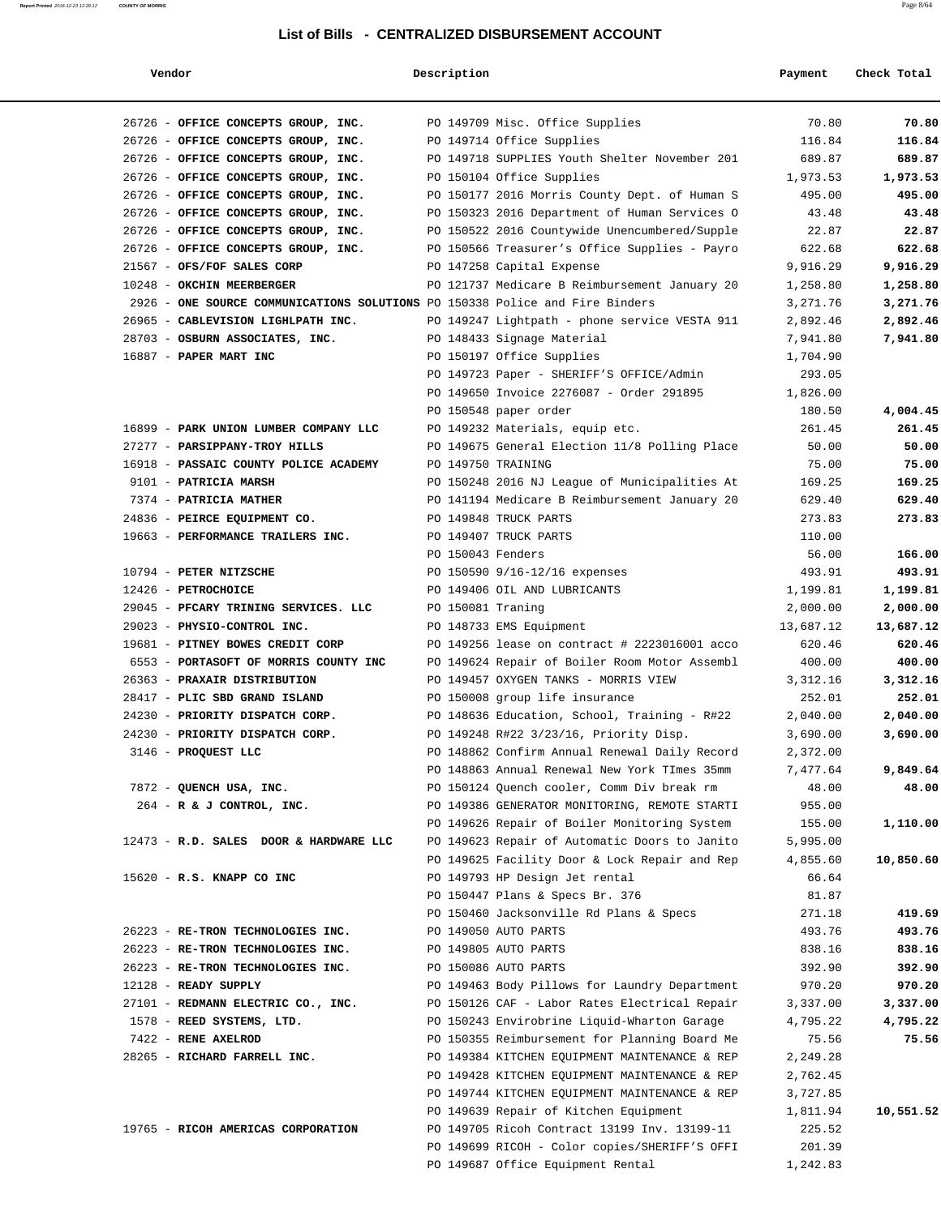## List of Bills - CENTRALIZED DISBURSEMENT ACCOUNT

| Vendor | Description | Payment | Check Total |
|---|---|---|---|
| 26726 - **OFFICE CONCEPTS GROUP, INC.** | PO 149709 Misc. Office Supplies | 70.80 | **70.80** |
| 26726 - **OFFICE CONCEPTS GROUP, INC.** | PO 149714 Office Supplies | 116.84 | **116.84** |
| 26726 - **OFFICE CONCEPTS GROUP, INC.** | PO 149718 SUPPLIES Youth Shelter November 201 | 689.87 | **689.87** |
| 26726 - **OFFICE CONCEPTS GROUP, INC.** | PO 150104 Office Supplies | 1,973.53 | **1,973.53** |
| 26726 - **OFFICE CONCEPTS GROUP, INC.** | PO 150177 2016 Morris County Dept. of Human S | 495.00 | **495.00** |
| 26726 - **OFFICE CONCEPTS GROUP, INC.** | PO 150323 2016 Department of Human Services O | 43.48 | **43.48** |
| 26726 - **OFFICE CONCEPTS GROUP, INC.** | PO 150522 2016 Countywide Unencumbered/Supple | 22.87 | **22.87** |
| 26726 - **OFFICE CONCEPTS GROUP, INC.** | PO 150566 Treasurer's Office Supplies - Payro | 622.68 | **622.68** |
| 21567 - **OFS/FOF SALES CORP** | PO 147258 Capital Expense | 9,916.29 | **9,916.29** |
| 10248 - **OKCHIN MEERBERGER** | PO 121737 Medicare B Reimbursement January 20 | 1,258.80 | **1,258.80** |
| 2926 - **ONE SOURCE COMMUNICATIONS SOLUTIONS** | PO 150338 Police and Fire Binders | 3,271.76 | **3,271.76** |
| 26965 - **CABLEVISION LIGHLPATH INC.** | PO 149247 Lightpath - phone service VESTA 911 | 2,892.46 | **2,892.46** |
| 28703 - **OSBURN ASSOCIATES, INC.** | PO 148433 Signage Material | 7,941.80 | **7,941.80** |
| 16887 - **PAPER MART INC** | PO 150197 Office Supplies | 1,704.90 | |
| | PO 149723 Paper - SHERIFF'S OFFICE/Admin | 293.05 | |
| | PO 149650 Invoice 2276087 - Order 291895 | 1,826.00 | |
| | PO 150548 paper order | 180.50 | **4,004.45** |
| 16899 - **PARK UNION LUMBER COMPANY LLC** | PO 149232 Materials, equip etc. | 261.45 | **261.45** |
| 27277 - **PARSIPPANY-TROY HILLS** | PO 149675 General Election 11/8 Polling Place | 50.00 | **50.00** |
| 16918 - **PASSAIC COUNTY POLICE ACADEMY** | PO 149750 TRAINING | 75.00 | **75.00** |
| 9101 - **PATRICIA MARSH** | PO 150248 2016 NJ League of Municipalities At | 169.25 | **169.25** |
| 7374 - **PATRICIA MATHER** | PO 141194 Medicare B Reimbursement January 20 | 629.40 | **629.40** |
| 24836 - **PEIRCE EQUIPMENT CO.** | PO 149848 TRUCK PARTS | 273.83 | **273.83** |
| 19663 - **PERFORMANCE TRAILERS INC.** | PO 149407 TRUCK PARTS | 110.00 | |
| | PO 150043 Fenders | 56.00 | **166.00** |
| 10794 - **PETER NITZSCHE** | PO 150590 9/16-12/16 expenses | 493.91 | **493.91** |
| 12426 - **PETROCHOICE** | PO 149406 OIL AND LUBRICANTS | 1,199.81 | **1,199.81** |
| 29045 - **PFCARY TRINING SERVICES. LLC** | PO 150081 Traning | 2,000.00 | **2,000.00** |
| 29023 - **PHYSIO-CONTROL INC.** | PO 148733 EMS Equipment | 13,687.12 | **13,687.12** |
| 19681 - **PITNEY BOWES CREDIT CORP** | PO 149256 lease on contract # 2223016001 acco | 620.46 | **620.46** |
| 6553 - **PORTASOFT OF MORRIS COUNTY INC** | PO 149624 Repair of Boiler Room Motor Assembl | 400.00 | **400.00** |
| 26363 - **PRAXAIR DISTRIBUTION** | PO 149457 OXYGEN TANKS - MORRIS VIEW | 3,312.16 | **3,312.16** |
| 28417 - **PLIC SBD GRAND ISLAND** | PO 150008 group life insurance | 252.01 | **252.01** |
| 24230 - **PRIORITY DISPATCH CORP.** | PO 148636 Education, School, Training - R#22 | 2,040.00 | **2,040.00** |
| 24230 - **PRIORITY DISPATCH CORP.** | PO 149248 R#22 3/23/16, Priority Disp. | 3,690.00 | **3,690.00** |
| 3146 - **PROQUEST LLC** | PO 148862 Confirm Annual Renewal Daily Record | 2,372.00 | |
| | PO 148863 Annual Renewal New York TImes 35mm | 7,477.64 | **9,849.64** |
| 7872 - **QUENCH USA, INC.** | PO 150124 Quench cooler, Comm Div break rm | 48.00 | **48.00** |
| 264 - **R & J CONTROL, INC.** | PO 149386 GENERATOR MONITORING, REMOTE STARTI | 955.00 | |
| | PO 149626 Repair of Boiler Monitoring System | 155.00 | **1,110.00** |
| 12473 - **R.D. SALES DOOR & HARDWARE LLC** | PO 149623 Repair of Automatic Doors to Janito | 5,995.00 | |
| | PO 149625 Facility Door & Lock Repair and Rep | 4,855.60 | **10,850.60** |
| 15620 - **R.S. KNAPP CO INC** | PO 149793 HP Design Jet rental | 66.64 | |
| | PO 150447 Plans & Specs Br. 376 | 81.87 | |
| | PO 150460 Jacksonville Rd Plans & Specs | 271.18 | **419.69** |
| 26223 - **RE-TRON TECHNOLOGIES INC.** | PO 149050 AUTO PARTS | 493.76 | **493.76** |
| 26223 - **RE-TRON TECHNOLOGIES INC.** | PO 149805 AUTO PARTS | 838.16 | **838.16** |
| 26223 - **RE-TRON TECHNOLOGIES INC.** | PO 150086 AUTO PARTS | 392.90 | **392.90** |
| 12128 - **READY SUPPLY** | PO 149463 Body Pillows for Laundry Department | 970.20 | **970.20** |
| 27101 - **REDMANN ELECTRIC CO., INC.** | PO 150126 CAF - Labor Rates Electrical Repair | 3,337.00 | **3,337.00** |
| 1578 - **REED SYSTEMS, LTD.** | PO 150243 Envirobrine Liquid-Wharton Garage | 4,795.22 | **4,795.22** |
| 7422 - **RENE AXELROD** | PO 150355 Reimbursement for Planning Board Me | 75.56 | **75.56** |
| 28265 - **RICHARD FARRELL INC.** | PO 149384 KITCHEN EQUIPMENT MAINTENANCE & REP | 2,249.28 | |
| | PO 149428 KITCHEN EQUIPMENT MAINTENANCE & REP | 2,762.45 | |
| | PO 149744 KITCHEN EQUIPMENT MAINTENANCE & REP | 3,727.85 | |
| | PO 149639 Repair of Kitchen Equipment | 1,811.94 | **10,551.52** |
| 19765 - **RICOH AMERICAS CORPORATION** | PO 149705 Ricoh Contract 13199 Inv. 13199-11 | 225.52 | |
| | PO 149699 RICOH - Color copies/SHERIFF'S OFFI | 201.39 | |
| | PO 149687 Office Equipment Rental | 1,242.83 | |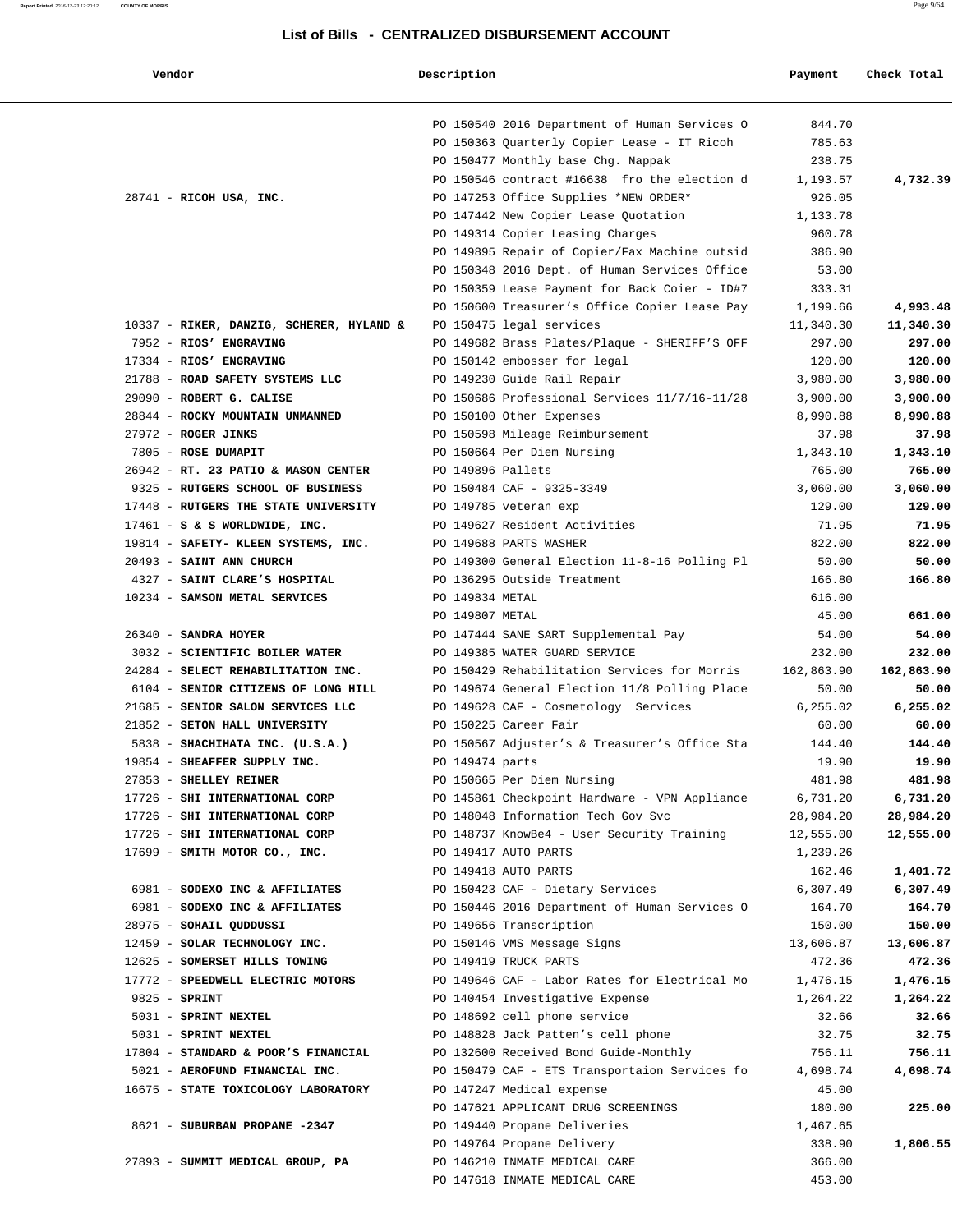# List of Bills - CENTRALIZED DISBURSEMENT ACCOUNT

| Vendor | Description | Payment | Check Total |
|---|---|---|---|
| | PO 150540 2016 Department of Human Services O | 844.70 | |
| | PO 150363 Quarterly Copier Lease - IT Ricoh | 785.63 | |
| | PO 150477 Monthly base Chg. Nappak | 238.75 | |
| | PO 150546 contract #16638 fro the election d | 1,193.57 | **4,732.39** |
| 28741 - **RICOH USA, INC.** | PO 147253 Office Supplies *NEW ORDER* | 926.05 | |
| | PO 147442 New Copier Lease Quotation | 1,133.78 | |
| | PO 149314 Copier Leasing Charges | 960.78 | |
| | PO 149895 Repair of Copier/Fax Machine outsid | 386.90 | |
| | PO 150348 2016 Dept. of Human Services Office | 53.00 | |
| | PO 150359 Lease Payment for Back Coier - ID#7 | 333.31 | |
| | PO 150600 Treasurer's Office Copier Lease Pay | 1,199.66 | **4,993.48** |
| 10337 - **RIKER, DANZIG, SCHERER, HYLAND &** | PO 150475 legal services | 11,340.30 | **11,340.30** |
| 7952 - **RIOS' ENGRAVING** | PO 149682 Brass Plates/Plaque - SHERIFF'S OFF | 297.00 | **297.00** |
| 17334 - **RIOS' ENGRAVING** | PO 150142 embosser for legal | 120.00 | **120.00** |
| 21788 - **ROAD SAFETY SYSTEMS LLC** | PO 149230 Guide Rail Repair | 3,980.00 | **3,980.00** |
| 29090 - **ROBERT G. CALISE** | PO 150686 Professional Services 11/7/16-11/28 | 3,900.00 | **3,900.00** |
| 28844 - **ROCKY MOUNTAIN UNMANNED** | PO 150100 Other Expenses | 8,990.88 | **8,990.88** |
| 27972 - **ROGER JINKS** | PO 150598 Mileage Reimbursement | 37.98 | **37.98** |
| 7805 - **ROSE DUMAPIT** | PO 150664 Per Diem Nursing | 1,343.10 | **1,343.10** |
| 26942 - **RT. 23 PATIO & MASON CENTER** | PO 149896 Pallets | 765.00 | **765.00** |
| 9325 - **RUTGERS SCHOOL OF BUSINESS** | PO 150484 CAF - 9325-3349 | 3,060.00 | **3,060.00** |
| 17448 - **RUTGERS THE STATE UNIVERSITY** | PO 149785 veteran exp | 129.00 | **129.00** |
| 17461 - **S & S WORLDWIDE, INC.** | PO 149627 Resident Activities | 71.95 | **71.95** |
| 19814 - **SAFETY- KLEEN SYSTEMS, INC.** | PO 149688 PARTS WASHER | 822.00 | **822.00** |
| 20493 - **SAINT ANN CHURCH** | PO 149300 General Election 11-8-16 Polling Pl | 50.00 | **50.00** |
| 4327 - **SAINT CLARE'S HOSPITAL** | PO 136295 Outside Treatment | 166.80 | **166.80** |
| 10234 - **SAMSON METAL SERVICES** | PO 149834 METAL | 616.00 | |
| | PO 149807 METAL | 45.00 | **661.00** |
| 26340 - **SANDRA HOYER** | PO 147444 SANE SART Supplemental Pay | 54.00 | **54.00** |
| 3032 - **SCIENTIFIC BOILER WATER** | PO 149385 WATER GUARD SERVICE | 232.00 | **232.00** |
| 24284 - **SELECT REHABILITATION INC.** | PO 150429 Rehabilitation Services for Morris | 162,863.90 | **162,863.90** |
| 6104 - **SENIOR CITIZENS OF LONG HILL** | PO 149674 General Election 11/8 Polling Place | 50.00 | **50.00** |
| 21685 - **SENIOR SALON SERVICES LLC** | PO 149628 CAF - Cosmetology Services | 6,255.02 | **6,255.02** |
| 21852 - **SETON HALL UNIVERSITY** | PO 150225 Career Fair | 60.00 | **60.00** |
| 5838 - **SHACHIHATA INC. (U.S.A.)** | PO 150567 Adjuster's & Treasurer's Office Sta | 144.40 | **144.40** |
| 19854 - **SHEAFFER SUPPLY INC.** | PO 149474 parts | 19.90 | **19.90** |
| 27853 - **SHELLEY REINER** | PO 150665 Per Diem Nursing | 481.98 | **481.98** |
| 17726 - **SHI INTERNATIONAL CORP** | PO 145861 Checkpoint Hardware - VPN Appliance | 6,731.20 | **6,731.20** |
| 17726 - **SHI INTERNATIONAL CORP** | PO 148048 Information Tech Gov Svc | 28,984.20 | **28,984.20** |
| 17726 - **SHI INTERNATIONAL CORP** | PO 148737 KnowBe4 - User Security Training | 12,555.00 | **12,555.00** |
| 17699 - **SMITH MOTOR CO., INC.** | PO 149417 AUTO PARTS | 1,239.26 | |
| | PO 149418 AUTO PARTS | 162.46 | **1,401.72** |
| 6981 - **SODEXO INC & AFFILIATES** | PO 150423 CAF - Dietary Services | 6,307.49 | **6,307.49** |
| 6981 - **SODEXO INC & AFFILIATES** | PO 150446 2016 Department of Human Services O | 164.70 | **164.70** |
| 28975 - **SOHAIL QUDDUSSI** | PO 149656 Transcription | 150.00 | **150.00** |
| 12459 - **SOLAR TECHNOLOGY INC.** | PO 150146 VMS Message Signs | 13,606.87 | **13,606.87** |
| 12625 - **SOMERSET HILLS TOWING** | PO 149419 TRUCK PARTS | 472.36 | **472.36** |
| 17772 - **SPEEDWELL ELECTRIC MOTORS** | PO 149646 CAF - Labor Rates for Electrical Mo | 1,476.15 | **1,476.15** |
| 9825 - **SPRINT** | PO 140454 Investigative Expense | 1,264.22 | **1,264.22** |
| 5031 - **SPRINT NEXTEL** | PO 148692 cell phone service | 32.66 | **32.66** |
| 5031 - **SPRINT NEXTEL** | PO 148828 Jack Patten's cell phone | 32.75 | **32.75** |
| 17804 - **STANDARD & POOR'S FINANCIAL** | PO 132600 Received Bond Guide-Monthly | 756.11 | **756.11** |
| 5021 - **AEROFUND FINANCIAL INC.** | PO 150479 CAF - ETS Transportaion Services fo | 4,698.74 | **4,698.74** |
| 16675 - **STATE TOXICOLOGY LABORATORY** | PO 147247 Medical expense | 45.00 | |
| | PO 147621 APPLICANT DRUG SCREENINGS | 180.00 | **225.00** |
| 8621 - **SUBURBAN PROPANE -2347** | PO 149440 Propane Deliveries | 1,467.65 | |
| | PO 149764 Propane Delivery | 338.90 | **1,806.55** |
| 27893 - **SUMMIT MEDICAL GROUP, PA** | PO 146210 INMATE MEDICAL CARE | 366.00 | |
| | PO 147618 INMATE MEDICAL CARE | 453.00 | |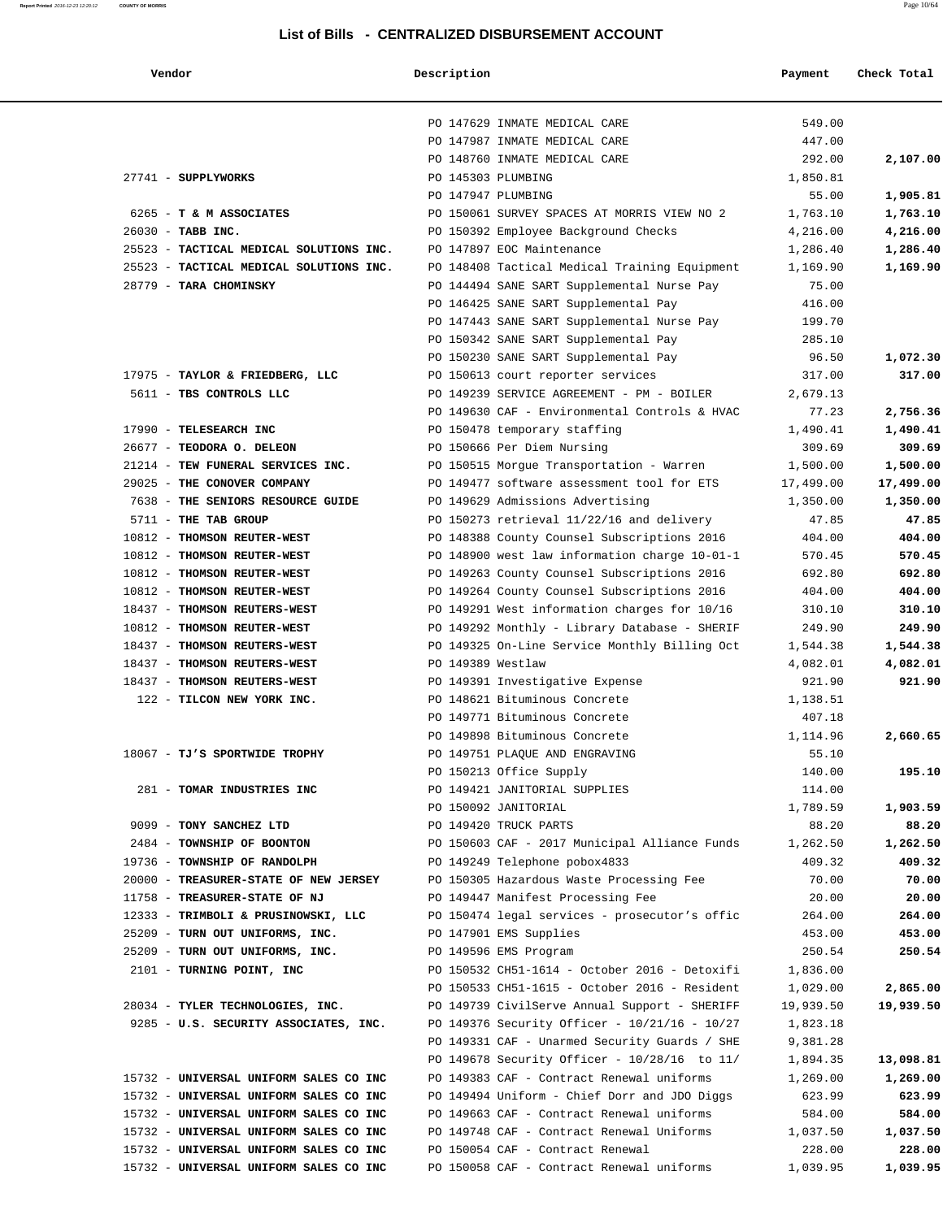## List of Bills - CENTRALIZED DISBURSEMENT ACCOUNT

| Vendor | Description | Payment | Check Total |
|---|---|---|---|
| | PO 147629 INMATE MEDICAL CARE | 549.00 | |
| | PO 147987 INMATE MEDICAL CARE | 447.00 | |
| | PO 148760 INMATE MEDICAL CARE | 292.00 | **2,107.00** |
| 27741 - **SUPPLYWORKS** | PO 145303 PLUMBING | 1,850.81 | |
| | PO 147947 PLUMBING | 55.00 | **1,905.81** |
| 6265 - **T & M ASSOCIATES** | PO 150061 SURVEY SPACES AT MORRIS VIEW NO 2 | 1,763.10 | **1,763.10** |
| 26030 - **TABB INC.** | PO 150392 Employee Background Checks | 4,216.00 | **4,216.00** |
| 25523 - **TACTICAL MEDICAL SOLUTIONS INC.** | PO 147897 EOC Maintenance | 1,286.40 | **1,286.40** |
| 25523 - **TACTICAL MEDICAL SOLUTIONS INC.** | PO 148408 Tactical Medical Training Equipment | 1,169.90 | **1,169.90** |
| 28779 - **TARA CHOMINSKY** | PO 144494 SANE SART Supplemental Nurse Pay | 75.00 | |
| | PO 146425 SANE SART Supplemental Pay | 416.00 | |
| | PO 147443 SANE SART Supplemental Nurse Pay | 199.70 | |
| | PO 150342 SANE SART Supplemental Pay | 285.10 | |
| | PO 150230 SANE SART Supplemental Pay | 96.50 | **1,072.30** |
| 17975 - **TAYLOR & FRIEDBERG, LLC** | PO 150613 court reporter services | 317.00 | **317.00** |
| 5611 - **TBS CONTROLS LLC** | PO 149239 SERVICE AGREEMENT - PM - BOILER | 2,679.13 | |
| | PO 149630 CAF - Environmental Controls & HVAC | 77.23 | **2,756.36** |
| 17990 - **TELESEARCH INC** | PO 150478 temporary staffing | 1,490.41 | **1,490.41** |
| 26677 - **TEODORA O. DELEON** | PO 150666 Per Diem Nursing | 309.69 | **309.69** |
| 21214 - **TEW FUNERAL SERVICES INC.** | PO 150515 Morgue Transportation - Warren | 1,500.00 | **1,500.00** |
| 29025 - **THE CONOVER COMPANY** | PO 149477 software assessment tool for ETS | 17,499.00 | **17,499.00** |
| 7638 - **THE SENIORS RESOURCE GUIDE** | PO 149629 Admissions Advertising | 1,350.00 | **1,350.00** |
| 5711 - **THE TAB GROUP** | PO 150273 retrieval 11/22/16 and delivery | 47.85 | **47.85** |
| 10812 - **THOMSON REUTER-WEST** | PO 148388 County Counsel Subscriptions 2016 | 404.00 | **404.00** |
| 10812 - **THOMSON REUTER-WEST** | PO 148900 west law information charge 10-01-1 | 570.45 | **570.45** |
| 10812 - **THOMSON REUTER-WEST** | PO 149263 County Counsel Subscriptions 2016 | 692.80 | **692.80** |
| 10812 - **THOMSON REUTER-WEST** | PO 149264 County Counsel Subscriptions 2016 | 404.00 | **404.00** |
| 18437 - **THOMSON REUTERS-WEST** | PO 149291 West information charges for 10/16 | 310.10 | **310.10** |
| 10812 - **THOMSON REUTER-WEST** | PO 149292 Monthly - Library Database - SHERIF | 249.90 | **249.90** |
| 18437 - **THOMSON REUTERS-WEST** | PO 149325 On-Line Service Monthly Billing Oct | 1,544.38 | **1,544.38** |
| 18437 - **THOMSON REUTERS-WEST** | PO 149389 Westlaw | 4,082.01 | **4,082.01** |
| 18437 - **THOMSON REUTERS-WEST** | PO 149391 Investigative Expense | 921.90 | **921.90** |
| 122 - **TILCON NEW YORK INC.** | PO 148621 Bituminous Concrete | 1,138.51 | |
| | PO 149771 Bituminous Concrete | 407.18 | |
| | PO 149898 Bituminous Concrete | 1,114.96 | **2,660.65** |
| 18067 - **TJ'S SPORTWIDE TROPHY** | PO 149751 PLAQUE AND ENGRAVING | 55.10 | |
| | PO 150213 Office Supply | 140.00 | **195.10** |
| 281 - **TOMAR INDUSTRIES INC** | PO 149421 JANITORIAL SUPPLIES | 114.00 | |
| | PO 150092 JANITORIAL | 1,789.59 | **1,903.59** |
| 9099 - **TONY SANCHEZ LTD** | PO 149420 TRUCK PARTS | 88.20 | **88.20** |
| 2484 - **TOWNSHIP OF BOONTON** | PO 150603 CAF - 2017 Municipal Alliance Funds | 1,262.50 | **1,262.50** |
| 19736 - **TOWNSHIP OF RANDOLPH** | PO 149249 Telephone pobox4833 | 409.32 | **409.32** |
| 20000 - **TREASURER-STATE OF NEW JERSEY** | PO 150305 Hazardous Waste Processing Fee | 70.00 | **70.00** |
| 11758 - **TREASURER-STATE OF NJ** | PO 149447 Manifest Processing Fee | 20.00 | **20.00** |
| 12333 - **TRIMBOLI & PRUSINOWSKI, LLC** | PO 150474 legal services - prosecutor's offic | 264.00 | **264.00** |
| 25209 - **TURN OUT UNIFORMS, INC.** | PO 147901 EMS Supplies | 453.00 | **453.00** |
| 25209 - **TURN OUT UNIFORMS, INC.** | PO 149596 EMS Program | 250.54 | **250.54** |
| 2101 - **TURNING POINT, INC** | PO 150532 CH51-1614 - October 2016 - Detoxifi | 1,836.00 | |
| | PO 150533 CH51-1615 - October 2016 - Resident | 1,029.00 | **2,865.00** |
| 28034 - **TYLER TECHNOLOGIES, INC.** | PO 149739 CivilServe Annual Support - SHERIFF | 19,939.50 | **19,939.50** |
| 9285 - **U.S. SECURITY ASSOCIATES, INC.** | PO 149376 Security Officer - 10/21/16 - 10/27 | 1,823.18 | |
| | PO 149331 CAF - Unarmed Security Guards / SHE | 9,381.28 | |
| | PO 149678 Security Officer - 10/28/16 to 11/ | 1,894.35 | **13,098.81** |
| 15732 - **UNIVERSAL UNIFORM SALES CO INC** | PO 149383 CAF - Contract Renewal uniforms | 1,269.00 | **1,269.00** |
| 15732 - **UNIVERSAL UNIFORM SALES CO INC** | PO 149494 Uniform - Chief Dorr and JDO Diggs | 623.99 | **623.99** |
| 15732 - **UNIVERSAL UNIFORM SALES CO INC** | PO 149663 CAF - Contract Renewal uniforms | 584.00 | **584.00** |
| 15732 - **UNIVERSAL UNIFORM SALES CO INC** | PO 149748 CAF - Contract Renewal Uniforms | 1,037.50 | **1,037.50** |
| 15732 - **UNIVERSAL UNIFORM SALES CO INC** | PO 150054 CAF - Contract Renewal | 228.00 | **228.00** |
| 15732 - **UNIVERSAL UNIFORM SALES CO INC** | PO 150058 CAF - Contract Renewal uniforms | 1,039.95 | **1,039.95** |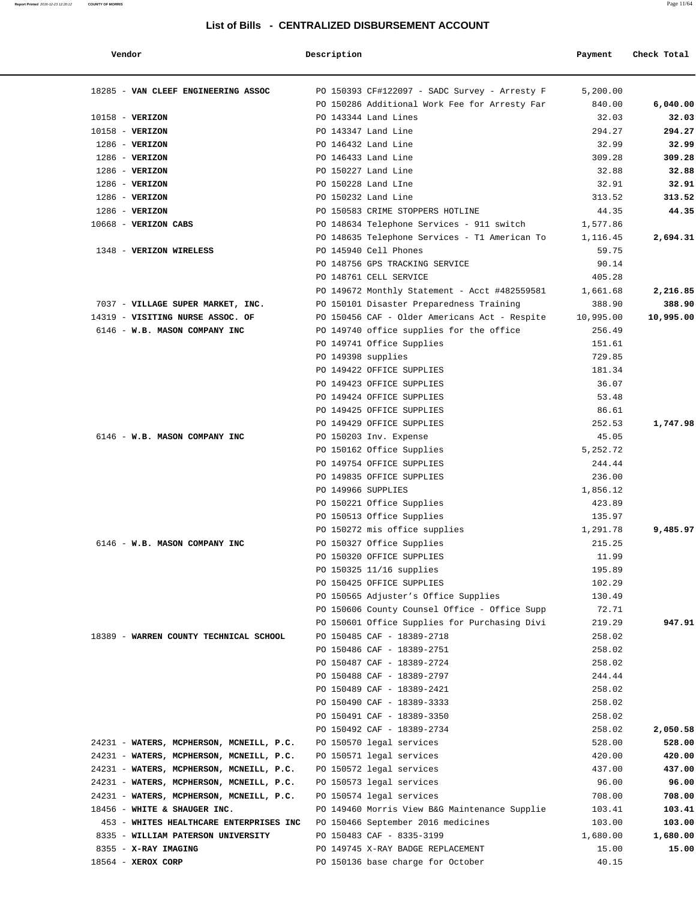## List of Bills - CENTRALIZED DISBURSEMENT ACCOUNT

| Vendor | Description | Payment | Check Total |
|---|---|---|---|
| 18285 - **VAN CLEEF ENGINEERING ASSOC** | PO 150393 CF#122097 - SADC Survey - Arresty F | 5,200.00 | |
| | PO 150286 Additional Work Fee for Arresty Far | 840.00 | **6,040.00** |
| 10158 - **VERIZON** | PO 143344 Land Lines | 32.03 | **32.03** |
| 10158 - **VERIZON** | PO 143347 Land Line | 294.27 | **294.27** |
| 1286 - **VERIZON** | PO 146432 Land Line | 32.99 | **32.99** |
| 1286 - **VERIZON** | PO 146433 Land Line | 309.28 | **309.28** |
| 1286 - **VERIZON** | PO 150227 Land Line | 32.88 | **32.88** |
| 1286 - **VERIZON** | PO 150228 Land LIne | 32.91 | **32.91** |
| 1286 - **VERIZON** | PO 150232 Land Line | 313.52 | **313.52** |
| 1286 - **VERIZON** | PO 150583 CRIME STOPPERS HOTLINE | 44.35 | **44.35** |
| 10668 - **VERIZON CABS** | PO 148634 Telephone Services - 911 switch | 1,577.86 | |
| | PO 148635 Telephone Services - T1 American To | 1,116.45 | **2,694.31** |
| 1348 - **VERIZON WIRELESS** | PO 145940 Cell Phones | 59.75 | |
| | PO 148756 GPS TRACKING SERVICE | 90.14 | |
| | PO 148761 CELL SERVICE | 405.28 | |
| | PO 149672 Monthly Statement - Acct #482559581 | 1,661.68 | **2,216.85** |
| 7037 - **VILLAGE SUPER MARKET, INC.** | PO 150101 Disaster Preparedness Training | 388.90 | **388.90** |
| 14319 - **VISITING NURSE ASSOC. OF** | PO 150456 CAF - Older Americans Act - Respite | 10,995.00 | **10,995.00** |
| 6146 - **W.B. MASON COMPANY INC** | PO 149740 office supplies for the office | 256.49 | |
| | PO 149741 Office Supplies | 151.61 | |
| | PO 149398 supplies | 729.85 | |
| | PO 149422 OFFICE SUPPLIES | 181.34 | |
| | PO 149423 OFFICE SUPPLIES | 36.07 | |
| | PO 149424 OFFICE SUPPLIES | 53.48 | |
| | PO 149425 OFFICE SUPPLIES | 86.61 | |
| | PO 149429 OFFICE SUPPLIES | 252.53 | **1,747.98** |
| 6146 - **W.B. MASON COMPANY INC** | PO 150203 Inv. Expense | 45.05 | |
| | PO 150162 Office Supplies | 5,252.72 | |
| | PO 149754 OFFICE SUPPLIES | 244.44 | |
| | PO 149835 OFFICE SUPPLIES | 236.00 | |
| | PO 149966 SUPPLIES | 1,856.12 | |
| | PO 150221 Office Supplies | 423.89 | |
| | PO 150513 Office Supplies | 135.97 | |
| | PO 150272 mis office supplies | 1,291.78 | **9,485.97** |
| 6146 - **W.B. MASON COMPANY INC** | PO 150327 Office Supplies | 215.25 | |
| | PO 150320 OFFICE SUPPLIES | 11.99 | |
| | PO 150325 11/16 supplies | 195.89 | |
| | PO 150425 OFFICE SUPPLIES | 102.29 | |
| | PO 150565 Adjuster's Office Supplies | 130.49 | |
| | PO 150606 County Counsel Office - Office Supp | 72.71 | |
| | PO 150601 Office Supplies for Purchasing Divi | 219.29 | **947.91** |
| 18389 - **WARREN COUNTY TECHNICAL SCHOOL** | PO 150485 CAF - 18389-2718 | 258.02 | |
| | PO 150486 CAF - 18389-2751 | 258.02 | |
| | PO 150487 CAF - 18389-2724 | 258.02 | |
| | PO 150488 CAF - 18389-2797 | 244.44 | |
| | PO 150489 CAF - 18389-2421 | 258.02 | |
| | PO 150490 CAF - 18389-3333 | 258.02 | |
| | PO 150491 CAF - 18389-3350 | 258.02 | |
| | PO 150492 CAF - 18389-2734 | 258.02 | **2,050.58** |
| 24231 - **WATERS, MCPHERSON, MCNEILL, P.C.** | PO 150570 legal services | 528.00 | **528.00** |
| 24231 - **WATERS, MCPHERSON, MCNEILL, P.C.** | PO 150571 legal services | 420.00 | **420.00** |
| 24231 - **WATERS, MCPHERSON, MCNEILL, P.C.** | PO 150572 legal services | 437.00 | **437.00** |
| 24231 - **WATERS, MCPHERSON, MCNEILL, P.C.** | PO 150573 legal services | 96.00 | **96.00** |
| 24231 - **WATERS, MCPHERSON, MCNEILL, P.C.** | PO 150574 legal services | 708.00 | **708.00** |
| 18456 - **WHITE & SHAUGER INC.** | PO 149460 Morris View B&G Maintenance Supplie | 103.41 | **103.41** |
| 453 - **WHITES HEALTHCARE ENTERPRISES INC** | PO 150466 September 2016 medicines | 103.00 | **103.00** |
| 8335 - **WILLIAM PATERSON UNIVERSITY** | PO 150483 CAF - 8335-3199 | 1,680.00 | **1,680.00** |
| 8355 - **X-RAY IMAGING** | PO 149745 X-RAY BADGE REPLACEMENT | 15.00 | **15.00** |
| 18564 - **XEROX CORP** | PO 150136 base charge for October | 40.15 | |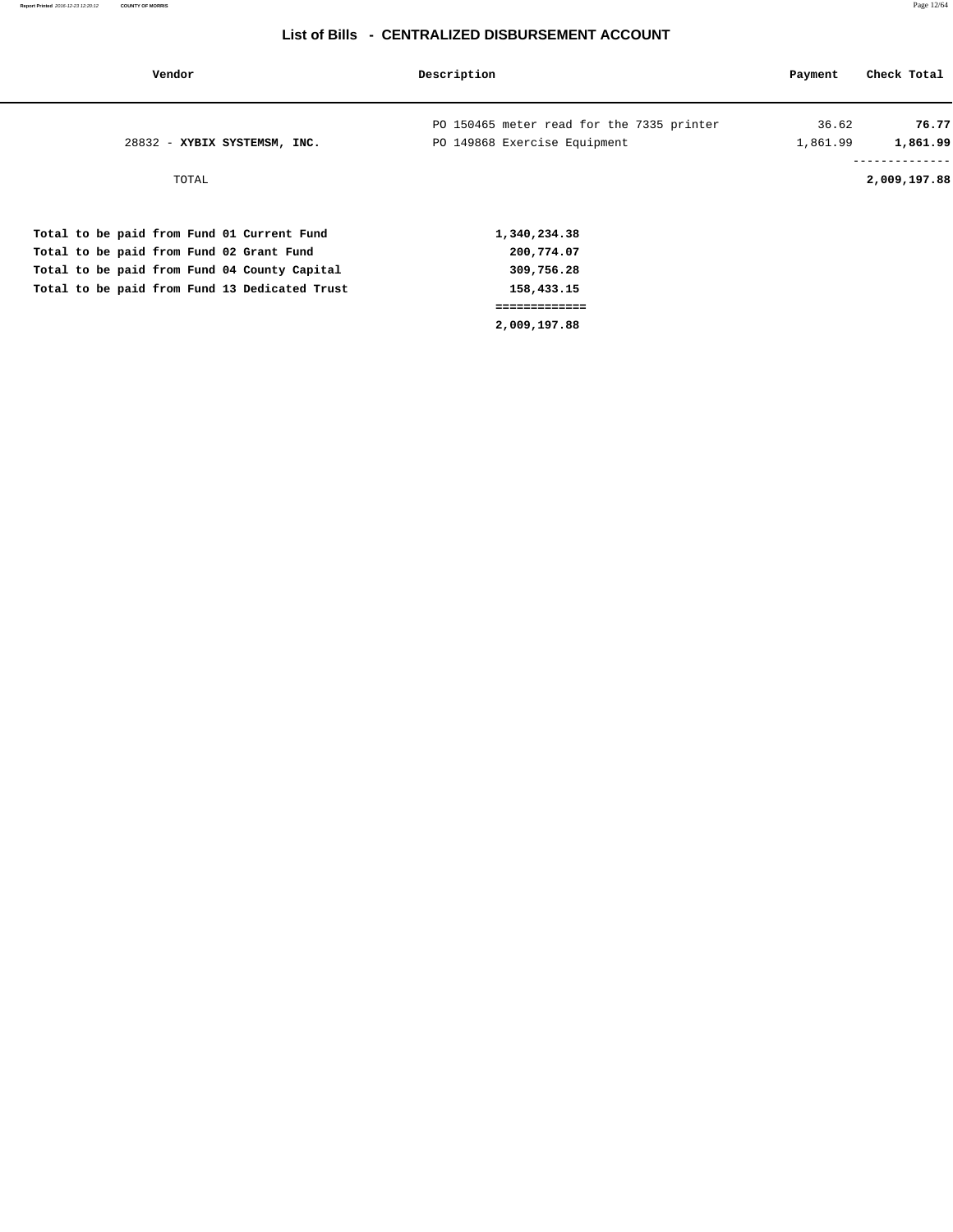## List of Bills - CENTRALIZED DISBURSEMENT ACCOUNT

| Vendor | Description | Payment | Check Total |
|---|---|---|---|
| | PO 150465 meter read for the 7335 printer | 36.62 | **76.77** |
| 28832 - **XYBIX SYSTEMSM, INC.** | PO 149868 Exercise Equipment | 1,861.99 | **1,861.99** |
| TOTAL | | | **2,009,197.88** |

| | |
|---|---|
| **Total to be paid from Fund 01 Current Fund** | **1,340,234.38** |
| **Total to be paid from Fund 02 Grant Fund** | **200,774.07** |
| **Total to be paid from Fund 04 County Capital** | **309,756.28** |
| **Total to be paid from Fund 13 Dedicated Trust** | **158,433.15** |
| | **=============** |
| | **2,009,197.88** |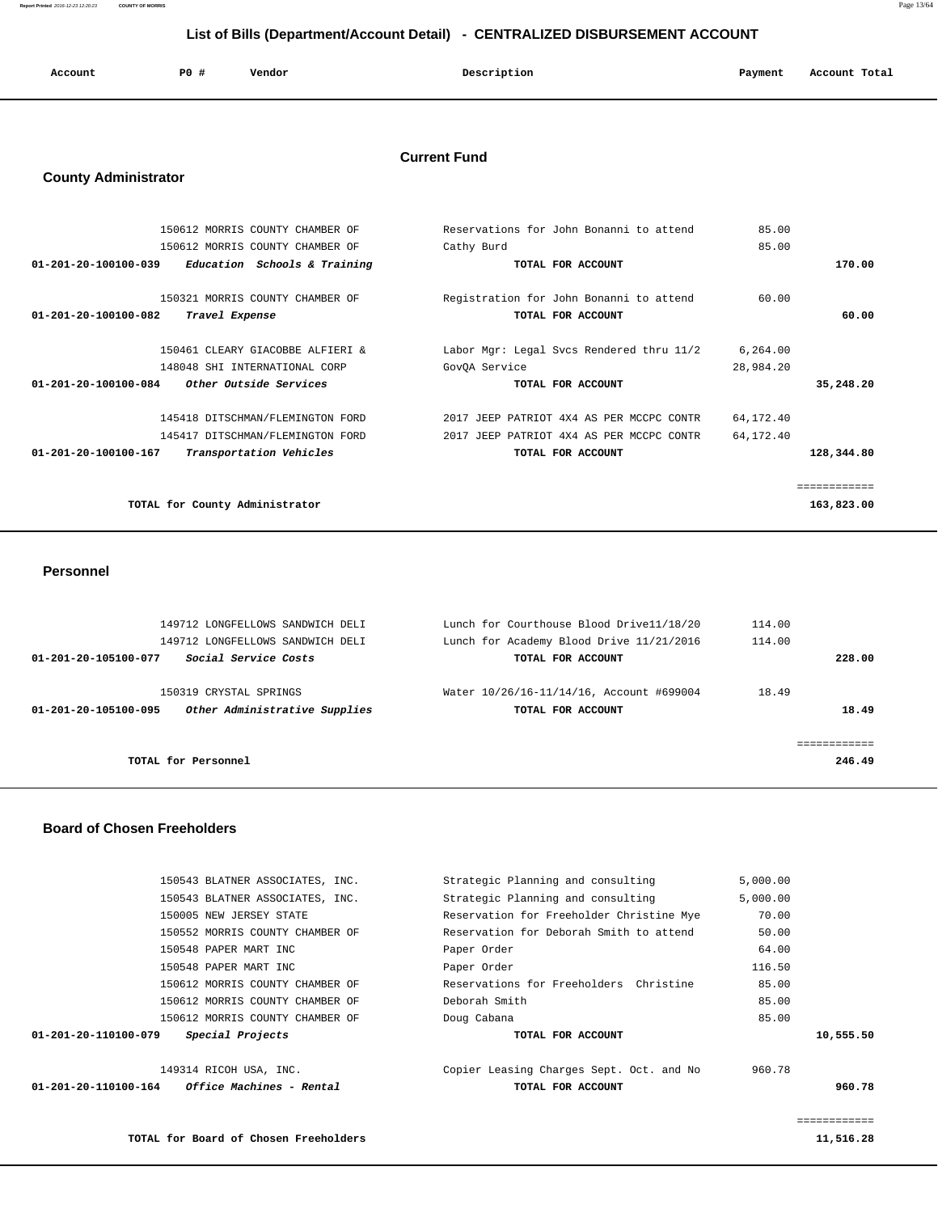# List of Bills (Department/Account Detail) - CENTRALIZED DISBURSEMENT ACCOUNT

## Current Fund

### County Administrator

| Account | PO # | Vendor | Description | Payment | Account Total |
|---|---|---|---|---|---|
| | 150612 | MORRIS COUNTY CHAMBER OF | Reservations for John Bonanni to attend | 85.00 | |
| | 150612 | MORRIS COUNTY CHAMBER OF | Cathy Burd | 85.00 | |
| **01-201-20-100100-039** | | ***Education Schools & Training*** | **TOTAL FOR ACCOUNT** | | **170.00** |
| | 150321 | MORRIS COUNTY CHAMBER OF | Registration for John Bonanni to attend | 60.00 | |
| **01-201-20-100100-082** | | ***Travel Expense*** | **TOTAL FOR ACCOUNT** | | **60.00** |
| | 150461 | CLEARY GIACOBBE ALFIERI & | Labor Mgr: Legal Svcs Rendered thru 11/2 | 6,264.00 | |
| | 148048 | SHI INTERNATIONAL CORP | GovQA Service | 28,984.20 | |
| **01-201-20-100100-084** | | ***Other Outside Services*** | **TOTAL FOR ACCOUNT** | | **35,248.20** |
| | 145418 | DITSCHMAN/FLEMINGTON FORD | 2017 JEEP PATRIOT 4X4 AS PER MCCPC CONTR | 64,172.40 | |
| | 145417 | DITSCHMAN/FLEMINGTON FORD | 2017 JEEP PATRIOT 4X4 AS PER MCCPC CONTR | 64,172.40 | |
| **01-201-20-100100-167** | | ***Transportation Vehicles*** | **TOTAL FOR ACCOUNT** | | **128,344.80** |
| | | | | | ============ |
| | | **TOTAL for County Administrator** | | | **163,823.00** |

### Personnel

| Account | PO # | Vendor | Description | Payment | Account Total |
|---|---|---|---|---|---|
| | 149712 | LONGFELLOWS SANDWICH DELI | Lunch for Courthouse Blood Drive11/18/20 | 114.00 | |
| | 149712 | LONGFELLOWS SANDWICH DELI | Lunch for Academy Blood Drive 11/21/2016 | 114.00 | |
| **01-201-20-105100-077** | | ***Social Service Costs*** | **TOTAL FOR ACCOUNT** | | **228.00** |
| | 150319 | CRYSTAL SPRINGS | Water 10/26/16-11/14/16, Account #699004 | 18.49 | |
| **01-201-20-105100-095** | | ***Other Administrative Supplies*** | **TOTAL FOR ACCOUNT** | | **18.49** |
| | | | | | ============ |
| | | **TOTAL for Personnel** | | | **246.49** |

### Board of Chosen Freeholders

| Account | PO # | Vendor | Description | Payment | Account Total |
|---|---|---|---|---|---|
| | 150543 | BLATNER ASSOCIATES, INC. | Strategic Planning and consulting | 5,000.00 | |
| | 150543 | BLATNER ASSOCIATES, INC. | Strategic Planning and consulting | 5,000.00 | |
| | 150005 | NEW JERSEY STATE | Reservation for Freeholder Christine Mye | 70.00 | |
| | 150552 | MORRIS COUNTY CHAMBER OF | Reservation for Deborah Smith to attend | 50.00 | |
| | 150548 | PAPER MART INC | Paper Order | 64.00 | |
| | 150548 | PAPER MART INC | Paper Order | 116.50 | |
| | 150612 | MORRIS COUNTY CHAMBER OF | Reservations for Freeholders Christine | 85.00 | |
| | 150612 | MORRIS COUNTY CHAMBER OF | Deborah Smith | 85.00 | |
| | 150612 | MORRIS COUNTY CHAMBER OF | Doug Cabana | 85.00 | |
| **01-201-20-110100-079** | | ***Special Projects*** | **TOTAL FOR ACCOUNT** | | **10,555.50** |
| | 149314 | RICOH USA, INC. | Copier Leasing Charges Sept. Oct. and No | 960.78 | |
| **01-201-20-110100-164** | | ***Office Machines - Rental*** | **TOTAL FOR ACCOUNT** | | **960.78** |
| | | | | | ============ |
| | | **TOTAL for Board of Chosen Freeholders** | | | **11,516.28** |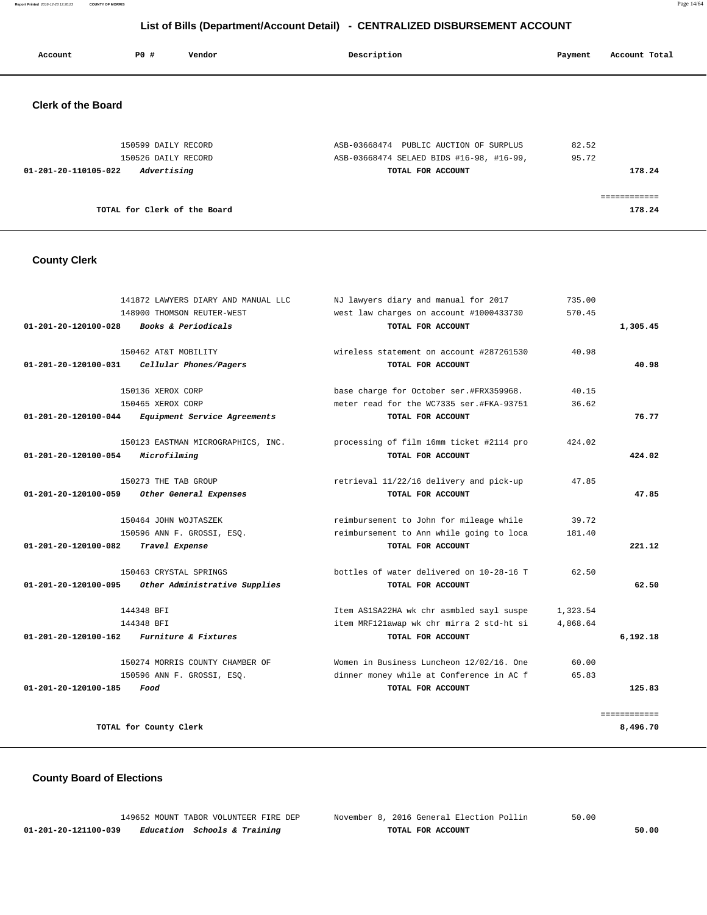# List of Bills (Department/Account Detail) - CENTRALIZED DISBURSEMENT ACCOUNT

| Account | PO # | Vendor | Description | Payment | Account Total |
|---|---|---|---|---|---|

## Clerk of the Board

| Account | PO # | Vendor | Description | Payment | Account Total |
|---|---|---|---|---|---|
| | 150599 | DAILY RECORD | ASB-03668474 PUBLIC AUCTION OF SURPLUS | 82.52 | |
| | 150526 | DAILY RECORD | ASB-03668474 SELAED BIDS #16-98, #16-99, | 95.72 | |
| **01-201-20-110105-022** | | ***Advertising*** | **TOTAL FOR ACCOUNT** | | **178.24** |
| | | | | | ============ |
| | | **TOTAL for Clerk of the Board** | | | **178.24** |

## County Clerk

| Account | PO # | Vendor | Description | Payment | Account Total |
|---|---|---|---|---|---|
| | 141872 | LAWYERS DIARY AND MANUAL LLC | NJ lawyers diary and manual for 2017 | 735.00 | |
| | 148900 | THOMSON REUTER-WEST | west law charges on account #1000433730 | 570.45 | |
| **01-201-20-120100-028** | | ***Books & Periodicals*** | **TOTAL FOR ACCOUNT** | | **1,305.45** |
| | 150462 | AT&T MOBILITY | wireless statement on account #287261530 | 40.98 | |
| **01-201-20-120100-031** | | ***Cellular Phones/Pagers*** | **TOTAL FOR ACCOUNT** | | **40.98** |
| | 150136 | XEROX CORP | base charge for October ser.#FRX359968. | 40.15 | |
| | 150465 | XEROX CORP | meter read for the WC7335 ser.#FKA-93751 | 36.62 | |
| **01-201-20-120100-044** | | ***Equipment Service Agreements*** | **TOTAL FOR ACCOUNT** | | **76.77** |
| | 150123 | EASTMAN MICROGRAPHICS, INC. | processing of film 16mm ticket #2114 pro | 424.02 | |
| **01-201-20-120100-054** | | ***Microfilming*** | **TOTAL FOR ACCOUNT** | | **424.02** |
| | 150273 | THE TAB GROUP | retrieval 11/22/16 delivery and pick-up | 47.85 | |
| **01-201-20-120100-059** | | ***Other General Expenses*** | **TOTAL FOR ACCOUNT** | | **47.85** |
| | 150464 | JOHN WOJTASZEK | reimbursement to John for mileage while | 39.72 | |
| | 150596 | ANN F. GROSSI, ESQ. | reimbursement to Ann while going to loca | 181.40 | |
| **01-201-20-120100-082** | | ***Travel Expense*** | **TOTAL FOR ACCOUNT** | | **221.12** |
| | 150463 | CRYSTAL SPRINGS | bottles of water delivered on 10-28-16 T | 62.50 | |
| **01-201-20-120100-095** | | ***Other Administrative Supplies*** | **TOTAL FOR ACCOUNT** | | **62.50** |
| | 144348 | BFI | Item AS1SA22HA wk chr asmbled sayl suspe | 1,323.54 | |
| | 144348 | BFI | item MRF121awap wk chr mirra 2 std-ht si | 4,868.64 | |
| **01-201-20-120100-162** | | ***Furniture & Fixtures*** | **TOTAL FOR ACCOUNT** | | **6,192.18** |
| | 150274 | MORRIS COUNTY CHAMBER OF | Women in Business Luncheon 12/02/16. One | 60.00 | |
| | 150596 | ANN F. GROSSI, ESQ. | dinner money while at Conference in AC f | 65.83 | |
| **01-201-20-120100-185** | | ***Food*** | **TOTAL FOR ACCOUNT** | | **125.83** |
| | | | | | ============ |
| | | **TOTAL for County Clerk** | | | **8,496.70** |

## County Board of Elections

| Account | PO # | Vendor | Description | Payment | Account Total |
|---|---|---|---|---|---|
| | 149652 | MOUNT TABOR VOLUNTEER FIRE DEP | November 8, 2016 General Election Pollin | 50.00 | |
| **01-201-20-121100-039** | | ***Education Schools & Training*** | **TOTAL FOR ACCOUNT** | | **50.00** |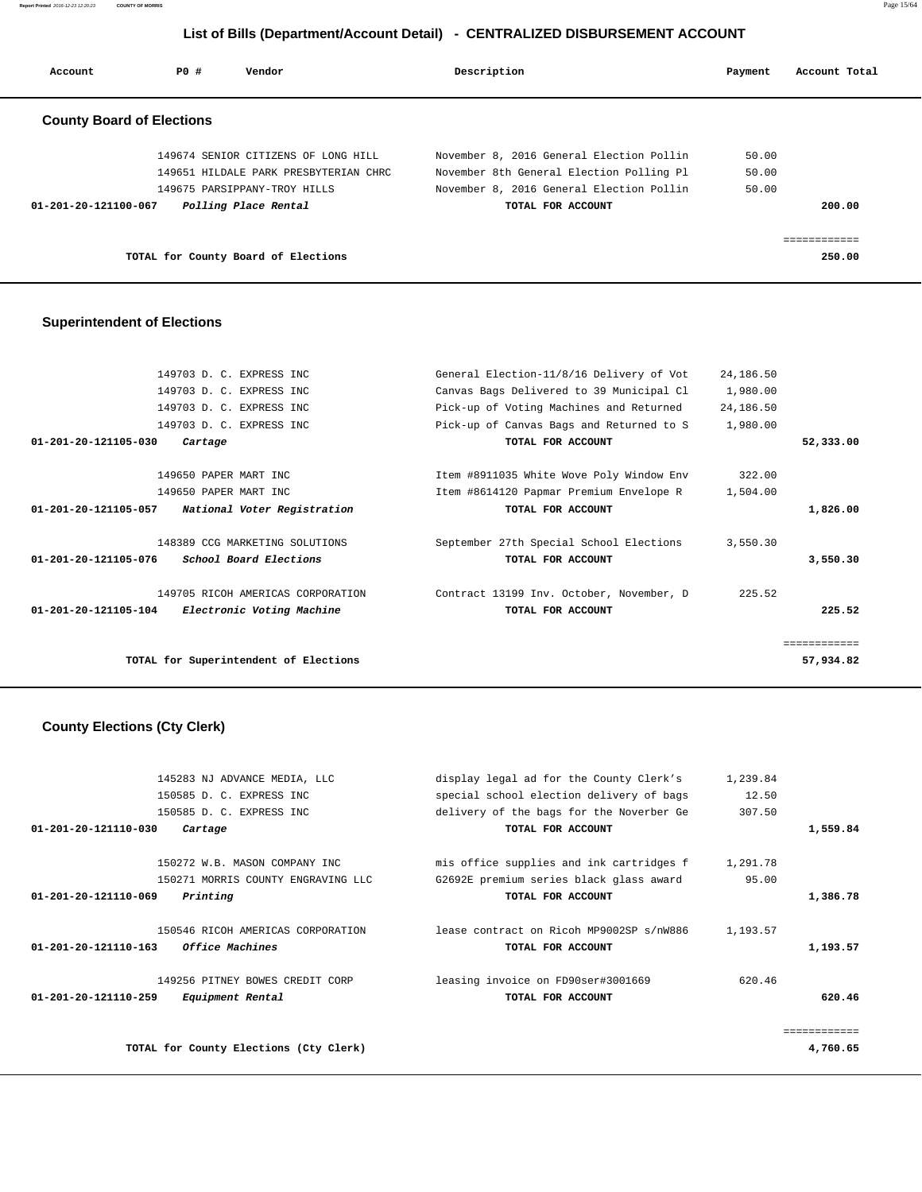## List of Bills (Department/Account Detail) - CENTRALIZED DISBURSEMENT ACCOUNT

| Account | PO # | Vendor | Description | Payment | Account Total |
|---|---|---|---|---|---|

### County Board of Elections

| Account | PO # | Vendor | Description | Payment | Account Total |
|---|---|---|---|---|---|
| | 149674 | SENIOR CITIZENS OF LONG HILL | November 8, 2016 General Election Pollin | 50.00 | |
| | 149651 | HILDALE PARK PRESBYTERIAN CHRC | November 8th General Election Polling Pl | 50.00 | |
| | 149675 | PARSIPPANY-TROY HILLS | November 8, 2016 General Election Pollin | 50.00 | |
| 01-201-20-121100-067 | | *Polling Place Rental* | TOTAL FOR ACCOUNT | | 200.00 |
| | | | | | ============ |
| | | TOTAL for County Board of Elections | | | 250.00 |

### Superintendent of Elections

| Account | PO # | Vendor | Description | Payment | Account Total |
|---|---|---|---|---|---|
| | 149703 | D. C. EXPRESS INC | General Election-11/8/16 Delivery of Vot | 24,186.50 | |
| | 149703 | D. C. EXPRESS INC | Canvas Bags Delivered to 39 Municipal Cl | 1,980.00 | |
| | 149703 | D. C. EXPRESS INC | Pick-up of Voting Machines and Returned | 24,186.50 | |
| | 149703 | D. C. EXPRESS INC | Pick-up of Canvas Bags and Returned to S | 1,980.00 | |
| 01-201-20-121105-030 | | *Cartage* | TOTAL FOR ACCOUNT | | 52,333.00 |
| | 149650 | PAPER MART INC | Item #8911035 White Wove Poly Window Env | 322.00 | |
| | 149650 | PAPER MART INC | Item #8614120 Papmar Premium Envelope R | 1,504.00 | |
| 01-201-20-121105-057 | | *National Voter Registration* | TOTAL FOR ACCOUNT | | 1,826.00 |
| | 148389 | CCG MARKETING SOLUTIONS | September 27th Special School Elections | 3,550.30 | |
| 01-201-20-121105-076 | | *School Board Elections* | TOTAL FOR ACCOUNT | | 3,550.30 |
| | 149705 | RICOH AMERICAS CORPORATION | Contract 13199 Inv. October, November, D | 225.52 | |
| 01-201-20-121105-104 | | *Electronic Voting Machine* | TOTAL FOR ACCOUNT | | 225.52 |
| | | | | | ============ |
| | | TOTAL for Superintendent of Elections | | | 57,934.82 |

### County Elections (Cty Clerk)

| Account | PO # | Vendor | Description | Payment | Account Total |
|---|---|---|---|---|---|
| | 145283 | NJ ADVANCE MEDIA, LLC | display legal ad for the County Clerk's | 1,239.84 | |
| | 150585 | D. C. EXPRESS INC | special school election delivery of bags | 12.50 | |
| | 150585 | D. C. EXPRESS INC | delivery of the bags for the Noverber Ge | 307.50 | |
| 01-201-20-121110-030 | | *Cartage* | TOTAL FOR ACCOUNT | | 1,559.84 |
| | 150272 | W.B. MASON COMPANY INC | mis office supplies and ink cartridges f | 1,291.78 | |
| | 150271 | MORRIS COUNTY ENGRAVING LLC | G2692E premium series black glass award | 95.00 | |
| 01-201-20-121110-069 | | *Printing* | TOTAL FOR ACCOUNT | | 1,386.78 |
| | 150546 | RICOH AMERICAS CORPORATION | lease contract on Ricoh MP9002SP s/nW886 | 1,193.57 | |
| 01-201-20-121110-163 | | *Office Machines* | TOTAL FOR ACCOUNT | | 1,193.57 |
| | 149256 | PITNEY BOWES CREDIT CORP | leasing invoice on FD90ser#3001669 | 620.46 | |
| 01-201-20-121110-259 | | *Equipment Rental* | TOTAL FOR ACCOUNT | | 620.46 |
| | | | | | ============ |
| | | TOTAL for County Elections (Cty Clerk) | | | 4,760.65 |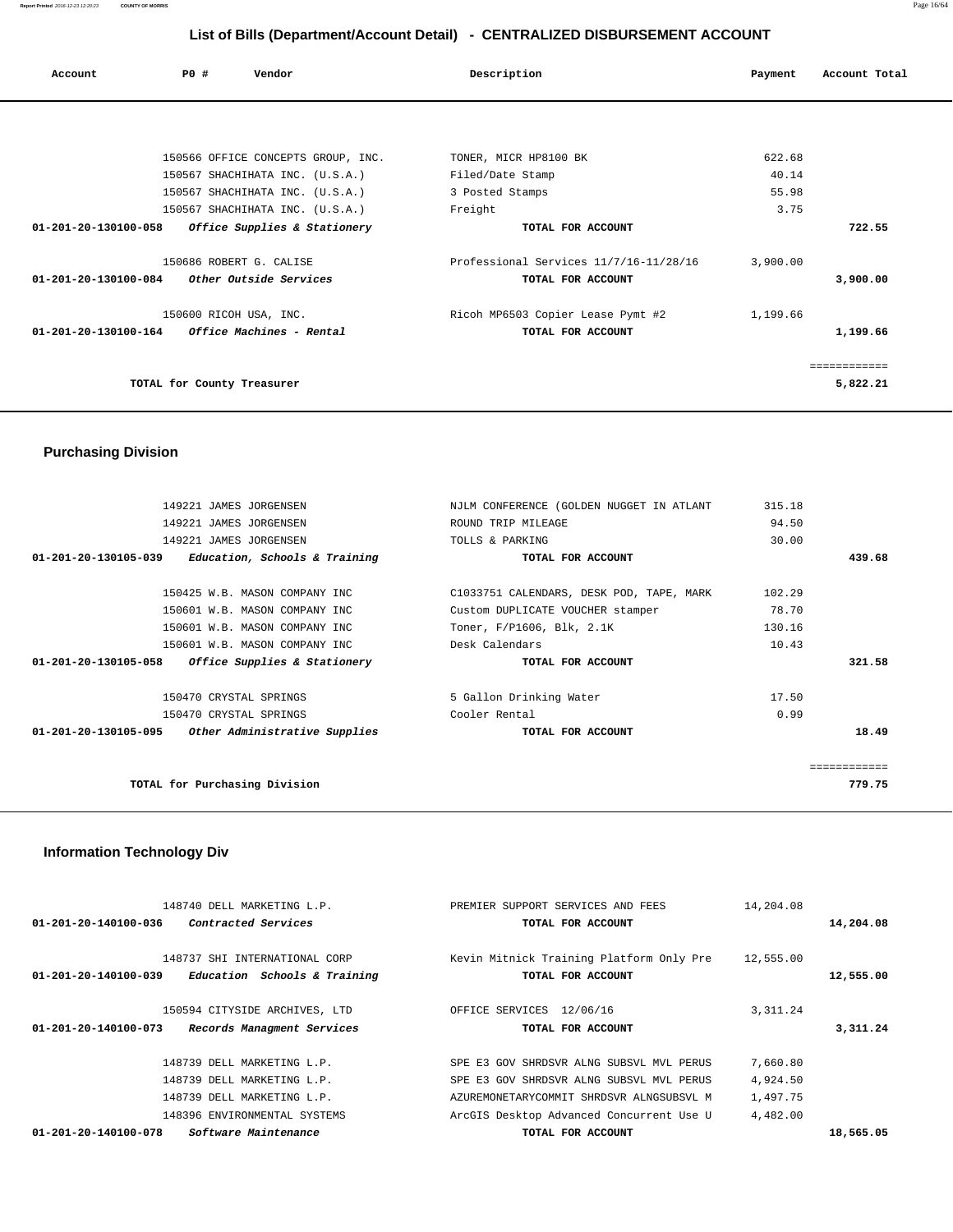## List of Bills (Department/Account Detail) - CENTRALIZED DISBURSEMENT ACCOUNT

| Account | PO # | Vendor | Description | Payment | Account Total |
|---|---|---|---|---|---|
| | 150566 | OFFICE CONCEPTS GROUP, INC. | TONER, MICR HP8100 BK | 622.68 | |
| | 150567 | SHACHIHATA INC. (U.S.A.) | Filed/Date Stamp | 40.14 | |
| | 150567 | SHACHIHATA INC. (U.S.A.) | 3 Posted Stamps | 55.98 | |
| | 150567 | SHACHIHATA INC. (U.S.A.) | Freight | 3.75 | |
| **01-201-20-130100-058** | | *Office Supplies & Stationery* | **TOTAL FOR ACCOUNT** | | **722.55** |
| | 150686 | ROBERT G. CALISE | Professional Services 11/7/16-11/28/16 | 3,900.00 | |
| **01-201-20-130100-084** | | *Other Outside Services* | **TOTAL FOR ACCOUNT** | | **3,900.00** |
| | 150600 | RICOH USA, INC. | Ricoh MP6503 Copier Lease Pymt #2 | 1,199.66 | |
| **01-201-20-130100-164** | | *Office Machines - Rental* | **TOTAL FOR ACCOUNT** | | **1,199.66** |
| | | | | | ============ |
| | | **TOTAL for County Treasurer** | | | **5,822.21** |

## Purchasing Division

| Account | PO # | Vendor | Description | Payment | Account Total |
|---|---|---|---|---|---|
| | 149221 | JAMES JORGENSEN | NJLM CONFERENCE (GOLDEN NUGGET IN ATLANT | 315.18 | |
| | 149221 | JAMES JORGENSEN | ROUND TRIP MILEAGE | 94.50 | |
| | 149221 | JAMES JORGENSEN | TOLLS & PARKING | 30.00 | |
| **01-201-20-130105-039** | | *Education, Schools & Training* | **TOTAL FOR ACCOUNT** | | **439.68** |
| | 150425 | W.B. MASON COMPANY INC | C1033751 CALENDARS, DESK POD, TAPE, MARK | 102.29 | |
| | 150601 | W.B. MASON COMPANY INC | Custom DUPLICATE VOUCHER stamper | 78.70 | |
| | 150601 | W.B. MASON COMPANY INC | Toner, F/P1606, Blk, 2.1K | 130.16 | |
| | 150601 | W.B. MASON COMPANY INC | Desk Calendars | 10.43 | |
| **01-201-20-130105-058** | | *Office Supplies & Stationery* | **TOTAL FOR ACCOUNT** | | **321.58** |
| | 150470 | CRYSTAL SPRINGS | 5 Gallon Drinking Water | 17.50 | |
| | 150470 | CRYSTAL SPRINGS | Cooler Rental | 0.99 | |
| **01-201-20-130105-095** | | *Other Administrative Supplies* | **TOTAL FOR ACCOUNT** | | **18.49** |
| | | | | | ============ |
| | | **TOTAL for Purchasing Division** | | | **779.75** |

## Information Technology Div

| Account | PO # | Vendor | Description | Payment | Account Total |
|---|---|---|---|---|---|
| | 148740 | DELL MARKETING L.P. | PREMIER SUPPORT SERVICES AND FEES | 14,204.08 | |
| **01-201-20-140100-036** | | *Contracted Services* | **TOTAL FOR ACCOUNT** | | **14,204.08** |
| | 148737 | SHI INTERNATIONAL CORP | Kevin Mitnick Training Platform Only Pre | 12,555.00 | |
| **01-201-20-140100-039** | | *Education Schools & Training* | **TOTAL FOR ACCOUNT** | | **12,555.00** |
| | 150594 | CITYSIDE ARCHIVES, LTD | OFFICE SERVICES 12/06/16 | 3,311.24 | |
| **01-201-20-140100-073** | | *Records Managment Services* | **TOTAL FOR ACCOUNT** | | **3,311.24** |
| | 148739 | DELL MARKETING L.P. | SPE E3 GOV SHRDSVR ALNG SUBSVL MVL PERUS | 7,660.80 | |
| | 148739 | DELL MARKETING L.P. | SPE E3 GOV SHRDSVR ALNG SUBSVL MVL PERUS | 4,924.50 | |
| | 148739 | DELL MARKETING L.P. | AZUREMONETARYCOMMIT SHRDSVR ALNGSUBSVL M | 1,497.75 | |
| | 148396 | ENVIRONMENTAL SYSTEMS | ArcGIS Desktop Advanced Concurrent Use U | 4,482.00 | |
| **01-201-20-140100-078** | | *Software Maintenance* | **TOTAL FOR ACCOUNT** | | **18,565.05** |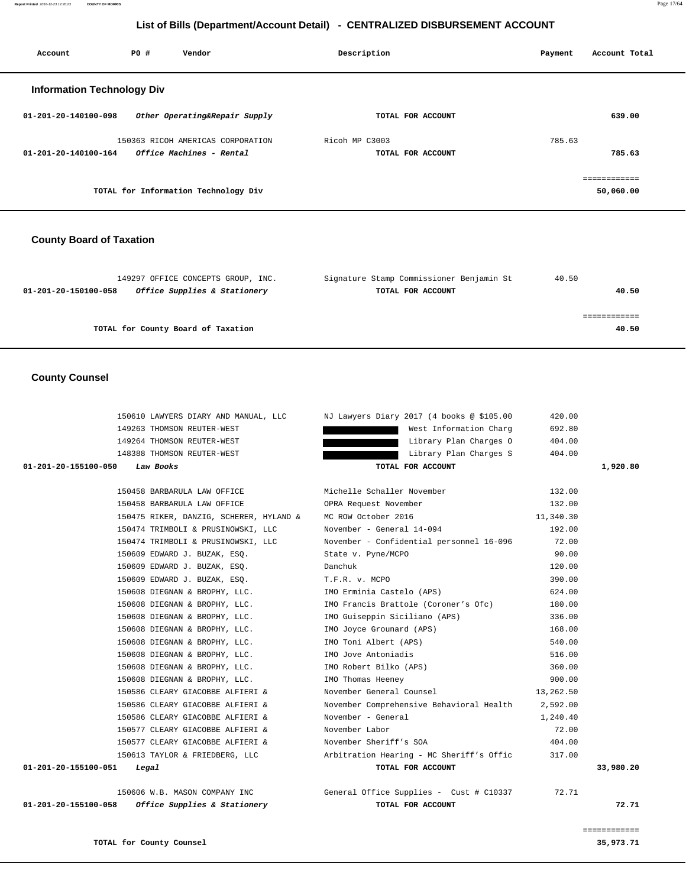## List of Bills (Department/Account Detail) - CENTRALIZED DISBURSEMENT ACCOUNT

| Account | PO # | Vendor | Description | Payment | Account Total |
|---|---|---|---|---|---|

### Information Technology Div

| Account | PO # | Vendor | Description | Payment | Account Total |
|---|---|---|---|---|---|
| 01-201-20-140100-098 | | *Other Operating&Repair Supply* | **TOTAL FOR ACCOUNT** | | **639.00** |
| | 150363 | RICOH AMERICAS CORPORATION | Ricoh MP C3003 | 785.63 | |
| 01-201-20-140100-164 | | *Office Machines - Rental* | **TOTAL FOR ACCOUNT** | | **785.63** |
| | | **TOTAL for Information Technology Div** | | | **50,060.00** |

### County Board of Taxation

| Account | PO # | Vendor | Description | Payment | Account Total |
|---|---|---|---|---|---|
| | 149297 | OFFICE CONCEPTS GROUP, INC. | Signature Stamp Commissioner Benjamin St | 40.50 | |
| 01-201-20-150100-058 | | *Office Supplies & Stationery* | **TOTAL FOR ACCOUNT** | | **40.50** |
| | | **TOTAL for County Board of Taxation** | | | **40.50** |

### County Counsel

| Account | PO # | Vendor | Description | Payment | Account Total |
|---|---|---|---|---|---|
| | 150610 | LAWYERS DIARY AND MANUAL, LLC | NJ Lawyers Diary 2017 (4 books @ $105.00 | 420.00 | |
| | 149263 | THOMSON REUTER-WEST | West Information Charg | 692.80 | |
| | 149264 | THOMSON REUTER-WEST | Library Plan Charges O | 404.00 | |
| | 148388 | THOMSON REUTER-WEST | Library Plan Charges S | 404.00 | |
| 01-201-20-155100-050 | | *Law Books* | **TOTAL FOR ACCOUNT** | | **1,920.80** |
| | 150458 | BARBARULA LAW OFFICE | Michelle Schaller November | 132.00 | |
| | 150458 | BARBARULA LAW OFFICE | OPRA Request November | 132.00 | |
| | 150475 | RIKER, DANZIG, SCHERER, HYLAND & | MC ROW October 2016 | 11,340.30 | |
| | 150474 | TRIMBOLI & PRUSINOWSKI, LLC | November - General 14-094 | 192.00 | |
| | 150474 | TRIMBOLI & PRUSINOWSKI, LLC | November - Confidential personnel 16-096 | 72.00 | |
| | 150609 | EDWARD J. BUZAK, ESQ. | State v. Pyne/MCPO | 90.00 | |
| | 150609 | EDWARD J. BUZAK, ESQ. | Danchuk | 120.00 | |
| | 150609 | EDWARD J. BUZAK, ESQ. | T.F.R. v. MCPO | 390.00 | |
| | 150608 | DIEGNAN & BROPHY, LLC. | IMO Erminia Castelo (APS) | 624.00 | |
| | 150608 | DIEGNAN & BROPHY, LLC. | IMO Francis Brattole (Coroner's Ofc) | 180.00 | |
| | 150608 | DIEGNAN & BROPHY, LLC. | IMO Guiseppin Siciliano (APS) | 336.00 | |
| | 150608 | DIEGNAN & BROPHY, LLC. | IMO Joyce Grounard (APS) | 168.00 | |
| | 150608 | DIEGNAN & BROPHY, LLC. | IMO Toni Albert (APS) | 540.00 | |
| | 150608 | DIEGNAN & BROPHY, LLC. | IMO Jove Antoniadis | 516.00 | |
| | 150608 | DIEGNAN & BROPHY, LLC. | IMO Robert Bilko (APS) | 360.00 | |
| | 150608 | DIEGNAN & BROPHY, LLC. | IMO Thomas Heeney | 900.00 | |
| | 150586 | CLEARY GIACOBBE ALFIERI & | November General Counsel | 13,262.50 | |
| | 150586 | CLEARY GIACOBBE ALFIERI & | November Comprehensive Behavioral Health | 2,592.00 | |
| | 150586 | CLEARY GIACOBBE ALFIERI & | November - General | 1,240.40 | |
| | 150577 | CLEARY GIACOBBE ALFIERI & | November Labor | 72.00 | |
| | 150577 | CLEARY GIACOBBE ALFIERI & | November Sheriff's SOA | 404.00 | |
| | 150613 | TAYLOR & FRIEDBERG, LLC | Arbitration Hearing - MC Sheriff's Offic | 317.00 | |
| 01-201-20-155100-051 | | *Legal* | **TOTAL FOR ACCOUNT** | | **33,980.20** |
| | 150606 | W.B. MASON COMPANY INC | General Office Supplies - Cust # C10337 | 72.71 | |
| 01-201-20-155100-058 | | *Office Supplies & Stationery* | **TOTAL FOR ACCOUNT** | | **72.71** |
| | | **TOTAL for County Counsel** | | | **35,973.71** |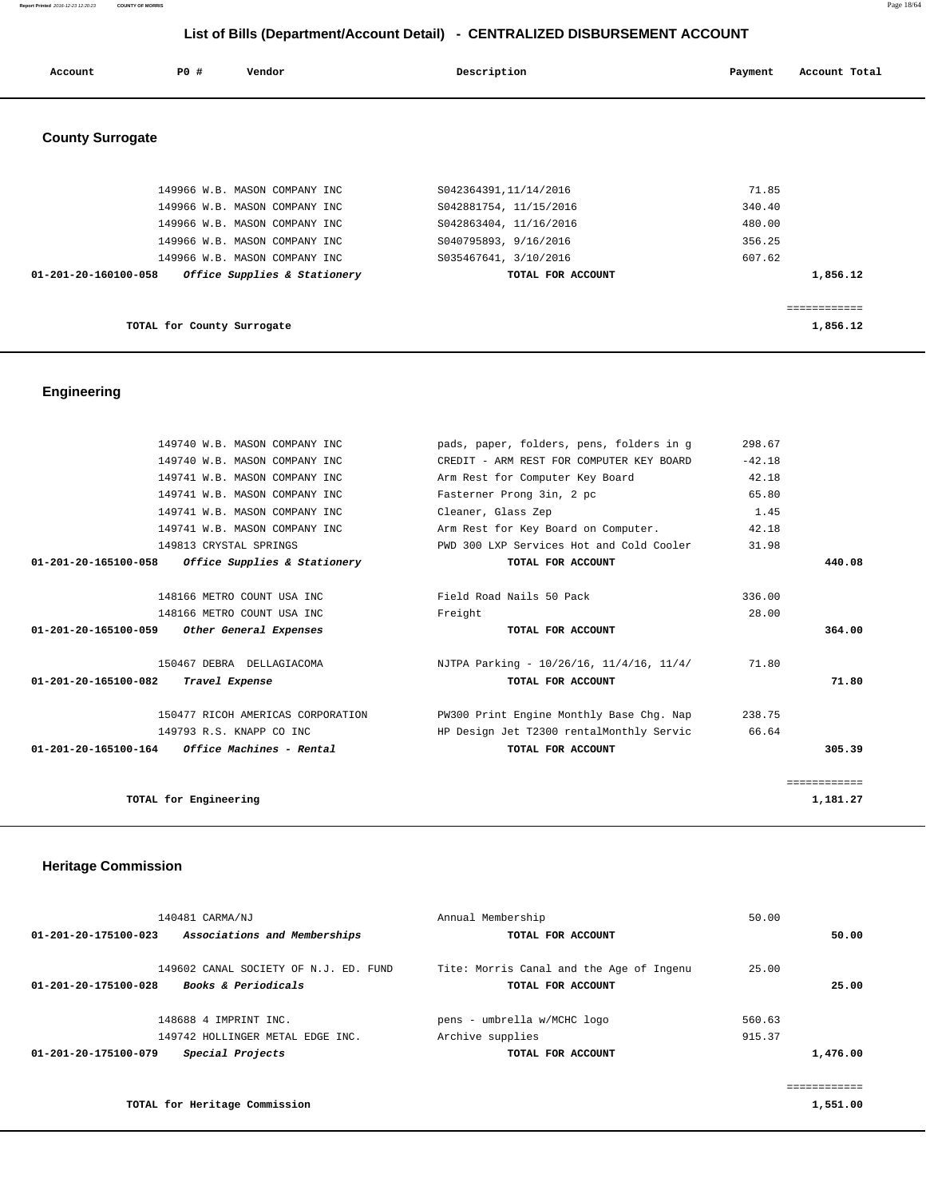## List of Bills (Department/Account Detail) - CENTRALIZED DISBURSEMENT ACCOUNT

| Account | PO # | Vendor | Description | Payment | Account Total |
|---|---|---|---|---|---|

### County Surrogate

| Account | PO # | Vendor | Description | Payment | Account Total |
|---|---|---|---|---|---|
| | 149966 | W.B. MASON COMPANY INC | S042364391,11/14/2016 | 71.85 | |
| | 149966 | W.B. MASON COMPANY INC | S042881754, 11/15/2016 | 340.40 | |
| | 149966 | W.B. MASON COMPANY INC | S042863404, 11/16/2016 | 480.00 | |
| | 149966 | W.B. MASON COMPANY INC | S040795893, 9/16/2016 | 356.25 | |
| | 149966 | W.B. MASON COMPANY INC | S035467641, 3/10/2016 | 607.62 | |
| **01-201-20-160100-058** | | ***Office Supplies & Stationery*** | **TOTAL FOR ACCOUNT** | | **1,856.12** |
| | | | | | ============ |
| | **TOTAL for County Surrogate** | | | | **1,856.12** |

### Engineering

| Account | PO # | Vendor | Description | Payment | Account Total |
|---|---|---|---|---|---|
| | 149740 | W.B. MASON COMPANY INC | pads, paper, folders, pens, folders in g | 298.67 | |
| | 149740 | W.B. MASON COMPANY INC | CREDIT - ARM REST FOR COMPUTER KEY BOARD | -42.18 | |
| | 149741 | W.B. MASON COMPANY INC | Arm Rest for Computer Key Board | 42.18 | |
| | 149741 | W.B. MASON COMPANY INC | Fasterner Prong 3in, 2 pc | 65.80 | |
| | 149741 | W.B. MASON COMPANY INC | Cleaner, Glass Zep | 1.45 | |
| | 149741 | W.B. MASON COMPANY INC | Arm Rest for Key Board on Computer. | 42.18 | |
| | 149813 | CRYSTAL SPRINGS | PWD 300 LXP Services Hot and Cold Cooler | 31.98 | |
| **01-201-20-165100-058** | | ***Office Supplies & Stationery*** | **TOTAL FOR ACCOUNT** | | **440.08** |
| | 148166 | METRO COUNT USA INC | Field Road Nails 50 Pack | 336.00 | |
| | 148166 | METRO COUNT USA INC | Freight | 28.00 | |
| **01-201-20-165100-059** | | ***Other General Expenses*** | **TOTAL FOR ACCOUNT** | | **364.00** |
| | 150467 | DEBRA DELLAGIACOMA | NJTPA Parking - 10/26/16, 11/4/16, 11/4/ | 71.80 | |
| **01-201-20-165100-082** | | ***Travel Expense*** | **TOTAL FOR ACCOUNT** | | **71.80** |
| | 150477 | RICOH AMERICAS CORPORATION | PW300 Print Engine Monthly Base Chg. Nap | 238.75 | |
| | 149793 | R.S. KNAPP CO INC | HP Design Jet T2300 rentalMonthly Servic | 66.64 | |
| **01-201-20-165100-164** | | ***Office Machines - Rental*** | **TOTAL FOR ACCOUNT** | | **305.39** |
| | | | | | ============ |
| | **TOTAL for Engineering** | | | | **1,181.27** |

### Heritage Commission

| Account | PO # | Vendor | Description | Payment | Account Total |
|---|---|---|---|---|---|
| | 140481 | CARMA/NJ | Annual Membership | 50.00 | |
| **01-201-20-175100-023** | | ***Associations and Memberships*** | **TOTAL FOR ACCOUNT** | | **50.00** |
| | 149602 | CANAL SOCIETY OF N.J. ED. FUND | Tite: Morris Canal and the Age of Ingenu | 25.00 | |
| **01-201-20-175100-028** | | ***Books & Periodicals*** | **TOTAL FOR ACCOUNT** | | **25.00** |
| | 148688 | 4 IMPRINT INC. | pens - umbrella w/MCHC logo | 560.63 | |
| | 149742 | HOLLINGER METAL EDGE INC. | Archive supplies | 915.37 | |
| **01-201-20-175100-079** | | ***Special Projects*** | **TOTAL FOR ACCOUNT** | | **1,476.00** |
| | | | | | ============ |
| | **TOTAL for Heritage Commission** | | | | **1,551.00** |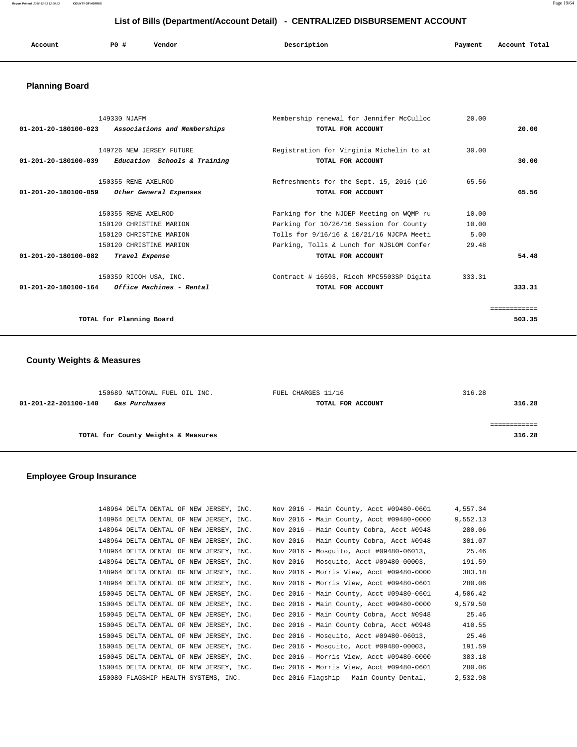# List of Bills (Department/Account Detail) - CENTRALIZED DISBURSEMENT ACCOUNT

| Account | PO # | Vendor | Description | Payment | Account Total |
|---|---|---|---|---|---|

## Planning Board

| Account | PO # | Vendor | Description | Payment | Account Total |
|---|---|---|---|---|---|
| | 149330 | NJAFM | Membership renewal for Jennifer McCulloc | 20.00 | |
| **01-201-20-180100-023** | | ***Associations and Memberships*** | **TOTAL FOR ACCOUNT** | | **20.00** |
| | 149726 | NEW JERSEY FUTURE | Registration for Virginia Michelin to at | 30.00 | |
| **01-201-20-180100-039** | | ***Education Schools & Training*** | **TOTAL FOR ACCOUNT** | | **30.00** |
| | 150355 | RENE AXELROD | Refreshments for the Sept. 15, 2016 (10 | 65.56 | |
| **01-201-20-180100-059** | | ***Other General Expenses*** | **TOTAL FOR ACCOUNT** | | **65.56** |
| | 150355 | RENE AXELROD | Parking for the NJDEP Meeting on WQMP ru | 10.00 | |
| | 150120 | CHRISTINE MARION | Parking for 10/26/16 Session for County | 10.00 | |
| | 150120 | CHRISTINE MARION | Tolls for 9/16/16 & 10/21/16 NJCPA Meeti | 5.00 | |
| | 150120 | CHRISTINE MARION | Parking, Tolls & Lunch for NJSLOM Confer | 29.48 | |
| **01-201-20-180100-082** | | ***Travel Expense*** | **TOTAL FOR ACCOUNT** | | **54.48** |
| | 150359 | RICOH USA, INC. | Contract # 16593, Ricoh MPC5503SP Digita | 333.31 | |
| **01-201-20-180100-164** | | ***Office Machines - Rental*** | **TOTAL FOR ACCOUNT** | | **333.31** |
| | | | | | ============ |
| | | **TOTAL for Planning Board** | | | **503.35** |

## County Weights & Measures

| Account | PO # | Vendor | Description | Payment | Account Total |
|---|---|---|---|---|---|
| | 150689 | NATIONAL FUEL OIL INC. | FUEL CHARGES 11/16 | 316.28 | |
| **01-201-22-201100-140** | | ***Gas Purchases*** | **TOTAL FOR ACCOUNT** | | **316.28** |
| | | | | | ============ |
| | | **TOTAL for County Weights & Measures** | | | **316.28** |

## Employee Group Insurance

| Account | PO # | Vendor | Description | Payment | Account Total |
|---|---|---|---|---|---|
| | 148964 | DELTA DENTAL OF NEW JERSEY, INC. | Nov 2016 - Main County, Acct #09480-0601 | 4,557.34 | |
| | 148964 | DELTA DENTAL OF NEW JERSEY, INC. | Nov 2016 - Main County, Acct #09480-0000 | 9,552.13 | |
| | 148964 | DELTA DENTAL OF NEW JERSEY, INC. | Nov 2016 - Main County Cobra, Acct #0948 | 280.06 | |
| | 148964 | DELTA DENTAL OF NEW JERSEY, INC. | Nov 2016 - Main County Cobra, Acct #0948 | 301.07 | |
| | 148964 | DELTA DENTAL OF NEW JERSEY, INC. | Nov 2016 - Mosquito, Acct #09480-06013, | 25.46 | |
| | 148964 | DELTA DENTAL OF NEW JERSEY, INC. | Nov 2016 - Mosquito, Acct #09480-00003, | 191.59 | |
| | 148964 | DELTA DENTAL OF NEW JERSEY, INC. | Nov 2016 - Morris View, Acct #09480-0000 | 383.18 | |
| | 148964 | DELTA DENTAL OF NEW JERSEY, INC. | Nov 2016 - Morris View, Acct #09480-0601 | 280.06 | |
| | 150045 | DELTA DENTAL OF NEW JERSEY, INC. | Dec 2016 - Main County, Acct #09480-0601 | 4,506.42 | |
| | 150045 | DELTA DENTAL OF NEW JERSEY, INC. | Dec 2016 - Main County, Acct #09480-0000 | 9,579.50 | |
| | 150045 | DELTA DENTAL OF NEW JERSEY, INC. | Dec 2016 - Main County Cobra, Acct #0948 | 25.46 | |
| | 150045 | DELTA DENTAL OF NEW JERSEY, INC. | Dec 2016 - Main County Cobra, Acct #0948 | 410.55 | |
| | 150045 | DELTA DENTAL OF NEW JERSEY, INC. | Dec 2016 - Mosquito, Acct #09480-06013, | 25.46 | |
| | 150045 | DELTA DENTAL OF NEW JERSEY, INC. | Dec 2016 - Mosquito, Acct #09480-00003, | 191.59 | |
| | 150045 | DELTA DENTAL OF NEW JERSEY, INC. | Dec 2016 - Morris View, Acct #09480-0000 | 383.18 | |
| | 150045 | DELTA DENTAL OF NEW JERSEY, INC. | Dec 2016 - Morris View, Acct #09480-0601 | 280.06 | |
| | 150080 | FLAGSHIP HEALTH SYSTEMS, INC. | Dec 2016 Flagship - Main County Dental, | 2,532.98 | |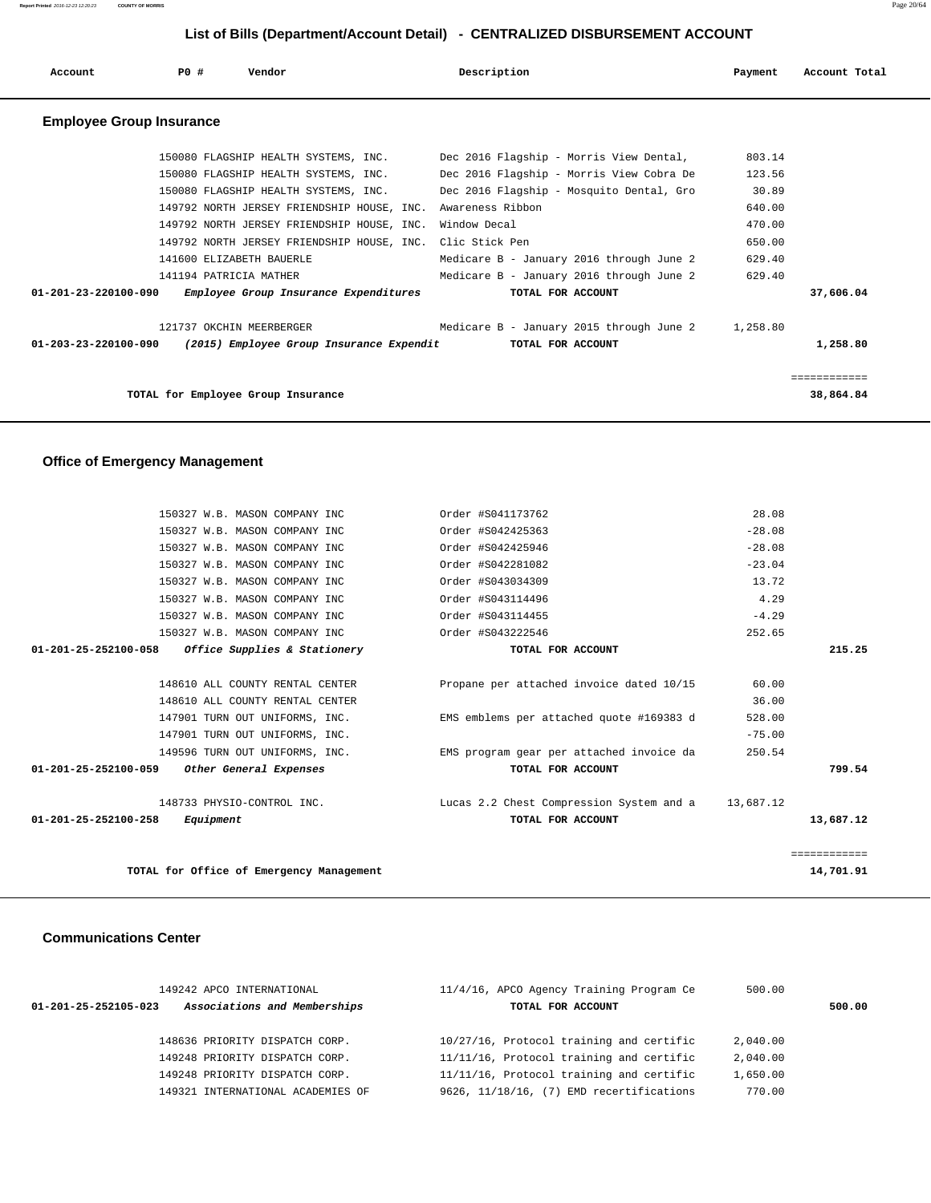## List of Bills (Department/Account Detail) - CENTRALIZED DISBURSEMENT ACCOUNT

| Account | PO # | Vendor | Description | Payment | Account Total |
|---|---|---|---|---|---|

### Employee Group Insurance

| Account | PO # | Vendor | Description | Payment | Account Total |
|---|---|---|---|---|---|
| | 150080 | FLAGSHIP HEALTH SYSTEMS, INC. | Dec 2016 Flagship - Morris View Dental, | 803.14 | |
| | 150080 | FLAGSHIP HEALTH SYSTEMS, INC. | Dec 2016 Flagship - Morris View Cobra De | 123.56 | |
| | 150080 | FLAGSHIP HEALTH SYSTEMS, INC. | Dec 2016 Flagship - Mosquito Dental, Gro | 30.89 | |
| | 149792 | NORTH JERSEY FRIENDSHIP HOUSE, INC. | Awareness Ribbon | 640.00 | |
| | 149792 | NORTH JERSEY FRIENDSHIP HOUSE, INC. | Window Decal | 470.00 | |
| | 149792 | NORTH JERSEY FRIENDSHIP HOUSE, INC. | Clic Stick Pen | 650.00 | |
| | 141600 | ELIZABETH BAUERLE | Medicare B - January 2016 through June 2 | 629.40 | |
| | 141194 | PATRICIA MATHER | Medicare B - January 2016 through June 2 | 629.40 | |
| **01-201-23-220100-090** | | ***Employee Group Insurance Expenditures*** | **TOTAL FOR ACCOUNT** | | **37,606.04** |
| | 121737 | OKCHIN MEERBERGER | Medicare B - January 2015 through June 2 | 1,258.80 | |
| **01-203-23-220100-090** | | ***(2015) Employee Group Insurance Expendit*** | **TOTAL FOR ACCOUNT** | | **1,258.80** |
| | | **TOTAL for Employee Group Insurance** | | | **38,864.84** |

### Office of Emergency Management

| Account | PO # | Vendor | Description | Payment | Account Total |
|---|---|---|---|---|---|
| | 150327 | W.B. MASON COMPANY INC | Order #S041173762 | 28.08 | |
| | 150327 | W.B. MASON COMPANY INC | Order #S042425363 | -28.08 | |
| | 150327 | W.B. MASON COMPANY INC | Order #S042425946 | -28.08 | |
| | 150327 | W.B. MASON COMPANY INC | Order #S042281082 | -23.04 | |
| | 150327 | W.B. MASON COMPANY INC | Order #S043034309 | 13.72 | |
| | 150327 | W.B. MASON COMPANY INC | Order #S043114496 | 4.29 | |
| | 150327 | W.B. MASON COMPANY INC | Order #S043114455 | -4.29 | |
| | 150327 | W.B. MASON COMPANY INC | Order #S043222546 | 252.65 | |
| **01-201-25-252100-058** | | ***Office Supplies & Stationery*** | **TOTAL FOR ACCOUNT** | | **215.25** |
| | 148610 | ALL COUNTY RENTAL CENTER | Propane per attached invoice dated 10/15 | 60.00 | |
| | 148610 | ALL COUNTY RENTAL CENTER | | 36.00 | |
| | 147901 | TURN OUT UNIFORMS, INC. | EMS emblems per attached quote #169383 d | 528.00 | |
| | 147901 | TURN OUT UNIFORMS, INC. | | -75.00 | |
| | 149596 | TURN OUT UNIFORMS, INC. | EMS program gear per attached invoice da | 250.54 | |
| **01-201-25-252100-059** | | ***Other General Expenses*** | **TOTAL FOR ACCOUNT** | | **799.54** |
| | 148733 | PHYSIO-CONTROL INC. | Lucas 2.2 Chest Compression System and a | 13,687.12 | |
| **01-201-25-252100-258** | | ***Equipment*** | **TOTAL FOR ACCOUNT** | | **13,687.12** |
| | | **TOTAL for Office of Emergency Management** | | | **14,701.91** |

### Communications Center

| Account | PO # | Vendor | Description | Payment | Account Total |
|---|---|---|---|---|---|
| | 149242 | APCO INTERNATIONAL | 11/4/16, APCO Agency Training Program Ce | 500.00 | |
| **01-201-25-252105-023** | | ***Associations and Memberships*** | **TOTAL FOR ACCOUNT** | | **500.00** |
| | 148636 | PRIORITY DISPATCH CORP. | 10/27/16, Protocol training and certific | 2,040.00 | |
| | 149248 | PRIORITY DISPATCH CORP. | 11/11/16, Protocol training and certific | 2,040.00 | |
| | 149248 | PRIORITY DISPATCH CORP. | 11/11/16, Protocol training and certific | 1,650.00 | |
| | 149321 | INTERNATIONAL ACADEMIES OF | 9626, 11/18/16, (7) EMD recertifications | 770.00 | |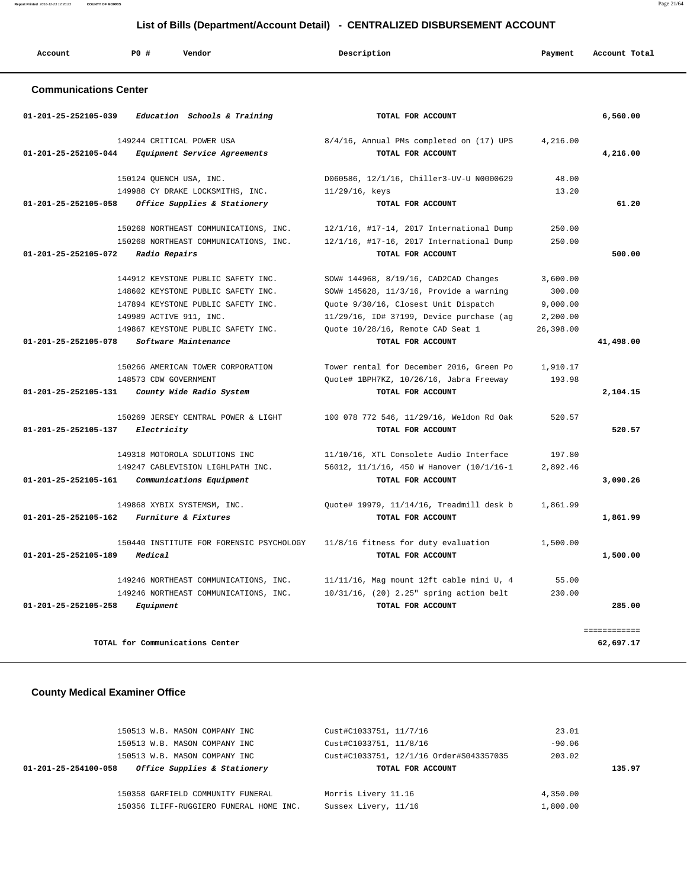# List of Bills (Department/Account Detail) - CENTRALIZED DISBURSEMENT ACCOUNT

| Account | PO # | Vendor | Description | Payment | Account Total |
|---|---|---|---|---|---|

## Communications Center

| Account | PO # | Vendor | Description | Payment | Account Total |
|---|---|---|---|---|---|
| 01-201-25-252105-039 | | *Education Schools & Training* | TOTAL FOR ACCOUNT | | 6,560.00 |
| | 149244 | CRITICAL POWER USA | 8/4/16, Annual PMs completed on (17) UPS | 4,216.00 | |
| 01-201-25-252105-044 | | *Equipment Service Agreements* | TOTAL FOR ACCOUNT | | 4,216.00 |
| | 150124 | QUENCH USA, INC. | D060586, 12/1/16, Chiller3-UV-U N0000629 | 48.00 | |
| | 149988 | CY DRAKE LOCKSMITHS, INC. | 11/29/16, keys | 13.20 | |
| 01-201-25-252105-058 | | *Office Supplies & Stationery* | TOTAL FOR ACCOUNT | | 61.20 |
| | 150268 | NORTHEAST COMMUNICATIONS, INC. | 12/1/16, #17-14, 2017 International Dump | 250.00 | |
| | 150268 | NORTHEAST COMMUNICATIONS, INC. | 12/1/16, #17-16, 2017 International Dump | 250.00 | |
| 01-201-25-252105-072 | | *Radio Repairs* | TOTAL FOR ACCOUNT | | 500.00 |
| | 144912 | KEYSTONE PUBLIC SAFETY INC. | SOW# 144968, 8/19/16, CAD2CAD Changes | 3,600.00 | |
| | 148602 | KEYSTONE PUBLIC SAFETY INC. | SOW# 145628, 11/3/16, Provide a warning | 300.00 | |
| | 147894 | KEYSTONE PUBLIC SAFETY INC. | Quote 9/30/16, Closest Unit Dispatch | 9,000.00 | |
| | 149989 | ACTIVE 911, INC. | 11/29/16, ID# 37199, Device purchase (ag | 2,200.00 | |
| | 149867 | KEYSTONE PUBLIC SAFETY INC. | Quote 10/28/16, Remote CAD Seat 1 | 26,398.00 | |
| 01-201-25-252105-078 | | *Software Maintenance* | TOTAL FOR ACCOUNT | | 41,498.00 |
| | 150266 | AMERICAN TOWER CORPORATION | Tower rental for December 2016, Green Po | 1,910.17 | |
| | 148573 | CDW GOVERNMENT | Quote# 1BPH7KZ, 10/26/16, Jabra Freeway | 193.98 | |
| 01-201-25-252105-131 | | *County Wide Radio System* | TOTAL FOR ACCOUNT | | 2,104.15 |
| | 150269 | JERSEY CENTRAL POWER & LIGHT | 100 078 772 546, 11/29/16, Weldon Rd Oak | 520.57 | |
| 01-201-25-252105-137 | | *Electricity* | TOTAL FOR ACCOUNT | | 520.57 |
| | 149318 | MOTOROLA SOLUTIONS INC | 11/10/16, XTL Consolete Audio Interface | 197.80 | |
| | 149247 | CABLEVISION LIGHLPATH INC. | 56012, 11/1/16, 450 W Hanover (10/1/16-1 | 2,892.46 | |
| 01-201-25-252105-161 | | *Communications Equipment* | TOTAL FOR ACCOUNT | | 3,090.26 |
| | 149868 | XYBIX SYSTEMSM, INC. | Quote# 19979, 11/14/16, Treadmill desk b | 1,861.99 | |
| 01-201-25-252105-162 | | *Furniture & Fixtures* | TOTAL FOR ACCOUNT | | 1,861.99 |
| | 150440 | INSTITUTE FOR FORENSIC PSYCHOLOGY | 11/8/16 fitness for duty evaluation | 1,500.00 | |
| 01-201-25-252105-189 | | *Medical* | TOTAL FOR ACCOUNT | | 1,500.00 |
| | 149246 | NORTHEAST COMMUNICATIONS, INC. | 11/11/16, Mag mount 12ft cable mini U, 4 | 55.00 | |
| | 149246 | NORTHEAST COMMUNICATIONS, INC. | 10/31/16, (20) 2.25" spring action belt | 230.00 | |
| 01-201-25-252105-258 | | *Equipment* | TOTAL FOR ACCOUNT | | 285.00 |

**TOTAL for Communications Center** ============ **62,697.17**

## County Medical Examiner Office

| Account | PO # | Vendor | Description | Payment | Account Total |
|---|---|---|---|---|---|
| | 150513 | W.B. MASON COMPANY INC | Cust#C1033751, 11/7/16 | 23.01 | |
| | 150513 | W.B. MASON COMPANY INC | Cust#C1033751, 11/8/16 | -90.06 | |
| | 150513 | W.B. MASON COMPANY INC | Cust#C1033751, 12/1/16 Order#S043357035 | 203.02 | |
| 01-201-25-254100-058 | | *Office Supplies & Stationery* | TOTAL FOR ACCOUNT | | 135.97 |
| | 150358 | GARFIELD COMMUNITY FUNERAL | Morris Livery 11.16 | 4,350.00 | |
| | 150356 | ILIFF-RUGGIERO FUNERAL HOME INC. | Sussex Livery, 11/16 | 1,800.00 | |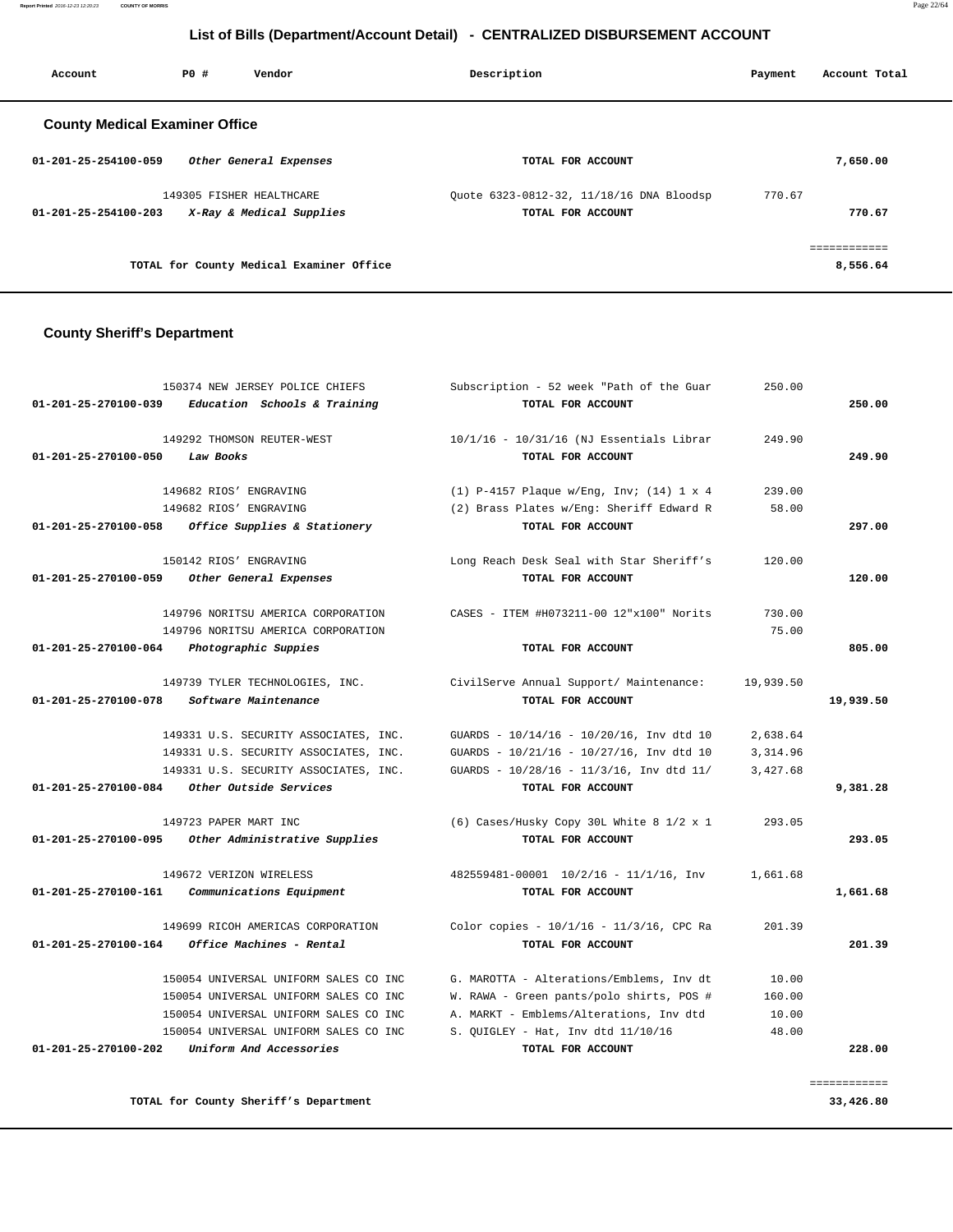## List of Bills (Department/Account Detail) - CENTRALIZED DISBURSEMENT ACCOUNT

| Account | PO # | Vendor | Description | Payment | Account Total |
|---|---|---|---|---|---|

### County Medical Examiner Office

| Account | PO # | Vendor | Description | Payment | Account Total |
|---|---|---|---|---|---|
| 01-201-25-254100-059 | | *Other General Expenses* | TOTAL FOR ACCOUNT | | 7,650.00 |
| | 149305 | FISHER HEALTHCARE | Quote 6323-0812-32, 11/18/16 DNA Bloodsp | 770.67 | |
| 01-201-25-254100-203 | | *X-Ray & Medical Supplies* | TOTAL FOR ACCOUNT | | 770.67 |
| | | | | | ============ |
| | | TOTAL for County Medical Examiner Office | | | 8,556.64 |

### County Sheriff's Department

| Account | PO # | Vendor | Description | Payment | Account Total |
|---|---|---|---|---|---|
| | 150374 | NEW JERSEY POLICE CHIEFS | Subscription - 52 week "Path of the Guar | 250.00 | |
| 01-201-25-270100-039 | | *Education Schools & Training* | TOTAL FOR ACCOUNT | | 250.00 |
| | 149292 | THOMSON REUTER-WEST | 10/1/16 - 10/31/16 (NJ Essentials Librar | 249.90 | |
| 01-201-25-270100-050 | | *Law Books* | TOTAL FOR ACCOUNT | | 249.90 |
| | 149682 | RIOS' ENGRAVING | (1) P-4157 Plaque w/Eng, Inv; (14) 1 x 4 | 239.00 | |
| | 149682 | RIOS' ENGRAVING | (2) Brass Plates w/Eng: Sheriff Edward R | 58.00 | |
| 01-201-25-270100-058 | | *Office Supplies & Stationery* | TOTAL FOR ACCOUNT | | 297.00 |
| | 150142 | RIOS' ENGRAVING | Long Reach Desk Seal with Star Sheriff's | 120.00 | |
| 01-201-25-270100-059 | | *Other General Expenses* | TOTAL FOR ACCOUNT | | 120.00 |
| | 149796 | NORITSU AMERICA CORPORATION | CASES - ITEM #H073211-00 12"x100" Norits | 730.00 | |
| | 149796 | NORITSU AMERICA CORPORATION | | 75.00 | |
| 01-201-25-270100-064 | | *Photographic Suppies* | TOTAL FOR ACCOUNT | | 805.00 |
| | 149739 | TYLER TECHNOLOGIES, INC. | CivilServe Annual Support/ Maintenance: | 19,939.50 | |
| 01-201-25-270100-078 | | *Software Maintenance* | TOTAL FOR ACCOUNT | | 19,939.50 |
| | 149331 | U.S. SECURITY ASSOCIATES, INC. | GUARDS - 10/14/16 - 10/20/16, Inv dtd 10 | 2,638.64 | |
| | 149331 | U.S. SECURITY ASSOCIATES, INC. | GUARDS - 10/21/16 - 10/27/16, Inv dtd 10 | 3,314.96 | |
| | 149331 | U.S. SECURITY ASSOCIATES, INC. | GUARDS - 10/28/16 - 11/3/16, Inv dtd 11/ | 3,427.68 | |
| 01-201-25-270100-084 | | *Other Outside Services* | TOTAL FOR ACCOUNT | | 9,381.28 |
| | 149723 | PAPER MART INC | (6) Cases/Husky Copy 30L White 8 1/2 x 1 | 293.05 | |
| 01-201-25-270100-095 | | *Other Administrative Supplies* | TOTAL FOR ACCOUNT | | 293.05 |
| | 149672 | VERIZON WIRELESS | 482559481-00001 10/2/16 - 11/1/16, Inv | 1,661.68 | |
| 01-201-25-270100-161 | | *Communications Equipment* | TOTAL FOR ACCOUNT | | 1,661.68 |
| | 149699 | RICOH AMERICAS CORPORATION | Color copies - 10/1/16 - 11/3/16, CPC Ra | 201.39 | |
| 01-201-25-270100-164 | | *Office Machines - Rental* | TOTAL FOR ACCOUNT | | 201.39 |
| | 150054 | UNIVERSAL UNIFORM SALES CO INC | G. MAROTTA - Alterations/Emblems, Inv dt | 10.00 | |
| | 150054 | UNIVERSAL UNIFORM SALES CO INC | W. RAWA - Green pants/polo shirts, POS # | 160.00 | |
| | 150054 | UNIVERSAL UNIFORM SALES CO INC | A. MARKT - Emblems/Alterations, Inv dtd | 10.00 | |
| | 150054 | UNIVERSAL UNIFORM SALES CO INC | S. QUIGLEY - Hat, Inv dtd 11/10/16 | 48.00 | |
| 01-201-25-270100-202 | | *Uniform And Accessories* | TOTAL FOR ACCOUNT | | 228.00 |
| | | | | | ============ |
| | | TOTAL for County Sheriff's Department | | | 33,426.80 |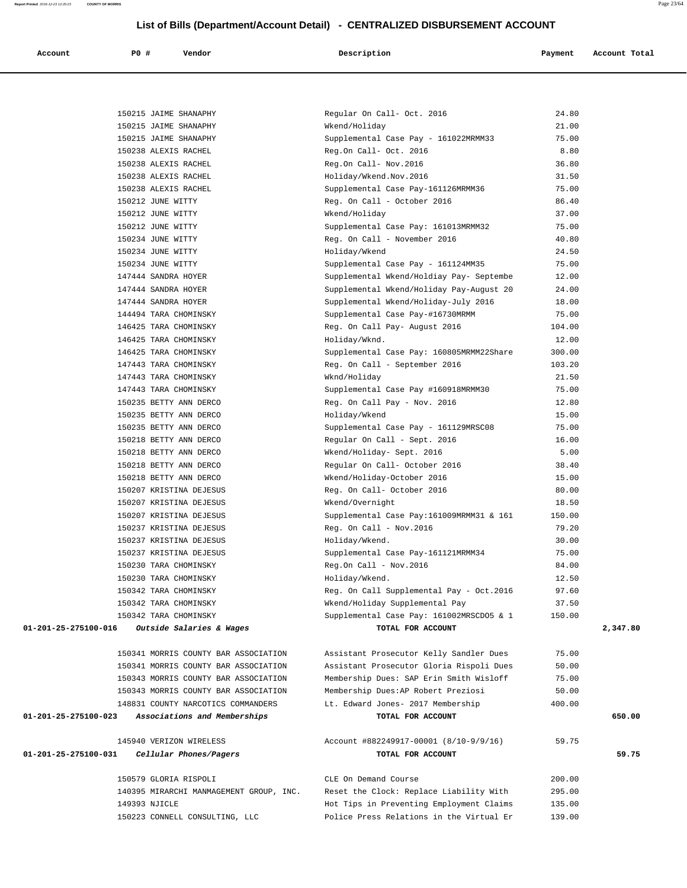## List of Bills (Department/Account Detail) - CENTRALIZED DISBURSEMENT ACCOUNT

| Account | PO # | Vendor | Description | Payment | Account Total |
|---|---|---|---|---|---|
| | 150215 | JAIME SHANAPHY | Regular On Call- Oct. 2016 | 24.80 | |
| | 150215 | JAIME SHANAPHY | Wkend/Holiday | 21.00 | |
| | 150215 | JAIME SHANAPHY | Supplemental Case Pay - 161022MRMM33 | 75.00 | |
| | 150238 | ALEXIS RACHEL | Reg.On Call- Oct. 2016 | 8.80 | |
| | 150238 | ALEXIS RACHEL | Reg.On Call- Nov.2016 | 36.80 | |
| | 150238 | ALEXIS RACHEL | Holiday/Wkend.Nov.2016 | 31.50 | |
| | 150238 | ALEXIS RACHEL | Supplemental Case Pay-161126MRMM36 | 75.00 | |
| | 150212 | JUNE WITTY | Reg. On Call - October 2016 | 86.40 | |
| | 150212 | JUNE WITTY | Wkend/Holiday | 37.00 | |
| | 150212 | JUNE WITTY | Supplemental Case Pay: 161013MRMM32 | 75.00 | |
| | 150234 | JUNE WITTY | Reg. On Call - November 2016 | 40.80 | |
| | 150234 | JUNE WITTY | Holiday/Wkend | 24.50 | |
| | 150234 | JUNE WITTY | Supplemental Case Pay - 161124MM35 | 75.00 | |
| | 147444 | SANDRA HOYER | Supplemental Wkend/Holdiay Pay- Septembe | 12.00 | |
| | 147444 | SANDRA HOYER | Supplemental Wkend/Holiday Pay-August 20 | 24.00 | |
| | 147444 | SANDRA HOYER | Supplemental Wkend/Holiday-July 2016 | 18.00 | |
| | 144494 | TARA CHOMINSKY | Supplemental Case Pay-#16730MRMM | 75.00 | |
| | 146425 | TARA CHOMINSKY | Reg. On Call Pay- August 2016 | 104.00 | |
| | 146425 | TARA CHOMINSKY | Holiday/Wknd. | 12.00 | |
| | 146425 | TARA CHOMINSKY | Supplemental Case Pay: 160805MRMM22Share | 300.00 | |
| | 147443 | TARA CHOMINSKY | Reg. On Call - September 2016 | 103.20 | |
| | 147443 | TARA CHOMINSKY | Wknd/Holiday | 21.50 | |
| | 147443 | TARA CHOMINSKY | Supplemental Case Pay #160918MRMM30 | 75.00 | |
| | 150235 | BETTY ANN DERCO | Reg. On Call Pay - Nov. 2016 | 12.80 | |
| | 150235 | BETTY ANN DERCO | Holiday/Wkend | 15.00 | |
| | 150235 | BETTY ANN DERCO | Supplemental Case Pay - 161129MRSC08 | 75.00 | |
| | 150218 | BETTY ANN DERCO | Regular On Call - Sept. 2016 | 16.00 | |
| | 150218 | BETTY ANN DERCO | Wkend/Holiday- Sept. 2016 | 5.00 | |
| | 150218 | BETTY ANN DERCO | Regular On Call- October 2016 | 38.40 | |
| | 150218 | BETTY ANN DERCO | Wkend/Holiday-October 2016 | 15.00 | |
| | 150207 | KRISTINA DEJESUS | Reg. On Call- October 2016 | 80.00 | |
| | 150207 | KRISTINA DEJESUS | Wkend/Overnight | 18.50 | |
| | 150207 | KRISTINA DEJESUS | Supplemental Case Pay:161009MRMM31 & 161 | 150.00 | |
| | 150237 | KRISTINA DEJESUS | Reg. On Call - Nov.2016 | 79.20 | |
| | 150237 | KRISTINA DEJESUS | Holiday/Wkend. | 30.00 | |
| | 150237 | KRISTINA DEJESUS | Supplemental Case Pay-161121MRMM34 | 75.00 | |
| | 150230 | TARA CHOMINSKY | Reg.On Call - Nov.2016 | 84.00 | |
| | 150230 | TARA CHOMINSKY | Holiday/Wkend. | 12.50 | |
| | 150342 | TARA CHOMINSKY | Reg. On Call Supplemental Pay - Oct.2016 | 97.60 | |
| | 150342 | TARA CHOMINSKY | Wkend/Holiday Supplemental Pay | 37.50 | |
| | 150342 | TARA CHOMINSKY | Supplemental Case Pay: 161002MRSCDO5 & 1 | 150.00 | |
| **01-201-25-275100-016** | | ***Outside Salaries & Wages*** | **TOTAL FOR ACCOUNT** | | **2,347.80** |
| | 150341 | MORRIS COUNTY BAR ASSOCIATION | Assistant Prosecutor Kelly Sandler Dues | 75.00 | |
| | 150341 | MORRIS COUNTY BAR ASSOCIATION | Assistant Prosecutor Gloria Rispoli Dues | 50.00 | |
| | 150343 | MORRIS COUNTY BAR ASSOCIATION | Membership Dues: SAP Erin Smith Wisloff | 75.00 | |
| | 150343 | MORRIS COUNTY BAR ASSOCIATION | Membership Dues:AP Robert Preziosi | 50.00 | |
| | 148831 | COUNTY NARCOTICS COMMANDERS | Lt. Edward Jones- 2017 Membership | 400.00 | |
| **01-201-25-275100-023** | | ***Associations and Memberships*** | **TOTAL FOR ACCOUNT** | | **650.00** |
| | 145940 | VERIZON WIRELESS | Account #882249917-00001 (8/10-9/9/16) | 59.75 | |
| **01-201-25-275100-031** | | ***Cellular Phones/Pagers*** | **TOTAL FOR ACCOUNT** | | **59.75** |
| | 150579 | GLORIA RISPOLI | CLE On Demand Course | 200.00 | |
| | 140395 | MIRARCHI MANMAGEMENT GROUP, INC. | Reset the Clock: Replace Liability With | 295.00 | |
| | 149393 | NJICLE | Hot Tips in Preventing Employment Claims | 135.00 | |
| | 150223 | CONNELL CONSULTING, LLC | Police Press Relations in the Virtual Er | 139.00 | |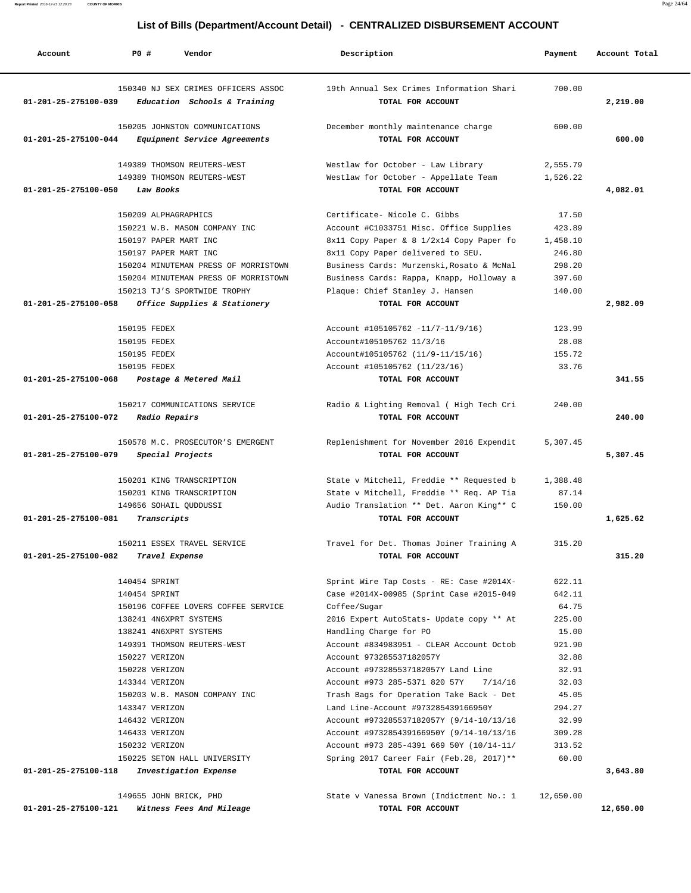# List of Bills (Department/Account Detail) - CENTRALIZED DISBURSEMENT ACCOUNT

| Account | PO # | Vendor | Description | Payment | Account Total |
|---|---|---|---|---|---|
| | 150340 | NJ SEX CRIMES OFFICERS ASSOC | 19th Annual Sex Crimes Information Shari | 700.00 | |
| 01-201-25-275100-039 | | *Education Schools & Training* | TOTAL FOR ACCOUNT | | 2,219.00 |
| | 150205 | JOHNSTON COMMUNICATIONS | December monthly maintenance charge | 600.00 | |
| 01-201-25-275100-044 | | *Equipment Service Agreements* | TOTAL FOR ACCOUNT | | 600.00 |
| | 149389 | THOMSON REUTERS-WEST | Westlaw for October - Law Library | 2,555.79 | |
| | 149389 | THOMSON REUTERS-WEST | Westlaw for October - Appellate Team | 1,526.22 | |
| 01-201-25-275100-050 | | *Law Books* | TOTAL FOR ACCOUNT | | 4,082.01 |
| | 150209 | ALPHAGRAPHICS | Certificate- Nicole C. Gibbs | 17.50 | |
| | 150221 | W.B. MASON COMPANY INC | Account #C1033751 Misc. Office Supplies | 423.89 | |
| | 150197 | PAPER MART INC | 8x11 Copy Paper & 8 1/2x14 Copy Paper fo | 1,458.10 | |
| | 150197 | PAPER MART INC | 8x11 Copy Paper delivered to SEU. | 246.80 | |
| | 150204 | MINUTEMAN PRESS OF MORRISTOWN | Business Cards: Murzenski,Rosato & McNal | 298.20 | |
| | 150204 | MINUTEMAN PRESS OF MORRISTOWN | Business Cards: Rappa, Knapp, Holloway a | 397.60 | |
| | 150213 | TJ'S SPORTWIDE TROPHY | Plaque: Chief Stanley J. Hansen | 140.00 | |
| 01-201-25-275100-058 | | *Office Supplies & Stationery* | TOTAL FOR ACCOUNT | | 2,982.09 |
| | 150195 | FEDEX | Account #105105762 -11/7-11/9/16) | 123.99 | |
| | 150195 | FEDEX | Account#105105762 11/3/16 | 28.08 | |
| | 150195 | FEDEX | Account#105105762 (11/9-11/15/16) | 155.72 | |
| | 150195 | FEDEX | Account #105105762 (11/23/16) | 33.76 | |
| 01-201-25-275100-068 | | *Postage & Metered Mail* | TOTAL FOR ACCOUNT | | 341.55 |
| | 150217 | COMMUNICATIONS SERVICE | Radio & Lighting Removal ( High Tech Cri | 240.00 | |
| 01-201-25-275100-072 | | *Radio Repairs* | TOTAL FOR ACCOUNT | | 240.00 |
| | 150578 | M.C. PROSECUTOR'S EMERGENT | Replenishment for November 2016 Expendit | 5,307.45 | |
| 01-201-25-275100-079 | | *Special Projects* | TOTAL FOR ACCOUNT | | 5,307.45 |
| | 150201 | KING TRANSCRIPTION | State v Mitchell, Freddie ** Requested b | 1,388.48 | |
| | 150201 | KING TRANSCRIPTION | State v Mitchell, Freddie ** Req. AP Tia | 87.14 | |
| | 149656 | SOHAIL QUDDUSSI | Audio Translation ** Det. Aaron King** C | 150.00 | |
| 01-201-25-275100-081 | | *Transcripts* | TOTAL FOR ACCOUNT | | 1,625.62 |
| | 150211 | ESSEX TRAVEL SERVICE | Travel for Det. Thomas Joiner Training A | 315.20 | |
| 01-201-25-275100-082 | | *Travel Expense* | TOTAL FOR ACCOUNT | | 315.20 |
| | 140454 | SPRINT | Sprint Wire Tap Costs - RE: Case #2014X- | 622.11 | |
| | 140454 | SPRINT | Case #2014X-00985 (Sprint Case #2015-049 | 642.11 | |
| | 150196 | COFFEE LOVERS COFFEE SERVICE | Coffee/Sugar | 64.75 | |
| | 138241 | 4N6XPRT SYSTEMS | 2016 Expert AutoStats- Update copy ** At | 225.00 | |
| | 138241 | 4N6XPRT SYSTEMS | Handling Charge for PO | 15.00 | |
| | 149391 | THOMSON REUTERS-WEST | Account #834983951 - CLEAR Account Octob | 921.90 | |
| | 150227 | VERIZON | Account 973285537182057Y | 32.88 | |
| | 150228 | VERIZON | Account #973285537182057Y Land Line | 32.91 | |
| | 143344 | VERIZON | Account #973 285-5371 820 57Y 7/14/16 | 32.03 | |
| | 150203 | W.B. MASON COMPANY INC | Trash Bags for Operation Take Back - Det | 45.05 | |
| | 143347 | VERIZON | Land Line-Account #973285439166950Y | 294.27 | |
| | 146432 | VERIZON | Account #973285537182057Y (9/14-10/13/16 | 32.99 | |
| | 146433 | VERIZON | Account #973285439166950Y (9/14-10/13/16 | 309.28 | |
| | 150232 | VERIZON | Account #973 285-4391 669 50Y (10/14-11/ | 313.52 | |
| | 150225 | SETON HALL UNIVERSITY | Spring 2017 Career Fair (Feb.28, 2017)** | 60.00 | |
| 01-201-25-275100-118 | | *Investigation Expense* | TOTAL FOR ACCOUNT | | 3,643.80 |
| | 149655 | JOHN BRICK, PHD | State v Vanessa Brown (Indictment No.: 1 | 12,650.00 | |
| 01-201-25-275100-121 | | *Witness Fees And Mileage* | TOTAL FOR ACCOUNT | | 12,650.00 |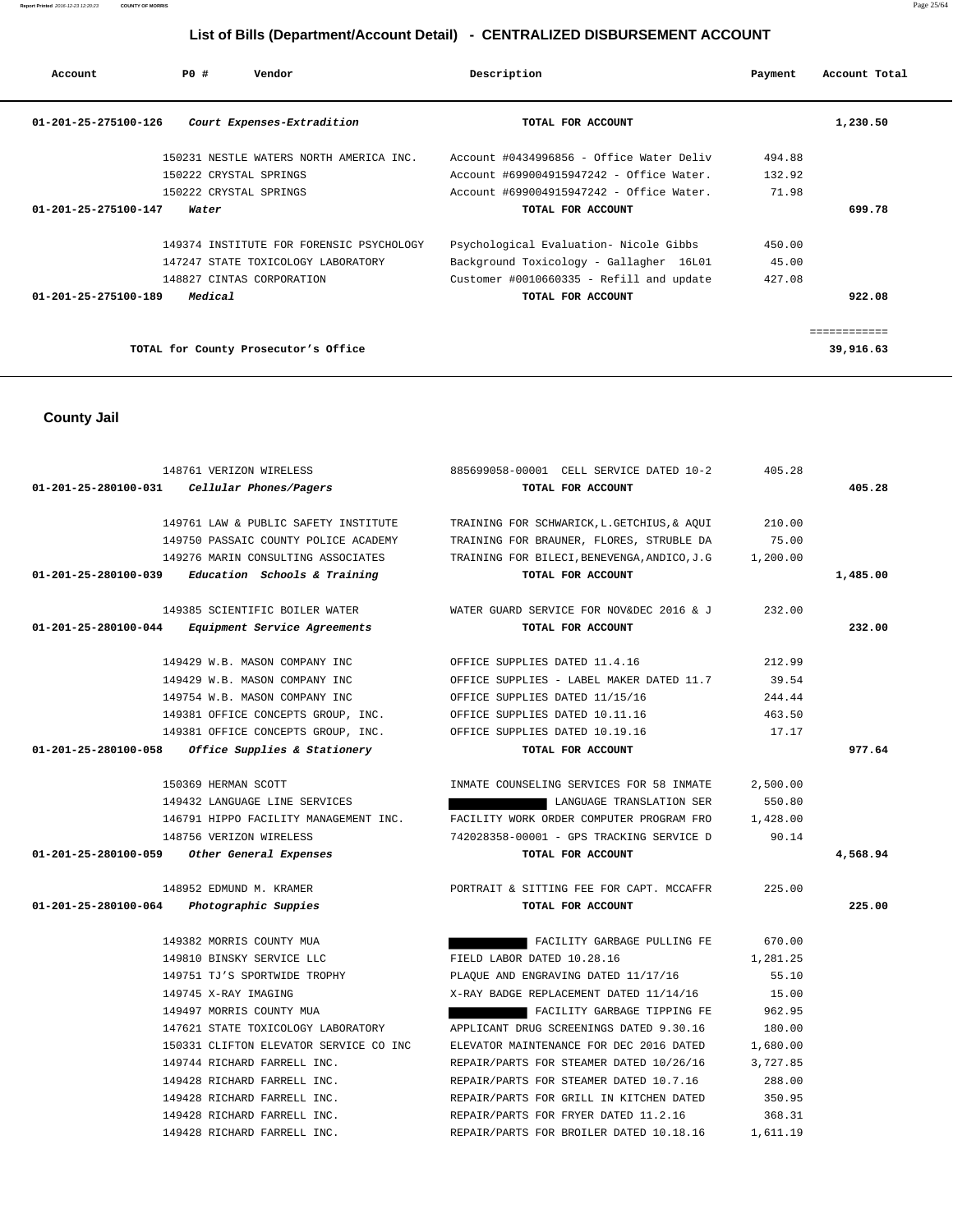## List of Bills (Department/Account Detail) - CENTRALIZED DISBURSEMENT ACCOUNT

| Account | PO # | Vendor | Description | Payment | Account Total |
|---|---|---|---|---|---|
| 01-201-25-275100-126 | | *Court Expenses-Extradition* | TOTAL FOR ACCOUNT | | 1,230.50 |
| | 150231 | NESTLE WATERS NORTH AMERICA INC. | Account #0434996856 - Office Water Deliv | 494.88 | |
| | 150222 | CRYSTAL SPRINGS | Account #699004915947242 - Office Water. | 132.92 | |
| | 150222 | CRYSTAL SPRINGS | Account #699004915947242 - Office Water. | 71.98 | |
| 01-201-25-275100-147 | | *Water* | TOTAL FOR ACCOUNT | | 699.78 |
| | 149374 | INSTITUTE FOR FORENSIC PSYCHOLOGY | Psychological Evaluation- Nicole Gibbs | 450.00 | |
| | 147247 | STATE TOXICOLOGY LABORATORY | Background Toxicology - Gallagher 16L01 | 45.00 | |
| | 148827 | CINTAS CORPORATION | Customer #0010660335 - Refill and update | 427.08 | |
| 01-201-25-275100-189 | | *Medical* | TOTAL FOR ACCOUNT | | 922.08 |
| | | | | | ============ |
| | | TOTAL for County Prosecutor's Office | | | 39,916.63 |

## County Jail

| Account | PO # | Vendor | Description | Payment | Account Total |
|---|---|---|---|---|---|
| | 148761 | VERIZON WIRELESS | 885699058-00001 CELL SERVICE DATED 10-2 | 405.28 | |
| 01-201-25-280100-031 | | *Cellular Phones/Pagers* | TOTAL FOR ACCOUNT | | 405.28 |
| | 149761 | LAW & PUBLIC SAFETY INSTITUTE | TRAINING FOR SCHWARICK,L.GETCHIUS,& AQUI | 210.00 | |
| | 149750 | PASSAIC COUNTY POLICE ACADEMY | TRAINING FOR BRAUNER, FLORES, STRUBLE DA | 75.00 | |
| | 149276 | MARIN CONSULTING ASSOCIATES | TRAINING FOR BILECI,BENEVENGA,ANDICO,J.G | 1,200.00 | |
| 01-201-25-280100-039 | | *Education Schools & Training* | TOTAL FOR ACCOUNT | | 1,485.00 |
| | 149385 | SCIENTIFIC BOILER WATER | WATER GUARD SERVICE FOR NOV&DEC 2016 & J | 232.00 | |
| 01-201-25-280100-044 | | *Equipment Service Agreements* | TOTAL FOR ACCOUNT | | 232.00 |
| | 149429 | W.B. MASON COMPANY INC | OFFICE SUPPLIES DATED 11.4.16 | 212.99 | |
| | 149429 | W.B. MASON COMPANY INC | OFFICE SUPPLIES - LABEL MAKER DATED 11.7 | 39.54 | |
| | 149754 | W.B. MASON COMPANY INC | OFFICE SUPPLIES DATED 11/15/16 | 244.44 | |
| | 149381 | OFFICE CONCEPTS GROUP, INC. | OFFICE SUPPLIES DATED 10.11.16 | 463.50 | |
| | 149381 | OFFICE CONCEPTS GROUP, INC. | OFFICE SUPPLIES DATED 10.19.16 | 17.17 | |
| 01-201-25-280100-058 | | *Office Supplies & Stationery* | TOTAL FOR ACCOUNT | | 977.64 |
| | 150369 | HERMAN SCOTT | INMATE COUNSELING SERVICES FOR 58 INMATE | 2,500.00 | |
| | 149432 | LANGUAGE LINE SERVICES | [REDACTED] LANGUAGE TRANSLATION SER | 550.80 | |
| | 146791 | HIPPO FACILITY MANAGEMENT INC. | FACILITY WORK ORDER COMPUTER PROGRAM FRO | 1,428.00 | |
| | 148756 | VERIZON WIRELESS | 742028358-00001 - GPS TRACKING SERVICE D | 90.14 | |
| 01-201-25-280100-059 | | *Other General Expenses* | TOTAL FOR ACCOUNT | | 4,568.94 |
| | 148952 | EDMUND M. KRAMER | PORTRAIT & SITTING FEE FOR CAPT. MCCAFFR | 225.00 | |
| 01-201-25-280100-064 | | *Photographic Suppies* | TOTAL FOR ACCOUNT | | 225.00 |
| | 149382 | MORRIS COUNTY MUA | [REDACTED] FACILITY GARBAGE PULLING FE | 670.00 | |
| | 149810 | BINSKY SERVICE LLC | FIELD LABOR DATED 10.28.16 | 1,281.25 | |
| | 149751 | TJ'S SPORTWIDE TROPHY | PLAQUE AND ENGRAVING DATED 11/17/16 | 55.10 | |
| | 149745 | X-RAY IMAGING | X-RAY BADGE REPLACEMENT DATED 11/14/16 | 15.00 | |
| | 149497 | MORRIS COUNTY MUA | [REDACTED] FACILITY GARBAGE TIPPING FE | 962.95 | |
| | 147621 | STATE TOXICOLOGY LABORATORY | APPLICANT DRUG SCREENINGS DATED 9.30.16 | 180.00 | |
| | 150331 | CLIFTON ELEVATOR SERVICE CO INC | ELEVATOR MAINTENANCE FOR DEC 2016 DATED | 1,680.00 | |
| | 149744 | RICHARD FARRELL INC. | REPAIR/PARTS FOR STEAMER DATED 10/26/16 | 3,727.85 | |
| | 149428 | RICHARD FARRELL INC. | REPAIR/PARTS FOR STEAMER DATED 10.7.16 | 288.00 | |
| | 149428 | RICHARD FARRELL INC. | REPAIR/PARTS FOR GRILL IN KITCHEN DATED | 350.95 | |
| | 149428 | RICHARD FARRELL INC. | REPAIR/PARTS FOR FRYER DATED 11.2.16 | 368.31 | |
| | 149428 | RICHARD FARRELL INC. | REPAIR/PARTS FOR BROILER DATED 10.18.16 | 1,611.19 | |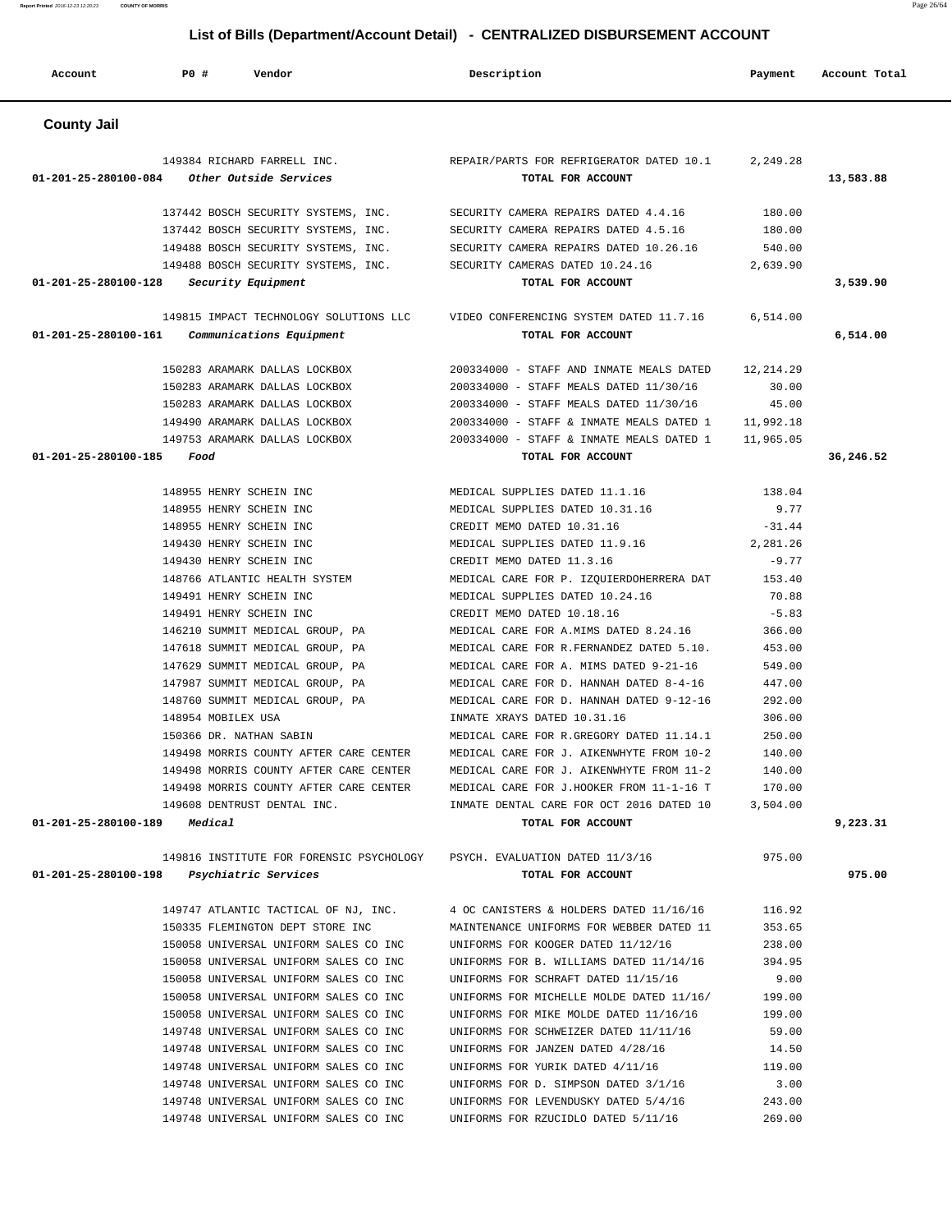## List of Bills (Department/Account Detail) - CENTRALIZED DISBURSEMENT ACCOUNT

| Account | PO # | Vendor | Description | Payment | Account Total |
|---|---|---|---|---|---|

### County Jail

| Account | PO # | Vendor | Description | Payment | Account Total |
|---|---|---|---|---|---|
| | 149384 | RICHARD FARRELL INC. | REPAIR/PARTS FOR REFRIGERATOR DATED 10.1 | 2,249.28 | |
| 01-201-25-280100-084 | | *Other Outside Services* | TOTAL FOR ACCOUNT | | 13,583.88 |
| | 137442 | BOSCH SECURITY SYSTEMS, INC. | SECURITY CAMERA REPAIRS DATED 4.4.16 | 180.00 | |
| | 137442 | BOSCH SECURITY SYSTEMS, INC. | SECURITY CAMERA REPAIRS DATED 4.5.16 | 180.00 | |
| | 149488 | BOSCH SECURITY SYSTEMS, INC. | SECURITY CAMERA REPAIRS DATED 10.26.16 | 540.00 | |
| | 149488 | BOSCH SECURITY SYSTEMS, INC. | SECURITY CAMERAS DATED 10.24.16 | 2,639.90 | |
| 01-201-25-280100-128 | | *Security Equipment* | TOTAL FOR ACCOUNT | | 3,539.90 |
| | 149815 | IMPACT TECHNOLOGY SOLUTIONS LLC | VIDEO CONFERENCING SYSTEM DATED 11.7.16 | 6,514.00 | |
| 01-201-25-280100-161 | | *Communications Equipment* | TOTAL FOR ACCOUNT | | 6,514.00 |
| | 150283 | ARAMARK DALLAS LOCKBOX | 200334000 - STAFF AND INMATE MEALS DATED | 12,214.29 | |
| | 150283 | ARAMARK DALLAS LOCKBOX | 200334000 - STAFF MEALS DATED 11/30/16 | 30.00 | |
| | 150283 | ARAMARK DALLAS LOCKBOX | 200334000 - STAFF MEALS DATED 11/30/16 | 45.00 | |
| | 149490 | ARAMARK DALLAS LOCKBOX | 200334000 - STAFF & INMATE MEALS DATED 1 | 11,992.18 | |
| | 149753 | ARAMARK DALLAS LOCKBOX | 200334000 - STAFF & INMATE MEALS DATED 1 | 11,965.05 | |
| 01-201-25-280100-185 | | *Food* | TOTAL FOR ACCOUNT | | 36,246.52 |
| | 148955 | HENRY SCHEIN INC | MEDICAL SUPPLIES DATED 11.1.16 | 138.04 | |
| | 148955 | HENRY SCHEIN INC | MEDICAL SUPPLIES DATED 10.31.16 | 9.77 | |
| | 148955 | HENRY SCHEIN INC | CREDIT MEMO DATED 10.31.16 | -31.44 | |
| | 149430 | HENRY SCHEIN INC | MEDICAL SUPPLIES DATED 11.9.16 | 2,281.26 | |
| | 149430 | HENRY SCHEIN INC | CREDIT MEMO DATED 11.3.16 | -9.77 | |
| | 148766 | ATLANTIC HEALTH SYSTEM | MEDICAL CARE FOR P. IZQUIERDOHERRERA DAT | 153.40 | |
| | 149491 | HENRY SCHEIN INC | MEDICAL SUPPLIES DATED 10.24.16 | 70.88 | |
| | 149491 | HENRY SCHEIN INC | CREDIT MEMO DATED 10.18.16 | -5.83 | |
| | 146210 | SUMMIT MEDICAL GROUP, PA | MEDICAL CARE FOR A.MIMS DATED 8.24.16 | 366.00 | |
| | 147618 | SUMMIT MEDICAL GROUP, PA | MEDICAL CARE FOR R.FERNANDEZ DATED 5.10. | 453.00 | |
| | 147629 | SUMMIT MEDICAL GROUP, PA | MEDICAL CARE FOR A. MIMS DATED 9-21-16 | 549.00 | |
| | 147987 | SUMMIT MEDICAL GROUP, PA | MEDICAL CARE FOR D. HANNAH DATED 8-4-16 | 447.00 | |
| | 148760 | SUMMIT MEDICAL GROUP, PA | MEDICAL CARE FOR D. HANNAH DATED 9-12-16 | 292.00 | |
| | 148954 | MOBILEX USA | INMATE XRAYS DATED 10.31.16 | 306.00 | |
| | 150366 | DR. NATHAN SABIN | MEDICAL CARE FOR R.GREGORY DATED 11.14.1 | 250.00 | |
| | 149498 | MORRIS COUNTY AFTER CARE CENTER | MEDICAL CARE FOR J. AIKENWHYTE FROM 10-2 | 140.00 | |
| | 149498 | MORRIS COUNTY AFTER CARE CENTER | MEDICAL CARE FOR J. AIKENWHYTE FROM 11-2 | 140.00 | |
| | 149498 | MORRIS COUNTY AFTER CARE CENTER | MEDICAL CARE FOR J.HOOKER FROM 11-1-16 T | 170.00 | |
| | 149608 | DENTRUST DENTAL INC. | INMATE DENTAL CARE FOR OCT 2016 DATED 10 | 3,504.00 | |
| 01-201-25-280100-189 | | *Medical* | TOTAL FOR ACCOUNT | | 9,223.31 |
| | 149816 | INSTITUTE FOR FORENSIC PSYCHOLOGY | PSYCH. EVALUATION DATED 11/3/16 | 975.00 | |
| 01-201-25-280100-198 | | *Psychiatric Services* | TOTAL FOR ACCOUNT | | 975.00 |
| | 149747 | ATLANTIC TACTICAL OF NJ, INC. | 4 OC CANISTERS & HOLDERS DATED 11/16/16 | 116.92 | |
| | 150335 | FLEMINGTON DEPT STORE INC | MAINTENANCE UNIFORMS FOR WEBBER DATED 11 | 353.65 | |
| | 150058 | UNIVERSAL UNIFORM SALES CO INC | UNIFORMS FOR KOOGER DATED 11/12/16 | 238.00 | |
| | 150058 | UNIVERSAL UNIFORM SALES CO INC | UNIFORMS FOR B. WILLIAMS DATED 11/14/16 | 394.95 | |
| | 150058 | UNIVERSAL UNIFORM SALES CO INC | UNIFORMS FOR SCHRAFT DATED 11/15/16 | 9.00 | |
| | 150058 | UNIVERSAL UNIFORM SALES CO INC | UNIFORMS FOR MICHELLE MOLDE DATED 11/16/ | 199.00 | |
| | 150058 | UNIVERSAL UNIFORM SALES CO INC | UNIFORMS FOR MIKE MOLDE DATED 11/16/16 | 199.00 | |
| | 149748 | UNIVERSAL UNIFORM SALES CO INC | UNIFORMS FOR SCHWEIZER DATED 11/11/16 | 59.00 | |
| | 149748 | UNIVERSAL UNIFORM SALES CO INC | UNIFORMS FOR JANZEN DATED 4/28/16 | 14.50 | |
| | 149748 | UNIVERSAL UNIFORM SALES CO INC | UNIFORMS FOR YURIK DATED 4/11/16 | 119.00 | |
| | 149748 | UNIVERSAL UNIFORM SALES CO INC | UNIFORMS FOR D. SIMPSON DATED 3/1/16 | 3.00 | |
| | 149748 | UNIVERSAL UNIFORM SALES CO INC | UNIFORMS FOR LEVENDUSKY DATED 5/4/16 | 243.00 | |
| | 149748 | UNIVERSAL UNIFORM SALES CO INC | UNIFORMS FOR RZUCIDLO DATED 5/11/16 | 269.00 | |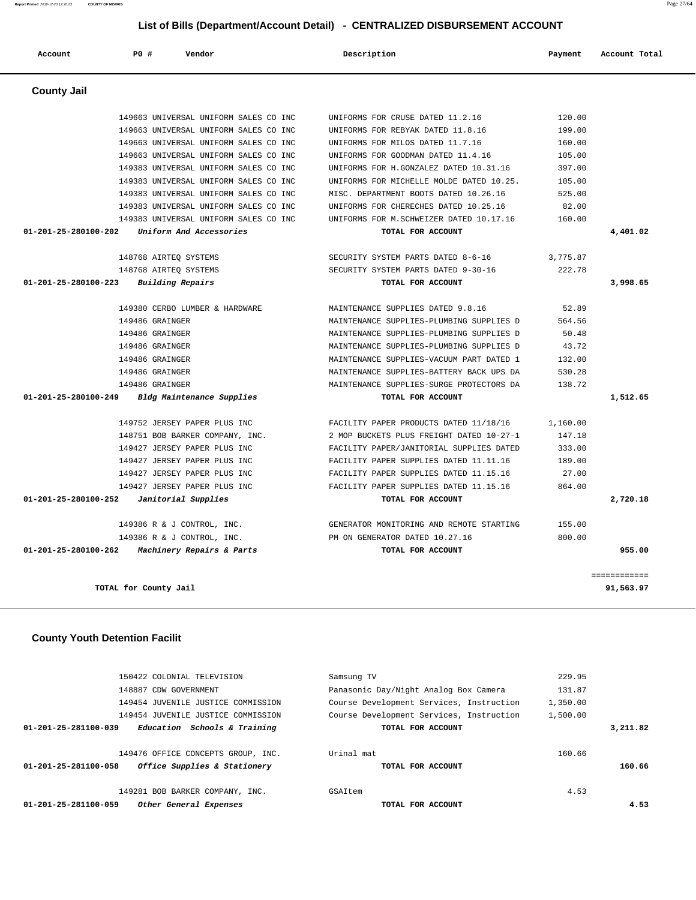## List of Bills (Department/Account Detail) - CENTRALIZED DISBURSEMENT ACCOUNT

| Account | PO # | Vendor | Description | Payment | Account Total |
|---|---|---|---|---|---|

### County Jail

| Account | PO # | Vendor | Description | Payment | Account Total |
|---|---|---|---|---|---|
| | 149663 | UNIVERSAL UNIFORM SALES CO INC | UNIFORMS FOR CRUSE DATED 11.2.16 | 120.00 | |
| | 149663 | UNIVERSAL UNIFORM SALES CO INC | UNIFORMS FOR REBYAK DATED 11.8.16 | 199.00 | |
| | 149663 | UNIVERSAL UNIFORM SALES CO INC | UNIFORMS FOR MILOS DATED 11.7.16 | 160.00 | |
| | 149663 | UNIVERSAL UNIFORM SALES CO INC | UNIFORMS FOR GOODMAN DATED 11.4.16 | 105.00 | |
| | 149383 | UNIVERSAL UNIFORM SALES CO INC | UNIFORMS FOR H.GONZALEZ DATED 10.31.16 | 397.00 | |
| | 149383 | UNIVERSAL UNIFORM SALES CO INC | UNIFORMS FOR MICHELLE MOLDE DATED 10.25. | 105.00 | |
| | 149383 | UNIVERSAL UNIFORM SALES CO INC | MISC. DEPARTMENT BOOTS DATED 10.26.16 | 525.00 | |
| | 149383 | UNIVERSAL UNIFORM SALES CO INC | UNIFORMS FOR CHERECHES DATED 10.25.16 | 82.00 | |
| | 149383 | UNIVERSAL UNIFORM SALES CO INC | UNIFORMS FOR M.SCHWEIZER DATED 10.17.16 | 160.00 | |
| **01-201-25-280100-202** | | *Uniform And Accessories* | **TOTAL FOR ACCOUNT** | | **4,401.02** |
| | 148768 | AIRTEQ SYSTEMS | SECURITY SYSTEM PARTS DATED 8-6-16 | 3,775.87 | |
| | 148768 | AIRTEQ SYSTEMS | SECURITY SYSTEM PARTS DATED 9-30-16 | 222.78 | |
| **01-201-25-280100-223** | | *Building Repairs* | **TOTAL FOR ACCOUNT** | | **3,998.65** |
| | 149380 | CERBO LUMBER & HARDWARE | MAINTENANCE SUPPLIES DATED 9.8.16 | 52.89 | |
| | 149486 | GRAINGER | MAINTENANCE SUPPLIES-PLUMBING SUPPLIES D | 564.56 | |
| | 149486 | GRAINGER | MAINTENANCE SUPPLIES-PLUMBING SUPPLIES D | 50.48 | |
| | 149486 | GRAINGER | MAINTENANCE SUPPLIES-PLUMBING SUPPLIES D | 43.72 | |
| | 149486 | GRAINGER | MAINTENANCE SUPPLIES-VACUUM PART DATED 1 | 132.00 | |
| | 149486 | GRAINGER | MAINTENANCE SUPPLIES-BATTERY BACK UPS DA | 530.28 | |
| | 149486 | GRAINGER | MAINTENANCE SUPPLIES-SURGE PROTECTORS DA | 138.72 | |
| **01-201-25-280100-249** | | *Bldg Maintenance Supplies* | **TOTAL FOR ACCOUNT** | | **1,512.65** |
| | 149752 | JERSEY PAPER PLUS INC | FACILITY PAPER PRODUCTS DATED 11/18/16 | 1,160.00 | |
| | 148751 | BOB BARKER COMPANY, INC. | 2 MOP BUCKETS PLUS FREIGHT DATED 10-27-1 | 147.18 | |
| | 149427 | JERSEY PAPER PLUS INC | FACILITY PAPER/JANITORIAL SUPPLIES DATED | 333.00 | |
| | 149427 | JERSEY PAPER PLUS INC | FACILITY PAPER SUPPLIES DATED 11.11.16 | 189.00 | |
| | 149427 | JERSEY PAPER PLUS INC | FACILITY PAPER SUPPLIES DATED 11.15.16 | 27.00 | |
| | 149427 | JERSEY PAPER PLUS INC | FACILITY PAPER SUPPLIES DATED 11.15.16 | 864.00 | |
| **01-201-25-280100-252** | | *Janitorial Supplies* | **TOTAL FOR ACCOUNT** | | **2,720.18** |
| | 149386 | R & J CONTROL, INC. | GENERATOR MONITORING AND REMOTE STARTING | 155.00 | |
| | 149386 | R & J CONTROL, INC. | PM ON GENERATOR DATED 10.27.16 | 800.00 | |
| **01-201-25-280100-262** | | *Machinery Repairs & Parts* | **TOTAL FOR ACCOUNT** | | **955.00** |
| | | | | | ============ |
| **TOTAL for County Jail** | | | | | **91,563.97** |

### County Youth Detention Facilit

| Account | PO # | Vendor | Description | Payment | Account Total |
|---|---|---|---|---|---|
| | 150422 | COLONIAL TELEVISION | Samsung TV | 229.95 | |
| | 148887 | CDW GOVERNMENT | Panasonic Day/Night Analog Box Camera | 131.87 | |
| | 149454 | JUVENILE JUSTICE COMMISSION | Course Development Services, Instruction | 1,350.00 | |
| | 149454 | JUVENILE JUSTICE COMMISSION | Course Development Services, Instruction | 1,500.00 | |
| **01-201-25-281100-039** | | *Education Schools & Training* | **TOTAL FOR ACCOUNT** | | **3,211.82** |
| | 149476 | OFFICE CONCEPTS GROUP, INC. | Urinal mat | 160.66 | |
| **01-201-25-281100-058** | | *Office Supplies & Stationery* | **TOTAL FOR ACCOUNT** | | **160.66** |
| | 149281 | BOB BARKER COMPANY, INC. | GSAItem | 4.53 | |
| **01-201-25-281100-059** | | *Other General Expenses* | **TOTAL FOR ACCOUNT** | | **4.53** |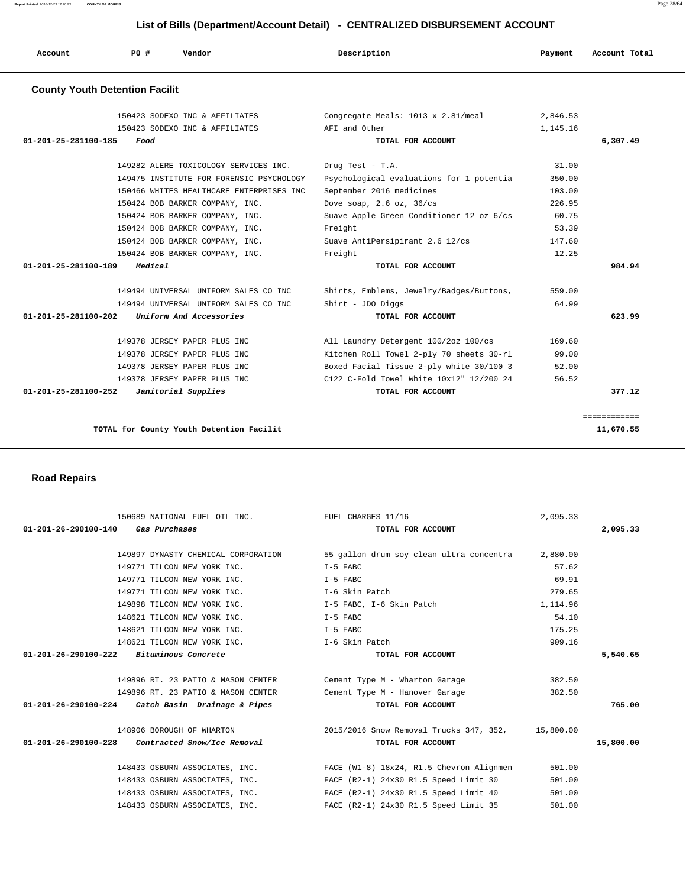## List of Bills (Department/Account Detail) - CENTRALIZED DISBURSEMENT ACCOUNT

| Account | PO # | Vendor | Description | Payment | Account Total |
|---|---|---|---|---|---|

### County Youth Detention Facilit

| Account | PO # | Vendor | Description | Payment | Account Total |
|---|---|---|---|---|---|
| | 150423 | SODEXO INC & AFFILIATES | Congregate Meals: 1013 x 2.81/meal | 2,846.53 | |
| | 150423 | SODEXO INC & AFFILIATES | AFI and Other | 1,145.16 | |
| 01-201-25-281100-185 | | *Food* | TOTAL FOR ACCOUNT | | 6,307.49 |
| | 149282 | ALERE TOXICOLOGY SERVICES INC. | Drug Test - T.A. | 31.00 | |
| | 149475 | INSTITUTE FOR FORENSIC PSYCHOLOGY | Psychological evaluations for 1 potentia | 350.00 | |
| | 150466 | WHITES HEALTHCARE ENTERPRISES INC | September 2016 medicines | 103.00 | |
| | 150424 | BOB BARKER COMPANY, INC. | Dove soap, 2.6 oz, 36/cs | 226.95 | |
| | 150424 | BOB BARKER COMPANY, INC. | Suave Apple Green Conditioner 12 oz 6/cs | 60.75 | |
| | 150424 | BOB BARKER COMPANY, INC. | Freight | 53.39 | |
| | 150424 | BOB BARKER COMPANY, INC. | Suave AntiPersipirant 2.6 12/cs | 147.60 | |
| | 150424 | BOB BARKER COMPANY, INC. | Freight | 12.25 | |
| 01-201-25-281100-189 | | *Medical* | TOTAL FOR ACCOUNT | | 984.94 |
| | 149494 | UNIVERSAL UNIFORM SALES CO INC | Shirts, Emblems, Jewelry/Badges/Buttons, | 559.00 | |
| | 149494 | UNIVERSAL UNIFORM SALES CO INC | Shirt - JDO Diggs | 64.99 | |
| 01-201-25-281100-202 | | *Uniform And Accessories* | TOTAL FOR ACCOUNT | | 623.99 |
| | 149378 | JERSEY PAPER PLUS INC | All Laundry Detergent 100/2oz 100/cs | 169.60 | |
| | 149378 | JERSEY PAPER PLUS INC | Kitchen Roll Towel 2-ply 70 sheets 30-rl | 99.00 | |
| | 149378 | JERSEY PAPER PLUS INC | Boxed Facial Tissue 2-ply white 30/100 3 | 52.00 | |
| | 149378 | JERSEY PAPER PLUS INC | C122 C-Fold Towel White 10x12" 12/200 24 | 56.52 | |
| 01-201-25-281100-252 | | *Janitorial Supplies* | TOTAL FOR ACCOUNT | | 377.12 |
| | | | | | ============ |
| | | TOTAL for County Youth Detention Facilit | | | 11,670.55 |

### Road Repairs

| Account | PO # | Vendor | Description | Payment | Account Total |
|---|---|---|---|---|---|
| | 150689 | NATIONAL FUEL OIL INC. | FUEL CHARGES 11/16 | 2,095.33 | |
| 01-201-26-290100-140 | | *Gas Purchases* | TOTAL FOR ACCOUNT | | 2,095.33 |
| | 149897 | DYNASTY CHEMICAL CORPORATION | 55 gallon drum soy clean ultra concentra | 2,880.00 | |
| | 149771 | TILCON NEW YORK INC. | I-5 FABC | 57.62 | |
| | 149771 | TILCON NEW YORK INC. | I-5 FABC | 69.91 | |
| | 149771 | TILCON NEW YORK INC. | I-6 Skin Patch | 279.65 | |
| | 149898 | TILCON NEW YORK INC. | I-5 FABC, I-6 Skin Patch | 1,114.96 | |
| | 148621 | TILCON NEW YORK INC. | I-5 FABC | 54.10 | |
| | 148621 | TILCON NEW YORK INC. | I-5 FABC | 175.25 | |
| | 148621 | TILCON NEW YORK INC. | I-6 Skin Patch | 909.16 | |
| 01-201-26-290100-222 | | *Bituminous Concrete* | TOTAL FOR ACCOUNT | | 5,540.65 |
| | 149896 | RT. 23 PATIO & MASON CENTER | Cement Type M - Wharton Garage | 382.50 | |
| | 149896 | RT. 23 PATIO & MASON CENTER | Cement Type M - Hanover Garage | 382.50 | |
| 01-201-26-290100-224 | | *Catch Basin Drainage & Pipes* | TOTAL FOR ACCOUNT | | 765.00 |
| | 148906 | BOROUGH OF WHARTON | 2015/2016 Snow Removal Trucks 347, 352, | 15,800.00 | |
| 01-201-26-290100-228 | | *Contracted Snow/Ice Removal* | TOTAL FOR ACCOUNT | | 15,800.00 |
| | 148433 | OSBURN ASSOCIATES, INC. | FACE (W1-8) 18x24, R1.5 Chevron Alignmen | 501.00 | |
| | 148433 | OSBURN ASSOCIATES, INC. | FACE (R2-1) 24x30 R1.5 Speed Limit 30 | 501.00 | |
| | 148433 | OSBURN ASSOCIATES, INC. | FACE (R2-1) 24x30 R1.5 Speed Limit 40 | 501.00 | |
| | 148433 | OSBURN ASSOCIATES, INC. | FACE (R2-1) 24x30 R1.5 Speed Limit 35 | 501.00 | |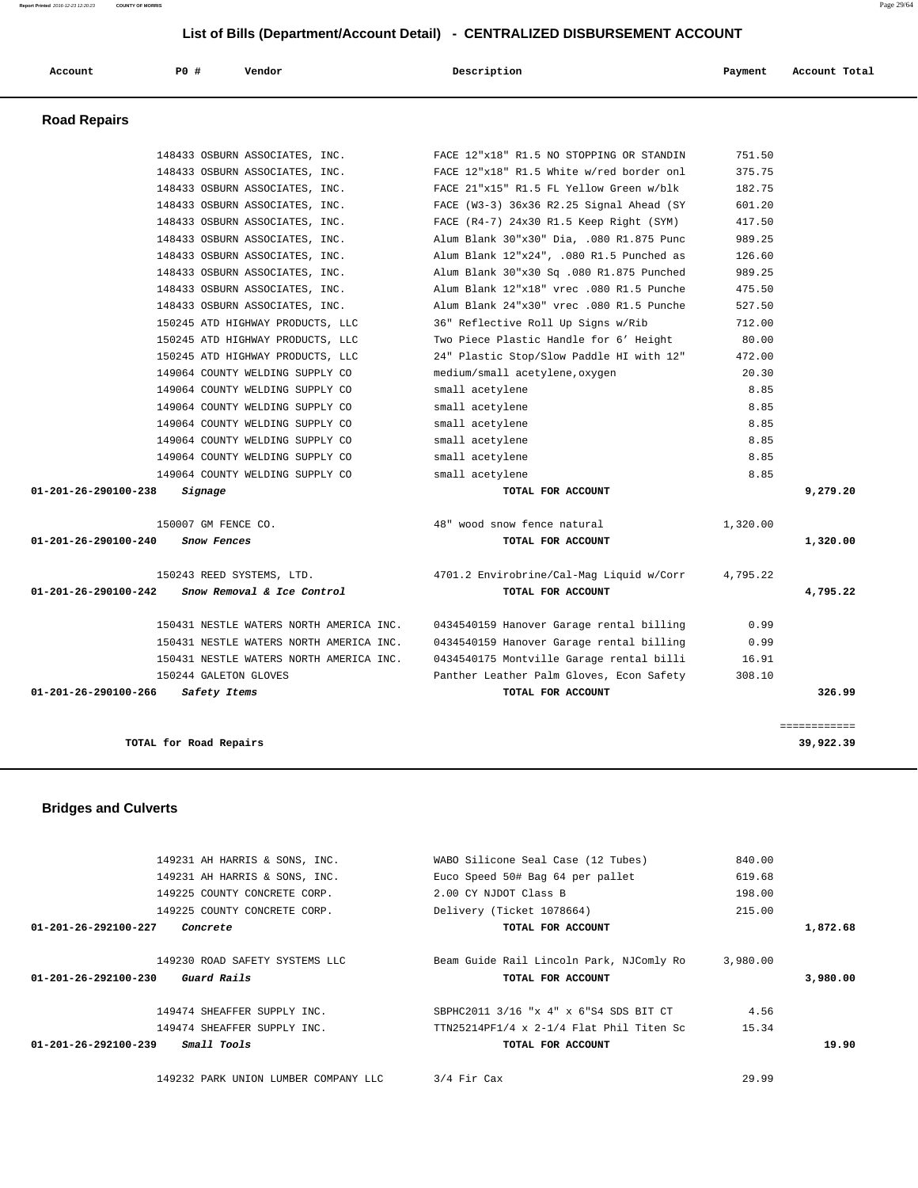## List of Bills (Department/Account Detail) - CENTRALIZED DISBURSEMENT ACCOUNT

| Account | PO # | Vendor | Description | Payment | Account Total |
|---|---|---|---|---|---|

### Road Repairs

| Account | PO # | Vendor | Description | Payment | Account Total |
|---|---|---|---|---|---|
| | 148433 | OSBURN ASSOCIATES, INC. | FACE 12"x18" R1.5 NO STOPPING OR STANDIN | 751.50 | |
| | 148433 | OSBURN ASSOCIATES, INC. | FACE 12"x18" R1.5 White w/red border onl | 375.75 | |
| | 148433 | OSBURN ASSOCIATES, INC. | FACE 21"x15" R1.5 FL Yellow Green w/blk | 182.75 | |
| | 148433 | OSBURN ASSOCIATES, INC. | FACE (W3-3) 36x36 R2.25 Signal Ahead (SY | 601.20 | |
| | 148433 | OSBURN ASSOCIATES, INC. | FACE (R4-7) 24x30 R1.5 Keep Right (SYM) | 417.50 | |
| | 148433 | OSBURN ASSOCIATES, INC. | Alum Blank 30"x30" Dia, .080 R1.875 Punc | 989.25 | |
| | 148433 | OSBURN ASSOCIATES, INC. | Alum Blank 12"x24", .080 R1.5 Punched as | 126.60 | |
| | 148433 | OSBURN ASSOCIATES, INC. | Alum Blank 30"x30 Sq .080 R1.875 Punched | 989.25 | |
| | 148433 | OSBURN ASSOCIATES, INC. | Alum Blank 12"x18" vrec .080 R1.5 Punche | 475.50 | |
| | 148433 | OSBURN ASSOCIATES, INC. | Alum Blank 24"x30" vrec .080 R1.5 Punche | 527.50 | |
| | 150245 | ATD HIGHWAY PRODUCTS, LLC | 36" Reflective Roll Up Signs w/Rib | 712.00 | |
| | 150245 | ATD HIGHWAY PRODUCTS, LLC | Two Piece Plastic Handle for 6' Height | 80.00 | |
| | 150245 | ATD HIGHWAY PRODUCTS, LLC | 24" Plastic Stop/Slow Paddle HI with 12" | 472.00 | |
| | 149064 | COUNTY WELDING SUPPLY CO | medium/small acetylene,oxygen | 20.30 | |
| | 149064 | COUNTY WELDING SUPPLY CO | small acetylene | 8.85 | |
| | 149064 | COUNTY WELDING SUPPLY CO | small acetylene | 8.85 | |
| | 149064 | COUNTY WELDING SUPPLY CO | small acetylene | 8.85 | |
| | 149064 | COUNTY WELDING SUPPLY CO | small acetylene | 8.85 | |
| | 149064 | COUNTY WELDING SUPPLY CO | small acetylene | 8.85 | |
| | 149064 | COUNTY WELDING SUPPLY CO | small acetylene | 8.85 | |
| **01-201-26-290100-238** | | ***Signage*** | **TOTAL FOR ACCOUNT** | | **9,279.20** |
| | 150007 | GM FENCE CO. | 48" wood snow fence natural | 1,320.00 | |
| **01-201-26-290100-240** | | ***Snow Fences*** | **TOTAL FOR ACCOUNT** | | **1,320.00** |
| | 150243 | REED SYSTEMS, LTD. | 4701.2 Envirobrine/Cal-Mag Liquid w/Corr | 4,795.22 | |
| **01-201-26-290100-242** | | ***Snow Removal & Ice Control*** | **TOTAL FOR ACCOUNT** | | **4,795.22** |
| | 150431 | NESTLE WATERS NORTH AMERICA INC. | 0434540159 Hanover Garage rental billing | 0.99 | |
| | 150431 | NESTLE WATERS NORTH AMERICA INC. | 0434540159 Hanover Garage rental billing | 0.99 | |
| | 150431 | NESTLE WATERS NORTH AMERICA INC. | 0434540175 Montville Garage rental billi | 16.91 | |
| | 150244 | GALETON GLOVES | Panther Leather Palm Gloves, Econ Safety | 308.10 | |
| **01-201-26-290100-266** | | ***Safety Items*** | **TOTAL FOR ACCOUNT** | | **326.99** |
| | | | | | ============ |
| | | **TOTAL for Road Repairs** | | | **39,922.39** |

### Bridges and Culverts

| Account | PO # | Vendor | Description | Payment | Account Total |
|---|---|---|---|---|---|
| | 149231 | AH HARRIS & SONS, INC. | WABO Silicone Seal Case (12 Tubes) | 840.00 | |
| | 149231 | AH HARRIS & SONS, INC. | Euco Speed 50# Bag 64 per pallet | 619.68 | |
| | 149225 | COUNTY CONCRETE CORP. | 2.00 CY NJDOT Class B | 198.00 | |
| | 149225 | COUNTY CONCRETE CORP. | Delivery (Ticket 1078664) | 215.00 | |
| **01-201-26-292100-227** | | ***Concrete*** | **TOTAL FOR ACCOUNT** | | **1,872.68** |
| | 149230 | ROAD SAFETY SYSTEMS LLC | Beam Guide Rail Lincoln Park, NJComly Ro | 3,980.00 | |
| **01-201-26-292100-230** | | ***Guard Rails*** | **TOTAL FOR ACCOUNT** | | **3,980.00** |
| | 149474 | SHEAFFER SUPPLY INC. | SBPHC2011 3/16 "x 4" x 6"S4 SDS BIT CT | 4.56 | |
| | 149474 | SHEAFFER SUPPLY INC. | TTN25214PF1/4 x 2-1/4 Flat Phil Titen Sc | 15.34 | |
| **01-201-26-292100-239** | | ***Small Tools*** | **TOTAL FOR ACCOUNT** | | **19.90** |
| | 149232 | PARK UNION LUMBER COMPANY LLC | 3/4 Fir Cax | 29.99 | |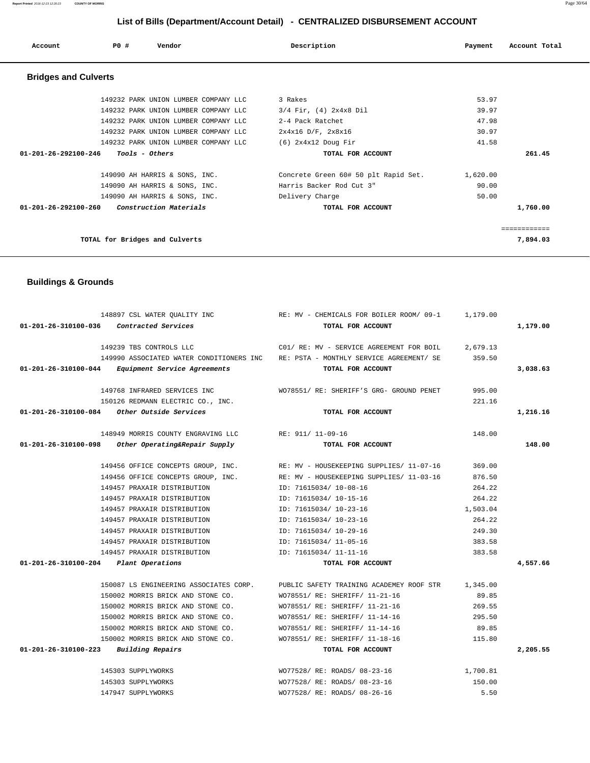# List of Bills (Department/Account Detail) - CENTRALIZED DISBURSEMENT ACCOUNT

| Account | PO # | Vendor | Description | Payment | Account Total |
|---|---|---|---|---|---|

## Bridges and Culverts

| Account | PO # | Vendor | Description | Payment | Account Total |
|---|---|---|---|---|---|
| | 149232 | PARK UNION LUMBER COMPANY LLC | 3 Rakes | 53.97 | |
| | 149232 | PARK UNION LUMBER COMPANY LLC | 3/4 Fir, (4) 2x4x8 Dil | 39.97 | |
| | 149232 | PARK UNION LUMBER COMPANY LLC | 2-4 Pack Ratchet | 47.98 | |
| | 149232 | PARK UNION LUMBER COMPANY LLC | 2x4x16 D/F, 2x8x16 | 30.97 | |
| | 149232 | PARK UNION LUMBER COMPANY LLC | (6) 2x4x12 Doug Fir | 41.58 | |
| **01-201-26-292100-246** | *Tools - Others* | | **TOTAL FOR ACCOUNT** | | **261.45** |
| | 149090 | AH HARRIS & SONS, INC. | Concrete Green 60# 50 plt Rapid Set. | 1,620.00 | |
| | 149090 | AH HARRIS & SONS, INC. | Harris Backer Rod Cut 3" | 90.00 | |
| | 149090 | AH HARRIS & SONS, INC. | Delivery Charge | 50.00 | |
| **01-201-26-292100-260** | *Construction Materials* | | **TOTAL FOR ACCOUNT** | | **1,760.00** |
| | | | | | ============ |
| | **TOTAL for Bridges and Culverts** | | | | **7,894.03** |

## Buildings & Grounds

| Account | PO # | Vendor | Description | Payment | Account Total |
|---|---|---|---|---|---|
| | 148897 | CSL WATER QUALITY INC | RE: MV - CHEMICALS FOR BOILER ROOM/ 09-1 | 1,179.00 | |
| **01-201-26-310100-036** | *Contracted Services* | | **TOTAL FOR ACCOUNT** | | **1,179.00** |
| | 149239 | TBS CONTROLS LLC | C01/ RE: MV - SERVICE AGREEMENT FOR BOIL | 2,679.13 | |
| | 149990 | ASSOCIATED WATER CONDITIONERS INC | RE: PSTA - MONTHLY SERVICE AGREEMENT/ SE | 359.50 | |
| **01-201-26-310100-044** | *Equipment Service Agreements* | | **TOTAL FOR ACCOUNT** | | **3,038.63** |
| | 149768 | INFRARED SERVICES INC | WO78551/ RE: SHERIFF'S GRG- GROUND PENET | 995.00 | |
| | 150126 | REDMANN ELECTRIC CO., INC. | | 221.16 | |
| **01-201-26-310100-084** | *Other Outside Services* | | **TOTAL FOR ACCOUNT** | | **1,216.16** |
| | 148949 | MORRIS COUNTY ENGRAVING LLC | RE: 911/ 11-09-16 | 148.00 | |
| **01-201-26-310100-098** | *Other Operating&Repair Supply* | | **TOTAL FOR ACCOUNT** | | **148.00** |
| | 149456 | OFFICE CONCEPTS GROUP, INC. | RE: MV - HOUSEKEEPING SUPPLIES/ 11-07-16 | 369.00 | |
| | 149456 | OFFICE CONCEPTS GROUP, INC. | RE: MV - HOUSEKEEPING SUPPLIES/ 11-03-16 | 876.50 | |
| | 149457 | PRAXAIR DISTRIBUTION | ID: 71615034/ 10-08-16 | 264.22 | |
| | 149457 | PRAXAIR DISTRIBUTION | ID: 71615034/ 10-15-16 | 264.22 | |
| | 149457 | PRAXAIR DISTRIBUTION | ID: 71615034/ 10-23-16 | 1,503.04 | |
| | 149457 | PRAXAIR DISTRIBUTION | ID: 71615034/ 10-23-16 | 264.22 | |
| | 149457 | PRAXAIR DISTRIBUTION | ID: 71615034/ 10-29-16 | 249.30 | |
| | 149457 | PRAXAIR DISTRIBUTION | ID: 71615034/ 11-05-16 | 383.58 | |
| | 149457 | PRAXAIR DISTRIBUTION | ID: 71615034/ 11-11-16 | 383.58 | |
| **01-201-26-310100-204** | *Plant Operations* | | **TOTAL FOR ACCOUNT** | | **4,557.66** |
| | 150087 | LS ENGINEERING ASSOCIATES CORP. | PUBLIC SAFETY TRAINING ACADEMEY ROOF STR | 1,345.00 | |
| | 150002 | MORRIS BRICK AND STONE CO. | WO78551/ RE: SHERIFF/ 11-21-16 | 89.85 | |
| | 150002 | MORRIS BRICK AND STONE CO. | WO78551/ RE: SHERIFF/ 11-21-16 | 269.55 | |
| | 150002 | MORRIS BRICK AND STONE CO. | WO78551/ RE: SHERIFF/ 11-14-16 | 295.50 | |
| | 150002 | MORRIS BRICK AND STONE CO. | WO78551/ RE: SHERIFF/ 11-14-16 | 89.85 | |
| | 150002 | MORRIS BRICK AND STONE CO. | WO78551/ RE: SHERIFF/ 11-18-16 | 115.80 | |
| **01-201-26-310100-223** | *Building Repairs* | | **TOTAL FOR ACCOUNT** | | **2,205.55** |
| | 145303 | SUPPLYWORKS | WO77528/ RE: ROADS/ 08-23-16 | 1,700.81 | |
| | 145303 | SUPPLYWORKS | WO77528/ RE: ROADS/ 08-23-16 | 150.00 | |
| | 147947 | SUPPLYWORKS | WO77528/ RE: ROADS/ 08-26-16 | 5.50 | |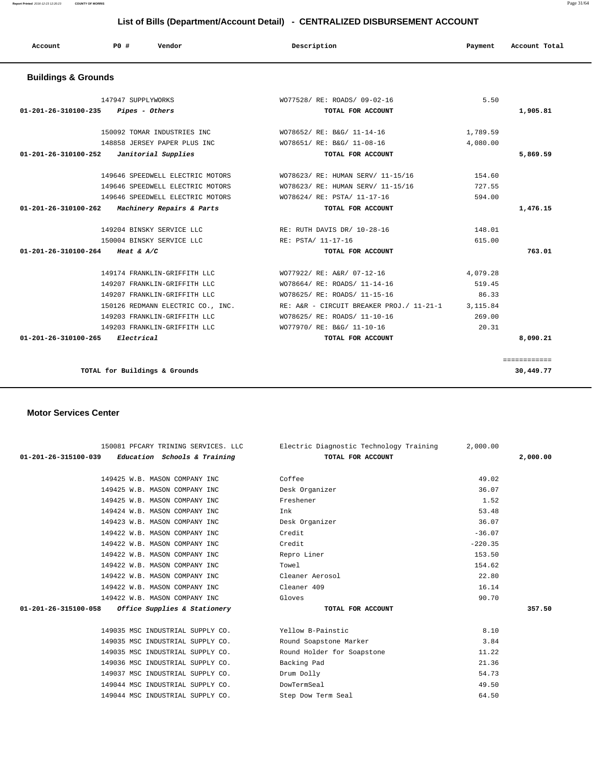## List of Bills (Department/Account Detail) - CENTRALIZED DISBURSEMENT ACCOUNT

| Account | PO # | Vendor | Description | Payment | Account Total |
|---|---|---|---|---|---|

### Buildings & Grounds

| Account | PO # | Vendor | Description | Payment | Account Total |
|---|---|---|---|---|---|
| | 147947 | SUPPLYWORKS | WO77528/ RE: ROADS/ 09-02-16 | 5.50 | |
| 01-201-26-310100-235 | | *Pipes - Others* | TOTAL FOR ACCOUNT | | 1,905.81 |
| | 150092 | TOMAR INDUSTRIES INC | WO78652/ RE: B&G/ 11-14-16 | 1,789.59 | |
| | 148858 | JERSEY PAPER PLUS INC | WO78651/ RE: B&G/ 11-08-16 | 4,080.00 | |
| 01-201-26-310100-252 | | *Janitorial Supplies* | TOTAL FOR ACCOUNT | | 5,869.59 |
| | 149646 | SPEEDWELL ELECTRIC MOTORS | WO78623/ RE: HUMAN SERV/ 11-15/16 | 154.60 | |
| | 149646 | SPEEDWELL ELECTRIC MOTORS | WO78623/ RE: HUMAN SERV/ 11-15/16 | 727.55 | |
| | 149646 | SPEEDWELL ELECTRIC MOTORS | WO78624/ RE: PSTA/ 11-17-16 | 594.00 | |
| 01-201-26-310100-262 | | *Machinery Repairs & Parts* | TOTAL FOR ACCOUNT | | 1,476.15 |
| | 149204 | BINSKY SERVICE LLC | RE: RUTH DAVIS DR/ 10-28-16 | 148.01 | |
| | 150004 | BINSKY SERVICE LLC | RE: PSTA/ 11-17-16 | 615.00 | |
| 01-201-26-310100-264 | | *Heat & A/C* | TOTAL FOR ACCOUNT | | 763.01 |
| | 149174 | FRANKLIN-GRIFFITH LLC | WO77922/ RE: A&R/ 07-12-16 | 4,079.28 | |
| | 149207 | FRANKLIN-GRIFFITH LLC | WO78664/ RE: ROADS/ 11-14-16 | 519.45 | |
| | 149207 | FRANKLIN-GRIFFITH LLC | WO78625/ RE: ROADS/ 11-15-16 | 86.33 | |
| | 150126 | REDMANN ELECTRIC CO., INC. | RE: A&R - CIRCUIT BREAKER PROJ./ 11-21-1 | 3,115.84 | |
| | 149203 | FRANKLIN-GRIFFITH LLC | WO78625/ RE: ROADS/ 11-10-16 | 269.00 | |
| | 149203 | FRANKLIN-GRIFFITH LLC | WO77970/ RE: B&G/ 11-10-16 | 20.31 | |
| 01-201-26-310100-265 | | *Electrical* | TOTAL FOR ACCOUNT | | 8,090.21 |
| | | | | | ============ |
| | | TOTAL for Buildings & Grounds | | | 30,449.77 |

### Motor Services Center

| Account | PO # | Vendor | Description | Payment | Account Total |
|---|---|---|---|---|---|
| | 150081 | PFCARY TRINING SERVICES. LLC | Electric Diagnostic Technology Training | 2,000.00 | |
| 01-201-26-315100-039 | | *Education Schools & Training* | TOTAL FOR ACCOUNT | | 2,000.00 |
| | 149425 | W.B. MASON COMPANY INC | Coffee | 49.02 | |
| | 149425 | W.B. MASON COMPANY INC | Desk Organizer | 36.07 | |
| | 149425 | W.B. MASON COMPANY INC | Freshener | 1.52 | |
| | 149424 | W.B. MASON COMPANY INC | Ink | 53.48 | |
| | 149423 | W.B. MASON COMPANY INC | Desk Organizer | 36.07 | |
| | 149422 | W.B. MASON COMPANY INC | Credit | -36.07 | |
| | 149422 | W.B. MASON COMPANY INC | Credit | -220.35 | |
| | 149422 | W.B. MASON COMPANY INC | Repro Liner | 153.50 | |
| | 149422 | W.B. MASON COMPANY INC | Towel | 154.62 | |
| | 149422 | W.B. MASON COMPANY INC | Cleaner Aerosol | 22.80 | |
| | 149422 | W.B. MASON COMPANY INC | Cleaner 409 | 16.14 | |
| | 149422 | W.B. MASON COMPANY INC | Gloves | 90.70 | |
| 01-201-26-315100-058 | | *Office Supplies & Stationery* | TOTAL FOR ACCOUNT | | 357.50 |
| | 149035 | MSC INDUSTRIAL SUPPLY CO. | Yellow B-Painstic | 8.10 | |
| | 149035 | MSC INDUSTRIAL SUPPLY CO. | Round Soapstone Marker | 3.84 | |
| | 149035 | MSC INDUSTRIAL SUPPLY CO. | Round Holder for Soapstone | 11.22 | |
| | 149036 | MSC INDUSTRIAL SUPPLY CO. | Backing Pad | 21.36 | |
| | 149037 | MSC INDUSTRIAL SUPPLY CO. | Drum Dolly | 54.73 | |
| | 149044 | MSC INDUSTRIAL SUPPLY CO. | DowTermSeal | 49.50 | |
| | 149044 | MSC INDUSTRIAL SUPPLY CO. | Step Dow Term Seal | 64.50 | |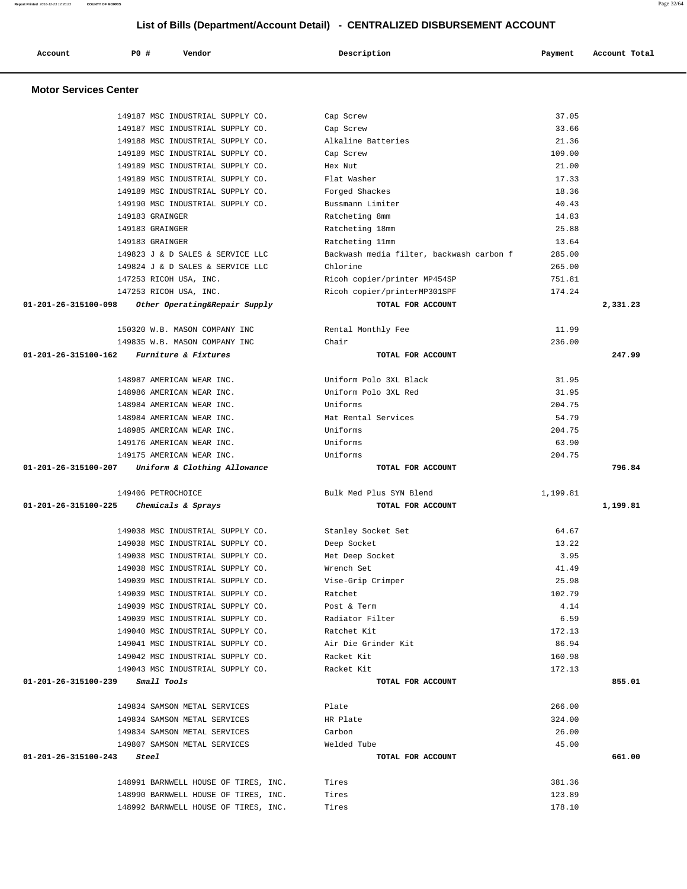## List of Bills (Department/Account Detail) - CENTRALIZED DISBURSEMENT ACCOUNT

| Account | PO # | Vendor | Description | Payment | Account Total |
|---|---|---|---|---|---|

### Motor Services Center

| Account | PO # | Vendor | Description | Payment | Account Total |
|---|---|---|---|---|---|
| | 149187 | MSC INDUSTRIAL SUPPLY CO. | Cap Screw | 37.05 | |
| | 149187 | MSC INDUSTRIAL SUPPLY CO. | Cap Screw | 33.66 | |
| | 149188 | MSC INDUSTRIAL SUPPLY CO. | Alkaline Batteries | 21.36 | |
| | 149189 | MSC INDUSTRIAL SUPPLY CO. | Cap Screw | 109.00 | |
| | 149189 | MSC INDUSTRIAL SUPPLY CO. | Hex Nut | 21.00 | |
| | 149189 | MSC INDUSTRIAL SUPPLY CO. | Flat Washer | 17.33 | |
| | 149189 | MSC INDUSTRIAL SUPPLY CO. | Forged Shackes | 18.36 | |
| | 149190 | MSC INDUSTRIAL SUPPLY CO. | Bussmann Limiter | 40.43 | |
| | 149183 | GRAINGER | Ratcheting 8mm | 14.83 | |
| | 149183 | GRAINGER | Ratcheting 18mm | 25.88 | |
| | 149183 | GRAINGER | Ratcheting 11mm | 13.64 | |
| | 149823 | J & D SALES & SERVICE LLC | Backwash media filter, backwash carbon f | 285.00 | |
| | 149824 | J & D SALES & SERVICE LLC | Chlorine | 265.00 | |
| | 147253 | RICOH USA, INC. | Ricoh copier/printer MP454SP | 751.81 | |
| | 147253 | RICOH USA, INC. | Ricoh copier/printerMP301SPF | 174.24 | |
| **01-201-26-315100-098** | | ***Other Operating&Repair Supply*** | **TOTAL FOR ACCOUNT** | | **2,331.23** |
| | 150320 | W.B. MASON COMPANY INC | Rental Monthly Fee | 11.99 | |
| | 149835 | W.B. MASON COMPANY INC | Chair | 236.00 | |
| **01-201-26-315100-162** | | ***Furniture & Fixtures*** | **TOTAL FOR ACCOUNT** | | **247.99** |
| | 148987 | AMERICAN WEAR INC. | Uniform Polo 3XL Black | 31.95 | |
| | 148986 | AMERICAN WEAR INC. | Uniform Polo 3XL Red | 31.95 | |
| | 148984 | AMERICAN WEAR INC. | Uniforms | 204.75 | |
| | 148984 | AMERICAN WEAR INC. | Mat Rental Services | 54.79 | |
| | 148985 | AMERICAN WEAR INC. | Uniforms | 204.75 | |
| | 149176 | AMERICAN WEAR INC. | Uniforms | 63.90 | |
| | 149175 | AMERICAN WEAR INC. | Uniforms | 204.75 | |
| **01-201-26-315100-207** | | ***Uniform & Clothing Allowance*** | **TOTAL FOR ACCOUNT** | | **796.84** |
| | 149406 | PETROCHOICE | Bulk Med Plus SYN Blend | 1,199.81 | |
| **01-201-26-315100-225** | | ***Chemicals & Sprays*** | **TOTAL FOR ACCOUNT** | | **1,199.81** |
| | 149038 | MSC INDUSTRIAL SUPPLY CO. | Stanley Socket Set | 64.67 | |
| | 149038 | MSC INDUSTRIAL SUPPLY CO. | Deep Socket | 13.22 | |
| | 149038 | MSC INDUSTRIAL SUPPLY CO. | Met Deep Socket | 3.95 | |
| | 149038 | MSC INDUSTRIAL SUPPLY CO. | Wrench Set | 41.49 | |
| | 149039 | MSC INDUSTRIAL SUPPLY CO. | Vise-Grip Crimper | 25.98 | |
| | 149039 | MSC INDUSTRIAL SUPPLY CO. | Ratchet | 102.79 | |
| | 149039 | MSC INDUSTRIAL SUPPLY CO. | Post & Term | 4.14 | |
| | 149039 | MSC INDUSTRIAL SUPPLY CO. | Radiator Filter | 6.59 | |
| | 149040 | MSC INDUSTRIAL SUPPLY CO. | Ratchet Kit | 172.13 | |
| | 149041 | MSC INDUSTRIAL SUPPLY CO. | Air Die Grinder Kit | 86.94 | |
| | 149042 | MSC INDUSTRIAL SUPPLY CO. | Racket Kit | 160.98 | |
| | 149043 | MSC INDUSTRIAL SUPPLY CO. | Racket Kit | 172.13 | |
| **01-201-26-315100-239** | | ***Small Tools*** | **TOTAL FOR ACCOUNT** | | **855.01** |
| | 149834 | SAMSON METAL SERVICES | Plate | 266.00 | |
| | 149834 | SAMSON METAL SERVICES | HR Plate | 324.00 | |
| | 149834 | SAMSON METAL SERVICES | Carbon | 26.00 | |
| | 149807 | SAMSON METAL SERVICES | Welded Tube | 45.00 | |
| **01-201-26-315100-243** | | ***Steel*** | **TOTAL FOR ACCOUNT** | | **661.00** |
| | 148991 | BARNWELL HOUSE OF TIRES, INC. | Tires | 381.36 | |
| | 148990 | BARNWELL HOUSE OF TIRES, INC. | Tires | 123.89 | |
| | 148992 | BARNWELL HOUSE OF TIRES, INC. | Tires | 178.10 | |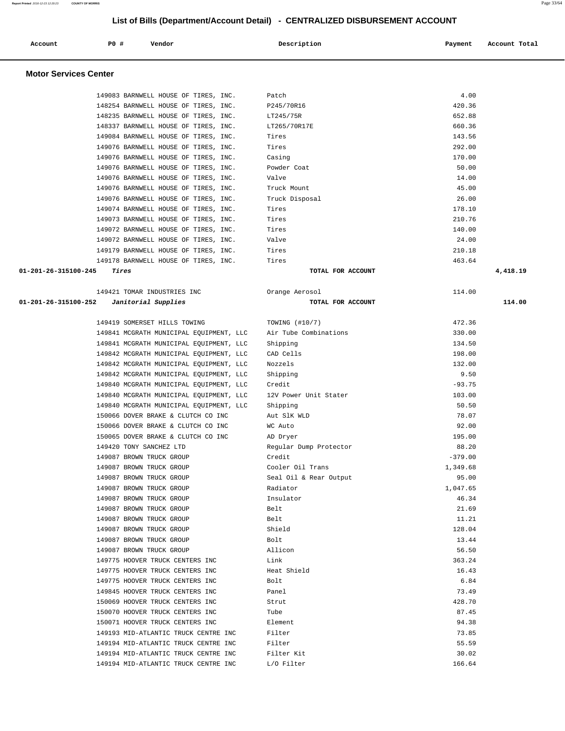## List of Bills (Department/Account Detail) - CENTRALIZED DISBURSEMENT ACCOUNT

| Account | PO # | Vendor | Description | Payment | Account Total |
|---|---|---|---|---|---|

### Motor Services Center

| Account | PO # | Vendor | Description | Payment | Account Total |
|---|---|---|---|---|---|
| | 149083 | BARNWELL HOUSE OF TIRES, INC. | Patch | 4.00 | |
| | 148254 | BARNWELL HOUSE OF TIRES, INC. | P245/70R16 | 420.36 | |
| | 148235 | BARNWELL HOUSE OF TIRES, INC. | LT245/75R | 652.88 | |
| | 148337 | BARNWELL HOUSE OF TIRES, INC. | LT265/70R17E | 660.36 | |
| | 149084 | BARNWELL HOUSE OF TIRES, INC. | Tires | 143.56 | |
| | 149076 | BARNWELL HOUSE OF TIRES, INC. | Tires | 292.00 | |
| | 149076 | BARNWELL HOUSE OF TIRES, INC. | Casing | 170.00 | |
| | 149076 | BARNWELL HOUSE OF TIRES, INC. | Powder Coat | 50.00 | |
| | 149076 | BARNWELL HOUSE OF TIRES, INC. | Valve | 14.00 | |
| | 149076 | BARNWELL HOUSE OF TIRES, INC. | Truck Mount | 45.00 | |
| | 149076 | BARNWELL HOUSE OF TIRES, INC. | Truck Disposal | 26.00 | |
| | 149074 | BARNWELL HOUSE OF TIRES, INC. | Tires | 178.10 | |
| | 149073 | BARNWELL HOUSE OF TIRES, INC. | Tires | 210.76 | |
| | 149072 | BARNWELL HOUSE OF TIRES, INC. | Tires | 140.00 | |
| | 149072 | BARNWELL HOUSE OF TIRES, INC. | Valve | 24.00 | |
| | 149179 | BARNWELL HOUSE OF TIRES, INC. | Tires | 210.18 | |
| | 149178 | BARNWELL HOUSE OF TIRES, INC. | Tires | 463.64 | |
| **01-201-26-315100-245** | *Tires* | | **TOTAL FOR ACCOUNT** | | **4,418.19** |
| | 149421 | TOMAR INDUSTRIES INC | Orange Aerosol | 114.00 | |
| **01-201-26-315100-252** | *Janitorial Supplies* | | **TOTAL FOR ACCOUNT** | | **114.00** |
| | 149419 | SOMERSET HILLS TOWING | TOWING (#10/7) | 472.36 | |
| | 149841 | MCGRATH MUNICIPAL EQUIPMENT, LLC | Air Tube Combinations | 330.00 | |
| | 149841 | MCGRATH MUNICIPAL EQUIPMENT, LLC | Shipping | 134.50 | |
| | 149842 | MCGRATH MUNICIPAL EQUIPMENT, LLC | CAD Cells | 198.00 | |
| | 149842 | MCGRATH MUNICIPAL EQUIPMENT, LLC | Nozzels | 132.00 | |
| | 149842 | MCGRATH MUNICIPAL EQUIPMENT, LLC | Shipping | 9.50 | |
| | 149840 | MCGRATH MUNICIPAL EQUIPMENT, LLC | Credit | -93.75 | |
| | 149840 | MCGRATH MUNICIPAL EQUIPMENT, LLC | 12V Power Unit Stater | 103.00 | |
| | 149840 | MCGRATH MUNICIPAL EQUIPMENT, LLC | Shipping | 50.50 | |
| | 150066 | DOVER BRAKE & CLUTCH CO INC | Aut SlK WLD | 78.07 | |
| | 150066 | DOVER BRAKE & CLUTCH CO INC | WC Auto | 92.00 | |
| | 150065 | DOVER BRAKE & CLUTCH CO INC | AD Dryer | 195.00 | |
| | 149420 | TONY SANCHEZ LTD | Regular Dump Protector | 88.20 | |
| | 149087 | BROWN TRUCK GROUP | Credit | -379.00 | |
| | 149087 | BROWN TRUCK GROUP | Cooler Oil Trans | 1,349.68 | |
| | 149087 | BROWN TRUCK GROUP | Seal Oil & Rear Output | 95.00 | |
| | 149087 | BROWN TRUCK GROUP | Radiator | 1,047.65 | |
| | 149087 | BROWN TRUCK GROUP | Insulator | 46.34 | |
| | 149087 | BROWN TRUCK GROUP | Belt | 21.69 | |
| | 149087 | BROWN TRUCK GROUP | Belt | 11.21 | |
| | 149087 | BROWN TRUCK GROUP | Shield | 128.04 | |
| | 149087 | BROWN TRUCK GROUP | Bolt | 13.44 | |
| | 149087 | BROWN TRUCK GROUP | Allicon | 56.50 | |
| | 149775 | HOOVER TRUCK CENTERS INC | Link | 363.24 | |
| | 149775 | HOOVER TRUCK CENTERS INC | Heat Shield | 16.43 | |
| | 149775 | HOOVER TRUCK CENTERS INC | Bolt | 6.84 | |
| | 149845 | HOOVER TRUCK CENTERS INC | Panel | 73.49 | |
| | 150069 | HOOVER TRUCK CENTERS INC | Strut | 428.70 | |
| | 150070 | HOOVER TRUCK CENTERS INC | Tube | 87.45 | |
| | 150071 | HOOVER TRUCK CENTERS INC | Element | 94.38 | |
| | 149193 | MID-ATLANTIC TRUCK CENTRE INC | Filter | 73.85 | |
| | 149194 | MID-ATLANTIC TRUCK CENTRE INC | Filter | 55.59 | |
| | 149194 | MID-ATLANTIC TRUCK CENTRE INC | Filter Kit | 30.02 | |
| | 149194 | MID-ATLANTIC TRUCK CENTRE INC | L/O Filter | 166.64 | |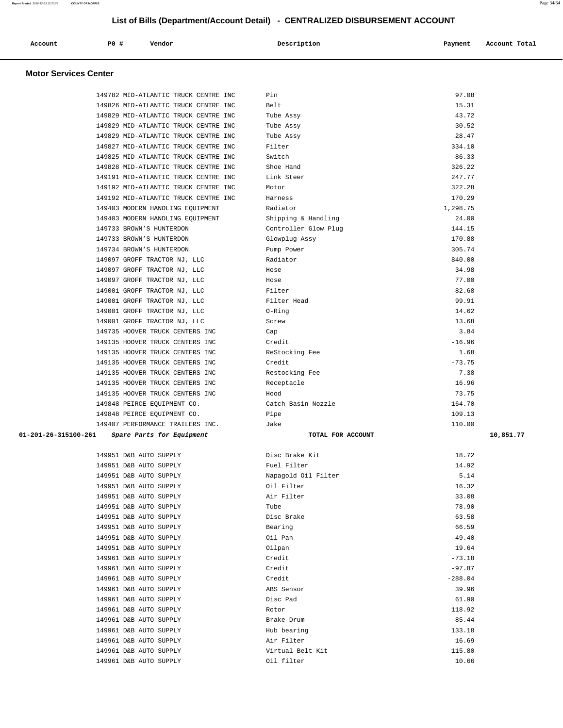## List of Bills (Department/Account Detail) - CENTRALIZED DISBURSEMENT ACCOUNT

### Motor Services Center

| Account | PO # | Vendor | Description | Payment | Account Total |
|---|---|---|---|---|---|
| | 149782 | MID-ATLANTIC TRUCK CENTRE INC | Pin | 97.08 | |
| | 149826 | MID-ATLANTIC TRUCK CENTRE INC | Belt | 15.31 | |
| | 149829 | MID-ATLANTIC TRUCK CENTRE INC | Tube Assy | 43.72 | |
| | 149829 | MID-ATLANTIC TRUCK CENTRE INC | Tube Assy | 30.52 | |
| | 149829 | MID-ATLANTIC TRUCK CENTRE INC | Tube Assy | 28.47 | |
| | 149827 | MID-ATLANTIC TRUCK CENTRE INC | Filter | 334.10 | |
| | 149825 | MID-ATLANTIC TRUCK CENTRE INC | Switch | 86.33 | |
| | 149828 | MID-ATLANTIC TRUCK CENTRE INC | Shoe Hand | 326.22 | |
| | 149191 | MID-ATLANTIC TRUCK CENTRE INC | Link Steer | 247.77 | |
| | 149192 | MID-ATLANTIC TRUCK CENTRE INC | Motor | 322.28 | |
| | 149192 | MID-ATLANTIC TRUCK CENTRE INC | Harness | 170.29 | |
| | 149403 | MODERN HANDLING EQUIPMENT | Radiator | 1,298.75 | |
| | 149403 | MODERN HANDLING EQUIPMENT | Shipping & Handling | 24.00 | |
| | 149733 | BROWN'S HUNTERDON | Controller Glow Plug | 144.15 | |
| | 149733 | BROWN'S HUNTERDON | Glowplug Assy | 170.88 | |
| | 149734 | BROWN'S HUNTERDON | Pump Power | 305.74 | |
| | 149097 | GROFF TRACTOR NJ, LLC | Radiator | 840.00 | |
| | 149097 | GROFF TRACTOR NJ, LLC | Hose | 34.98 | |
| | 149097 | GROFF TRACTOR NJ, LLC | Hose | 77.00 | |
| | 149001 | GROFF TRACTOR NJ, LLC | Filter | 82.68 | |
| | 149001 | GROFF TRACTOR NJ, LLC | Filter Head | 99.91 | |
| | 149001 | GROFF TRACTOR NJ, LLC | O-Ring | 14.62 | |
| | 149001 | GROFF TRACTOR NJ, LLC | Screw | 13.68 | |
| | 149735 | HOOVER TRUCK CENTERS INC | Cap | 3.84 | |
| | 149135 | HOOVER TRUCK CENTERS INC | Credit | -16.96 | |
| | 149135 | HOOVER TRUCK CENTERS INC | ReStocking Fee | 1.68 | |
| | 149135 | HOOVER TRUCK CENTERS INC | Credit | -73.75 | |
| | 149135 | HOOVER TRUCK CENTERS INC | Restocking Fee | 7.38 | |
| | 149135 | HOOVER TRUCK CENTERS INC | Receptacle | 16.96 | |
| | 149135 | HOOVER TRUCK CENTERS INC | Hood | 73.75 | |
| | 149848 | PEIRCE EQUIPMENT CO. | Catch Basin Nozzle | 164.70 | |
| | 149848 | PEIRCE EQUIPMENT CO. | Pipe | 109.13 | |
| | 149407 | PERFORMANCE TRAILERS INC. | Jake | 110.00 | |
| **01-201-26-315100-261** | | ***Spare Parts for Equipment*** | **TOTAL FOR ACCOUNT** | | **10,851.77** |
| | 149951 | D&B AUTO SUPPLY | Disc Brake Kit | 18.72 | |
| | 149951 | D&B AUTO SUPPLY | Fuel Filter | 14.92 | |
| | 149951 | D&B AUTO SUPPLY | Napagold Oil Filter | 5.14 | |
| | 149951 | D&B AUTO SUPPLY | Oil Filter | 16.32 | |
| | 149951 | D&B AUTO SUPPLY | Air Filter | 33.08 | |
| | 149951 | D&B AUTO SUPPLY | Tube | 78.90 | |
| | 149951 | D&B AUTO SUPPLY | Disc Brake | 63.58 | |
| | 149951 | D&B AUTO SUPPLY | Bearing | 66.59 | |
| | 149951 | D&B AUTO SUPPLY | Oil Pan | 49.40 | |
| | 149951 | D&B AUTO SUPPLY | Oilpan | 19.64 | |
| | 149961 | D&B AUTO SUPPLY | Credit | -73.18 | |
| | 149961 | D&B AUTO SUPPLY | Credit | -97.87 | |
| | 149961 | D&B AUTO SUPPLY | Credit | -288.04 | |
| | 149961 | D&B AUTO SUPPLY | ABS Sensor | 39.96 | |
| | 149961 | D&B AUTO SUPPLY | Disc Pad | 61.90 | |
| | 149961 | D&B AUTO SUPPLY | Rotor | 118.92 | |
| | 149961 | D&B AUTO SUPPLY | Brake Drum | 85.44 | |
| | 149961 | D&B AUTO SUPPLY | Hub bearing | 133.18 | |
| | 149961 | D&B AUTO SUPPLY | Air Filter | 16.69 | |
| | 149961 | D&B AUTO SUPPLY | Virtual Belt Kit | 115.80 | |
| | 149961 | D&B AUTO SUPPLY | Oil filter | 10.66 | |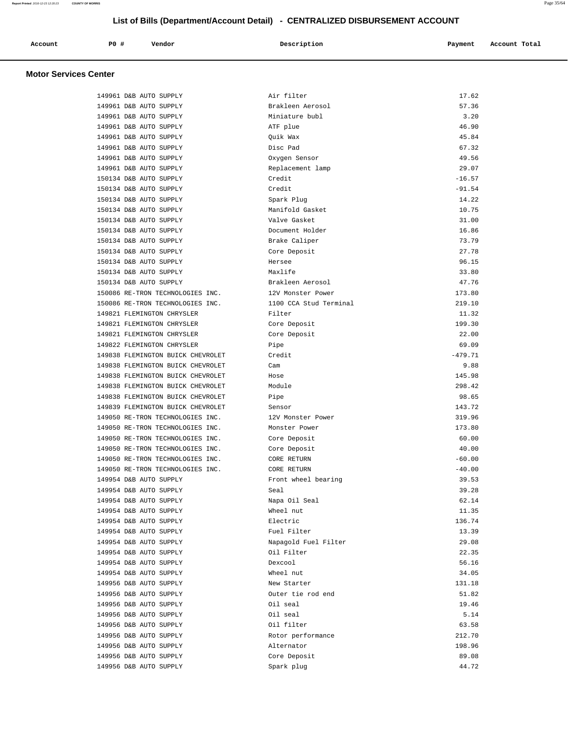# List of Bills (Department/Account Detail) - CENTRALIZED DISBURSEMENT ACCOUNT

| Account | PO # | Vendor | Description | Payment | Account Total |
|---|---|---|---|---|---|

## Motor Services Center

| Account | PO # | Vendor | Description | Payment | Account Total |
|---|---|---|---|---|---|
| | 149961 | D&B AUTO SUPPLY | Air filter | 17.62 | |
| | 149961 | D&B AUTO SUPPLY | Brakleen Aerosol | 57.36 | |
| | 149961 | D&B AUTO SUPPLY | Miniature bubl | 3.20 | |
| | 149961 | D&B AUTO SUPPLY | ATF plue | 46.90 | |
| | 149961 | D&B AUTO SUPPLY | Quik Wax | 45.84 | |
| | 149961 | D&B AUTO SUPPLY | Disc Pad | 67.32 | |
| | 149961 | D&B AUTO SUPPLY | Oxygen Sensor | 49.56 | |
| | 149961 | D&B AUTO SUPPLY | Replacement lamp | 29.07 | |
| | 150134 | D&B AUTO SUPPLY | Credit | -16.57 | |
| | 150134 | D&B AUTO SUPPLY | Credit | -91.54 | |
| | 150134 | D&B AUTO SUPPLY | Spark Plug | 14.22 | |
| | 150134 | D&B AUTO SUPPLY | Manifold Gasket | 10.75 | |
| | 150134 | D&B AUTO SUPPLY | Valve Gasket | 31.00 | |
| | 150134 | D&B AUTO SUPPLY | Document Holder | 16.86 | |
| | 150134 | D&B AUTO SUPPLY | Brake Caliper | 73.79 | |
| | 150134 | D&B AUTO SUPPLY | Core Deposit | 27.78 | |
| | 150134 | D&B AUTO SUPPLY | Hersee | 96.15 | |
| | 150134 | D&B AUTO SUPPLY | Maxlife | 33.80 | |
| | 150134 | D&B AUTO SUPPLY | Brakleen Aerosol | 47.76 | |
| | 150086 | RE-TRON TECHNOLOGIES INC. | 12V Monster Power | 173.80 | |
| | 150086 | RE-TRON TECHNOLOGIES INC. | 1100 CCA Stud Terminal | 219.10 | |
| | 149821 | FLEMINGTON CHRYSLER | Filter | 11.32 | |
| | 149821 | FLEMINGTON CHRYSLER | Core Deposit | 199.30 | |
| | 149821 | FLEMINGTON CHRYSLER | Core Deposit | 22.00 | |
| | 149822 | FLEMINGTON CHRYSLER | Pipe | 69.09 | |
| | 149838 | FLEMINGTON BUICK CHEVROLET | Credit | -479.71 | |
| | 149838 | FLEMINGTON BUICK CHEVROLET | Cam | 9.88 | |
| | 149838 | FLEMINGTON BUICK CHEVROLET | Hose | 145.98 | |
| | 149838 | FLEMINGTON BUICK CHEVROLET | Module | 298.42 | |
| | 149838 | FLEMINGTON BUICK CHEVROLET | Pipe | 98.65 | |
| | 149839 | FLEMINGTON BUICK CHEVROLET | Sensor | 143.72 | |
| | 149050 | RE-TRON TECHNOLOGIES INC. | 12V Monster Power | 319.96 | |
| | 149050 | RE-TRON TECHNOLOGIES INC. | Monster Power | 173.80 | |
| | 149050 | RE-TRON TECHNOLOGIES INC. | Core Deposit | 60.00 | |
| | 149050 | RE-TRON TECHNOLOGIES INC. | Core Deposit | 40.00 | |
| | 149050 | RE-TRON TECHNOLOGIES INC. | CORE RETURN | -60.00 | |
| | 149050 | RE-TRON TECHNOLOGIES INC. | CORE RETURN | -40.00 | |
| | 149954 | D&B AUTO SUPPLY | Front wheel bearing | 39.53 | |
| | 149954 | D&B AUTO SUPPLY | Seal | 39.28 | |
| | 149954 | D&B AUTO SUPPLY | Napa Oil Seal | 62.14 | |
| | 149954 | D&B AUTO SUPPLY | Wheel nut | 11.35 | |
| | 149954 | D&B AUTO SUPPLY | Electric | 136.74 | |
| | 149954 | D&B AUTO SUPPLY | Fuel Filter | 13.39 | |
| | 149954 | D&B AUTO SUPPLY | Napagold Fuel Filter | 29.08 | |
| | 149954 | D&B AUTO SUPPLY | Oil Filter | 22.35 | |
| | 149954 | D&B AUTO SUPPLY | Dexcool | 56.16 | |
| | 149954 | D&B AUTO SUPPLY | Wheel nut | 34.05 | |
| | 149956 | D&B AUTO SUPPLY | New Starter | 131.18 | |
| | 149956 | D&B AUTO SUPPLY | Outer tie rod end | 51.82 | |
| | 149956 | D&B AUTO SUPPLY | Oil seal | 19.46 | |
| | 149956 | D&B AUTO SUPPLY | Oil seal | 5.14 | |
| | 149956 | D&B AUTO SUPPLY | Oil filter | 63.58 | |
| | 149956 | D&B AUTO SUPPLY | Rotor performance | 212.70 | |
| | 149956 | D&B AUTO SUPPLY | Alternator | 198.96 | |
| | 149956 | D&B AUTO SUPPLY | Core Deposit | 89.08 | |
| | 149956 | D&B AUTO SUPPLY | Spark plug | 44.72 | |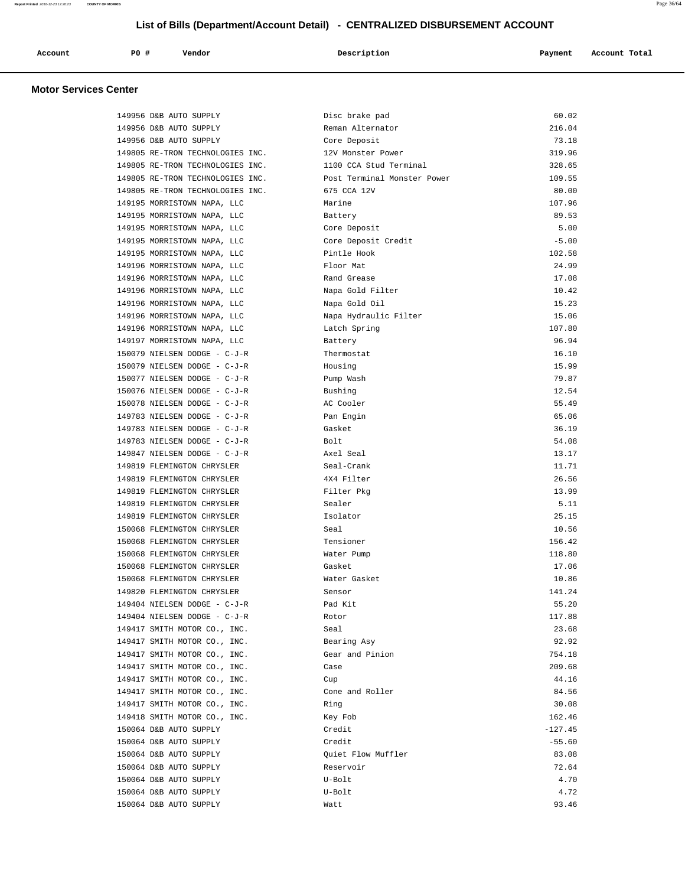## List of Bills (Department/Account Detail) - CENTRALIZED DISBURSEMENT ACCOUNT

### Motor Services Center

| Account | PO # | Vendor | Description | Payment | Account Total |
|---|---|---|---|---|---|
| | 149956 | D&B AUTO SUPPLY | Disc brake pad | 60.02 | |
| | 149956 | D&B AUTO SUPPLY | Reman Alternator | 216.04 | |
| | 149956 | D&B AUTO SUPPLY | Core Deposit | 73.18 | |
| | 149805 | RE-TRON TECHNOLOGIES INC. | 12V Monster Power | 319.96 | |
| | 149805 | RE-TRON TECHNOLOGIES INC. | 1100 CCA Stud Terminal | 328.65 | |
| | 149805 | RE-TRON TECHNOLOGIES INC. | Post Terminal Monster Power | 109.55 | |
| | 149805 | RE-TRON TECHNOLOGIES INC. | 675 CCA 12V | 80.00 | |
| | 149195 | MORRISTOWN NAPA, LLC | Marine | 107.96 | |
| | 149195 | MORRISTOWN NAPA, LLC | Battery | 89.53 | |
| | 149195 | MORRISTOWN NAPA, LLC | Core Deposit | 5.00 | |
| | 149195 | MORRISTOWN NAPA, LLC | Core Deposit Credit | -5.00 | |
| | 149195 | MORRISTOWN NAPA, LLC | Pintle Hook | 102.58 | |
| | 149196 | MORRISTOWN NAPA, LLC | Floor Mat | 24.99 | |
| | 149196 | MORRISTOWN NAPA, LLC | Rand Grease | 17.08 | |
| | 149196 | MORRISTOWN NAPA, LLC | Napa Gold Filter | 10.42 | |
| | 149196 | MORRISTOWN NAPA, LLC | Napa Gold Oil | 15.23 | |
| | 149196 | MORRISTOWN NAPA, LLC | Napa Hydraulic Filter | 15.06 | |
| | 149196 | MORRISTOWN NAPA, LLC | Latch Spring | 107.80 | |
| | 149197 | MORRISTOWN NAPA, LLC | Battery | 96.94 | |
| | 150079 | NIELSEN DODGE - C-J-R | Thermostat | 16.10 | |
| | 150079 | NIELSEN DODGE - C-J-R | Housing | 15.99 | |
| | 150077 | NIELSEN DODGE - C-J-R | Pump Wash | 79.87 | |
| | 150076 | NIELSEN DODGE - C-J-R | Bushing | 12.54 | |
| | 150078 | NIELSEN DODGE - C-J-R | AC Cooler | 55.49 | |
| | 149783 | NIELSEN DODGE - C-J-R | Pan Engin | 65.06 | |
| | 149783 | NIELSEN DODGE - C-J-R | Gasket | 36.19 | |
| | 149783 | NIELSEN DODGE - C-J-R | Bolt | 54.08 | |
| | 149847 | NIELSEN DODGE - C-J-R | Axel Seal | 13.17 | |
| | 149819 | FLEMINGTON CHRYSLER | Seal-Crank | 11.71 | |
| | 149819 | FLEMINGTON CHRYSLER | 4X4 Filter | 26.56 | |
| | 149819 | FLEMINGTON CHRYSLER | Filter Pkg | 13.99 | |
| | 149819 | FLEMINGTON CHRYSLER | Sealer | 5.11 | |
| | 149819 | FLEMINGTON CHRYSLER | Isolator | 25.15 | |
| | 150068 | FLEMINGTON CHRYSLER | Seal | 10.56 | |
| | 150068 | FLEMINGTON CHRYSLER | Tensioner | 156.42 | |
| | 150068 | FLEMINGTON CHRYSLER | Water Pump | 118.80 | |
| | 150068 | FLEMINGTON CHRYSLER | Gasket | 17.06 | |
| | 150068 | FLEMINGTON CHRYSLER | Water Gasket | 10.86 | |
| | 149820 | FLEMINGTON CHRYSLER | Sensor | 141.24 | |
| | 149404 | NIELSEN DODGE - C-J-R | Pad Kit | 55.20 | |
| | 149404 | NIELSEN DODGE - C-J-R | Rotor | 117.88 | |
| | 149417 | SMITH MOTOR CO., INC. | Seal | 23.68 | |
| | 149417 | SMITH MOTOR CO., INC. | Bearing Asy | 92.92 | |
| | 149417 | SMITH MOTOR CO., INC. | Gear and Pinion | 754.18 | |
| | 149417 | SMITH MOTOR CO., INC. | Case | 209.68 | |
| | 149417 | SMITH MOTOR CO., INC. | Cup | 44.16 | |
| | 149417 | SMITH MOTOR CO., INC. | Cone and Roller | 84.56 | |
| | 149417 | SMITH MOTOR CO., INC. | Ring | 30.08 | |
| | 149418 | SMITH MOTOR CO., INC. | Key Fob | 162.46 | |
| | 150064 | D&B AUTO SUPPLY | Credit | -127.45 | |
| | 150064 | D&B AUTO SUPPLY | Credit | -55.60 | |
| | 150064 | D&B AUTO SUPPLY | Quiet Flow Muffler | 83.08 | |
| | 150064 | D&B AUTO SUPPLY | Reservoir | 72.64 | |
| | 150064 | D&B AUTO SUPPLY | U-Bolt | 4.70 | |
| | 150064 | D&B AUTO SUPPLY | U-Bolt | 4.72 | |
| | 150064 | D&B AUTO SUPPLY | Watt | 93.46 | |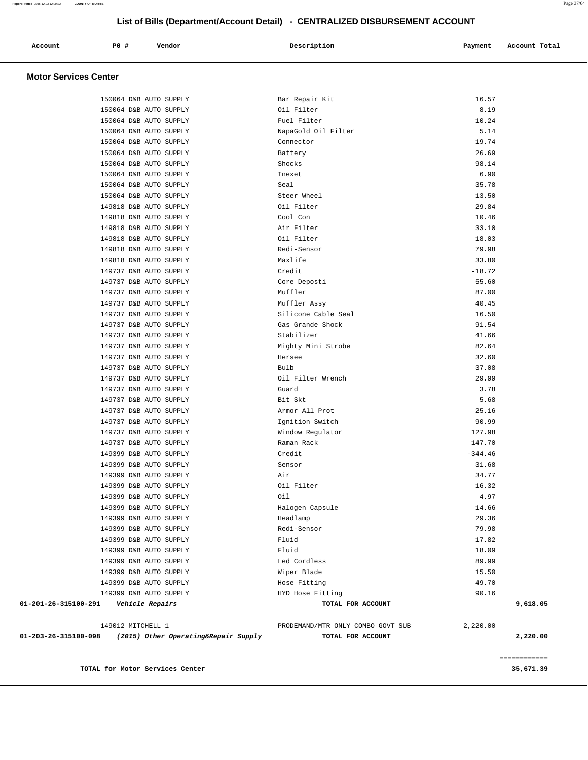## List of Bills (Department/Account Detail) - CENTRALIZED DISBURSEMENT ACCOUNT

| Account | PO # | Vendor | Description | Payment | Account Total |
|---|---|---|---|---|---|

### Motor Services Center

| Account | PO # | Vendor | Description | Payment | Account Total |
|---|---|---|---|---|---|
| | 150064 | D&B AUTO SUPPLY | Bar Repair Kit | 16.57 | |
| | 150064 | D&B AUTO SUPPLY | Oil Filter | 8.19 | |
| | 150064 | D&B AUTO SUPPLY | Fuel Filter | 10.24 | |
| | 150064 | D&B AUTO SUPPLY | NapaGold Oil Filter | 5.14 | |
| | 150064 | D&B AUTO SUPPLY | Connector | 19.74 | |
| | 150064 | D&B AUTO SUPPLY | Battery | 26.69 | |
| | 150064 | D&B AUTO SUPPLY | Shocks | 98.14 | |
| | 150064 | D&B AUTO SUPPLY | Inexet | 6.90 | |
| | 150064 | D&B AUTO SUPPLY | Seal | 35.78 | |
| | 150064 | D&B AUTO SUPPLY | Steer Wheel | 13.50 | |
| | 149818 | D&B AUTO SUPPLY | Oil Filter | 29.84 | |
| | 149818 | D&B AUTO SUPPLY | Cool Con | 10.46 | |
| | 149818 | D&B AUTO SUPPLY | Air Filter | 33.10 | |
| | 149818 | D&B AUTO SUPPLY | Oil Filter | 18.03 | |
| | 149818 | D&B AUTO SUPPLY | Redi-Sensor | 79.98 | |
| | 149818 | D&B AUTO SUPPLY | Maxlife | 33.80 | |
| | 149737 | D&B AUTO SUPPLY | Credit | -18.72 | |
| | 149737 | D&B AUTO SUPPLY | Core Deposti | 55.60 | |
| | 149737 | D&B AUTO SUPPLY | Muffler | 87.00 | |
| | 149737 | D&B AUTO SUPPLY | Muffler Assy | 40.45 | |
| | 149737 | D&B AUTO SUPPLY | Silicone Cable Seal | 16.50 | |
| | 149737 | D&B AUTO SUPPLY | Gas Grande Shock | 91.54 | |
| | 149737 | D&B AUTO SUPPLY | Stabilizer | 41.66 | |
| | 149737 | D&B AUTO SUPPLY | Mighty Mini Strobe | 82.64 | |
| | 149737 | D&B AUTO SUPPLY | Hersee | 32.60 | |
| | 149737 | D&B AUTO SUPPLY | Bulb | 37.08 | |
| | 149737 | D&B AUTO SUPPLY | Oil Filter Wrench | 29.99 | |
| | 149737 | D&B AUTO SUPPLY | Guard | 3.78 | |
| | 149737 | D&B AUTO SUPPLY | Bit Skt | 5.68 | |
| | 149737 | D&B AUTO SUPPLY | Armor All Prot | 25.16 | |
| | 149737 | D&B AUTO SUPPLY | Ignition Switch | 90.99 | |
| | 149737 | D&B AUTO SUPPLY | Window Regulator | 127.98 | |
| | 149737 | D&B AUTO SUPPLY | Raman Rack | 147.70 | |
| | 149399 | D&B AUTO SUPPLY | Credit | -344.46 | |
| | 149399 | D&B AUTO SUPPLY | Sensor | 31.68 | |
| | 149399 | D&B AUTO SUPPLY | Air | 34.77 | |
| | 149399 | D&B AUTO SUPPLY | Oil Filter | 16.32 | |
| | 149399 | D&B AUTO SUPPLY | Oil | 4.97 | |
| | 149399 | D&B AUTO SUPPLY | Halogen Capsule | 14.66 | |
| | 149399 | D&B AUTO SUPPLY | Headlamp | 29.36 | |
| | 149399 | D&B AUTO SUPPLY | Redi-Sensor | 79.98 | |
| | 149399 | D&B AUTO SUPPLY | Fluid | 17.82 | |
| | 149399 | D&B AUTO SUPPLY | Fluid | 18.09 | |
| | 149399 | D&B AUTO SUPPLY | Led Cordless | 89.99 | |
| | 149399 | D&B AUTO SUPPLY | Wiper Blade | 15.50 | |
| | 149399 | D&B AUTO SUPPLY | Hose Fitting | 49.70 | |
| | 149399 | D&B AUTO SUPPLY | HYD Hose Fitting | 90.16 | |
| **01-201-26-315100-291** | ***Vehicle Repairs*** | | **TOTAL FOR ACCOUNT** | | **9,618.05** |
| | 149012 | MITCHELL 1 | PRODEMAND/MTR ONLY COMBO GOVT SUB | 2,220.00 | |
| **01-203-26-315100-098** | ***(2015) Other Operating&Repair Supply*** | | **TOTAL FOR ACCOUNT** | | **2,220.00** |

============

**TOTAL for Motor Services Center** **35,671.39**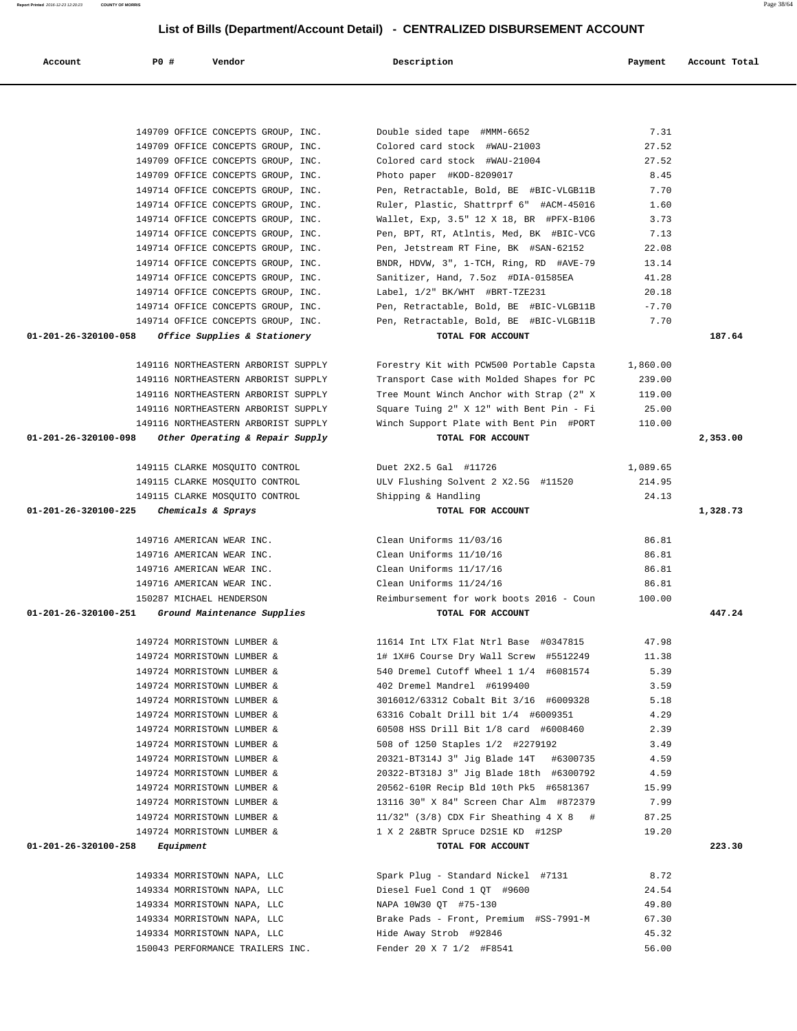# List of Bills (Department/Account Detail) - CENTRALIZED DISBURSEMENT ACCOUNT

| Account | PO # | Vendor | Description | Payment | Account Total |
|---|---|---|---|---|---|
| | 149709 | OFFICE CONCEPTS GROUP, INC. | Double sided tape #MMM-6652 | 7.31 | |
| | 149709 | OFFICE CONCEPTS GROUP, INC. | Colored card stock #WAU-21003 | 27.52 | |
| | 149709 | OFFICE CONCEPTS GROUP, INC. | Colored card stock #WAU-21004 | 27.52 | |
| | 149709 | OFFICE CONCEPTS GROUP, INC. | Photo paper #KOD-8209017 | 8.45 | |
| | 149714 | OFFICE CONCEPTS GROUP, INC. | Pen, Retractable, Bold, BE #BIC-VLGB11B | 7.70 | |
| | 149714 | OFFICE CONCEPTS GROUP, INC. | Ruler, Plastic, Shattrprf 6" #ACM-45016 | 1.60 | |
| | 149714 | OFFICE CONCEPTS GROUP, INC. | Wallet, Exp, 3.5" 12 X 18, BR #PFX-B106 | 3.73 | |
| | 149714 | OFFICE CONCEPTS GROUP, INC. | Pen, BPT, RT, Atlntis, Med, BK #BIC-VCG | 7.13 | |
| | 149714 | OFFICE CONCEPTS GROUP, INC. | Pen, Jetstream RT Fine, BK #SAN-62152 | 22.08 | |
| | 149714 | OFFICE CONCEPTS GROUP, INC. | BNDR, HDVW, 3", 1-TCH, Ring, RD #AVE-79 | 13.14 | |
| | 149714 | OFFICE CONCEPTS GROUP, INC. | Sanitizer, Hand, 7.5oz #DIA-01585EA | 41.28 | |
| | 149714 | OFFICE CONCEPTS GROUP, INC. | Label, 1/2" BK/WHT #BRT-TZE231 | 20.18 | |
| | 149714 | OFFICE CONCEPTS GROUP, INC. | Pen, Retractable, Bold, BE #BIC-VLGB11B | -7.70 | |
| | 149714 | OFFICE CONCEPTS GROUP, INC. | Pen, Retractable, Bold, BE #BIC-VLGB11B | 7.70 | |
| **01-201-26-320100-058** | | ***Office Supplies & Stationery*** | **TOTAL FOR ACCOUNT** | | **187.64** |
| | 149116 | NORTHEASTERN ARBORIST SUPPLY | Forestry Kit with PCW500 Portable Capsta | 1,860.00 | |
| | 149116 | NORTHEASTERN ARBORIST SUPPLY | Transport Case with Molded Shapes for PC | 239.00 | |
| | 149116 | NORTHEASTERN ARBORIST SUPPLY | Tree Mount Winch Anchor with Strap (2" X | 119.00 | |
| | 149116 | NORTHEASTERN ARBORIST SUPPLY | Square Tuing 2" X 12" with Bent Pin - Fi | 25.00 | |
| | 149116 | NORTHEASTERN ARBORIST SUPPLY | Winch Support Plate with Bent Pin #PORT | 110.00 | |
| **01-201-26-320100-098** | | ***Other Operating & Repair Supply*** | **TOTAL FOR ACCOUNT** | | **2,353.00** |
| | 149115 | CLARKE MOSQUITO CONTROL | Duet 2X2.5 Gal #11726 | 1,089.65 | |
| | 149115 | CLARKE MOSQUITO CONTROL | ULV Flushing Solvent 2 X2.5G #11520 | 214.95 | |
| | 149115 | CLARKE MOSQUITO CONTROL | Shipping & Handling | 24.13 | |
| **01-201-26-320100-225** | | ***Chemicals & Sprays*** | **TOTAL FOR ACCOUNT** | | **1,328.73** |
| | 149716 | AMERICAN WEAR INC. | Clean Uniforms 11/03/16 | 86.81 | |
| | 149716 | AMERICAN WEAR INC. | Clean Uniforms 11/10/16 | 86.81 | |
| | 149716 | AMERICAN WEAR INC. | Clean Uniforms 11/17/16 | 86.81 | |
| | 149716 | AMERICAN WEAR INC. | Clean Uniforms 11/24/16 | 86.81 | |
| | 150287 | MICHAEL HENDERSON | Reimbursement for work boots 2016 - Coun | 100.00 | |
| **01-201-26-320100-251** | | ***Ground Maintenance Supplies*** | **TOTAL FOR ACCOUNT** | | **447.24** |
| | 149724 | MORRISTOWN LUMBER & | 11614 Int LTX Flat Ntrl Base #0347815 | 47.98 | |
| | 149724 | MORRISTOWN LUMBER & | 1# 1X#6 Course Dry Wall Screw #5512249 | 11.38 | |
| | 149724 | MORRISTOWN LUMBER & | 540 Dremel Cutoff Wheel 1 1/4 #6081574 | 5.39 | |
| | 149724 | MORRISTOWN LUMBER & | 402 Dremel Mandrel #6199400 | 3.59 | |
| | 149724 | MORRISTOWN LUMBER & | 3016012/63312 Cobalt Bit 3/16 #6009328 | 5.18 | |
| | 149724 | MORRISTOWN LUMBER & | 63316 Cobalt Drill bit 1/4 #6009351 | 4.29 | |
| | 149724 | MORRISTOWN LUMBER & | 60508 HSS Drill Bit 1/8 card #6008460 | 2.39 | |
| | 149724 | MORRISTOWN LUMBER & | 508 of 1250 Staples 1/2 #2279192 | 3.49 | |
| | 149724 | MORRISTOWN LUMBER & | 20321-BT314J 3" Jig Blade 14T #6300735 | 4.59 | |
| | 149724 | MORRISTOWN LUMBER & | 20322-BT318J 3" Jig Blade 18th #6300792 | 4.59 | |
| | 149724 | MORRISTOWN LUMBER & | 20562-610R Recip Bld 10th Pk5 #6581367 | 15.99 | |
| | 149724 | MORRISTOWN LUMBER & | 13116 30" X 84" Screen Char Alm #872379 | 7.99 | |
| | 149724 | MORRISTOWN LUMBER & | 11/32" (3/8) CDX Fir Sheathing 4 X 8 # | 87.25 | |
| | 149724 | MORRISTOWN LUMBER & | 1 X 2 2&BTR Spruce D2S1E KD #12SP | 19.20 | |
| **01-201-26-320100-258** | | ***Equipment*** | **TOTAL FOR ACCOUNT** | | **223.30** |
| | 149334 | MORRISTOWN NAPA, LLC | Spark Plug - Standard Nickel #7131 | 8.72 | |
| | 149334 | MORRISTOWN NAPA, LLC | Diesel Fuel Cond 1 QT #9600 | 24.54 | |
| | 149334 | MORRISTOWN NAPA, LLC | NAPA 10W30 QT #75-130 | 49.80 | |
| | 149334 | MORRISTOWN NAPA, LLC | Brake Pads - Front, Premium #SS-7991-M | 67.30 | |
| | 149334 | MORRISTOWN NAPA, LLC | Hide Away Strob #92846 | 45.32 | |
| | 150043 | PERFORMANCE TRAILERS INC. | Fender 20 X 7 1/2 #F8541 | 56.00 | |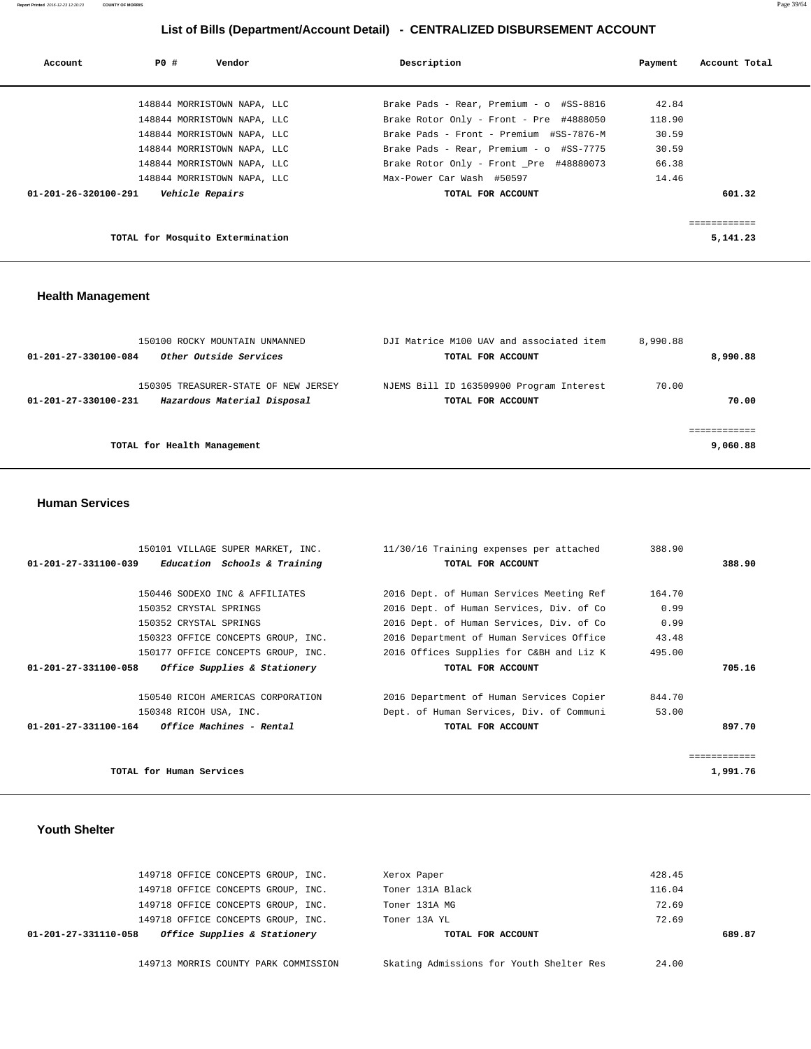## List of Bills (Department/Account Detail) - CENTRALIZED DISBURSEMENT ACCOUNT

| Account | PO # | Vendor | Description | Payment | Account Total |
|---|---|---|---|---|---|
| | 148844 | MORRISTOWN NAPA, LLC | Brake Pads - Rear, Premium - o #SS-8816 | 42.84 | |
| | 148844 | MORRISTOWN NAPA, LLC | Brake Rotor Only - Front - Pre #4888050 | 118.90 | |
| | 148844 | MORRISTOWN NAPA, LLC | Brake Pads - Front - Premium #SS-7876-M | 30.59 | |
| | 148844 | MORRISTOWN NAPA, LLC | Brake Pads - Rear, Premium - o #SS-7775 | 30.59 | |
| | 148844 | MORRISTOWN NAPA, LLC | Brake Rotor Only - Front _Pre #48880073 | 66.38 | |
| | 148844 | MORRISTOWN NAPA, LLC | Max-Power Car Wash #50597 | 14.46 | |
| **01-201-26-320100-291** | | ***Vehicle Repairs*** | **TOTAL FOR ACCOUNT** | | **601.32** |
| | | **TOTAL for Mosquito Extermination** | | | **5,141.23** |

### Health Management

| Account | PO # | Vendor | Description | Payment | Account Total |
|---|---|---|---|---|---|
| | 150100 | ROCKY MOUNTAIN UNMANNED | DJI Matrice M100 UAV and associated item | 8,990.88 | |
| **01-201-27-330100-084** | | ***Other Outside Services*** | **TOTAL FOR ACCOUNT** | | **8,990.88** |
| | 150305 | TREASURER-STATE OF NEW JERSEY | NJEMS Bill ID 163509900 Program Interest | 70.00 | |
| **01-201-27-330100-231** | | ***Hazardous Material Disposal*** | **TOTAL FOR ACCOUNT** | | **70.00** |
| | | **TOTAL for Health Management** | | | **9,060.88** |

### Human Services

| Account | PO # | Vendor | Description | Payment | Account Total |
|---|---|---|---|---|---|
| | 150101 | VILLAGE SUPER MARKET, INC. | 11/30/16 Training expenses per attached | 388.90 | |
| **01-201-27-331100-039** | | ***Education Schools & Training*** | **TOTAL FOR ACCOUNT** | | **388.90** |
| | 150446 | SODEXO INC & AFFILIATES | 2016 Dept. of Human Services Meeting Ref | 164.70 | |
| | 150352 | CRYSTAL SPRINGS | 2016 Dept. of Human Services, Div. of Co | 0.99 | |
| | 150352 | CRYSTAL SPRINGS | 2016 Dept. of Human Services, Div. of Co | 0.99 | |
| | 150323 | OFFICE CONCEPTS GROUP, INC. | 2016 Department of Human Services Office | 43.48 | |
| | 150177 | OFFICE CONCEPTS GROUP, INC. | 2016 Offices Supplies for C&BH and Liz K | 495.00 | |
| **01-201-27-331100-058** | | ***Office Supplies & Stationery*** | **TOTAL FOR ACCOUNT** | | **705.16** |
| | 150540 | RICOH AMERICAS CORPORATION | 2016 Department of Human Services Copier | 844.70 | |
| | 150348 | RICOH USA, INC. | Dept. of Human Services, Div. of Communi | 53.00 | |
| **01-201-27-331100-164** | | ***Office Machines - Rental*** | **TOTAL FOR ACCOUNT** | | **897.70** |
| | | **TOTAL for Human Services** | | | **1,991.76** |

### Youth Shelter

| Account | PO # | Vendor | Description | Payment | Account Total |
|---|---|---|---|---|---|
| | 149718 | OFFICE CONCEPTS GROUP, INC. | Xerox Paper | 428.45 | |
| | 149718 | OFFICE CONCEPTS GROUP, INC. | Toner 131A Black | 116.04 | |
| | 149718 | OFFICE CONCEPTS GROUP, INC. | Toner 131A MG | 72.69 | |
| | 149718 | OFFICE CONCEPTS GROUP, INC. | Toner 13A YL | 72.69 | |
| **01-201-27-331110-058** | | ***Office Supplies & Stationery*** | **TOTAL FOR ACCOUNT** | | **689.87** |
| | 149713 | MORRIS COUNTY PARK COMMISSION | Skating Admissions for Youth Shelter Res | 24.00 | |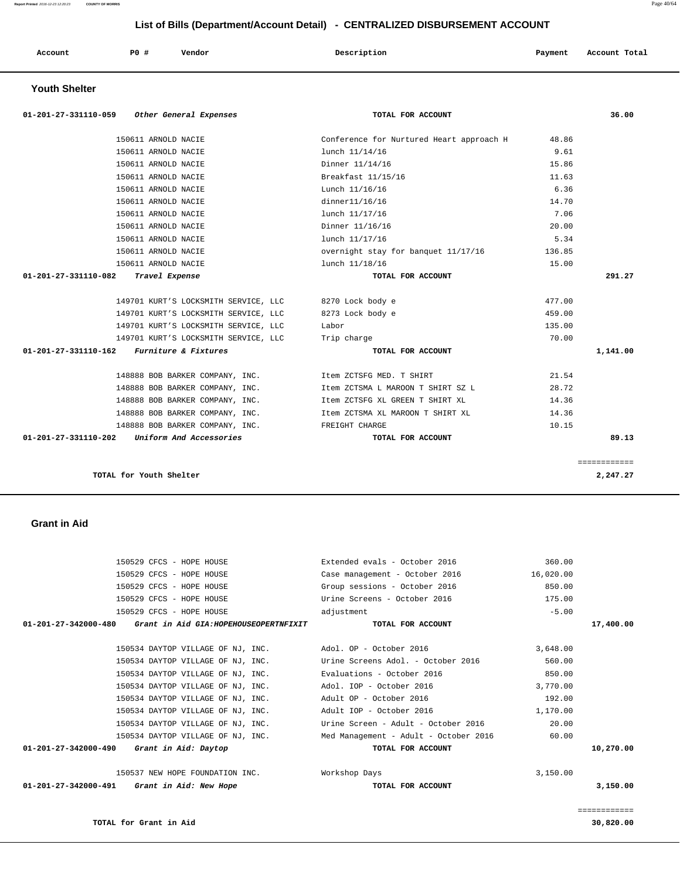## List of Bills (Department/Account Detail) - CENTRALIZED DISBURSEMENT ACCOUNT

| Account | PO # | Vendor | Description | Payment | Account Total |
|---|---|---|---|---|---|

### Youth Shelter

| Account | PO # | Vendor | Description | Payment | Account Total |
|---|---|---|---|---|---|
| 01-201-27-331110-059 *Other General Expenses* | | | **TOTAL FOR ACCOUNT** | | **36.00** |
| | 150611 | ARNOLD NACIE | Conference for Nurtured Heart approach H | 48.86 | |
| | 150611 | ARNOLD NACIE | lunch 11/14/16 | 9.61 | |
| | 150611 | ARNOLD NACIE | Dinner 11/14/16 | 15.86 | |
| | 150611 | ARNOLD NACIE | Breakfast 11/15/16 | 11.63 | |
| | 150611 | ARNOLD NACIE | Lunch 11/16/16 | 6.36 | |
| | 150611 | ARNOLD NACIE | dinner11/16/16 | 14.70 | |
| | 150611 | ARNOLD NACIE | lunch 11/17/16 | 7.06 | |
| | 150611 | ARNOLD NACIE | Dinner 11/16/16 | 20.00 | |
| | 150611 | ARNOLD NACIE | lunch 11/17/16 | 5.34 | |
| | 150611 | ARNOLD NACIE | overnight stay for banquet 11/17/16 | 136.85 | |
| | 150611 | ARNOLD NACIE | lunch 11/18/16 | 15.00 | |
| 01-201-27-331110-082 *Travel Expense* | | | **TOTAL FOR ACCOUNT** | | **291.27** |
| | 149701 | KURT'S LOCKSMITH SERVICE, LLC | 8270 Lock body e | 477.00 | |
| | 149701 | KURT'S LOCKSMITH SERVICE, LLC | 8273 Lock body e | 459.00 | |
| | 149701 | KURT'S LOCKSMITH SERVICE, LLC | Labor | 135.00 | |
| | 149701 | KURT'S LOCKSMITH SERVICE, LLC | Trip charge | 70.00 | |
| 01-201-27-331110-162 *Furniture & Fixtures* | | | **TOTAL FOR ACCOUNT** | | **1,141.00** |
| | 148888 | BOB BARKER COMPANY, INC. | Item ZCTSFG MED. T SHIRT | 21.54 | |
| | 148888 | BOB BARKER COMPANY, INC. | Item ZCTSMA L MAROON T SHIRT SZ L | 28.72 | |
| | 148888 | BOB BARKER COMPANY, INC. | Item ZCTSFG XL GREEN T SHIRT XL | 14.36 | |
| | 148888 | BOB BARKER COMPANY, INC. | Item ZCTSMA XL MAROON T SHIRT XL | 14.36 | |
| | 148888 | BOB BARKER COMPANY, INC. | FREIGHT CHARGE | 10.15 | |
| 01-201-27-331110-202 *Uniform And Accessories* | | | **TOTAL FOR ACCOUNT** | | **89.13** |

**TOTAL for Youth Shelter** — **2,247.27**

### Grant in Aid

| Account | PO # | Vendor | Description | Payment | Account Total |
|---|---|---|---|---|---|
| | 150529 | CFCS - HOPE HOUSE | Extended evals - October 2016 | 360.00 | |
| | 150529 | CFCS - HOPE HOUSE | Case management - October 2016 | 16,020.00 | |
| | 150529 | CFCS - HOPE HOUSE | Group sessions - October 2016 | 850.00 | |
| | 150529 | CFCS - HOPE HOUSE | Urine Screens - October 2016 | 175.00 | |
| | 150529 | CFCS - HOPE HOUSE | adjustment | -5.00 | |
| 01-201-27-342000-480 *Grant in Aid GIA:HOPEHOUSEOPERTNFIXIT* | | | **TOTAL FOR ACCOUNT** | | **17,400.00** |
| | 150534 | DAYTOP VILLAGE OF NJ, INC. | Adol. OP - October 2016 | 3,648.00 | |
| | 150534 | DAYTOP VILLAGE OF NJ, INC. | Urine Screens Adol. - October 2016 | 560.00 | |
| | 150534 | DAYTOP VILLAGE OF NJ, INC. | Evaluations - October 2016 | 850.00 | |
| | 150534 | DAYTOP VILLAGE OF NJ, INC. | Adol. IOP - October 2016 | 3,770.00 | |
| | 150534 | DAYTOP VILLAGE OF NJ, INC. | Adult OP - October 2016 | 192.00 | |
| | 150534 | DAYTOP VILLAGE OF NJ, INC. | Adult IOP - October 2016 | 1,170.00 | |
| | 150534 | DAYTOP VILLAGE OF NJ, INC. | Urine Screen - Adult - October 2016 | 20.00 | |
| | 150534 | DAYTOP VILLAGE OF NJ, INC. | Med Management - Adult - October 2016 | 60.00 | |
| 01-201-27-342000-490 *Grant in Aid: Daytop* | | | **TOTAL FOR ACCOUNT** | | **10,270.00** |
| | 150537 | NEW HOPE FOUNDATION INC. | Workshop Days | 3,150.00 | |
| 01-201-27-342000-491 *Grant in Aid: New Hope* | | | **TOTAL FOR ACCOUNT** | | **3,150.00** |

**TOTAL for Grant in Aid** — **30,820.00**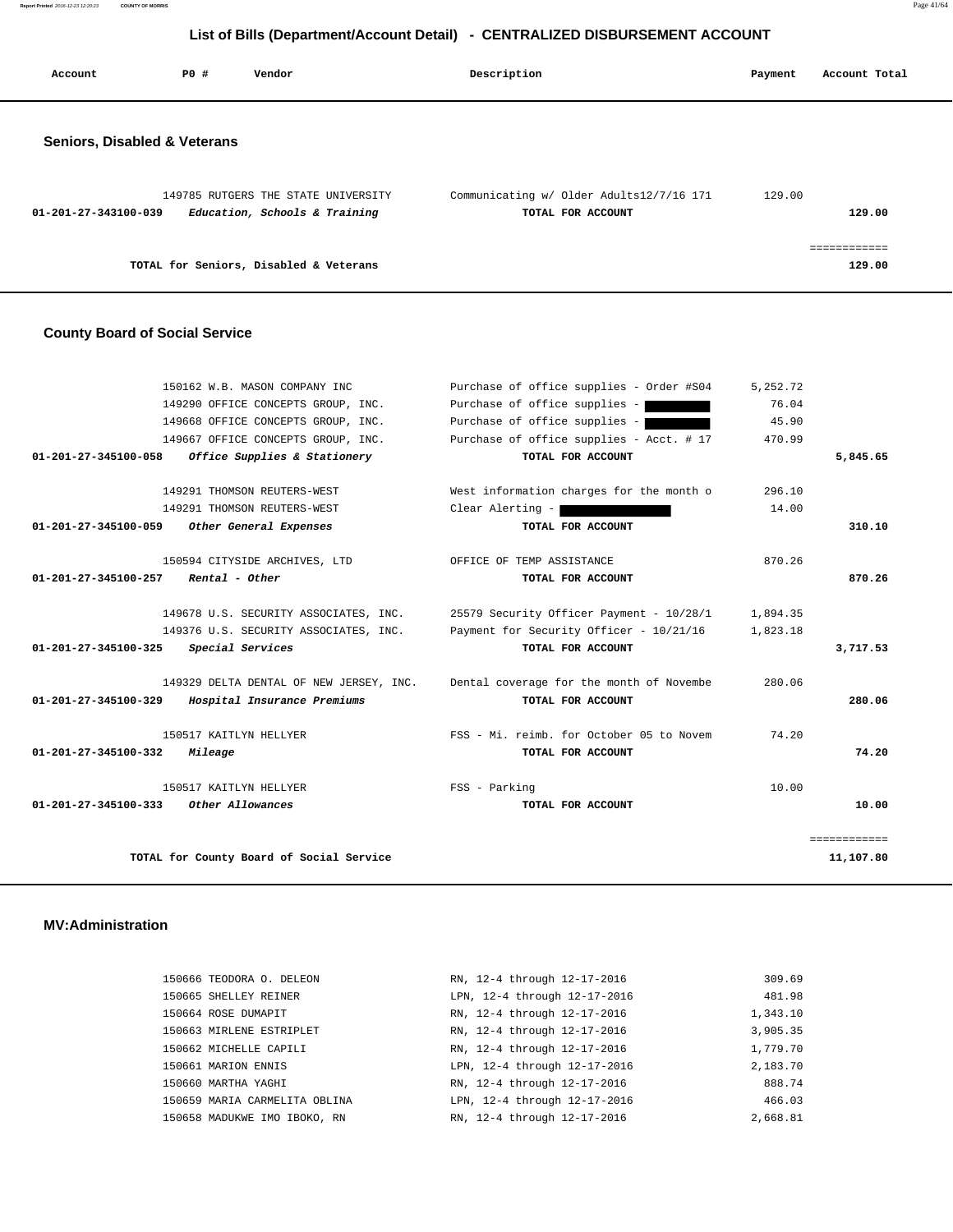# List of Bills (Department/Account Detail) - CENTRALIZED DISBURSEMENT ACCOUNT

| Account | PO # | Vendor | Description | Payment | Account Total |
|---|---|---|---|---|---|

## Seniors, Disabled & Veterans

| Account | PO # | Vendor | Description | Payment | Account Total |
|---|---|---|---|---|---|
| | 149785 | RUTGERS THE STATE UNIVERSITY | Communicating w/ Older Adults12/7/16 171 | 129.00 | |
| **01-201-27-343100-039** | | ***Education, Schools & Training*** | **TOTAL FOR ACCOUNT** | | **129.00** |
| | | | | | ============ |
| | | **TOTAL for Seniors, Disabled & Veterans** | | | **129.00** |

## County Board of Social Service

| Account | PO # | Vendor | Description | Payment | Account Total |
|---|---|---|---|---|---|
| | 150162 | W.B. MASON COMPANY INC | Purchase of office supplies - Order #S04 | 5,252.72 | |
| | 149290 | OFFICE CONCEPTS GROUP, INC. | Purchase of office supplies - | 76.04 | |
| | 149668 | OFFICE CONCEPTS GROUP, INC. | Purchase of office supplies - | 45.90 | |
| | 149667 | OFFICE CONCEPTS GROUP, INC. | Purchase of office supplies - Acct. # 17 | 470.99 | |
| **01-201-27-345100-058** | | ***Office Supplies & Stationery*** | **TOTAL FOR ACCOUNT** | | **5,845.65** |
| | 149291 | THOMSON REUTERS-WEST | West information charges for the month o | 296.10 | |
| | 149291 | THOMSON REUTERS-WEST | Clear Alerting - | 14.00 | |
| **01-201-27-345100-059** | | ***Other General Expenses*** | **TOTAL FOR ACCOUNT** | | **310.10** |
| | 150594 | CITYSIDE ARCHIVES, LTD | OFFICE OF TEMP ASSISTANCE | 870.26 | |
| **01-201-27-345100-257** | | ***Rental - Other*** | **TOTAL FOR ACCOUNT** | | **870.26** |
| | 149678 | U.S. SECURITY ASSOCIATES, INC. | 25579 Security Officer Payment - 10/28/1 | 1,894.35 | |
| | 149376 | U.S. SECURITY ASSOCIATES, INC. | Payment for Security Officer - 10/21/16 | 1,823.18 | |
| **01-201-27-345100-325** | | ***Special Services*** | **TOTAL FOR ACCOUNT** | | **3,717.53** |
| | 149329 | DELTA DENTAL OF NEW JERSEY, INC. | Dental coverage for the month of Novembe | 280.06 | |
| **01-201-27-345100-329** | | ***Hospital Insurance Premiums*** | **TOTAL FOR ACCOUNT** | | **280.06** |
| | 150517 | KAITLYN HELLYER | FSS - Mi. reimb. for October 05 to Novem | 74.20 | |
| **01-201-27-345100-332** | | ***Mileage*** | **TOTAL FOR ACCOUNT** | | **74.20** |
| | 150517 | KAITLYN HELLYER | FSS - Parking | 10.00 | |
| **01-201-27-345100-333** | | ***Other Allowances*** | **TOTAL FOR ACCOUNT** | | **10.00** |
| | | | | | ============ |
| | | **TOTAL for County Board of Social Service** | | | **11,107.80** |

## MV:Administration

| Account | PO # | Vendor | Description | Payment | Account Total |
|---|---|---|---|---|---|
| | 150666 | TEODORA O. DELEON | RN, 12-4 through 12-17-2016 | 309.69 | |
| | 150665 | SHELLEY REINER | LPN, 12-4 through 12-17-2016 | 481.98 | |
| | 150664 | ROSE DUMAPIT | RN, 12-4 through 12-17-2016 | 1,343.10 | |
| | 150663 | MIRLENE ESTRIPLET | RN, 12-4 through 12-17-2016 | 3,905.35 | |
| | 150662 | MICHELLE CAPILI | RN, 12-4 through 12-17-2016 | 1,779.70 | |
| | 150661 | MARION ENNIS | LPN, 12-4 through 12-17-2016 | 2,183.70 | |
| | 150660 | MARTHA YAGHI | RN, 12-4 through 12-17-2016 | 888.74 | |
| | 150659 | MARIA CARMELITA OBLINA | LPN, 12-4 through 12-17-2016 | 466.03 | |
| | 150658 | MADUKWE IMO IBOKO, RN | RN, 12-4 through 12-17-2016 | 2,668.81 | |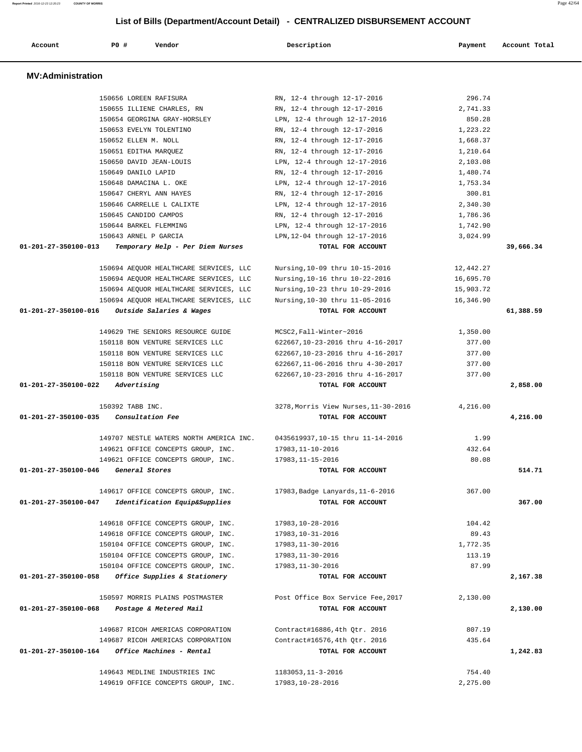## List of Bills (Department/Account Detail) - CENTRALIZED DISBURSEMENT ACCOUNT

| Account | PO # | Vendor | Description | Payment | Account Total |
|---|---|---|---|---|---|

### MV:Administration

| Account | PO # | Vendor | Description | Payment | Account Total |
|---|---|---|---|---|---|
| | 150656 | LOREEN RAFISURA | RN, 12-4 through 12-17-2016 | 296.74 | |
| | 150655 | ILLIENE CHARLES, RN | RN, 12-4 through 12-17-2016 | 2,741.33 | |
| | 150654 | GEORGINA GRAY-HORSLEY | LPN, 12-4 through 12-17-2016 | 850.28 | |
| | 150653 | EVELYN TOLENTINO | RN, 12-4 through 12-17-2016 | 1,223.22 | |
| | 150652 | ELLEN M. NOLL | RN, 12-4 through 12-17-2016 | 1,668.37 | |
| | 150651 | EDITHA MARQUEZ | RN, 12-4 through 12-17-2016 | 1,210.64 | |
| | 150650 | DAVID JEAN-LOUIS | LPN, 12-4 through 12-17-2016 | 2,103.08 | |
| | 150649 | DANILO LAPID | RN, 12-4 through 12-17-2016 | 1,480.74 | |
| | 150648 | DAMACINA L. OKE | LPN, 12-4 through 12-17-2016 | 1,753.34 | |
| | 150647 | CHERYL ANN HAYES | RN, 12-4 through 12-17-2016 | 300.81 | |
| | 150646 | CARRELLE L CALIXTE | LPN, 12-4 through 12-17-2016 | 2,340.30 | |
| | 150645 | CANDIDO CAMPOS | RN, 12-4 through 12-17-2016 | 1,786.36 | |
| | 150644 | BARKEL FLEMMING | LPN, 12-4 through 12-17-2016 | 1,742.90 | |
| | 150643 | ARNEL P GARCIA | LPN,12-04 through 12-17-2016 | 3,024.99 | |
| **01-201-27-350100-013** | | ***Temporary Help - Per Diem Nurses*** | **TOTAL FOR ACCOUNT** | | **39,666.34** |
| | 150694 | AEQUOR HEALTHCARE SERVICES, LLC | Nursing,10-09 thru 10-15-2016 | 12,442.27 | |
| | 150694 | AEQUOR HEALTHCARE SERVICES, LLC | Nursing,10-16 thru 10-22-2016 | 16,695.70 | |
| | 150694 | AEQUOR HEALTHCARE SERVICES, LLC | Nursing,10-23 thru 10-29-2016 | 15,903.72 | |
| | 150694 | AEQUOR HEALTHCARE SERVICES, LLC | Nursing,10-30 thru 11-05-2016 | 16,346.90 | |
| **01-201-27-350100-016** | | ***Outside Salaries & Wages*** | **TOTAL FOR ACCOUNT** | | **61,388.59** |
| | 149629 | THE SENIORS RESOURCE GUIDE | MCSC2,Fall-Winter~2016 | 1,350.00 | |
| | 150118 | BON VENTURE SERVICES LLC | 622667,10-23-2016 thru 4-16-2017 | 377.00 | |
| | 150118 | BON VENTURE SERVICES LLC | 622667,10-23-2016 thru 4-16-2017 | 377.00 | |
| | 150118 | BON VENTURE SERVICES LLC | 622667,11-06-2016 thru 4-30-2017 | 377.00 | |
| | 150118 | BON VENTURE SERVICES LLC | 622667,10-23-2016 thru 4-16-2017 | 377.00 | |
| **01-201-27-350100-022** | | ***Advertising*** | **TOTAL FOR ACCOUNT** | | **2,858.00** |
| | 150392 | TABB INC. | 3278,Morris View Nurses,11-30-2016 | 4,216.00 | |
| **01-201-27-350100-035** | | ***Consultation Fee*** | **TOTAL FOR ACCOUNT** | | **4,216.00** |
| | 149707 | NESTLE WATERS NORTH AMERICA INC. | 0435619937,10-15 thru 11-14-2016 | 1.99 | |
| | 149621 | OFFICE CONCEPTS GROUP, INC. | 17983,11-10-2016 | 432.64 | |
| | 149621 | OFFICE CONCEPTS GROUP, INC. | 17983,11-15-2016 | 80.08 | |
| **01-201-27-350100-046** | | ***General Stores*** | **TOTAL FOR ACCOUNT** | | **514.71** |
| | 149617 | OFFICE CONCEPTS GROUP, INC. | 17983,Badge Lanyards,11-6-2016 | 367.00 | |
| **01-201-27-350100-047** | | ***Identification Equip&Supplies*** | **TOTAL FOR ACCOUNT** | | **367.00** |
| | 149618 | OFFICE CONCEPTS GROUP, INC. | 17983,10-28-2016 | 104.42 | |
| | 149618 | OFFICE CONCEPTS GROUP, INC. | 17983,10-31-2016 | 89.43 | |
| | 150104 | OFFICE CONCEPTS GROUP, INC. | 17983,11-30-2016 | 1,772.35 | |
| | 150104 | OFFICE CONCEPTS GROUP, INC. | 17983,11-30-2016 | 113.19 | |
| | 150104 | OFFICE CONCEPTS GROUP, INC. | 17983,11-30-2016 | 87.99 | |
| **01-201-27-350100-058** | | ***Office Supplies & Stationery*** | **TOTAL FOR ACCOUNT** | | **2,167.38** |
| | 150597 | MORRIS PLAINS POSTMASTER | Post Office Box Service Fee,2017 | 2,130.00 | |
| **01-201-27-350100-068** | | ***Postage & Metered Mail*** | **TOTAL FOR ACCOUNT** | | **2,130.00** |
| | 149687 | RICOH AMERICAS CORPORATION | Contract#16886,4th Qtr. 2016 | 807.19 | |
| | 149687 | RICOH AMERICAS CORPORATION | Contract#16576,4th Qtr. 2016 | 435.64 | |
| **01-201-27-350100-164** | | ***Office Machines - Rental*** | **TOTAL FOR ACCOUNT** | | **1,242.83** |
| | 149643 | MEDLINE INDUSTRIES INC | 1183053,11-3-2016 | 754.40 | |
| | 149619 | OFFICE CONCEPTS GROUP, INC. | 17983,10-28-2016 | 2,275.00 | |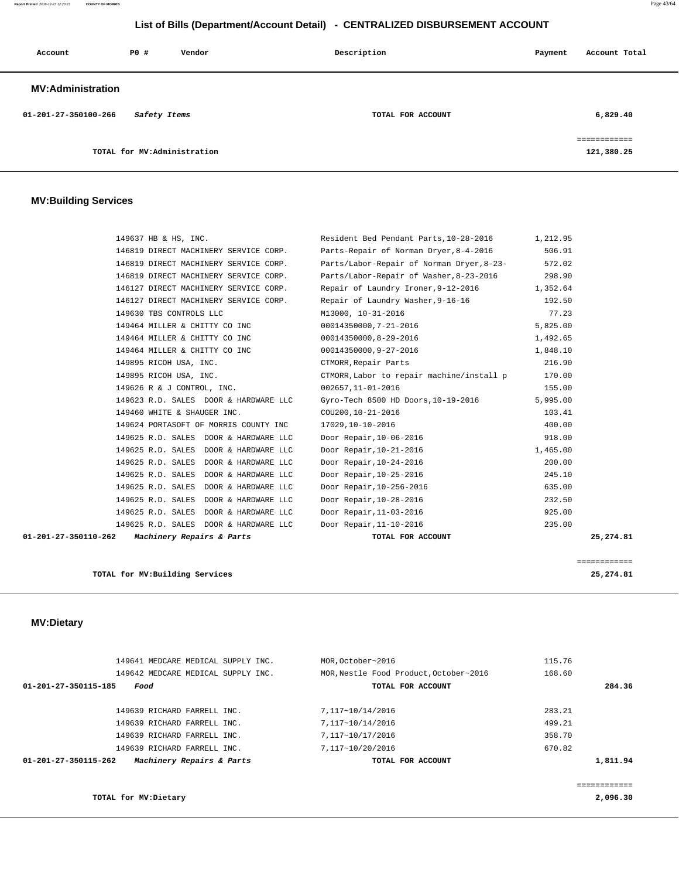# List of Bills (Department/Account Detail) - CENTRALIZED DISBURSEMENT ACCOUNT

| Account | PO # | Vendor | Description | Payment | Account Total |
|---|---|---|---|---|---|

## MV:Administration

| Account | PO # | Vendor | Description | Payment | Account Total |
|---|---|---|---|---|---|
| 01-201-27-350100-266 | | *Safety Items* | TOTAL FOR ACCOUNT | | 6,829.40 |
| | | | | | ============ |
| | | TOTAL for MV:Administration | | | 121,380.25 |

## MV:Building Services

| Account | PO # | Vendor | Description | Payment | Account Total |
|---|---|---|---|---|---|
| | 149637 | HB & HS, INC. | Resident Bed Pendant Parts,10-28-2016 | 1,212.95 | |
| | 146819 | DIRECT MACHINERY SERVICE CORP. | Parts-Repair of Norman Dryer,8-4-2016 | 506.91 | |
| | 146819 | DIRECT MACHINERY SERVICE CORP. | Parts/Labor-Repair of Norman Dryer,8-23- | 572.02 | |
| | 146819 | DIRECT MACHINERY SERVICE CORP. | Parts/Labor-Repair of Washer,8-23-2016 | 298.90 | |
| | 146127 | DIRECT MACHINERY SERVICE CORP. | Repair of Laundry Ironer,9-12-2016 | 1,352.64 | |
| | 146127 | DIRECT MACHINERY SERVICE CORP. | Repair of Laundry Washer,9-16-16 | 192.50 | |
| | 149630 | TBS CONTROLS LLC | M13000, 10-31-2016 | 77.23 | |
| | 149464 | MILLER & CHITTY CO INC | 00014350000,7-21-2016 | 5,825.00 | |
| | 149464 | MILLER & CHITTY CO INC | 00014350000,8-29-2016 | 1,492.65 | |
| | 149464 | MILLER & CHITTY CO INC | 00014350000,9-27-2016 | 1,848.10 | |
| | 149895 | RICOH USA, INC. | CTMORR,Repair Parts | 216.90 | |
| | 149895 | RICOH USA, INC. | CTMORR,Labor to repair machine/install p | 170.00 | |
| | 149626 | R & J CONTROL, INC. | 002657,11-01-2016 | 155.00 | |
| | 149623 | R.D. SALES DOOR & HARDWARE LLC | Gyro-Tech 8500 HD Doors,10-19-2016 | 5,995.00 | |
| | 149460 | WHITE & SHAUGER INC. | COU200,10-21-2016 | 103.41 | |
| | 149624 | PORTASOFT OF MORRIS COUNTY INC | 17029,10-10-2016 | 400.00 | |
| | 149625 | R.D. SALES DOOR & HARDWARE LLC | Door Repair,10-06-2016 | 918.00 | |
| | 149625 | R.D. SALES DOOR & HARDWARE LLC | Door Repair,10-21-2016 | 1,465.00 | |
| | 149625 | R.D. SALES DOOR & HARDWARE LLC | Door Repair,10-24-2016 | 200.00 | |
| | 149625 | R.D. SALES DOOR & HARDWARE LLC | Door Repair,10-25-2016 | 245.10 | |
| | 149625 | R.D. SALES DOOR & HARDWARE LLC | Door Repair,10-256-2016 | 635.00 | |
| | 149625 | R.D. SALES DOOR & HARDWARE LLC | Door Repair,10-28-2016 | 232.50 | |
| | 149625 | R.D. SALES DOOR & HARDWARE LLC | Door Repair,11-03-2016 | 925.00 | |
| | 149625 | R.D. SALES DOOR & HARDWARE LLC | Door Repair,11-10-2016 | 235.00 | |
| 01-201-27-350110-262 | | *Machinery Repairs & Parts* | TOTAL FOR ACCOUNT | | 25,274.81 |
| | | | | | ============ |
| | | TOTAL for MV:Building Services | | | 25,274.81 |

## MV:Dietary

| Account | PO # | Vendor | Description | Payment | Account Total |
|---|---|---|---|---|---|
| | 149641 | MEDCARE MEDICAL SUPPLY INC. | MOR,October~2016 | 115.76 | |
| | 149642 | MEDCARE MEDICAL SUPPLY INC. | MOR,Nestle Food Product,October~2016 | 168.60 | |
| 01-201-27-350115-185 | | *Food* | TOTAL FOR ACCOUNT | | 284.36 |
| | 149639 | RICHARD FARRELL INC. | 7,117~10/14/2016 | 283.21 | |
| | 149639 | RICHARD FARRELL INC. | 7,117~10/14/2016 | 499.21 | |
| | 149639 | RICHARD FARRELL INC. | 7,117~10/17/2016 | 358.70 | |
| | 149639 | RICHARD FARRELL INC. | 7,117~10/20/2016 | 670.82 | |
| 01-201-27-350115-262 | | *Machinery Repairs & Parts* | TOTAL FOR ACCOUNT | | 1,811.94 |
| | | | | | ============ |
| | | TOTAL for MV:Dietary | | | 2,096.30 |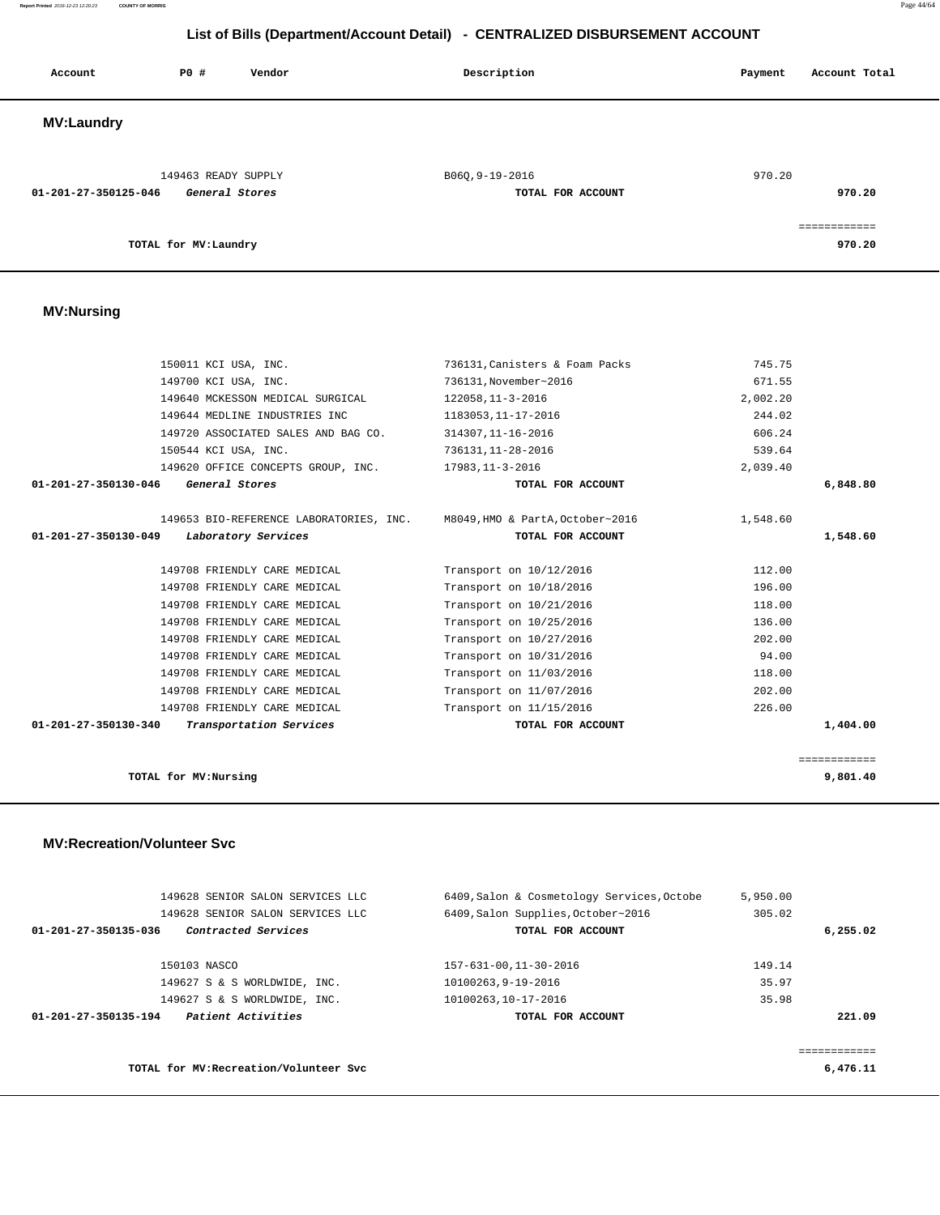# List of Bills (Department/Account Detail) - CENTRALIZED DISBURSEMENT ACCOUNT

| Account | PO # | Vendor | Description | Payment | Account Total |
|---|---|---|---|---|---|

## MV:Laundry

| Account | PO # | Vendor | Description | Payment | Account Total |
|---|---|---|---|---|---|
| | 149463 | READY SUPPLY | B06Q,9-19-2016 | 970.20 | |
| **01-201-27-350125-046** | | ***General Stores*** | **TOTAL FOR ACCOUNT** | | **970.20** |
| | | | | | ============ |
| | **TOTAL for MV:Laundry** | | | | **970.20** |

## MV:Nursing

| Account | PO # | Vendor | Description | Payment | Account Total |
|---|---|---|---|---|---|
| | 150011 | KCI USA, INC. | 736131,Canisters & Foam Packs | 745.75 | |
| | 149700 | KCI USA, INC. | 736131,November~2016 | 671.55 | |
| | 149640 | MCKESSON MEDICAL SURGICAL | 122058,11-3-2016 | 2,002.20 | |
| | 149644 | MEDLINE INDUSTRIES INC | 1183053,11-17-2016 | 244.02 | |
| | 149720 | ASSOCIATED SALES AND BAG CO. | 314307,11-16-2016 | 606.24 | |
| | 150544 | KCI USA, INC. | 736131,11-28-2016 | 539.64 | |
| | 149620 | OFFICE CONCEPTS GROUP, INC. | 17983,11-3-2016 | 2,039.40 | |
| **01-201-27-350130-046** | | ***General Stores*** | **TOTAL FOR ACCOUNT** | | **6,848.80** |
| | 149653 | BIO-REFERENCE LABORATORIES, INC. | M8049,HMO & PartA,October~2016 | 1,548.60 | |
| **01-201-27-350130-049** | | ***Laboratory Services*** | **TOTAL FOR ACCOUNT** | | **1,548.60** |
| | 149708 | FRIENDLY CARE MEDICAL | Transport on 10/12/2016 | 112.00 | |
| | 149708 | FRIENDLY CARE MEDICAL | Transport on 10/18/2016 | 196.00 | |
| | 149708 | FRIENDLY CARE MEDICAL | Transport on 10/21/2016 | 118.00 | |
| | 149708 | FRIENDLY CARE MEDICAL | Transport on 10/25/2016 | 136.00 | |
| | 149708 | FRIENDLY CARE MEDICAL | Transport on 10/27/2016 | 202.00 | |
| | 149708 | FRIENDLY CARE MEDICAL | Transport on 10/31/2016 | 94.00 | |
| | 149708 | FRIENDLY CARE MEDICAL | Transport on 11/03/2016 | 118.00 | |
| | 149708 | FRIENDLY CARE MEDICAL | Transport on 11/07/2016 | 202.00 | |
| | 149708 | FRIENDLY CARE MEDICAL | Transport on 11/15/2016 | 226.00 | |
| **01-201-27-350130-340** | | ***Transportation Services*** | **TOTAL FOR ACCOUNT** | | **1,404.00** |
| | | | | | ============ |
| | **TOTAL for MV:Nursing** | | | | **9,801.40** |

## MV:Recreation/Volunteer Svc

| Account | PO # | Vendor | Description | Payment | Account Total |
|---|---|---|---|---|---|
| | 149628 | SENIOR SALON SERVICES LLC | 6409,Salon & Cosmetology Services,Octobe | 5,950.00 | |
| | 149628 | SENIOR SALON SERVICES LLC | 6409,Salon Supplies,October~2016 | 305.02 | |
| **01-201-27-350135-036** | | ***Contracted Services*** | **TOTAL FOR ACCOUNT** | | **6,255.02** |
| | 150103 | NASCO | 157-631-00,11-30-2016 | 149.14 | |
| | 149627 | S & S WORLDWIDE, INC. | 10100263,9-19-2016 | 35.97 | |
| | 149627 | S & S WORLDWIDE, INC. | 10100263,10-17-2016 | 35.98 | |
| **01-201-27-350135-194** | | ***Patient Activities*** | **TOTAL FOR ACCOUNT** | | **221.09** |
| | | | | | ============ |
| | **TOTAL for MV:Recreation/Volunteer Svc** | | | | **6,476.11** |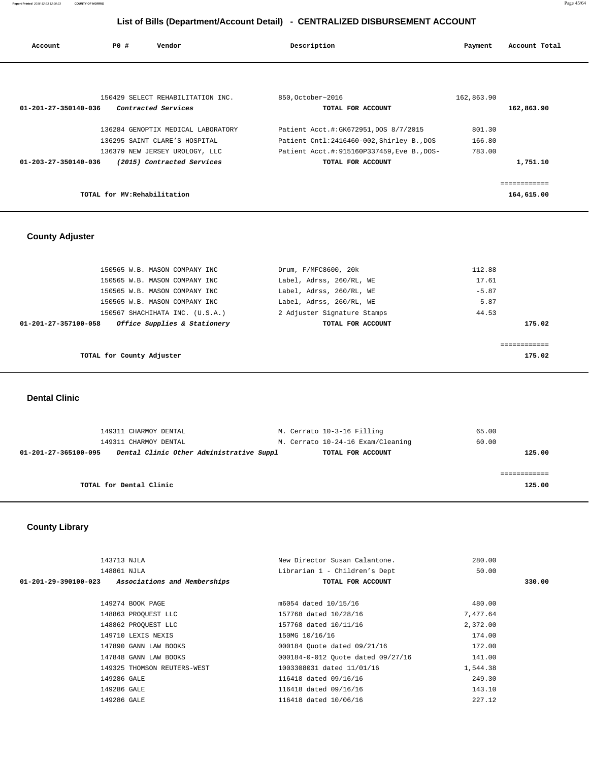# List of Bills (Department/Account Detail) - CENTRALIZED DISBURSEMENT ACCOUNT

| Account | PO # | Vendor | Description | Payment | Account Total |
|---|---|---|---|---|---|
| | 150429 | SELECT REHABILITATION INC. | 850,October~2016 | 162,863.90 | |
| 01-201-27-350140-036 | | *Contracted Services* | **TOTAL FOR ACCOUNT** | | 162,863.90 |
| | 136284 | GENOPTIX MEDICAL LABORATORY | Patient Acct.#:GK672951,DOS 8/7/2015 | 801.30 | |
| | 136295 | SAINT CLARE'S HOSPITAL | Patient Cntl:2416460-002,Shirley B.,DOS | 166.80 | |
| | 136379 | NEW JERSEY UROLOGY, LLC | Patient Acct.#:915160P337459,Eve B.,DOS- | 783.00 | |
| 01-203-27-350140-036 | | *(2015) Contracted Services* | **TOTAL FOR ACCOUNT** | | 1,751.10 |
| | | | | | ============ |
| | | **TOTAL for MV:Rehabilitation** | | | 164,615.00 |

## County Adjuster

| Account | PO # | Vendor | Description | Payment | Account Total |
|---|---|---|---|---|---|
| | 150565 | W.B. MASON COMPANY INC | Drum, F/MFC8600, 20k | 112.88 | |
| | 150565 | W.B. MASON COMPANY INC | Label, Adrss, 260/RL, WE | 17.61 | |
| | 150565 | W.B. MASON COMPANY INC | Label, Adrss, 260/RL, WE | -5.87 | |
| | 150565 | W.B. MASON COMPANY INC | Label, Adrss, 260/RL, WE | 5.87 | |
| | 150567 | SHACHIHATA INC. (U.S.A.) | 2 Adjuster Signature Stamps | 44.53 | |
| 01-201-27-357100-058 | | *Office Supplies & Stationery* | **TOTAL FOR ACCOUNT** | | 175.02 |
| | | | | | ============ |
| | | **TOTAL for County Adjuster** | | | 175.02 |

## Dental Clinic

| Account | PO # | Vendor | Description | Payment | Account Total |
|---|---|---|---|---|---|
| | 149311 | CHARMOY DENTAL | M. Cerrato 10-3-16 Filling | 65.00 | |
| | 149311 | CHARMOY DENTAL | M. Cerrato 10-24-16 Exam/Cleaning | 60.00 | |
| 01-201-27-365100-095 | | *Dental Clinic Other Administrative Suppl* | **TOTAL FOR ACCOUNT** | | 125.00 |
| | | | | | ============ |
| | | **TOTAL for Dental Clinic** | | | 125.00 |

## County Library

| Account | PO # | Vendor | Description | Payment | Account Total |
|---|---|---|---|---|---|
| | 143713 | NJLA | New Director Susan Calantone. | 280.00 | |
| | 148861 | NJLA | Librarian 1 - Children's Dept | 50.00 | |
| 01-201-29-390100-023 | | *Associations and Memberships* | **TOTAL FOR ACCOUNT** | | 330.00 |
| | 149274 | BOOK PAGE | m6054 dated 10/15/16 | 480.00 | |
| | 148863 | PROQUEST LLC | 157768 dated 10/28/16 | 7,477.64 | |
| | 148862 | PROQUEST LLC | 157768 dated 10/11/16 | 2,372.00 | |
| | 149710 | LEXIS NEXIS | 150MG 10/16/16 | 174.00 | |
| | 147890 | GANN LAW BOOKS | 000184 Quote dated 09/21/16 | 172.00 | |
| | 147848 | GANN LAW BOOKS | 000184-0-012 Quote dated 09/27/16 | 141.00 | |
| | 149325 | THOMSON REUTERS-WEST | 1003308031 dated 11/01/16 | 1,544.38 | |
| | 149286 | GALE | 116418 dated 09/16/16 | 249.30 | |
| | 149286 | GALE | 116418 dated 09/16/16 | 143.10 | |
| | 149286 | GALE | 116418 dated 10/06/16 | 227.12 | |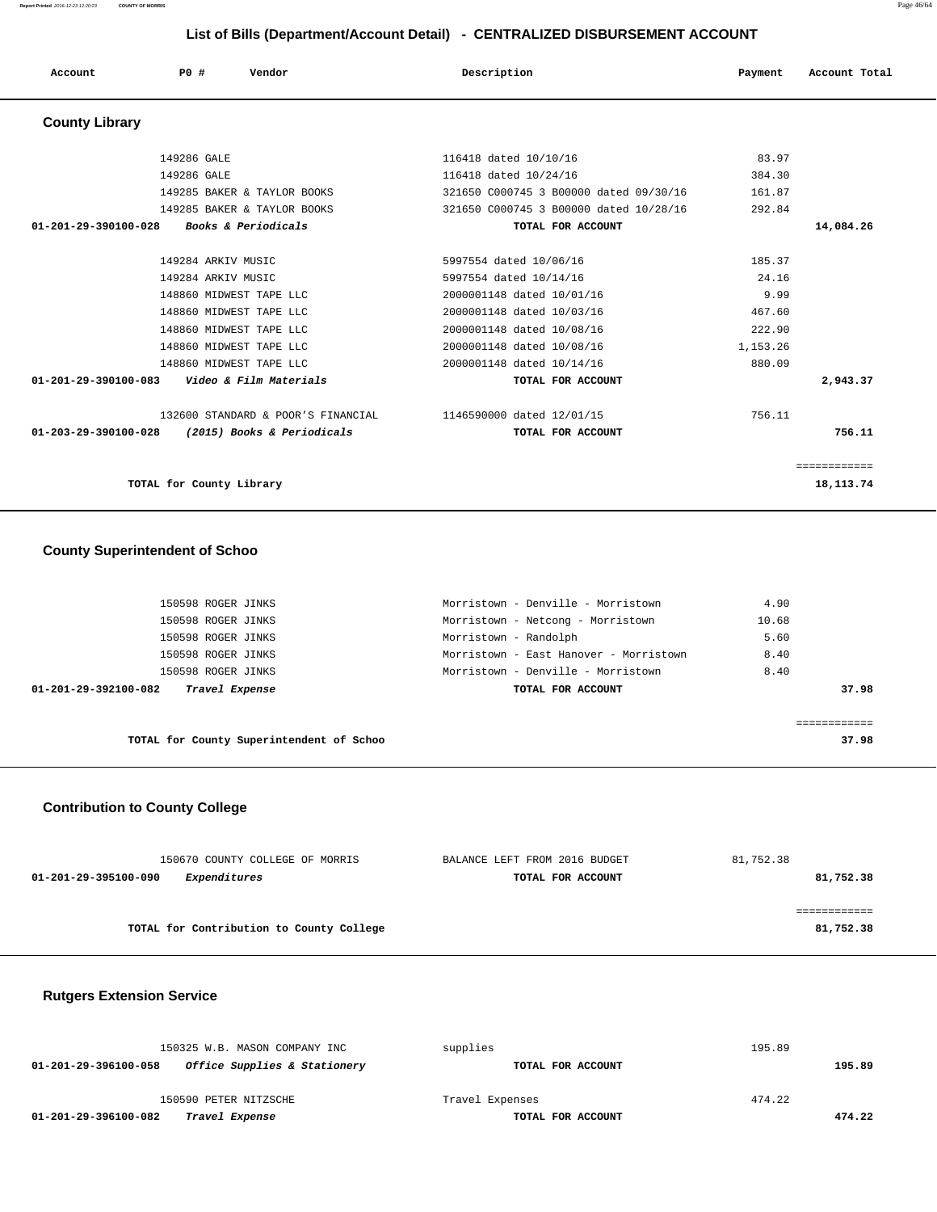# List of Bills (Department/Account Detail) - CENTRALIZED DISBURSEMENT ACCOUNT

| Account | PO # | Vendor | Description | Payment | Account Total |
|---|---|---|---|---|---|

## County Library

| Account | PO # | Vendor | Description | Payment | Account Total |
|---|---|---|---|---|---|
| | 149286 | GALE | 116418 dated 10/10/16 | 83.97 | |
| | 149286 | GALE | 116418 dated 10/24/16 | 384.30 | |
| | 149285 | BAKER & TAYLOR BOOKS | 321650 C000745 3 B00000 dated 09/30/16 | 161.87 | |
| | 149285 | BAKER & TAYLOR BOOKS | 321650 C000745 3 B00000 dated 10/28/16 | 292.84 | |
| **01-201-29-390100-028** | | ***Books & Periodicals*** | **TOTAL FOR ACCOUNT** | | **14,084.26** |
| | 149284 | ARKIV MUSIC | 5997554 dated 10/06/16 | 185.37 | |
| | 149284 | ARKIV MUSIC | 5997554 dated 10/14/16 | 24.16 | |
| | 148860 | MIDWEST TAPE LLC | 2000001148 dated 10/01/16 | 9.99 | |
| | 148860 | MIDWEST TAPE LLC | 2000001148 dated 10/03/16 | 467.60 | |
| | 148860 | MIDWEST TAPE LLC | 2000001148 dated 10/08/16 | 222.90 | |
| | 148860 | MIDWEST TAPE LLC | 2000001148 dated 10/08/16 | 1,153.26 | |
| | 148860 | MIDWEST TAPE LLC | 2000001148 dated 10/14/16 | 880.09 | |
| **01-201-29-390100-083** | | ***Video & Film Materials*** | **TOTAL FOR ACCOUNT** | | **2,943.37** |
| | 132600 | STANDARD & POOR'S FINANCIAL | 1146590000 dated 12/01/15 | 756.11 | |
| **01-203-29-390100-028** | | ***(2015) Books & Periodicals*** | **TOTAL FOR ACCOUNT** | | **756.11** |
| | | | | | ============ |
| | | **TOTAL for County Library** | | | **18,113.74** |

## County Superintendent of Schoo

| Account | PO # | Vendor | Description | Payment | Account Total |
|---|---|---|---|---|---|
| | 150598 | ROGER JINKS | Morristown - Denville - Morristown | 4.90 | |
| | 150598 | ROGER JINKS | Morristown - Netcong - Morristown | 10.68 | |
| | 150598 | ROGER JINKS | Morristown - Randolph | 5.60 | |
| | 150598 | ROGER JINKS | Morristown - East Hanover - Morristown | 8.40 | |
| | 150598 | ROGER JINKS | Morristown - Denville - Morristown | 8.40 | |
| **01-201-29-392100-082** | | ***Travel Expense*** | **TOTAL FOR ACCOUNT** | | **37.98** |
| | | | | | ============ |
| | | **TOTAL for County Superintendent of Schoo** | | | **37.98** |

## Contribution to County College

| Account | PO # | Vendor | Description | Payment | Account Total |
|---|---|---|---|---|---|
| | 150670 | COUNTY COLLEGE OF MORRIS | BALANCE LEFT FROM 2016 BUDGET | 81,752.38 | |
| **01-201-29-395100-090** | | ***Expenditures*** | **TOTAL FOR ACCOUNT** | | **81,752.38** |
| | | | | | ============ |
| | | **TOTAL for Contribution to County College** | | | **81,752.38** |

## Rutgers Extension Service

| Account | PO # | Vendor | Description | Payment | Account Total |
|---|---|---|---|---|---|
| | 150325 | W.B. MASON COMPANY INC | supplies | 195.89 | |
| **01-201-29-396100-058** | | ***Office Supplies & Stationery*** | **TOTAL FOR ACCOUNT** | | **195.89** |
| | 150590 | PETER NITZSCHE | Travel Expenses | 474.22 | |
| **01-201-29-396100-082** | | ***Travel Expense*** | **TOTAL FOR ACCOUNT** | | **474.22** |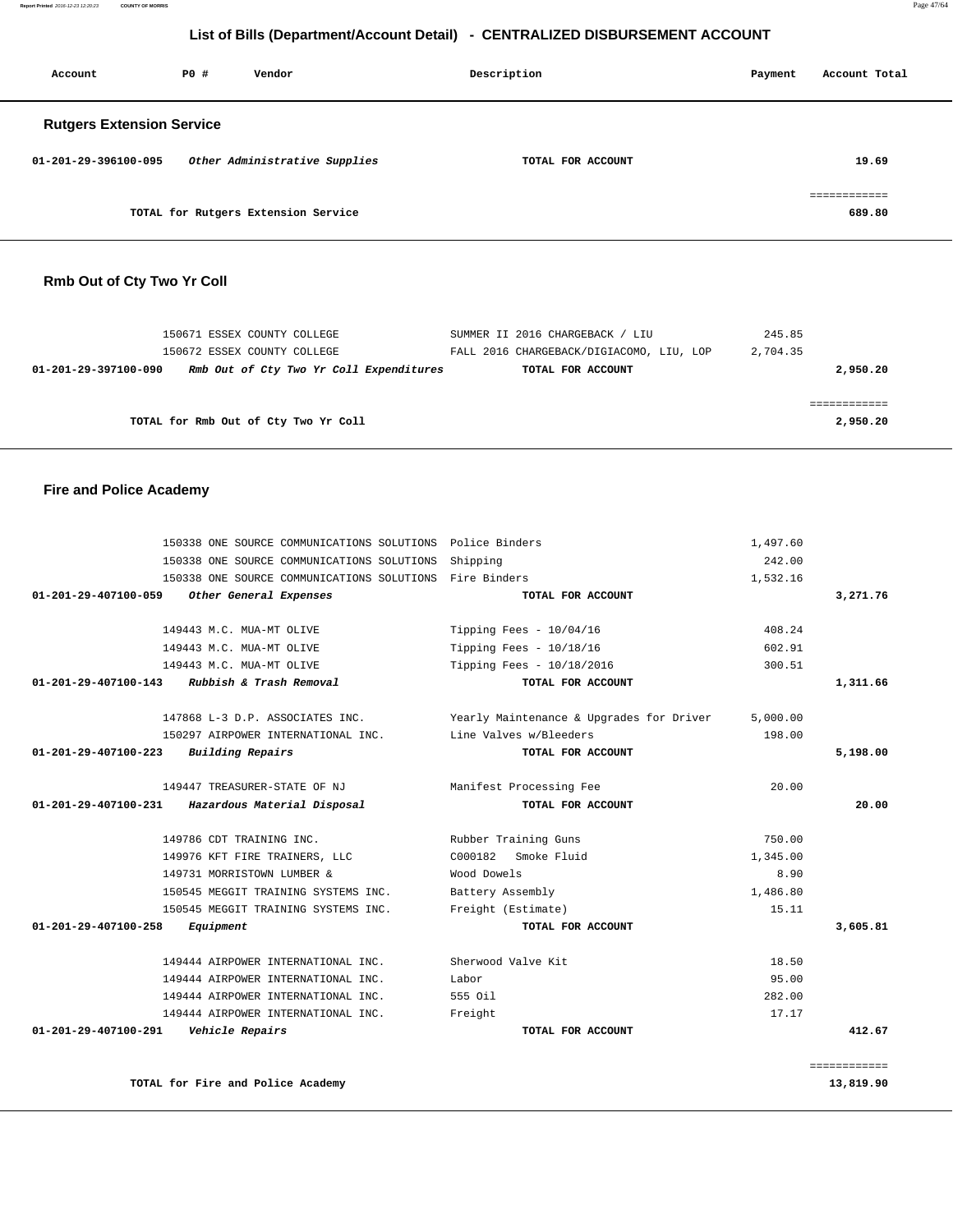## List of Bills (Department/Account Detail) - CENTRALIZED DISBURSEMENT ACCOUNT

| Account | PO # | Vendor | Description | Payment | Account Total |
|---|---|---|---|---|---|

### Rutgers Extension Service

| Account | PO # | Vendor | Description | Payment | Account Total |
|---|---|---|---|---|---|
| 01-201-29-396100-095 | | *Other Administrative Supplies* | TOTAL FOR ACCOUNT | | 19.69 |
| | | | | | ============ |
| | | TOTAL for Rutgers Extension Service | | | 689.80 |

### Rmb Out of Cty Two Yr Coll

| Account | PO # | Vendor | Description | Payment | Account Total |
|---|---|---|---|---|---|
| | 150671 | ESSEX COUNTY COLLEGE | SUMMER II 2016 CHARGEBACK / LIU | 245.85 | |
| | 150672 | ESSEX COUNTY COLLEGE | FALL 2016 CHARGEBACK/DIGIACOMO, LIU, LOP | 2,704.35 | |
| 01-201-29-397100-090 | | *Rmb Out of Cty Two Yr Coll Expenditures* | TOTAL FOR ACCOUNT | | 2,950.20 |
| | | | | | ============ |
| | | TOTAL for Rmb Out of Cty Two Yr Coll | | | 2,950.20 |

### Fire and Police Academy

| Account | PO # | Vendor | Description | Payment | Account Total |
|---|---|---|---|---|---|
| | 150338 | ONE SOURCE COMMUNICATIONS SOLUTIONS | Police Binders | 1,497.60 | |
| | 150338 | ONE SOURCE COMMUNICATIONS SOLUTIONS | Shipping | 242.00 | |
| | 150338 | ONE SOURCE COMMUNICATIONS SOLUTIONS | Fire Binders | 1,532.16 | |
| 01-201-29-407100-059 | | *Other General Expenses* | TOTAL FOR ACCOUNT | | 3,271.76 |
| | 149443 | M.C. MUA-MT OLIVE | Tipping Fees - 10/04/16 | 408.24 | |
| | 149443 | M.C. MUA-MT OLIVE | Tipping Fees - 10/18/16 | 602.91 | |
| | 149443 | M.C. MUA-MT OLIVE | Tipping Fees - 10/18/2016 | 300.51 | |
| 01-201-29-407100-143 | | *Rubbish & Trash Removal* | TOTAL FOR ACCOUNT | | 1,311.66 |
| | 147868 | L-3 D.P. ASSOCIATES INC. | Yearly Maintenance & Upgrades for Driver | 5,000.00 | |
| | 150297 | AIRPOWER INTERNATIONAL INC. | Line Valves w/Bleeders | 198.00 | |
| 01-201-29-407100-223 | | *Building Repairs* | TOTAL FOR ACCOUNT | | 5,198.00 |
| | 149447 | TREASURER-STATE OF NJ | Manifest Processing Fee | 20.00 | |
| 01-201-29-407100-231 | | *Hazardous Material Disposal* | TOTAL FOR ACCOUNT | | 20.00 |
| | 149786 | CDT TRAINING INC. | Rubber Training Guns | 750.00 | |
| | 149976 | KFT FIRE TRAINERS, LLC | C000182 Smoke Fluid | 1,345.00 | |
| | 149731 | MORRISTOWN LUMBER & | Wood Dowels | 8.90 | |
| | 150545 | MEGGIT TRAINING SYSTEMS INC. | Battery Assembly | 1,486.80 | |
| | 150545 | MEGGIT TRAINING SYSTEMS INC. | Freight (Estimate) | 15.11 | |
| 01-201-29-407100-258 | | *Equipment* | TOTAL FOR ACCOUNT | | 3,605.81 |
| | 149444 | AIRPOWER INTERNATIONAL INC. | Sherwood Valve Kit | 18.50 | |
| | 149444 | AIRPOWER INTERNATIONAL INC. | Labor | 95.00 | |
| | 149444 | AIRPOWER INTERNATIONAL INC. | 555 Oil | 282.00 | |
| | 149444 | AIRPOWER INTERNATIONAL INC. | Freight | 17.17 | |
| 01-201-29-407100-291 | | *Vehicle Repairs* | TOTAL FOR ACCOUNT | | 412.67 |
| | | | | | ============ |
| | | TOTAL for Fire and Police Academy | | | 13,819.90 |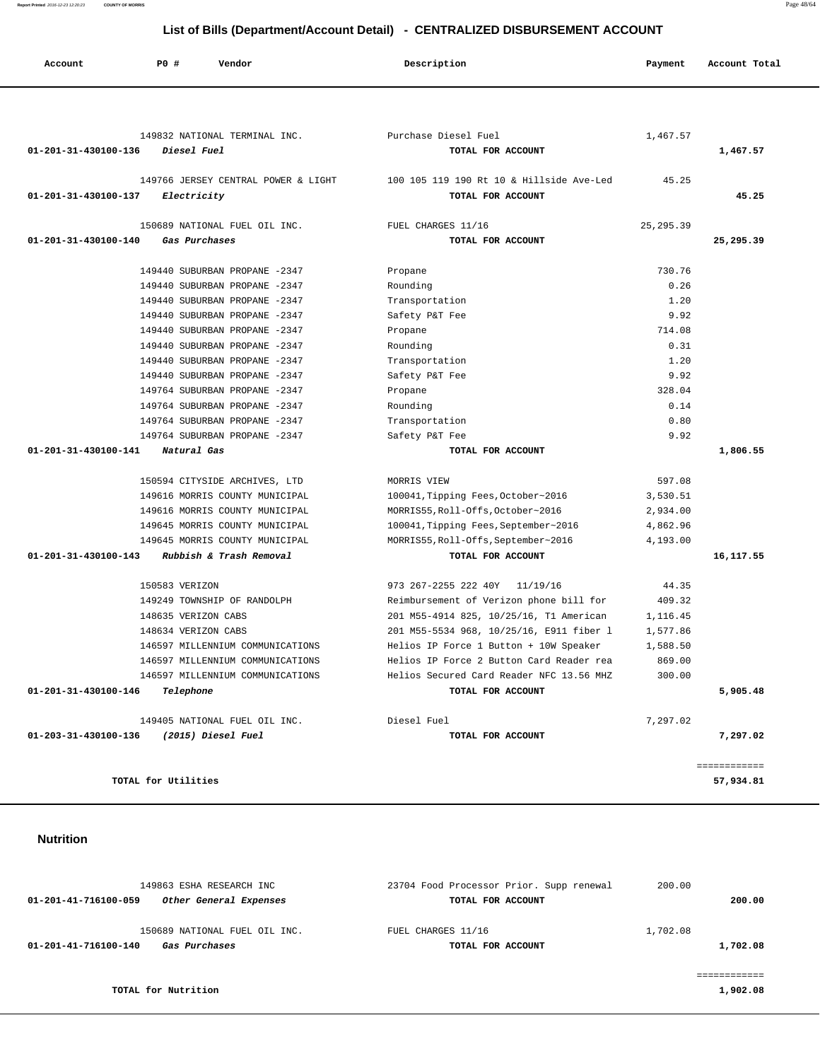## List of Bills (Department/Account Detail) - CENTRALIZED DISBURSEMENT ACCOUNT

| Account | PO # | Vendor | Description | Payment | Account Total |
|---|---|---|---|---|---|
| | 149832 | NATIONAL TERMINAL INC. | Purchase Diesel Fuel | 1,467.57 | |
| **01-201-31-430100-136** | | ***Diesel Fuel*** | **TOTAL FOR ACCOUNT** | | **1,467.57** |
| | 149766 | JERSEY CENTRAL POWER & LIGHT | 100 105 119 190 Rt 10 & Hillside Ave-Led | 45.25 | |
| **01-201-31-430100-137** | | ***Electricity*** | **TOTAL FOR ACCOUNT** | | **45.25** |
| | 150689 | NATIONAL FUEL OIL INC. | FUEL CHARGES 11/16 | 25,295.39 | |
| **01-201-31-430100-140** | | ***Gas Purchases*** | **TOTAL FOR ACCOUNT** | | **25,295.39** |
| | 149440 | SUBURBAN PROPANE -2347 | Propane | 730.76 | |
| | 149440 | SUBURBAN PROPANE -2347 | Rounding | 0.26 | |
| | 149440 | SUBURBAN PROPANE -2347 | Transportation | 1.20 | |
| | 149440 | SUBURBAN PROPANE -2347 | Safety P&T Fee | 9.92 | |
| | 149440 | SUBURBAN PROPANE -2347 | Propane | 714.08 | |
| | 149440 | SUBURBAN PROPANE -2347 | Rounding | 0.31 | |
| | 149440 | SUBURBAN PROPANE -2347 | Transportation | 1.20 | |
| | 149440 | SUBURBAN PROPANE -2347 | Safety P&T Fee | 9.92 | |
| | 149764 | SUBURBAN PROPANE -2347 | Propane | 328.04 | |
| | 149764 | SUBURBAN PROPANE -2347 | Rounding | 0.14 | |
| | 149764 | SUBURBAN PROPANE -2347 | Transportation | 0.80 | |
| | 149764 | SUBURBAN PROPANE -2347 | Safety P&T Fee | 9.92 | |
| **01-201-31-430100-141** | | ***Natural Gas*** | **TOTAL FOR ACCOUNT** | | **1,806.55** |
| | 150594 | CITYSIDE ARCHIVES, LTD | MORRIS VIEW | 597.08 | |
| | 149616 | MORRIS COUNTY MUNICIPAL | 100041,Tipping Fees,October~2016 | 3,530.51 | |
| | 149616 | MORRIS COUNTY MUNICIPAL | MORRIS55,Roll-Offs,October~2016 | 2,934.00 | |
| | 149645 | MORRIS COUNTY MUNICIPAL | 100041,Tipping Fees,September~2016 | 4,862.96 | |
| | 149645 | MORRIS COUNTY MUNICIPAL | MORRIS55,Roll-Offs,September~2016 | 4,193.00 | |
| **01-201-31-430100-143** | | ***Rubbish & Trash Removal*** | **TOTAL FOR ACCOUNT** | | **16,117.55** |
| | 150583 | VERIZON | 973 267-2255 222 40Y 11/19/16 | 44.35 | |
| | 149249 | TOWNSHIP OF RANDOLPH | Reimbursement of Verizon phone bill for | 409.32 | |
| | 148635 | VERIZON CABS | 201 M55-4914 825, 10/25/16, T1 American | 1,116.45 | |
| | 148634 | VERIZON CABS | 201 M55-5534 968, 10/25/16, E911 fiber l | 1,577.86 | |
| | 146597 | MILLENNIUM COMMUNICATIONS | Helios IP Force 1 Button + 10W Speaker | 1,588.50 | |
| | 146597 | MILLENNIUM COMMUNICATIONS | Helios IP Force 2 Button Card Reader rea | 869.00 | |
| | 146597 | MILLENNIUM COMMUNICATIONS | Helios Secured Card Reader NFC 13.56 MHZ | 300.00 | |
| **01-201-31-430100-146** | | ***Telephone*** | **TOTAL FOR ACCOUNT** | | **5,905.48** |
| | 149405 | NATIONAL FUEL OIL INC. | Diesel Fuel | 7,297.02 | |
| **01-203-31-430100-136** | | ***(2015) Diesel Fuel*** | **TOTAL FOR ACCOUNT** | | **7,297.02** |
| | | | | | ============ |
| | **TOTAL for Utilities** | | | | **57,934.81** |

### Nutrition

| Account | PO # | Vendor | Description | Payment | Account Total |
|---|---|---|---|---|---|
| | 149863 | ESHA RESEARCH INC | 23704 Food Processor Prior. Supp renewal | 200.00 | |
| **01-201-41-716100-059** | | ***Other General Expenses*** | **TOTAL FOR ACCOUNT** | | **200.00** |
| | 150689 | NATIONAL FUEL OIL INC. | FUEL CHARGES 11/16 | 1,702.08 | |
| **01-201-41-716100-140** | | ***Gas Purchases*** | **TOTAL FOR ACCOUNT** | | **1,702.08** |
| | | | | | ============ |
| | **TOTAL for Nutrition** | | | | **1,902.08** |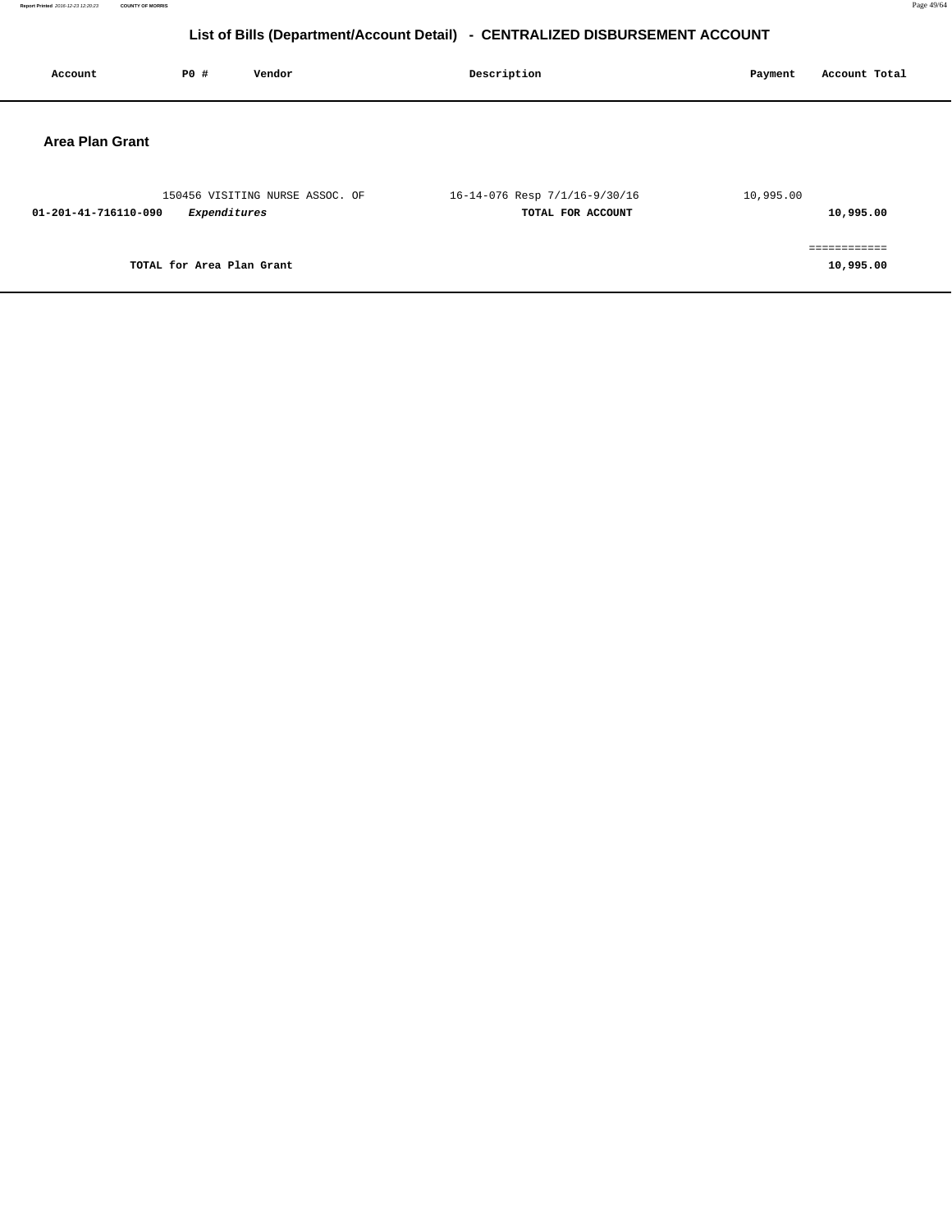# List of Bills (Department/Account Detail) - CENTRALIZED DISBURSEMENT ACCOUNT

| Account | PO # | Vendor | Description | Payment | Account Total |
|---|---|---|---|---|---|

## Area Plan Grant

| Account | PO # | Vendor | Description | Payment | Account Total |
|---|---|---|---|---|---|
| | 150456 | VISITING NURSE ASSOC. OF | 16-14-076 Resp 7/1/16-9/30/16 | 10,995.00 | |
| **01-201-41-716110-090** | | ***Expenditures*** | **TOTAL FOR ACCOUNT** | | **10,995.00** |
| | | | | | ============ |
| **TOTAL for Area Plan Grant** | | | | | **10,995.00** |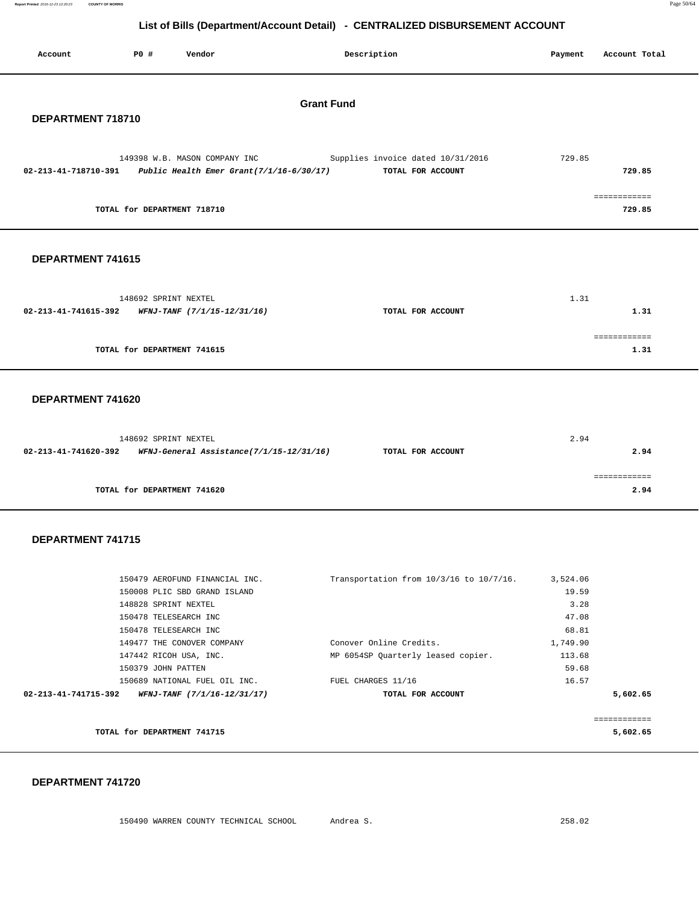# List of Bills (Department/Account Detail) - CENTRALIZED DISBURSEMENT ACCOUNT

| Account | P0 # | Vendor | Description | Payment | Account Total |
|---|---|---|---|---|---|

## Grant Fund

### DEPARTMENT 718710

| Account | P0 # | Vendor | Description | Payment | Account Total |
|---|---|---|---|---|---|
| | 149398 | W.B. MASON COMPANY INC | Supplies invoice dated 10/31/2016 | 729.85 | |
| **02-213-41-718710-391** | | ***Public Health Emer Grant(7/1/16-6/30/17)*** | **TOTAL FOR ACCOUNT** | | **729.85** |
| | | | | | ============ |
| | **TOTAL for DEPARTMENT 718710** | | | | **729.85** |

### DEPARTMENT 741615

| Account | P0 # | Vendor | Description | Payment | Account Total |
|---|---|---|---|---|---|
| | 148692 | SPRINT NEXTEL | | 1.31 | |
| **02-213-41-741615-392** | | ***WFNJ-TANF (7/1/15-12/31/16)*** | **TOTAL FOR ACCOUNT** | | **1.31** |
| | | | | | ============ |
| | **TOTAL for DEPARTMENT 741615** | | | | **1.31** |

### DEPARTMENT 741620

| Account | P0 # | Vendor | Description | Payment | Account Total |
|---|---|---|---|---|---|
| | 148692 | SPRINT NEXTEL | | 2.94 | |
| **02-213-41-741620-392** | | ***WFNJ-General Assistance(7/1/15-12/31/16)*** | **TOTAL FOR ACCOUNT** | | **2.94** |
| | | | | | ============ |
| | **TOTAL for DEPARTMENT 741620** | | | | **2.94** |

### DEPARTMENT 741715

| Account | P0 # | Vendor | Description | Payment | Account Total |
|---|---|---|---|---|---|
| | 150479 | AEROFUND FINANCIAL INC. | Transportation from 10/3/16 to 10/7/16. | 3,524.06 | |
| | 150008 | PLIC SBD GRAND ISLAND | | 19.59 | |
| | 148828 | SPRINT NEXTEL | | 3.28 | |
| | 150478 | TELESEARCH INC | | 47.08 | |
| | 150478 | TELESEARCH INC | | 68.81 | |
| | 149477 | THE CONOVER COMPANY | Conover Online Credits. | 1,749.90 | |
| | 147442 | RICOH USA, INC. | MP 6054SP Quarterly leased copier. | 113.68 | |
| | 150379 | JOHN PATTEN | | 59.68 | |
| | 150689 | NATIONAL FUEL OIL INC. | FUEL CHARGES 11/16 | 16.57 | |
| **02-213-41-741715-392** | | ***WFNJ-TANF (7/1/16-12/31/17)*** | **TOTAL FOR ACCOUNT** | | **5,602.65** |
| | | | | | ============ |
| | **TOTAL for DEPARTMENT 741715** | | | | **5,602.65** |

### DEPARTMENT 741720

| Account | P0 # | Vendor | Description | Payment | Account Total |
|---|---|---|---|---|---|
| | 150490 | WARREN COUNTY TECHNICAL SCHOOL | Andrea S. | 258.02 | |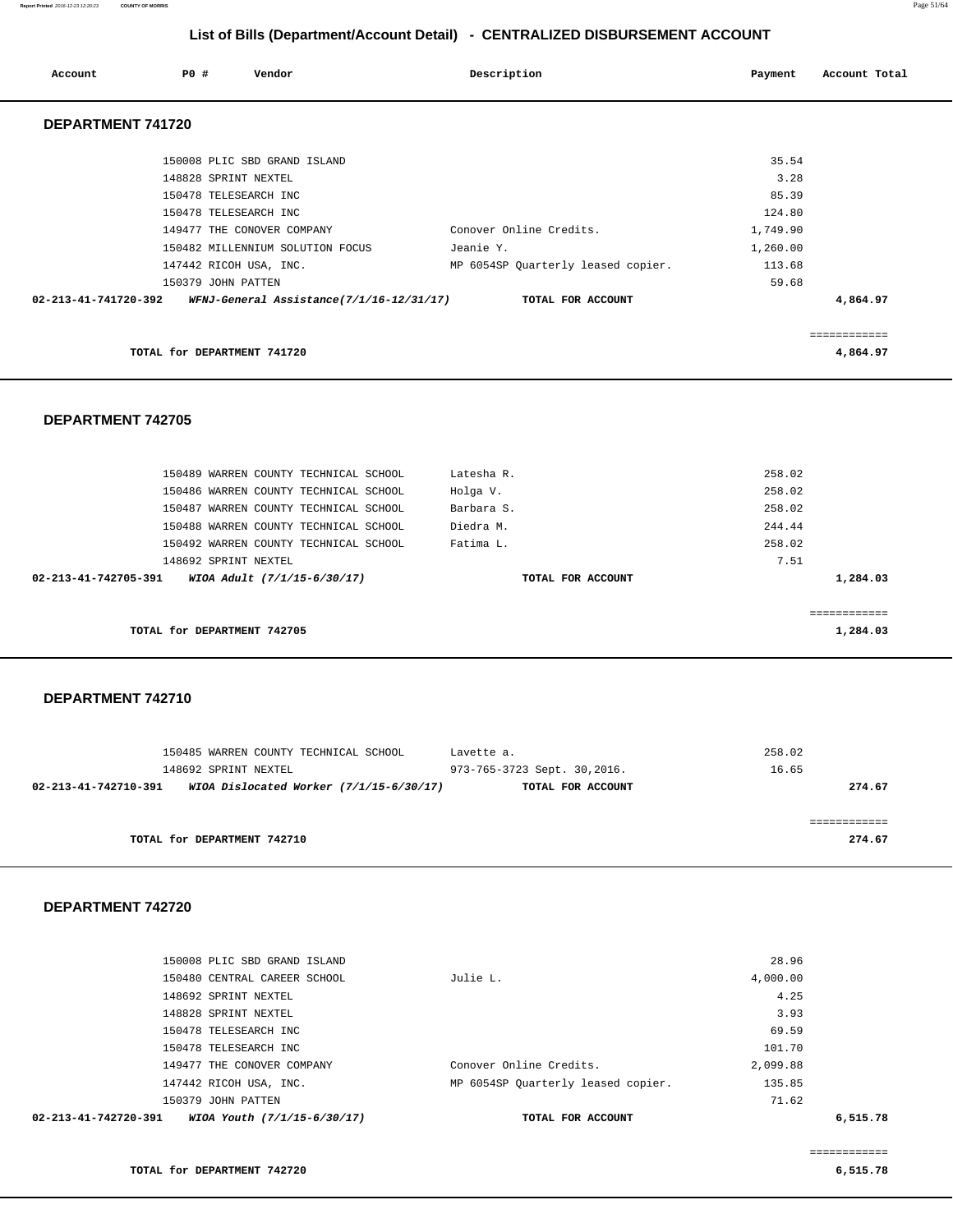## List of Bills (Department/Account Detail) - CENTRALIZED DISBURSEMENT ACCOUNT

| Account | PO # | Vendor | Description | Payment | Account Total |
|---|---|---|---|---|---|

### DEPARTMENT 741720

| Account | PO # | Vendor | Description | Payment | Account Total |
|---|---|---|---|---|---|
| | 150008 | PLIC SBD GRAND ISLAND | | 35.54 | |
| | 148828 | SPRINT NEXTEL | | 3.28 | |
| | 150478 | TELESEARCH INC | | 85.39 | |
| | 150478 | TELESEARCH INC | | 124.80 | |
| | 149477 | THE CONOVER COMPANY | Conover Online Credits. | 1,749.90 | |
| | 150482 | MILLENNIUM SOLUTION FOCUS | Jeanie Y. | 1,260.00 | |
| | 147442 | RICOH USA, INC. | MP 6054SP Quarterly leased copier. | 113.68 | |
| | 150379 | JOHN PATTEN | | 59.68 | |
| **02-213-41-741720-392** | | ***WFNJ-General Assistance(7/1/16-12/31/17)*** | **TOTAL FOR ACCOUNT** | | **4,864.97** |

**TOTAL for DEPARTMENT 741720** — **4,864.97**

### DEPARTMENT 742705

| Account | PO # | Vendor | Description | Payment | Account Total |
|---|---|---|---|---|---|
| | 150489 | WARREN COUNTY TECHNICAL SCHOOL | Latesha R. | 258.02 | |
| | 150486 | WARREN COUNTY TECHNICAL SCHOOL | Holga V. | 258.02 | |
| | 150487 | WARREN COUNTY TECHNICAL SCHOOL | Barbara S. | 258.02 | |
| | 150488 | WARREN COUNTY TECHNICAL SCHOOL | Diedra M. | 244.44 | |
| | 150492 | WARREN COUNTY TECHNICAL SCHOOL | Fatima L. | 258.02 | |
| | 148692 | SPRINT NEXTEL | | 7.51 | |
| **02-213-41-742705-391** | | ***WIOA Adult (7/1/15-6/30/17)*** | **TOTAL FOR ACCOUNT** | | **1,284.03** |

**TOTAL for DEPARTMENT 742705** — **1,284.03**

### DEPARTMENT 742710

| Account | PO # | Vendor | Description | Payment | Account Total |
|---|---|---|---|---|---|
| | 150485 | WARREN COUNTY TECHNICAL SCHOOL | Lavette a. | 258.02 | |
| | 148692 | SPRINT NEXTEL | 973-765-3723 Sept. 30,2016. | 16.65 | |
| **02-213-41-742710-391** | | ***WIOA Dislocated Worker (7/1/15-6/30/17)*** | **TOTAL FOR ACCOUNT** | | **274.67** |

**TOTAL for DEPARTMENT 742710** — **274.67**

### DEPARTMENT 742720

| Account | PO # | Vendor | Description | Payment | Account Total |
|---|---|---|---|---|---|
| | 150008 | PLIC SBD GRAND ISLAND | | 28.96 | |
| | 150480 | CENTRAL CAREER SCHOOL | Julie L. | 4,000.00 | |
| | 148692 | SPRINT NEXTEL | | 4.25 | |
| | 148828 | SPRINT NEXTEL | | 3.93 | |
| | 150478 | TELESEARCH INC | | 69.59 | |
| | 150478 | TELESEARCH INC | | 101.70 | |
| | 149477 | THE CONOVER COMPANY | Conover Online Credits. | 2,099.88 | |
| | 147442 | RICOH USA, INC. | MP 6054SP Quarterly leased copier. | 135.85 | |
| | 150379 | JOHN PATTEN | | 71.62 | |
| **02-213-41-742720-391** | | ***WIOA Youth (7/1/15-6/30/17)*** | **TOTAL FOR ACCOUNT** | | **6,515.78** |

**TOTAL for DEPARTMENT 742720** — **6,515.78**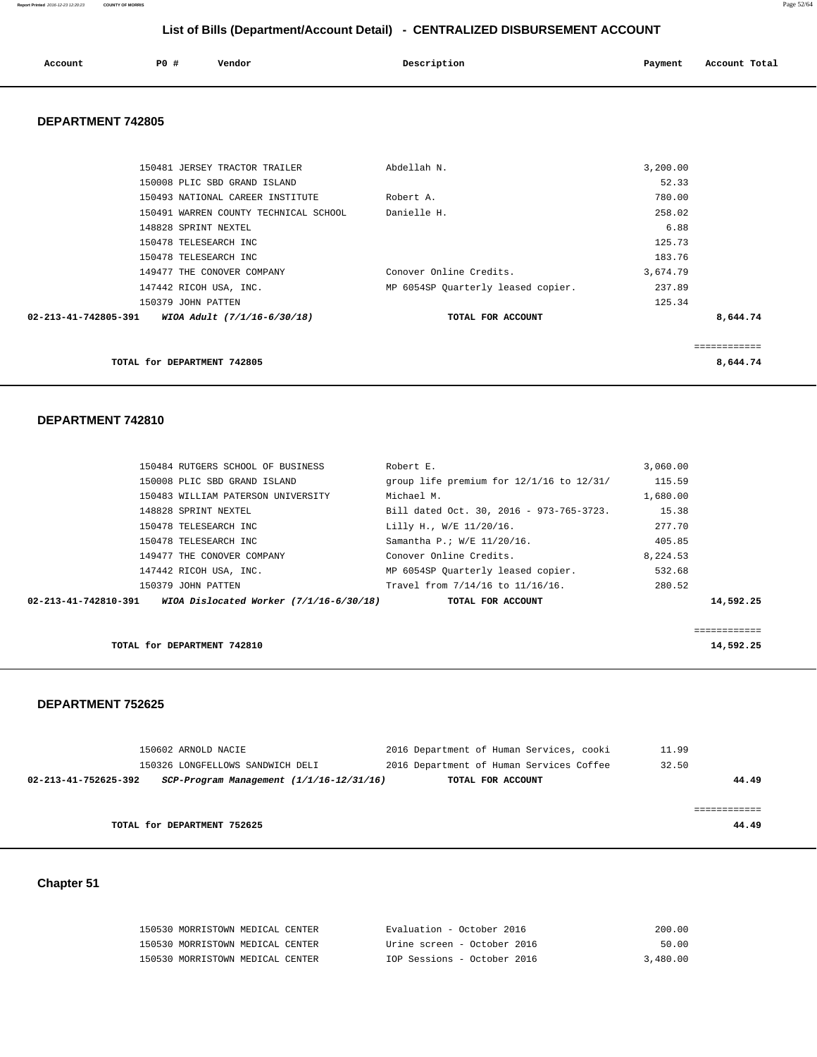## List of Bills (Department/Account Detail) - CENTRALIZED DISBURSEMENT ACCOUNT

| Account | PO # | Vendor | Description | Payment | Account Total |
|---|---|---|---|---|---|

### DEPARTMENT 742805

| Account | PO # | Vendor | Description | Payment | Account Total |
|---|---|---|---|---|---|
| | 150481 | JERSEY TRACTOR TRAILER | Abdellah N. | 3,200.00 | |
| | 150008 | PLIC SBD GRAND ISLAND | | 52.33 | |
| | 150493 | NATIONAL CAREER INSTITUTE | Robert A. | 780.00 | |
| | 150491 | WARREN COUNTY TECHNICAL SCHOOL | Danielle H. | 258.02 | |
| | 148828 | SPRINT NEXTEL | | 6.88 | |
| | 150478 | TELESEARCH INC | | 125.73 | |
| | 150478 | TELESEARCH INC | | 183.76 | |
| | 149477 | THE CONOVER COMPANY | Conover Online Credits. | 3,674.79 | |
| | 147442 | RICOH USA, INC. | MP 6054SP Quarterly leased copier. | 237.89 | |
| | 150379 | JOHN PATTEN | | 125.34 | |
| **02-213-41-742805-391** | | ***WIOA Adult (7/1/16-6/30/18)*** | **TOTAL FOR ACCOUNT** | | **8,644.74** |

**TOTAL for DEPARTMENT 742805** — **8,644.74**

### DEPARTMENT 742810

| Account | PO # | Vendor | Description | Payment | Account Total |
|---|---|---|---|---|---|
| | 150484 | RUTGERS SCHOOL OF BUSINESS | Robert E. | 3,060.00 | |
| | 150008 | PLIC SBD GRAND ISLAND | group life premium for 12/1/16 to 12/31/ | 115.59 | |
| | 150483 | WILLIAM PATERSON UNIVERSITY | Michael M. | 1,680.00 | |
| | 148828 | SPRINT NEXTEL | Bill dated Oct. 30, 2016 - 973-765-3723. | 15.38 | |
| | 150478 | TELESEARCH INC | Lilly H., W/E 11/20/16. | 277.70 | |
| | 150478 | TELESEARCH INC | Samantha P.; W/E 11/20/16. | 405.85 | |
| | 149477 | THE CONOVER COMPANY | Conover Online Credits. | 8,224.53 | |
| | 147442 | RICOH USA, INC. | MP 6054SP Quarterly leased copier. | 532.68 | |
| | 150379 | JOHN PATTEN | Travel from 7/14/16 to 11/16/16. | 280.52 | |
| **02-213-41-742810-391** | | ***WIOA Dislocated Worker (7/1/16-6/30/18)*** | **TOTAL FOR ACCOUNT** | | **14,592.25** |

**TOTAL for DEPARTMENT 742810** — **14,592.25**

### DEPARTMENT 752625

| Account | PO # | Vendor | Description | Payment | Account Total |
|---|---|---|---|---|---|
| | 150602 | ARNOLD NACIE | 2016 Department of Human Services, cooki | 11.99 | |
| | 150326 | LONGFELLOWS SANDWICH DELI | 2016 Department of Human Services Coffee | 32.50 | |
| **02-213-41-752625-392** | | ***SCP-Program Management (1/1/16-12/31/16)*** | **TOTAL FOR ACCOUNT** | | **44.49** |

**TOTAL for DEPARTMENT 752625** — **44.49**

### Chapter 51

| Account | PO # | Vendor | Description | Payment | Account Total |
|---|---|---|---|---|---|
| | 150530 | MORRISTOWN MEDICAL CENTER | Evaluation - October 2016 | 200.00 | |
| | 150530 | MORRISTOWN MEDICAL CENTER | Urine screen - October 2016 | 50.00 | |
| | 150530 | MORRISTOWN MEDICAL CENTER | IOP Sessions - October 2016 | 3,480.00 | |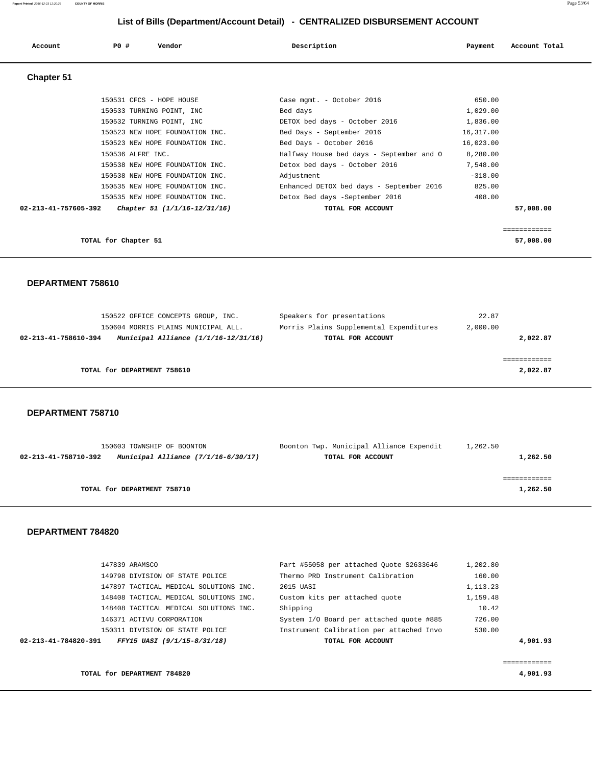# List of Bills (Department/Account Detail) - CENTRALIZED DISBURSEMENT ACCOUNT

| Account | PO # | Vendor | Description | Payment | Account Total |
|---|---|---|---|---|---|

## Chapter 51

| Account | PO # | Vendor | Description | Payment | Account Total |
|---|---|---|---|---|---|
| | 150531 | CFCS - HOPE HOUSE | Case mgmt. - October 2016 | 650.00 | |
| | 150533 | TURNING POINT, INC | Bed days | 1,029.00 | |
| | 150532 | TURNING POINT, INC | DETOX bed days - October 2016 | 1,836.00 | |
| | 150523 | NEW HOPE FOUNDATION INC. | Bed Days - September 2016 | 16,317.00 | |
| | 150523 | NEW HOPE FOUNDATION INC. | Bed Days - October 2016 | 16,023.00 | |
| | 150536 | ALFRE INC. | Halfway House bed days - September and O | 8,280.00 | |
| | 150538 | NEW HOPE FOUNDATION INC. | Detox bed days - October 2016 | 7,548.00 | |
| | 150538 | NEW HOPE FOUNDATION INC. | Adjustment | -318.00 | |
| | 150535 | NEW HOPE FOUNDATION INC. | Enhanced DETOX bed days - September 2016 | 825.00 | |
| | 150535 | NEW HOPE FOUNDATION INC. | Detox Bed days -September 2016 | 408.00 | |
| **02-213-41-757605-392** | | ***Chapter 51 (1/1/16-12/31/16)*** | **TOTAL FOR ACCOUNT** | | **57,008.00** |

**TOTAL for Chapter 51** — **57,008.00**

## DEPARTMENT 758610

| Account | PO # | Vendor | Description | Payment | Account Total |
|---|---|---|---|---|---|
| | 150522 | OFFICE CONCEPTS GROUP, INC. | Speakers for presentations | 22.87 | |
| | 150604 | MORRIS PLAINS MUNICIPAL ALL. | Morris Plains Supplemental Expenditures | 2,000.00 | |
| **02-213-41-758610-394** | | ***Municipal Alliance (1/1/16-12/31/16)*** | **TOTAL FOR ACCOUNT** | | **2,022.87** |

**TOTAL for DEPARTMENT 758610** — **2,022.87**

## DEPARTMENT 758710

| Account | PO # | Vendor | Description | Payment | Account Total |
|---|---|---|---|---|---|
| | 150603 | TOWNSHIP OF BOONTON | Boonton Twp. Municipal Alliance Expendit | 1,262.50 | |
| **02-213-41-758710-392** | | ***Municipal Alliance (7/1/16-6/30/17)*** | **TOTAL FOR ACCOUNT** | | **1,262.50** |

**TOTAL for DEPARTMENT 758710** — **1,262.50**

## DEPARTMENT 784820

| Account | PO # | Vendor | Description | Payment | Account Total |
|---|---|---|---|---|---|
| | 147839 | ARAMSCO | Part #55058 per attached Quote S2633646 | 1,202.80 | |
| | 149798 | DIVISION OF STATE POLICE | Thermo PRD Instrument Calibration | 160.00 | |
| | 147897 | TACTICAL MEDICAL SOLUTIONS INC. | 2015 UASI | 1,113.23 | |
| | 148408 | TACTICAL MEDICAL SOLUTIONS INC. | Custom kits per attached quote | 1,159.48 | |
| | 148408 | TACTICAL MEDICAL SOLUTIONS INC. | Shipping | 10.42 | |
| | 146371 | ACTIVU CORPORATION | System I/O Board per attached quote #885 | 726.00 | |
| | 150311 | DIVISION OF STATE POLICE | Instrument Calibration per attached Invo | 530.00 | |
| **02-213-41-784820-391** | | ***FFY15 UASI (9/1/15-8/31/18)*** | **TOTAL FOR ACCOUNT** | | **4,901.93** |

**TOTAL for DEPARTMENT 784820** — **4,901.93**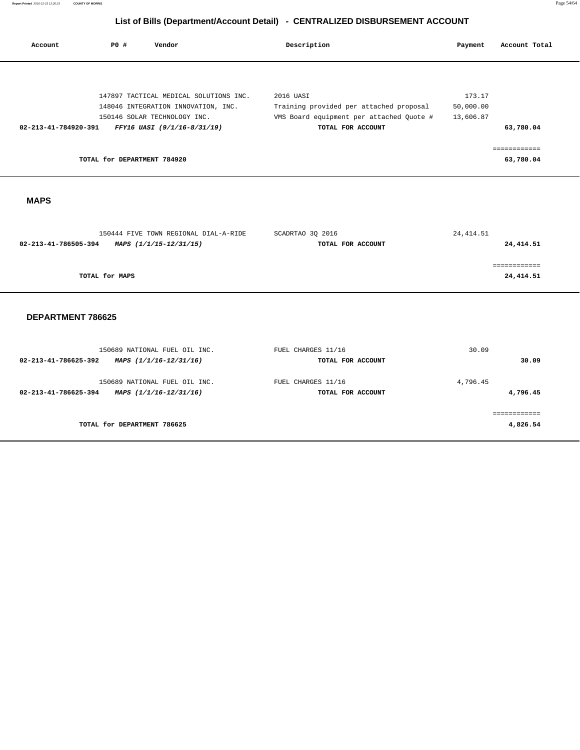## List of Bills (Department/Account Detail) - CENTRALIZED DISBURSEMENT ACCOUNT

| Account | PO # | Vendor | Description | Payment | Account Total |
|---|---|---|---|---|---|
| | 147897 | TACTICAL MEDICAL SOLUTIONS INC. | 2016 UASI | 173.17 | |
| | 148046 | INTEGRATION INNOVATION, INC. | Training provided per attached proposal | 50,000.00 | |
| | 150146 | SOLAR TECHNOLOGY INC. | VMS Board equipment per attached Quote # | 13,606.87 | |
| **02-213-41-784920-391** | | ***FFY16 UASI (9/1/16-8/31/19)*** | **TOTAL FOR ACCOUNT** | | **63,780.04** |
| | | | | | ============ |
| | **TOTAL for DEPARTMENT 784920** | | | | **63,780.04** |

**MAPS**

| Account | PO # | Vendor | Description | Payment | Account Total |
|---|---|---|---|---|---|
| | 150444 | FIVE TOWN REGIONAL DIAL-A-RIDE | SCADRTAO 3Q 2016 | 24,414.51 | |
| **02-213-41-786505-394** | | ***MAPS (1/1/15-12/31/15)*** | **TOTAL FOR ACCOUNT** | | **24,414.51** |
| | | | | | ============ |
| | **TOTAL for MAPS** | | | | **24,414.51** |

**DEPARTMENT 786625**

| Account | PO # | Vendor | Description | Payment | Account Total |
|---|---|---|---|---|---|
| | 150689 | NATIONAL FUEL OIL INC. | FUEL CHARGES 11/16 | 30.09 | |
| **02-213-41-786625-392** | | ***MAPS (1/1/16-12/31/16)*** | **TOTAL FOR ACCOUNT** | | **30.09** |
| | 150689 | NATIONAL FUEL OIL INC. | FUEL CHARGES 11/16 | 4,796.45 | |
| **02-213-41-786625-394** | | ***MAPS (1/1/16-12/31/16)*** | **TOTAL FOR ACCOUNT** | | **4,796.45** |
| | | | | | ============ |
| | **TOTAL for DEPARTMENT 786625** | | | | **4,826.54** |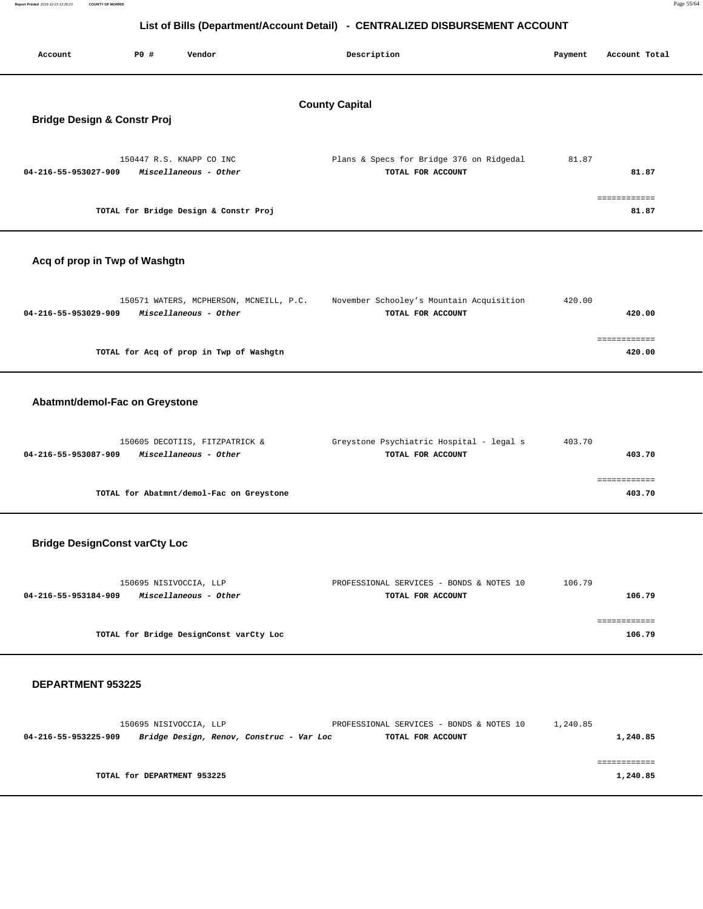# List of Bills (Department/Account Detail) - CENTRALIZED DISBURSEMENT ACCOUNT

| Account | PO # | Vendor | Description | Payment | Account Total |
|---|---|---|---|---|---|

## County Capital

### Bridge Design & Constr Proj

| Account | PO # | Vendor | Description | Payment | Account Total |
|---|---|---|---|---|---|
| | 150447 | R.S. KNAPP CO INC | Plans & Specs for Bridge 376 on Ridgedal | 81.87 | |
| **04-216-55-953027-909** | | ***Miscellaneous - Other*** | **TOTAL FOR ACCOUNT** | | **81.87** |
| | | **TOTAL for Bridge Design & Constr Proj** | | | **81.87** |

### Acq of prop in Twp of Washgtn

| Account | PO # | Vendor | Description | Payment | Account Total |
|---|---|---|---|---|---|
| | 150571 | WATERS, MCPHERSON, MCNEILL, P.C. | November Schooley's Mountain Acquisition | 420.00 | |
| **04-216-55-953029-909** | | ***Miscellaneous - Other*** | **TOTAL FOR ACCOUNT** | | **420.00** |
| | | **TOTAL for Acq of prop in Twp of Washgtn** | | | **420.00** |

### Abatmnt/demol-Fac on Greystone

| Account | PO # | Vendor | Description | Payment | Account Total |
|---|---|---|---|---|---|
| | 150605 | DECOTIIS, FITZPATRICK & | Greystone Psychiatric Hospital - legal s | 403.70 | |
| **04-216-55-953087-909** | | ***Miscellaneous - Other*** | **TOTAL FOR ACCOUNT** | | **403.70** |
| | | **TOTAL for Abatmnt/demol-Fac on Greystone** | | | **403.70** |

### Bridge DesignConst varCty Loc

| Account | PO # | Vendor | Description | Payment | Account Total |
|---|---|---|---|---|---|
| | 150695 | NISIVOCCIA, LLP | PROFESSIONAL SERVICES - BONDS & NOTES 10 | 106.79 | |
| **04-216-55-953184-909** | | ***Miscellaneous - Other*** | **TOTAL FOR ACCOUNT** | | **106.79** |
| | | **TOTAL for Bridge DesignConst varCty Loc** | | | **106.79** |

### DEPARTMENT 953225

| Account | PO # | Vendor | Description | Payment | Account Total |
|---|---|---|---|---|---|
| | 150695 | NISIVOCCIA, LLP | PROFESSIONAL SERVICES - BONDS & NOTES 10 | 1,240.85 | |
| **04-216-55-953225-909** | | ***Bridge Design, Renov, Construc - Var Loc*** | **TOTAL FOR ACCOUNT** | | **1,240.85** |
| | | **TOTAL for DEPARTMENT 953225** | | | **1,240.85** |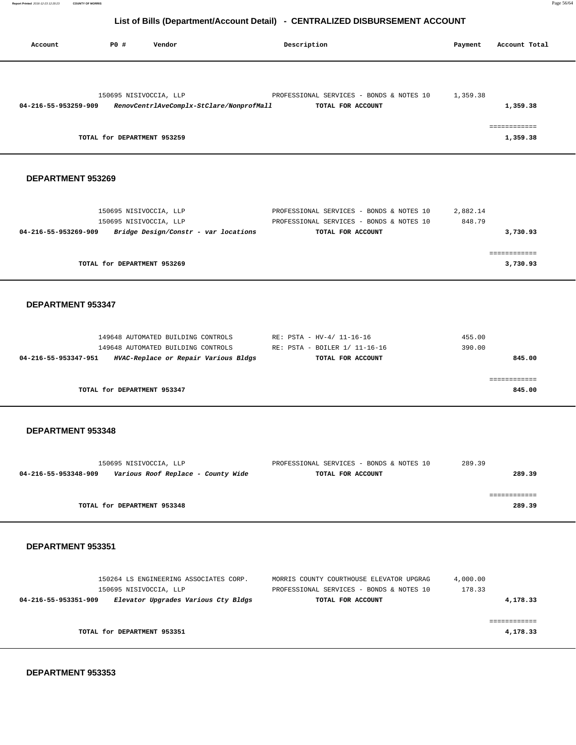# List of Bills (Department/Account Detail) - CENTRALIZED DISBURSEMENT ACCOUNT

| Account | PO # | Vendor | Description | Payment | Account Total |
|---|---|---|---|---|---|
| | 150695 | NISIVOCCIA, LLP | PROFESSIONAL SERVICES - BONDS & NOTES 10 | 1,359.38 | |
| **04-216-55-953259-909** | | ***RenovCentrlAveComplx-StClare/NonprofMall*** | **TOTAL FOR ACCOUNT** | | **1,359.38** |
| | | | | | ============ |
| | | **TOTAL for DEPARTMENT 953259** | | | **1,359.38** |

**DEPARTMENT 953269**

| Account | PO # | Vendor | Description | Payment | Account Total |
|---|---|---|---|---|---|
| | 150695 | NISIVOCCIA, LLP | PROFESSIONAL SERVICES - BONDS & NOTES 10 | 2,882.14 | |
| | 150695 | NISIVOCCIA, LLP | PROFESSIONAL SERVICES - BONDS & NOTES 10 | 848.79 | |
| **04-216-55-953269-909** | | ***Bridge Design/Constr - var locations*** | **TOTAL FOR ACCOUNT** | | **3,730.93** |
| | | | | | ============ |
| | | **TOTAL for DEPARTMENT 953269** | | | **3,730.93** |

**DEPARTMENT 953347**

| Account | PO # | Vendor | Description | Payment | Account Total |
|---|---|---|---|---|---|
| | 149648 | AUTOMATED BUILDING CONTROLS | RE: PSTA - HV-4/ 11-16-16 | 455.00 | |
| | 149648 | AUTOMATED BUILDING CONTROLS | RE: PSTA - BOILER 1/ 11-16-16 | 390.00 | |
| **04-216-55-953347-951** | | ***HVAC-Replace or Repair Various Bldgs*** | **TOTAL FOR ACCOUNT** | | **845.00** |
| | | | | | ============ |
| | | **TOTAL for DEPARTMENT 953347** | | | **845.00** |

**DEPARTMENT 953348**

| Account | PO # | Vendor | Description | Payment | Account Total |
|---|---|---|---|---|---|
| | 150695 | NISIVOCCIA, LLP | PROFESSIONAL SERVICES - BONDS & NOTES 10 | 289.39 | |
| **04-216-55-953348-909** | | ***Various Roof Replace - County Wide*** | **TOTAL FOR ACCOUNT** | | **289.39** |
| | | | | | ============ |
| | | **TOTAL for DEPARTMENT 953348** | | | **289.39** |

**DEPARTMENT 953351**

| Account | PO # | Vendor | Description | Payment | Account Total |
|---|---|---|---|---|---|
| | 150264 | LS ENGINEERING ASSOCIATES CORP. | MORRIS COUNTY COURTHOUSE ELEVATOR UPGRAG | 4,000.00 | |
| | 150695 | NISIVOCCIA, LLP | PROFESSIONAL SERVICES - BONDS & NOTES 10 | 178.33 | |
| **04-216-55-953351-909** | | ***Elevator Upgrades Various Cty Bldgs*** | **TOTAL FOR ACCOUNT** | | **4,178.33** |
| | | | | | ============ |
| | | **TOTAL for DEPARTMENT 953351** | | | **4,178.33** |

**DEPARTMENT 953353**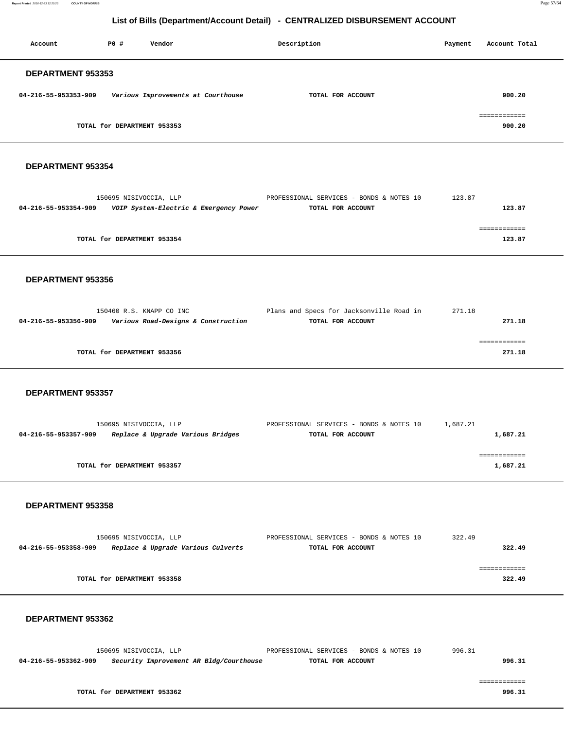## List of Bills (Department/Account Detail) - CENTRALIZED DISBURSEMENT ACCOUNT

| Account | PO # | Vendor | Description | Payment | Account Total |
|---|---|---|---|---|---|

### DEPARTMENT 953353

| Account | PO # | Vendor | Description | Payment | Account Total |
|---|---|---|---|---|---|
| **04-216-55-953353-909** | | *Various Improvements at Courthouse* | **TOTAL FOR ACCOUNT** | | **900.20** |
| | | | | | ============ |
| | **TOTAL for DEPARTMENT 953353** | | | | **900.20** |

### DEPARTMENT 953354

| Account | PO # | Vendor | Description | Payment | Account Total |
|---|---|---|---|---|---|
| | 150695 | NISIVOCCIA, LLP | PROFESSIONAL SERVICES - BONDS & NOTES 10 | 123.87 | |
| **04-216-55-953354-909** | | *VOIP System-Electric & Emergency Power* | **TOTAL FOR ACCOUNT** | | **123.87** |
| | | | | | ============ |
| | **TOTAL for DEPARTMENT 953354** | | | | **123.87** |

### DEPARTMENT 953356

| Account | PO # | Vendor | Description | Payment | Account Total |
|---|---|---|---|---|---|
| | 150460 | R.S. KNAPP CO INC | Plans and Specs for Jacksonville Road in | 271.18 | |
| **04-216-55-953356-909** | | *Various Road-Designs & Construction* | **TOTAL FOR ACCOUNT** | | **271.18** |
| | | | | | ============ |
| | **TOTAL for DEPARTMENT 953356** | | | | **271.18** |

### DEPARTMENT 953357

| Account | PO # | Vendor | Description | Payment | Account Total |
|---|---|---|---|---|---|
| | 150695 | NISIVOCCIA, LLP | PROFESSIONAL SERVICES - BONDS & NOTES 10 | 1,687.21 | |
| **04-216-55-953357-909** | | *Replace & Upgrade Various Bridges* | **TOTAL FOR ACCOUNT** | | **1,687.21** |
| | | | | | ============ |
| | **TOTAL for DEPARTMENT 953357** | | | | **1,687.21** |

### DEPARTMENT 953358

| Account | PO # | Vendor | Description | Payment | Account Total |
|---|---|---|---|---|---|
| | 150695 | NISIVOCCIA, LLP | PROFESSIONAL SERVICES - BONDS & NOTES 10 | 322.49 | |
| **04-216-55-953358-909** | | *Replace & Upgrade Various Culverts* | **TOTAL FOR ACCOUNT** | | **322.49** |
| | | | | | ============ |
| | **TOTAL for DEPARTMENT 953358** | | | | **322.49** |

### DEPARTMENT 953362

| Account | PO # | Vendor | Description | Payment | Account Total |
|---|---|---|---|---|---|
| | 150695 | NISIVOCCIA, LLP | PROFESSIONAL SERVICES - BONDS & NOTES 10 | 996.31 | |
| **04-216-55-953362-909** | | *Security Improvement AR Bldg/Courthouse* | **TOTAL FOR ACCOUNT** | | **996.31** |
| | | | | | ============ |
| | **TOTAL for DEPARTMENT 953362** | | | | **996.31** |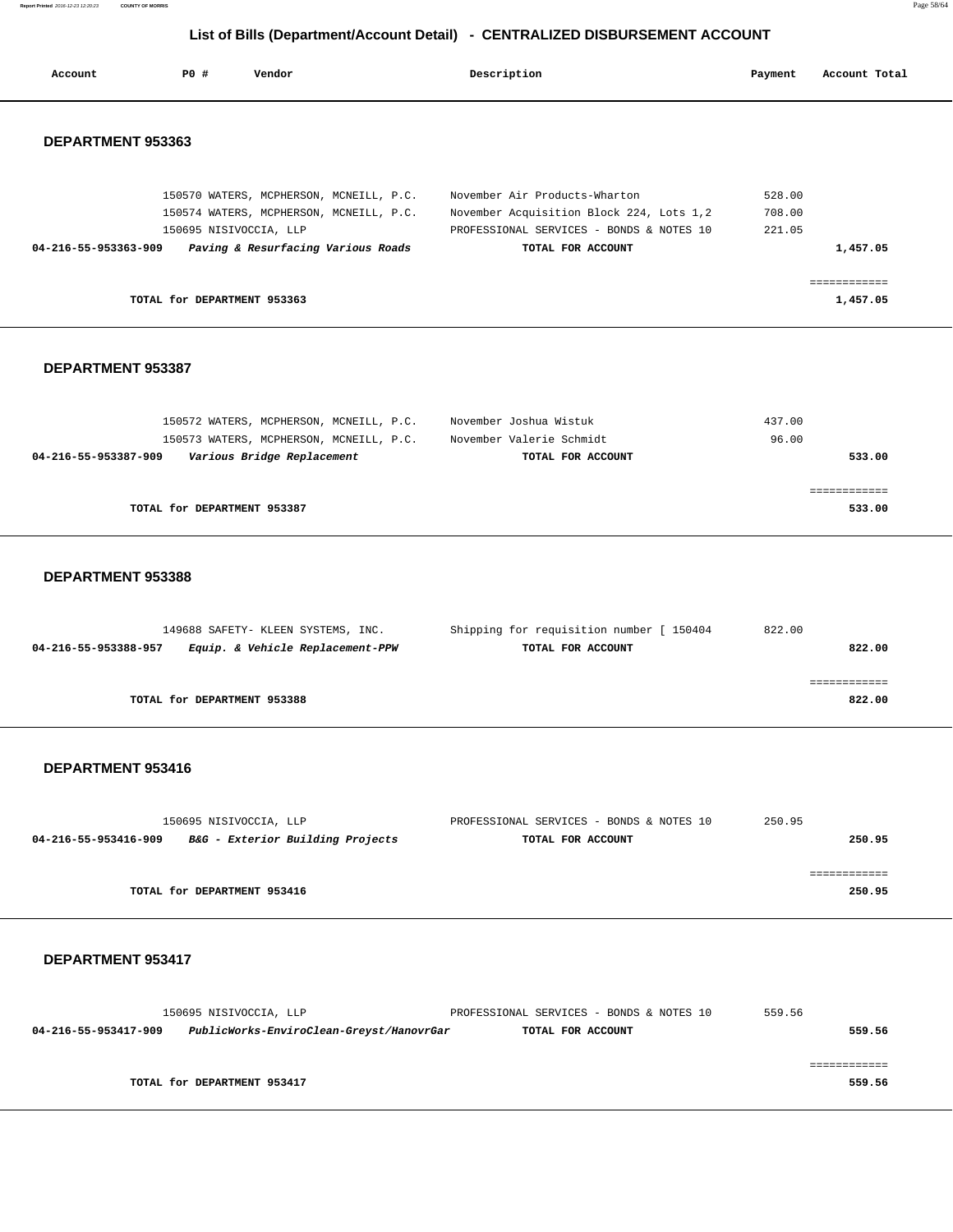# List of Bills (Department/Account Detail) - CENTRALIZED DISBURSEMENT ACCOUNT

| Account | PO # | Vendor | Description | Payment | Account Total |
|---|---|---|---|---|---|

## DEPARTMENT 953363

| Account | PO # | Vendor | Description | Payment | Account Total |
|---|---|---|---|---|---|
| | 150570 | WATERS, MCPHERSON, MCNEILL, P.C. | November Air Products-Wharton | 528.00 | |
| | 150574 | WATERS, MCPHERSON, MCNEILL, P.C. | November Acquisition Block 224, Lots 1,2 | 708.00 | |
| | 150695 | NISIVOCCIA, LLP | PROFESSIONAL SERVICES - BONDS & NOTES 10 | 221.05 | |
| **04-216-55-953363-909** | | ***Paving & Resurfacing Various Roads*** | **TOTAL FOR ACCOUNT** | | **1,457.05** |

**TOTAL for DEPARTMENT 953363** — **1,457.05**

## DEPARTMENT 953387

| Account | PO # | Vendor | Description | Payment | Account Total |
|---|---|---|---|---|---|
| | 150572 | WATERS, MCPHERSON, MCNEILL, P.C. | November Joshua Wistuk | 437.00 | |
| | 150573 | WATERS, MCPHERSON, MCNEILL, P.C. | November Valerie Schmidt | 96.00 | |
| **04-216-55-953387-909** | | ***Various Bridge Replacement*** | **TOTAL FOR ACCOUNT** | | **533.00** |

**TOTAL for DEPARTMENT 953387** — **533.00**

## DEPARTMENT 953388

| Account | PO # | Vendor | Description | Payment | Account Total |
|---|---|---|---|---|---|
| | 149688 | SAFETY- KLEEN SYSTEMS, INC. | Shipping for requisition number [ 150404 | 822.00 | |
| **04-216-55-953388-957** | | ***Equip. & Vehicle Replacement-PPW*** | **TOTAL FOR ACCOUNT** | | **822.00** |

**TOTAL for DEPARTMENT 953388** — **822.00**

## DEPARTMENT 953416

| Account | PO # | Vendor | Description | Payment | Account Total |
|---|---|---|---|---|---|
| | 150695 | NISIVOCCIA, LLP | PROFESSIONAL SERVICES - BONDS & NOTES 10 | 250.95 | |
| **04-216-55-953416-909** | | ***B&G - Exterior Building Projects*** | **TOTAL FOR ACCOUNT** | | **250.95** |

**TOTAL for DEPARTMENT 953416** — **250.95**

## DEPARTMENT 953417

| Account | PO # | Vendor | Description | Payment | Account Total |
|---|---|---|---|---|---|
| | 150695 | NISIVOCCIA, LLP | PROFESSIONAL SERVICES - BONDS & NOTES 10 | 559.56 | |
| **04-216-55-953417-909** | | ***PublicWorks-EnviroClean-Greyst/HanovrGar*** | **TOTAL FOR ACCOUNT** | | **559.56** |

**TOTAL for DEPARTMENT 953417** — **559.56**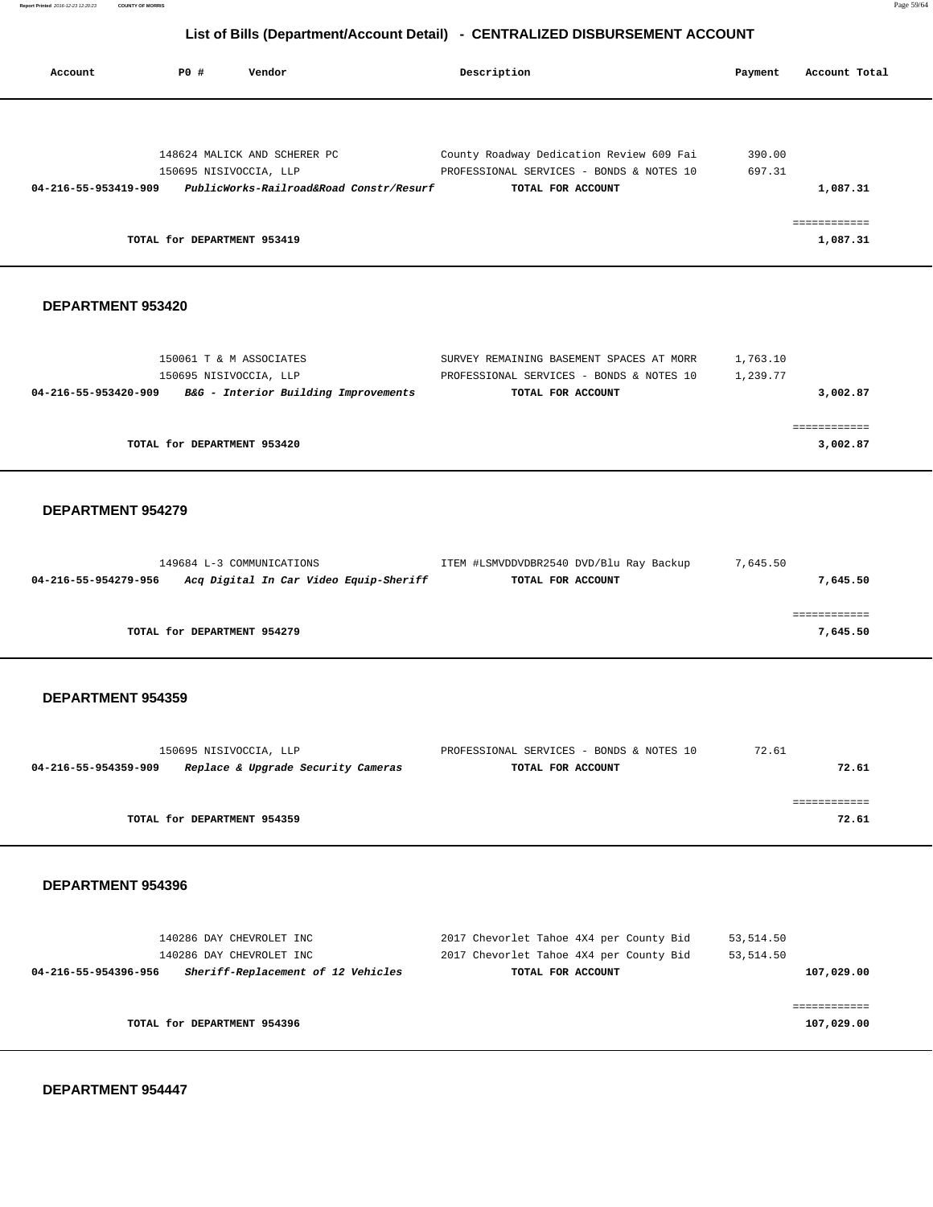## List of Bills (Department/Account Detail) - CENTRALIZED DISBURSEMENT ACCOUNT

| Account | PO # | Vendor | Description | Payment | Account Total |
|---|---|---|---|---|---|
| | 148624 | MALICK AND SCHERER PC | County Roadway Dedication Review 609 Fai | 390.00 | |
| | 150695 | NISIVOCCIA, LLP | PROFESSIONAL SERVICES - BONDS & NOTES 10 | 697.31 | |
| **04-216-55-953419-909** | | ***PublicWorks-Railroad&Road Constr/Resurf*** | **TOTAL FOR ACCOUNT** | | **1,087.31** |
| | | | | | ============ |
| | **TOTAL for DEPARTMENT 953419** | | | | **1,087.31** |

### DEPARTMENT 953420

| Account | PO # | Vendor | Description | Payment | Account Total |
|---|---|---|---|---|---|
| | 150061 | T & M ASSOCIATES | SURVEY REMAINING BASEMENT SPACES AT MORR | 1,763.10 | |
| | 150695 | NISIVOCCIA, LLP | PROFESSIONAL SERVICES - BONDS & NOTES 10 | 1,239.77 | |
| **04-216-55-953420-909** | | ***B&G - Interior Building Improvements*** | **TOTAL FOR ACCOUNT** | | **3,002.87** |
| | | | | | ============ |
| | **TOTAL for DEPARTMENT 953420** | | | | **3,002.87** |

### DEPARTMENT 954279

| Account | PO # | Vendor | Description | Payment | Account Total |
|---|---|---|---|---|---|
| | 149684 | L-3 COMMUNICATIONS | ITEM #LSMVDDVDBR2540 DVD/Blu Ray Backup | 7,645.50 | |
| **04-216-55-954279-956** | | ***Acq Digital In Car Video Equip-Sheriff*** | **TOTAL FOR ACCOUNT** | | **7,645.50** |
| | | | | | ============ |
| | **TOTAL for DEPARTMENT 954279** | | | | **7,645.50** |

### DEPARTMENT 954359

| Account | PO # | Vendor | Description | Payment | Account Total |
|---|---|---|---|---|---|
| | 150695 | NISIVOCCIA, LLP | PROFESSIONAL SERVICES - BONDS & NOTES 10 | 72.61 | |
| **04-216-55-954359-909** | | ***Replace & Upgrade Security Cameras*** | **TOTAL FOR ACCOUNT** | | **72.61** |
| | | | | | ============ |
| | **TOTAL for DEPARTMENT 954359** | | | | **72.61** |

### DEPARTMENT 954396

| Account | PO # | Vendor | Description | Payment | Account Total |
|---|---|---|---|---|---|
| | 140286 | DAY CHEVROLET INC | 2017 Chevorlet Tahoe 4X4 per County Bid | 53,514.50 | |
| | 140286 | DAY CHEVROLET INC | 2017 Chevorlet Tahoe 4X4 per County Bid | 53,514.50 | |
| **04-216-55-954396-956** | | ***Sheriff-Replacement of 12 Vehicles*** | **TOTAL FOR ACCOUNT** | | **107,029.00** |
| | | | | | ============ |
| | **TOTAL for DEPARTMENT 954396** | | | | **107,029.00** |

### DEPARTMENT 954447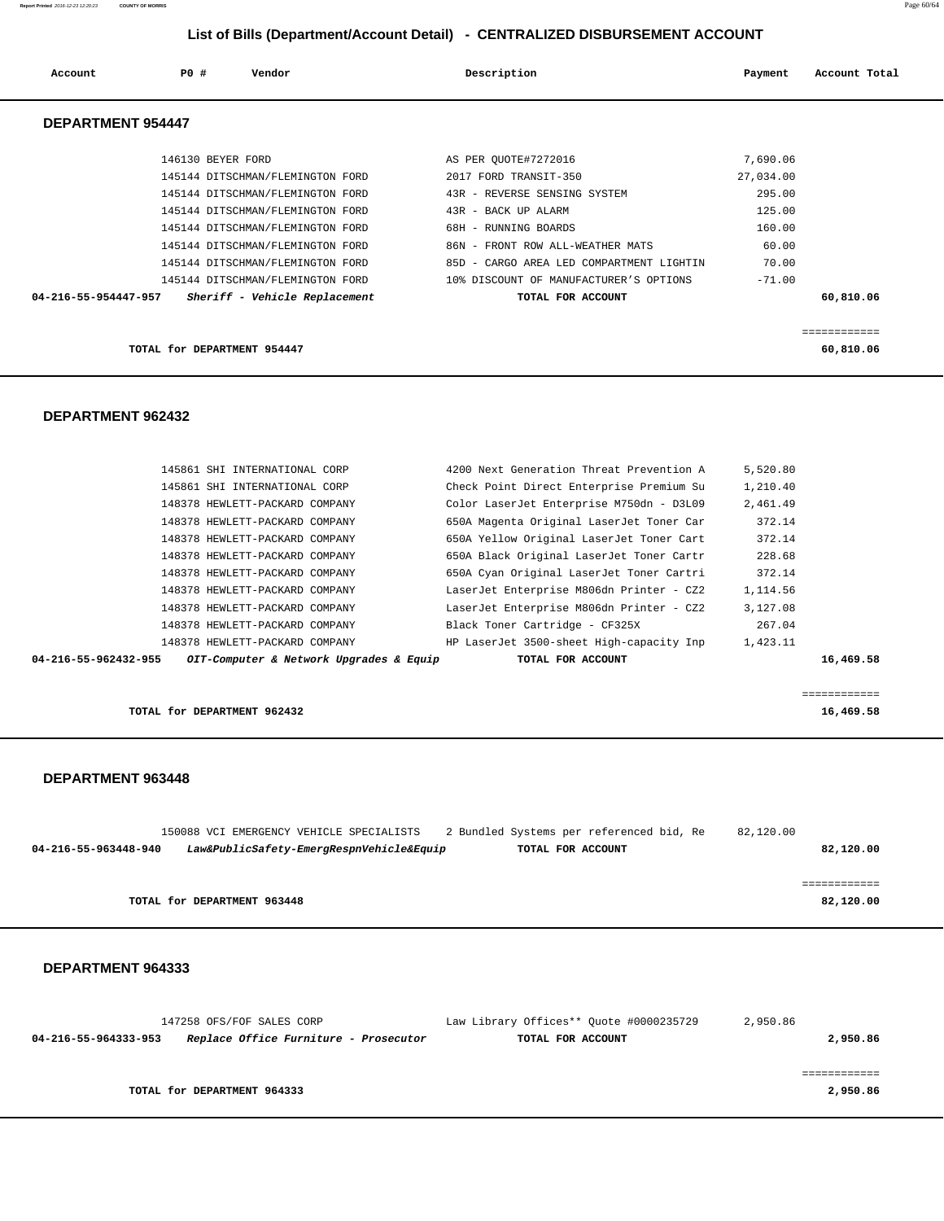## List of Bills (Department/Account Detail) - CENTRALIZED DISBURSEMENT ACCOUNT

| Account | PO # | Vendor | Description | Payment | Account Total |
|---|---|---|---|---|---|

### DEPARTMENT 954447

| Account | PO # | Vendor | Description | Payment | Account Total |
|---|---|---|---|---|---|
| | 146130 | BEYER FORD | AS PER QUOTE#7272016 | 7,690.06 | |
| | 145144 | DITSCHMAN/FLEMINGTON FORD | 2017 FORD TRANSIT-350 | 27,034.00 | |
| | 145144 | DITSCHMAN/FLEMINGTON FORD | 43R - REVERSE SENSING SYSTEM | 295.00 | |
| | 145144 | DITSCHMAN/FLEMINGTON FORD | 43R - BACK UP ALARM | 125.00 | |
| | 145144 | DITSCHMAN/FLEMINGTON FORD | 68H - RUNNING BOARDS | 160.00 | |
| | 145144 | DITSCHMAN/FLEMINGTON FORD | 86N - FRONT ROW ALL-WEATHER MATS | 60.00 | |
| | 145144 | DITSCHMAN/FLEMINGTON FORD | 85D - CARGO AREA LED COMPARTMENT LIGHTIN | 70.00 | |
| | 145144 | DITSCHMAN/FLEMINGTON FORD | 10% DISCOUNT OF MANUFACTURER'S OPTIONS | -71.00 | |
| **04-216-55-954447-957** | | ***Sheriff - Vehicle Replacement*** | **TOTAL FOR ACCOUNT** | | **60,810.06** |

**TOTAL for DEPARTMENT 954447** — **60,810.06**

### DEPARTMENT 962432

| Account | PO # | Vendor | Description | Payment | Account Total |
|---|---|---|---|---|---|
| | 145861 | SHI INTERNATIONAL CORP | 4200 Next Generation Threat Prevention A | 5,520.80 | |
| | 145861 | SHI INTERNATIONAL CORP | Check Point Direct Enterprise Premium Su | 1,210.40 | |
| | 148378 | HEWLETT-PACKARD COMPANY | Color LaserJet Enterprise M750dn - D3L09 | 2,461.49 | |
| | 148378 | HEWLETT-PACKARD COMPANY | 650A Magenta Original LaserJet Toner Car | 372.14 | |
| | 148378 | HEWLETT-PACKARD COMPANY | 650A Yellow Original LaserJet Toner Cart | 372.14 | |
| | 148378 | HEWLETT-PACKARD COMPANY | 650A Black Original LaserJet Toner Cartr | 228.68 | |
| | 148378 | HEWLETT-PACKARD COMPANY | 650A Cyan Original LaserJet Toner Cartri | 372.14 | |
| | 148378 | HEWLETT-PACKARD COMPANY | LaserJet Enterprise M806dn Printer - CZ2 | 1,114.56 | |
| | 148378 | HEWLETT-PACKARD COMPANY | LaserJet Enterprise M806dn Printer - CZ2 | 3,127.08 | |
| | 148378 | HEWLETT-PACKARD COMPANY | Black Toner Cartridge - CF325X | 267.04 | |
| | 148378 | HEWLETT-PACKARD COMPANY | HP LaserJet 3500-sheet High-capacity Inp | 1,423.11 | |
| **04-216-55-962432-955** | | ***OIT-Computer & Network Upgrades & Equip*** | **TOTAL FOR ACCOUNT** | | **16,469.58** |

**TOTAL for DEPARTMENT 962432** — **16,469.58**

### DEPARTMENT 963448

| Account | PO # | Vendor | Description | Payment | Account Total |
|---|---|---|---|---|---|
| | 150088 | VCI EMERGENCY VEHICLE SPECIALISTS | 2 Bundled Systems per referenced bid, Re | 82,120.00 | |
| **04-216-55-963448-940** | | ***Law&PublicSafety-EmergRespnVehicle&Equip*** | **TOTAL FOR ACCOUNT** | | **82,120.00** |

**TOTAL for DEPARTMENT 963448** — **82,120.00**

### DEPARTMENT 964333

| Account | PO # | Vendor | Description | Payment | Account Total |
|---|---|---|---|---|---|
| | 147258 | OFS/FOF SALES CORP | Law Library Offices** Quote #0000235729 | 2,950.86 | |
| **04-216-55-964333-953** | | ***Replace Office Furniture - Prosecutor*** | **TOTAL FOR ACCOUNT** | | **2,950.86** |

**TOTAL for DEPARTMENT 964333** — **2,950.86**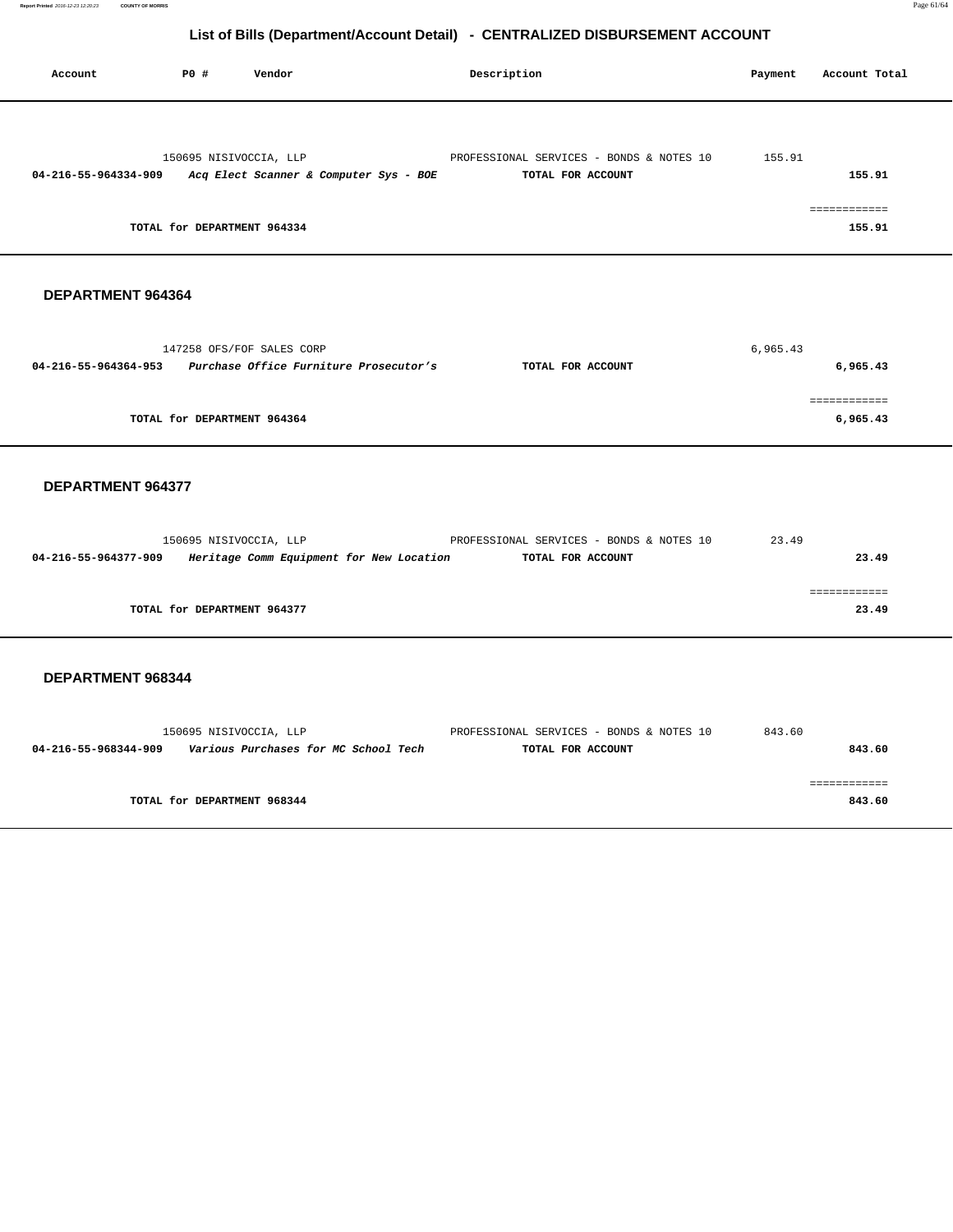## List of Bills (Department/Account Detail) - CENTRALIZED DISBURSEMENT ACCOUNT

| Account | PO # | Vendor | Description | Payment | Account Total |
|---|---|---|---|---|---|
| | 150695 | NISIVOCCIA, LLP | PROFESSIONAL SERVICES - BONDS & NOTES 10 | 155.91 | |
| **04-216-55-964334-909** | | ***Acq Elect Scanner & Computer Sys - BOE*** | **TOTAL FOR ACCOUNT** | | **155.91** |
| | | | | | ============ |
| | **TOTAL for DEPARTMENT 964334** | | | | **155.91** |

### DEPARTMENT 964364

| Account | PO # | Vendor | Description | Payment | Account Total |
|---|---|---|---|---|---|
| | 147258 | OFS/FOF SALES CORP | | 6,965.43 | |
| **04-216-55-964364-953** | | ***Purchase Office Furniture Prosecutor's*** | **TOTAL FOR ACCOUNT** | | **6,965.43** |
| | | | | | ============ |
| | **TOTAL for DEPARTMENT 964364** | | | | **6,965.43** |

### DEPARTMENT 964377

| Account | PO # | Vendor | Description | Payment | Account Total |
|---|---|---|---|---|---|
| | 150695 | NISIVOCCIA, LLP | PROFESSIONAL SERVICES - BONDS & NOTES 10 | 23.49 | |
| **04-216-55-964377-909** | | ***Heritage Comm Equipment for New Location*** | **TOTAL FOR ACCOUNT** | | **23.49** |
| | | | | | ============ |
| | **TOTAL for DEPARTMENT 964377** | | | | **23.49** |

### DEPARTMENT 968344

| Account | PO # | Vendor | Description | Payment | Account Total |
|---|---|---|---|---|---|
| | 150695 | NISIVOCCIA, LLP | PROFESSIONAL SERVICES - BONDS & NOTES 10 | 843.60 | |
| **04-216-55-968344-909** | | ***Various Purchases for MC School Tech*** | **TOTAL FOR ACCOUNT** | | **843.60** |
| | | | | | ============ |
| | **TOTAL for DEPARTMENT 968344** | | | | **843.60** |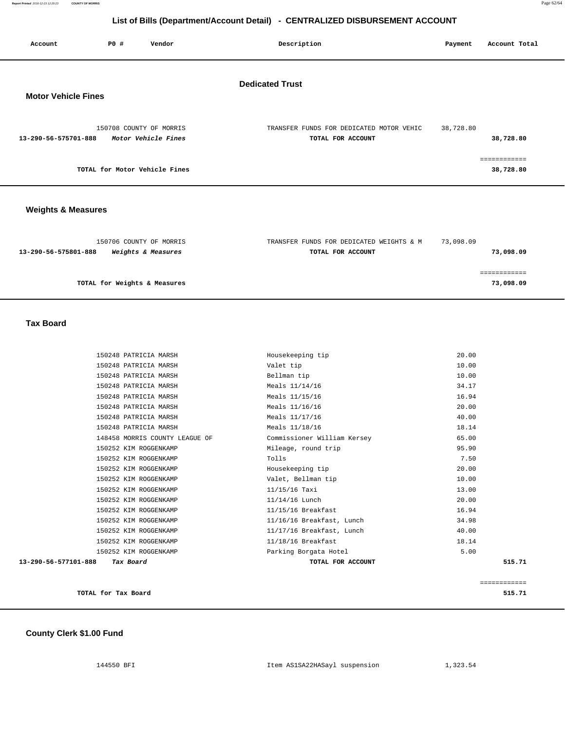# List of Bills (Department/Account Detail) - CENTRALIZED DISBURSEMENT ACCOUNT

## Dedicated Trust

### Motor Vehicle Fines

| Account | PO # | Vendor | Description | Payment | Account Total |
|---|---|---|---|---|---|
| | 150708 | COUNTY OF MORRIS | TRANSFER FUNDS FOR DEDICATED MOTOR VEHIC | 38,728.80 | |
| **13-290-56-575701-888** | | ***Motor Vehicle Fines*** | **TOTAL FOR ACCOUNT** | | **38,728.80** |

**TOTAL for Motor Vehicle Fines** — **38,728.80**

### Weights & Measures

| Account | PO # | Vendor | Description | Payment | Account Total |
|---|---|---|---|---|---|
| | 150706 | COUNTY OF MORRIS | TRANSFER FUNDS FOR DEDICATED WEIGHTS & M | 73,098.09 | |
| **13-290-56-575801-888** | | ***Weights & Measures*** | **TOTAL FOR ACCOUNT** | | **73,098.09** |

**TOTAL for Weights & Measures** — **73,098.09**

### Tax Board

| Account | PO # | Vendor | Description | Payment | Account Total |
|---|---|---|---|---|---|
| | 150248 | PATRICIA MARSH | Housekeeping tip | 20.00 | |
| | 150248 | PATRICIA MARSH | Valet tip | 10.00 | |
| | 150248 | PATRICIA MARSH | Bellman tip | 10.00 | |
| | 150248 | PATRICIA MARSH | Meals 11/14/16 | 34.17 | |
| | 150248 | PATRICIA MARSH | Meals 11/15/16 | 16.94 | |
| | 150248 | PATRICIA MARSH | Meals 11/16/16 | 20.00 | |
| | 150248 | PATRICIA MARSH | Meals 11/17/16 | 40.00 | |
| | 150248 | PATRICIA MARSH | Meals 11/18/16 | 18.14 | |
| | 148458 | MORRIS COUNTY LEAGUE OF | Commissioner William Kersey | 65.00 | |
| | 150252 | KIM ROGGENKAMP | Mileage, round trip | 95.90 | |
| | 150252 | KIM ROGGENKAMP | Tolls | 7.50 | |
| | 150252 | KIM ROGGENKAMP | Housekeeping tip | 20.00 | |
| | 150252 | KIM ROGGENKAMP | Valet, Bellman tip | 10.00 | |
| | 150252 | KIM ROGGENKAMP | 11/15/16 Taxi | 13.00 | |
| | 150252 | KIM ROGGENKAMP | 11/14/16 Lunch | 20.00 | |
| | 150252 | KIM ROGGENKAMP | 11/15/16 Breakfast | 16.94 | |
| | 150252 | KIM ROGGENKAMP | 11/16/16 Breakfast, Lunch | 34.98 | |
| | 150252 | KIM ROGGENKAMP | 11/17/16 Breakfast, Lunch | 40.00 | |
| | 150252 | KIM ROGGENKAMP | 11/18/16 Breakfast | 18.14 | |
| | 150252 | KIM ROGGENKAMP | Parking Borgata Hotel | 5.00 | |
| **13-290-56-577101-888** | | ***Tax Board*** | **TOTAL FOR ACCOUNT** | | **515.71** |

**TOTAL for Tax Board** — **515.71**

### County Clerk $1.00 Fund

| Account | PO # | Vendor | Description | Payment | Account Total |
|---|---|---|---|---|---|
| | 144550 | BFI | Item AS1SA22HASayl suspension | 1,323.54 | |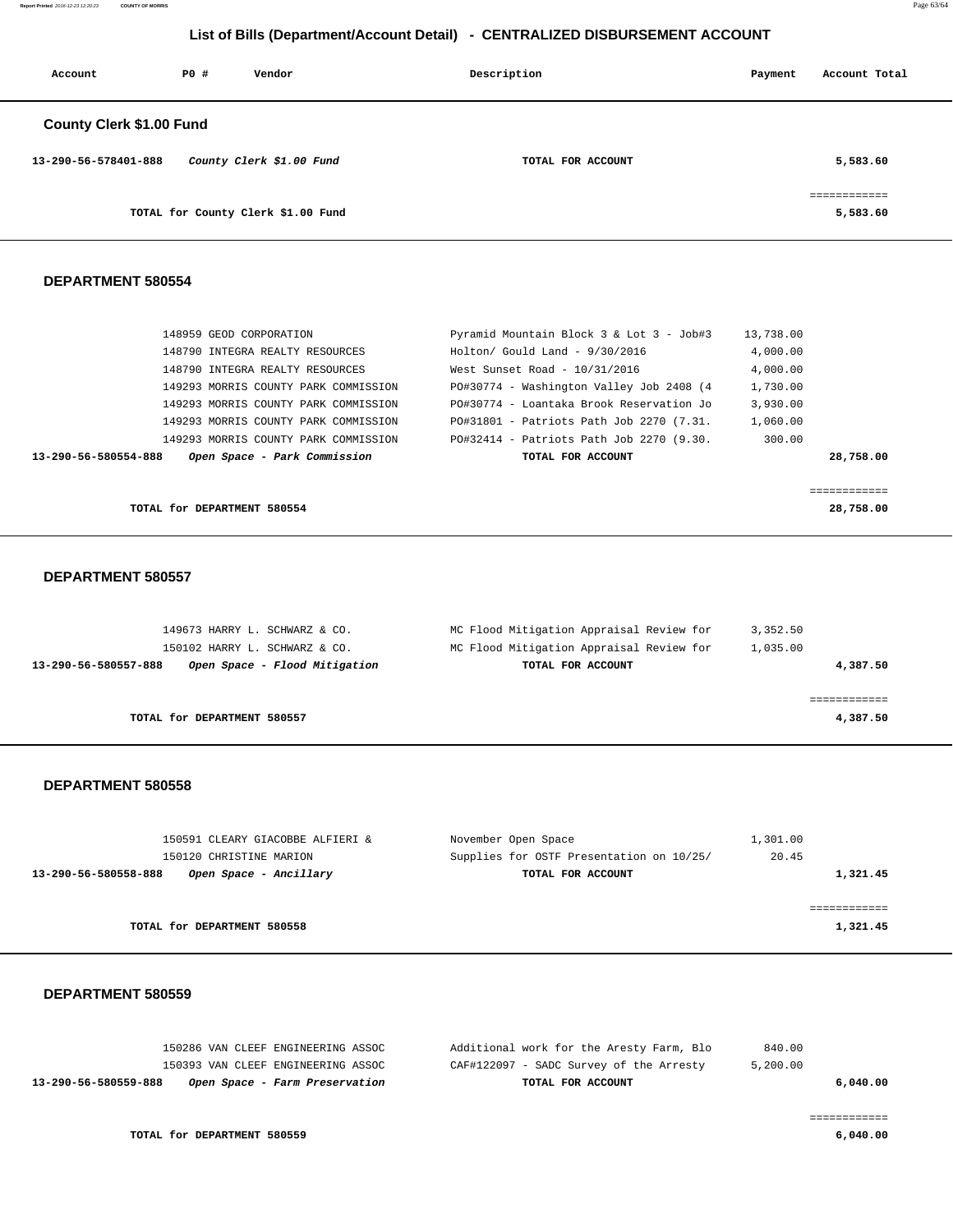# List of Bills (Department/Account Detail) - CENTRALIZED DISBURSEMENT ACCOUNT

| Account | PO # | Vendor | Description | Payment | Account Total |
|---|---|---|---|---|---|

## County Clerk $1.00 Fund

| Account | PO # | Vendor | Description | Payment | Account Total |
|---|---|---|---|---|---|
| 13-290-56-578401-888 | | *County Clerk $1.00 Fund* | TOTAL FOR ACCOUNT | | 5,583.60 |
| | | | | | ============ |
| | | TOTAL for County Clerk $1.00 Fund | | | 5,583.60 |

## DEPARTMENT 580554

| Account | PO # | Vendor | Description | Payment | Account Total |
|---|---|---|---|---|---|
| | 148959 | GEOD CORPORATION | Pyramid Mountain Block 3 & Lot 3 - Job#3 | 13,738.00 | |
| | 148790 | INTEGRA REALTY RESOURCES | Holton/ Gould Land - 9/30/2016 | 4,000.00 | |
| | 148790 | INTEGRA REALTY RESOURCES | West Sunset Road - 10/31/2016 | 4,000.00 | |
| | 149293 | MORRIS COUNTY PARK COMMISSION | PO#30774 - Washington Valley Job 2408 (4 | 1,730.00 | |
| | 149293 | MORRIS COUNTY PARK COMMISSION | PO#30774 - Loantaka Brook Reservation Jo | 3,930.00 | |
| | 149293 | MORRIS COUNTY PARK COMMISSION | PO#31801 - Patriots Path Job 2270 (7.31. | 1,060.00 | |
| | 149293 | MORRIS COUNTY PARK COMMISSION | PO#32414 - Patriots Path Job 2270 (9.30. | 300.00 | |
| 13-290-56-580554-888 | | *Open Space - Park Commission* | TOTAL FOR ACCOUNT | | 28,758.00 |
| | | | | | ============ |
| | | TOTAL for DEPARTMENT 580554 | | | 28,758.00 |

## DEPARTMENT 580557

| Account | PO # | Vendor | Description | Payment | Account Total |
|---|---|---|---|---|---|
| | 149673 | HARRY L. SCHWARZ & CO. | MC Flood Mitigation Appraisal Review for | 3,352.50 | |
| | 150102 | HARRY L. SCHWARZ & CO. | MC Flood Mitigation Appraisal Review for | 1,035.00 | |
| 13-290-56-580557-888 | | *Open Space - Flood Mitigation* | TOTAL FOR ACCOUNT | | 4,387.50 |
| | | | | | ============ |
| | | TOTAL for DEPARTMENT 580557 | | | 4,387.50 |

## DEPARTMENT 580558

| Account | PO # | Vendor | Description | Payment | Account Total |
|---|---|---|---|---|---|
| | 150591 | CLEARY GIACOBBE ALFIERI & | November Open Space | 1,301.00 | |
| | 150120 | CHRISTINE MARION | Supplies for OSTF Presentation on 10/25/ | 20.45 | |
| 13-290-56-580558-888 | | *Open Space - Ancillary* | TOTAL FOR ACCOUNT | | 1,321.45 |
| | | | | | ============ |
| | | TOTAL for DEPARTMENT 580558 | | | 1,321.45 |

## DEPARTMENT 580559

| Account | PO # | Vendor | Description | Payment | Account Total |
|---|---|---|---|---|---|
| | 150286 | VAN CLEEF ENGINEERING ASSOC | Additional work for the Aresty Farm, Blo | 840.00 | |
| | 150393 | VAN CLEEF ENGINEERING ASSOC | CAF#122097 - SADC Survey of the Arresty | 5,200.00 | |
| 13-290-56-580559-888 | | *Open Space - Farm Preservation* | TOTAL FOR ACCOUNT | | 6,040.00 |
| | | | | | ============ |
| | | TOTAL for DEPARTMENT 580559 | | | 6,040.00 |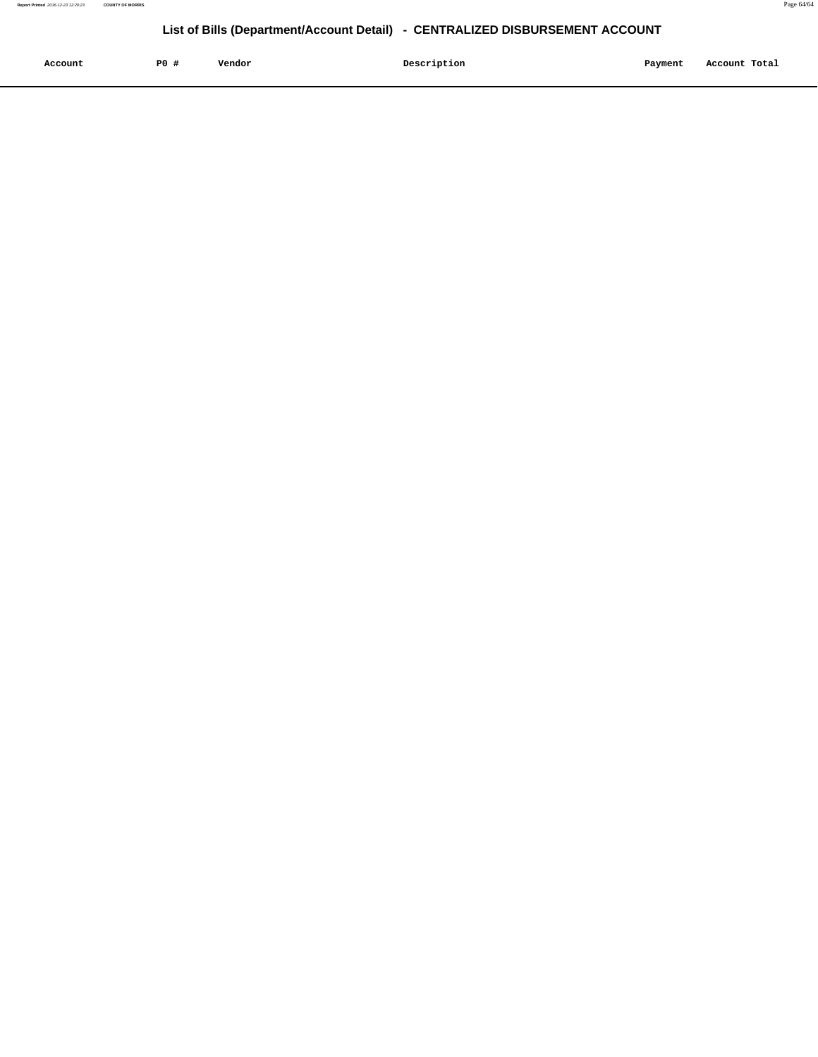## List of Bills (Department/Account Detail) - CENTRALIZED DISBURSEMENT ACCOUNT

| Account | PO # | Vendor | Description | Payment | Account Total |
|---|---|---|---|---|---|